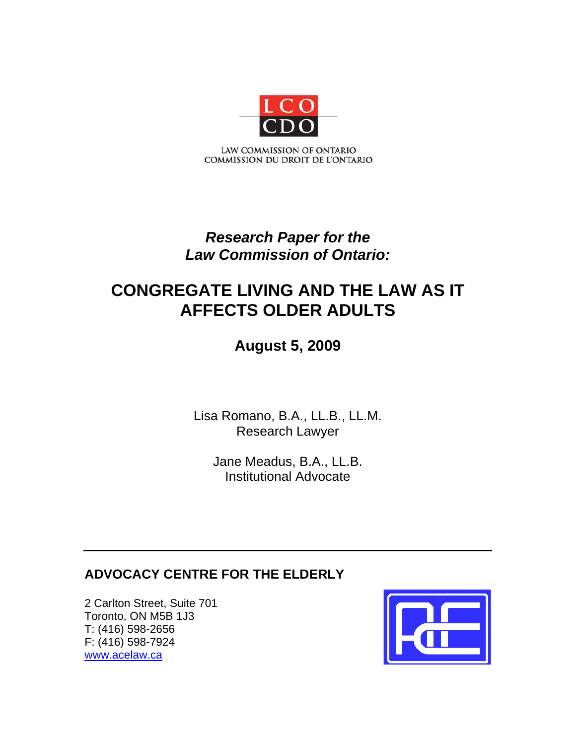LCO
CDO

LAW COMMISSION OF ONTARIO
COMMISSION DU DROIT DE L'ONTARIO

***Research Paper for the Law Commission of Ontario:***

# CONGREGATE LIVING AND THE LAW AS IT AFFECTS OLDER ADULTS

**August 5, 2009**

Lisa Romano, B.A., LL.B., LL.M.
Research Lawyer

Jane Meadus, B.A., LL.B.
Institutional Advocate

---

**ADVOCACY CENTRE FOR THE ELDERLY**

2 Carlton Street, Suite 701
Toronto, ON M5B 1J3
T: (416) 598-2656
F: (416) 598-7924
www.acelaw.ca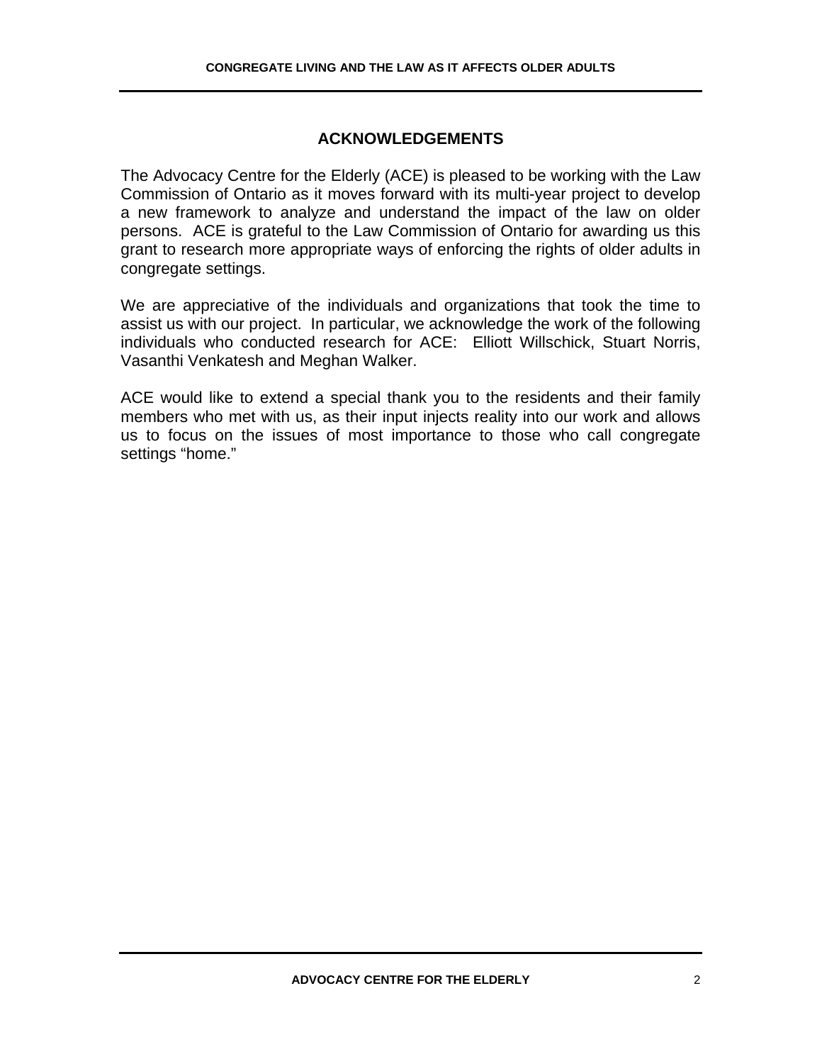## ACKNOWLEDGEMENTS

The Advocacy Centre for the Elderly (ACE) is pleased to be working with the Law Commission of Ontario as it moves forward with its multi-year project to develop a new framework to analyze and understand the impact of the law on older persons. ACE is grateful to the Law Commission of Ontario for awarding us this grant to research more appropriate ways of enforcing the rights of older adults in congregate settings.

We are appreciative of the individuals and organizations that took the time to assist us with our project. In particular, we acknowledge the work of the following individuals who conducted research for ACE: Elliott Willschick, Stuart Norris, Vasanthi Venkatesh and Meghan Walker.

ACE would like to extend a special thank you to the residents and their family members who met with us, as their input injects reality into our work and allows us to focus on the issues of most importance to those who call congregate settings "home."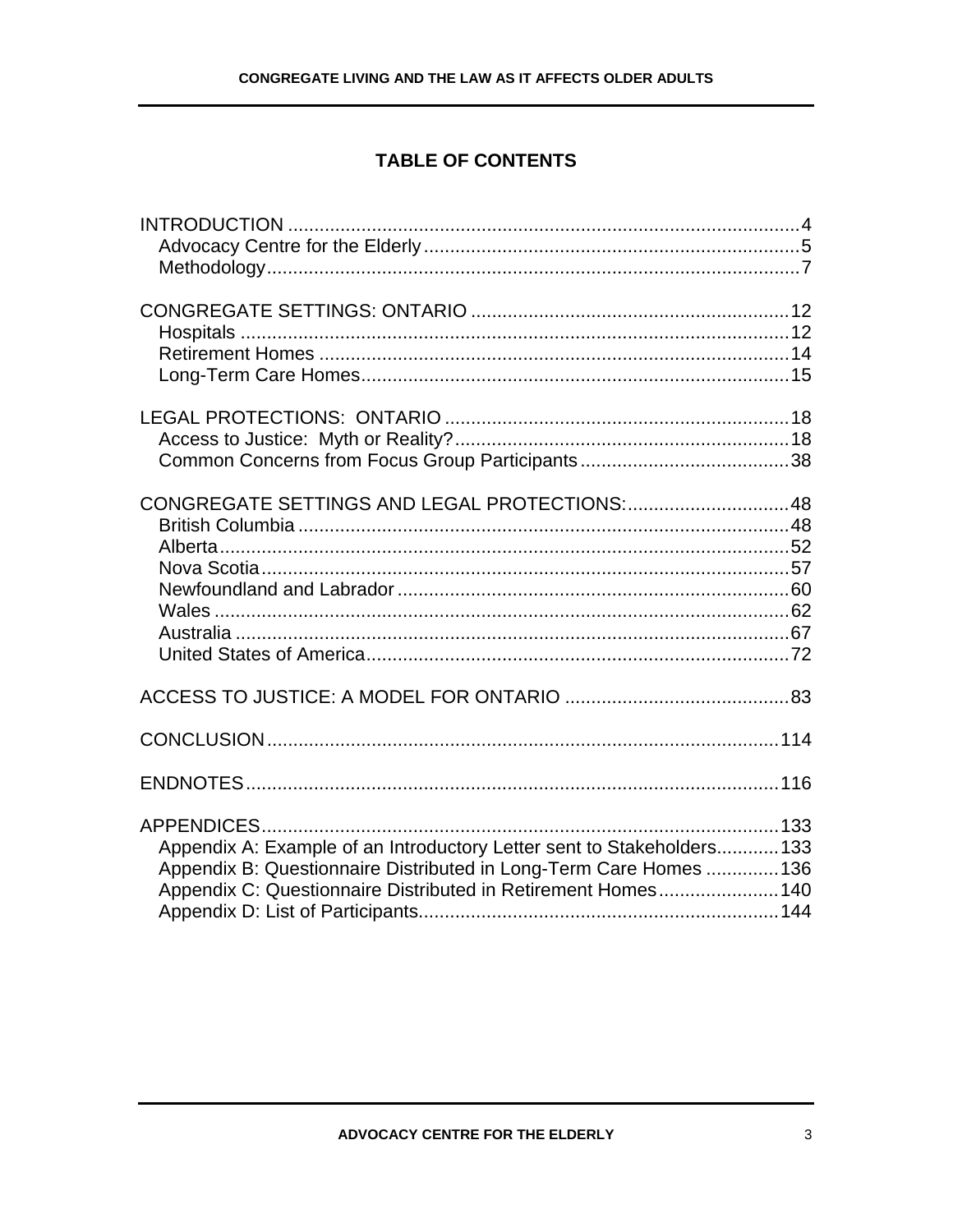# TABLE OF CONTENTS

INTRODUCTION .......... 4
- Advocacy Centre for the Elderly .......... 5
- Methodology .......... 7

CONGREGATE SETTINGS: ONTARIO .......... 12
- Hospitals .......... 12
- Retirement Homes .......... 14
- Long-Term Care Homes .......... 15

LEGAL PROTECTIONS: ONTARIO .......... 18
- Access to Justice: Myth or Reality? .......... 18
- Common Concerns from Focus Group Participants .......... 38

CONGREGATE SETTINGS AND LEGAL PROTECTIONS: .......... 48
- British Columbia .......... 48
- Alberta .......... 52
- Nova Scotia .......... 57
- Newfoundland and Labrador .......... 60
- Wales .......... 62
- Australia .......... 67
- United States of America .......... 72

ACCESS TO JUSTICE: A MODEL FOR ONTARIO .......... 83

CONCLUSION .......... 114

ENDNOTES .......... 116

APPENDICES .......... 133
- Appendix A: Example of an Introductory Letter sent to Stakeholders .......... 133
- Appendix B: Questionnaire Distributed in Long-Term Care Homes .......... 136
- Appendix C: Questionnaire Distributed in Retirement Homes .......... 140
- Appendix D: List of Participants .......... 144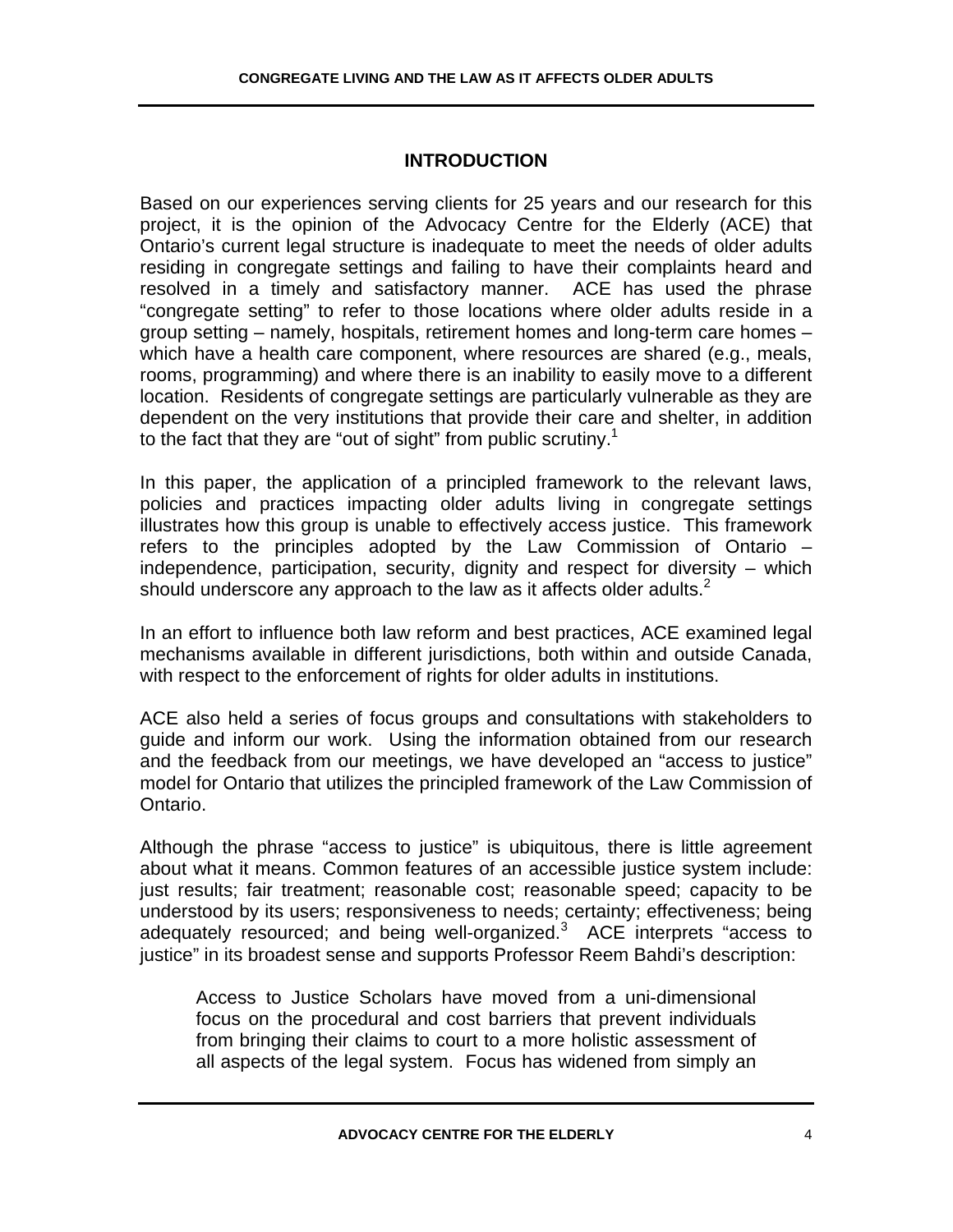## INTRODUCTION

Based on our experiences serving clients for 25 years and our research for this project, it is the opinion of the Advocacy Centre for the Elderly (ACE) that Ontario's current legal structure is inadequate to meet the needs of older adults residing in congregate settings and failing to have their complaints heard and resolved in a timely and satisfactory manner. ACE has used the phrase "congregate setting" to refer to those locations where older adults reside in a group setting – namely, hospitals, retirement homes and long-term care homes – which have a health care component, where resources are shared (e.g., meals, rooms, programming) and where there is an inability to easily move to a different location. Residents of congregate settings are particularly vulnerable as they are dependent on the very institutions that provide their care and shelter, in addition to the fact that they are "out of sight" from public scrutiny.[1]

In this paper, the application of a principled framework to the relevant laws, policies and practices impacting older adults living in congregate settings illustrates how this group is unable to effectively access justice. This framework refers to the principles adopted by the Law Commission of Ontario – independence, participation, security, dignity and respect for diversity – which should underscore any approach to the law as it affects older adults.[2]

In an effort to influence both law reform and best practices, ACE examined legal mechanisms available in different jurisdictions, both within and outside Canada, with respect to the enforcement of rights for older adults in institutions.

ACE also held a series of focus groups and consultations with stakeholders to guide and inform our work. Using the information obtained from our research and the feedback from our meetings, we have developed an "access to justice" model for Ontario that utilizes the principled framework of the Law Commission of Ontario.

Although the phrase "access to justice" is ubiquitous, there is little agreement about what it means. Common features of an accessible justice system include: just results; fair treatment; reasonable cost; reasonable speed; capacity to be understood by its users; responsiveness to needs; certainty; effectiveness; being adequately resourced; and being well-organized.[3] ACE interprets "access to justice" in its broadest sense and supports Professor Reem Bahdi's description:

> Access to Justice Scholars have moved from a uni-dimensional focus on the procedural and cost barriers that prevent individuals from bringing their claims to court to a more holistic assessment of all aspects of the legal system. Focus has widened from simply an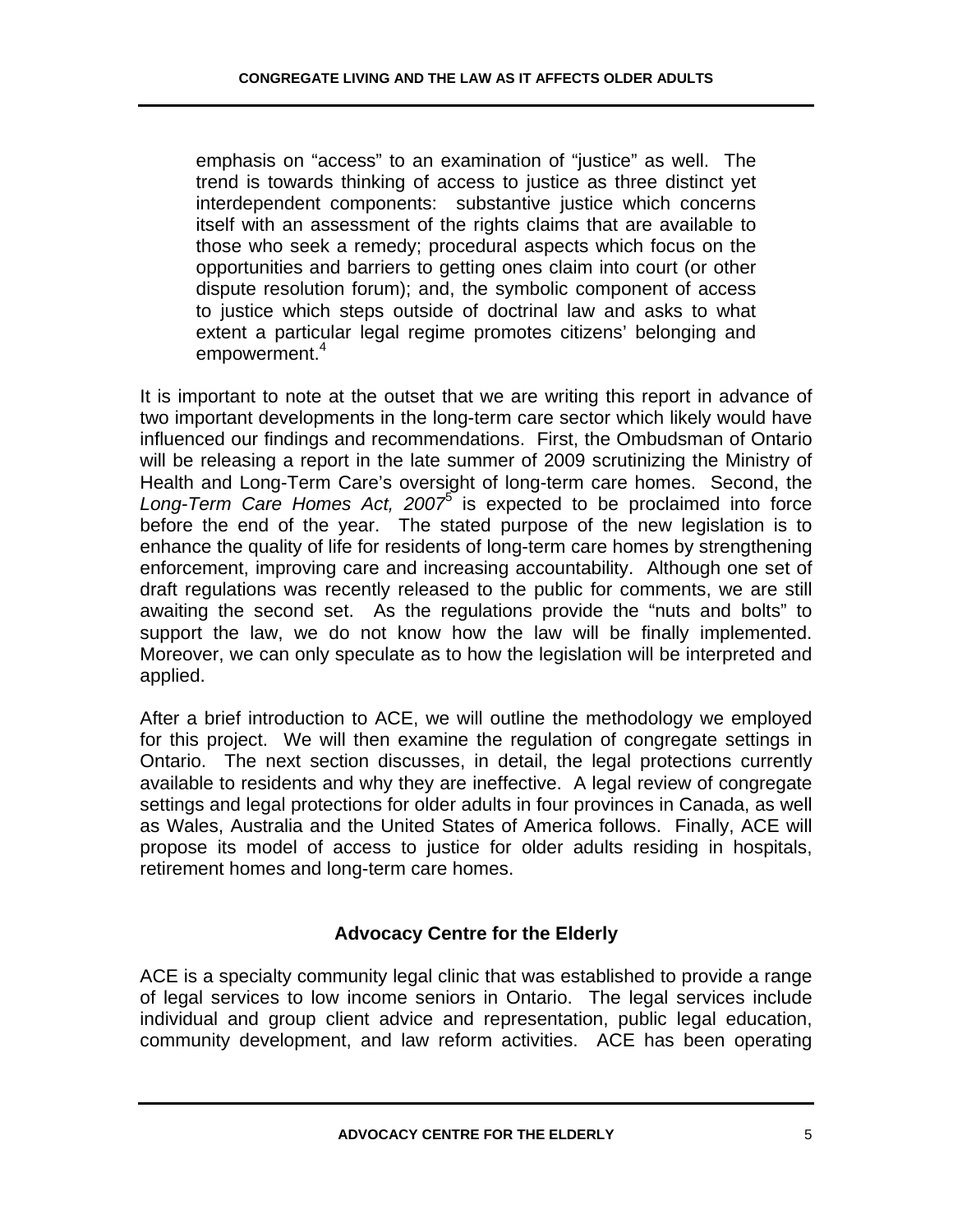> emphasis on "access" to an examination of "justice" as well. The trend is towards thinking of access to justice as three distinct yet interdependent components: substantive justice which concerns itself with an assessment of the rights claims that are available to those who seek a remedy; procedural aspects which focus on the opportunities and barriers to getting ones claim into court (or other dispute resolution forum); and, the symbolic component of access to justice which steps outside of doctrinal law and asks to what extent a particular legal regime promotes citizens' belonging and empowerment.[4]

It is important to note at the outset that we are writing this report in advance of two important developments in the long-term care sector which likely would have influenced our findings and recommendations. First, the Ombudsman of Ontario will be releasing a report in the late summer of 2009 scrutinizing the Ministry of Health and Long-Term Care's oversight of long-term care homes. Second, the *Long-Term Care Homes Act, 2007*[5] is expected to be proclaimed into force before the end of the year. The stated purpose of the new legislation is to enhance the quality of life for residents of long-term care homes by strengthening enforcement, improving care and increasing accountability. Although one set of draft regulations was recently released to the public for comments, we are still awaiting the second set. As the regulations provide the "nuts and bolts" to support the law, we do not know how the law will be finally implemented. Moreover, we can only speculate as to how the legislation will be interpreted and applied.

After a brief introduction to ACE, we will outline the methodology we employed for this project. We will then examine the regulation of congregate settings in Ontario. The next section discusses, in detail, the legal protections currently available to residents and why they are ineffective. A legal review of congregate settings and legal protections for older adults in four provinces in Canada, as well as Wales, Australia and the United States of America follows. Finally, ACE will propose its model of access to justice for older adults residing in hospitals, retirement homes and long-term care homes.

## Advocacy Centre for the Elderly

ACE is a specialty community legal clinic that was established to provide a range of legal services to low income seniors in Ontario. The legal services include individual and group client advice and representation, public legal education, community development, and law reform activities. ACE has been operating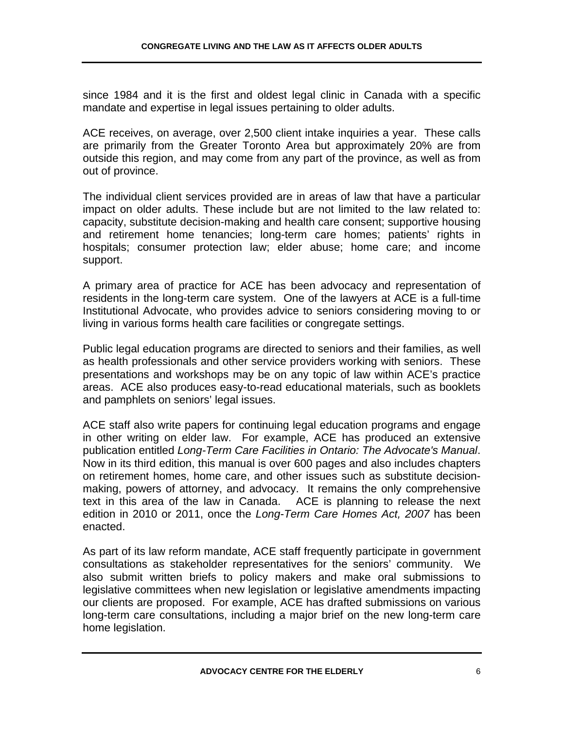since 1984 and it is the first and oldest legal clinic in Canada with a specific mandate and expertise in legal issues pertaining to older adults.

ACE receives, on average, over 2,500 client intake inquiries a year. These calls are primarily from the Greater Toronto Area but approximately 20% are from outside this region, and may come from any part of the province, as well as from out of province.

The individual client services provided are in areas of law that have a particular impact on older adults. These include but are not limited to the law related to: capacity, substitute decision-making and health care consent; supportive housing and retirement home tenancies; long-term care homes; patients' rights in hospitals; consumer protection law; elder abuse; home care; and income support.

A primary area of practice for ACE has been advocacy and representation of residents in the long-term care system. One of the lawyers at ACE is a full-time Institutional Advocate, who provides advice to seniors considering moving to or living in various forms health care facilities or congregate settings.

Public legal education programs are directed to seniors and their families, as well as health professionals and other service providers working with seniors. These presentations and workshops may be on any topic of law within ACE's practice areas. ACE also produces easy-to-read educational materials, such as booklets and pamphlets on seniors' legal issues.

ACE staff also write papers for continuing legal education programs and engage in other writing on elder law. For example, ACE has produced an extensive publication entitled *Long-Term Care Facilities in Ontario: The Advocate's Manual*. Now in its third edition, this manual is over 600 pages and also includes chapters on retirement homes, home care, and other issues such as substitute decision-making, powers of attorney, and advocacy. It remains the only comprehensive text in this area of the law in Canada. ACE is planning to release the next edition in 2010 or 2011, once the *Long-Term Care Homes Act, 2007* has been enacted.

As part of its law reform mandate, ACE staff frequently participate in government consultations as stakeholder representatives for the seniors' community. We also submit written briefs to policy makers and make oral submissions to legislative committees when new legislation or legislative amendments impacting our clients are proposed. For example, ACE has drafted submissions on various long-term care consultations, including a major brief on the new long-term care home legislation.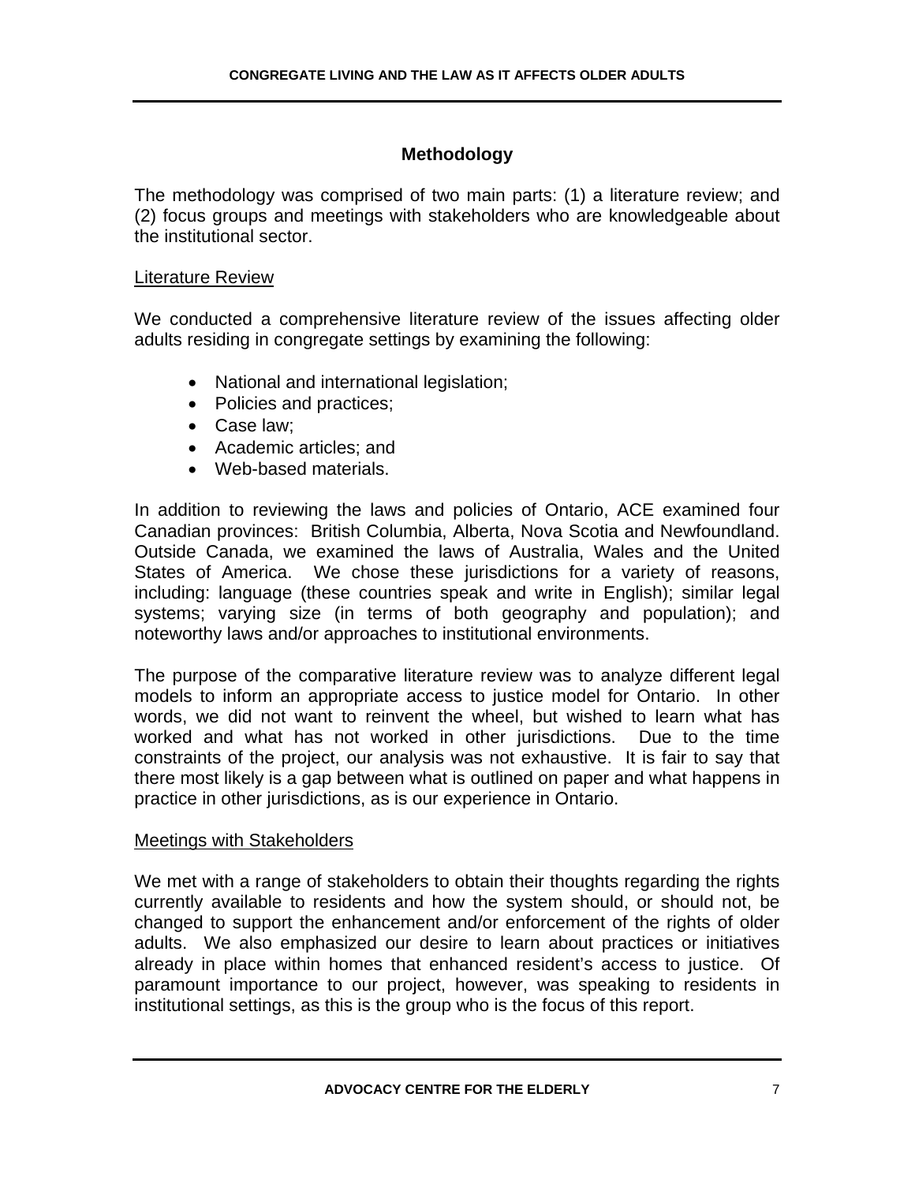## Methodology

The methodology was comprised of two main parts: (1) a literature review; and (2) focus groups and meetings with stakeholders who are knowledgeable about the institutional sector.

### Literature Review

We conducted a comprehensive literature review of the issues affecting older adults residing in congregate settings by examining the following:

- National and international legislation;
- Policies and practices;
- Case law;
- Academic articles; and
- Web-based materials.

In addition to reviewing the laws and policies of Ontario, ACE examined four Canadian provinces: British Columbia, Alberta, Nova Scotia and Newfoundland. Outside Canada, we examined the laws of Australia, Wales and the United States of America. We chose these jurisdictions for a variety of reasons, including: language (these countries speak and write in English); similar legal systems; varying size (in terms of both geography and population); and noteworthy laws and/or approaches to institutional environments.

The purpose of the comparative literature review was to analyze different legal models to inform an appropriate access to justice model for Ontario. In other words, we did not want to reinvent the wheel, but wished to learn what has worked and what has not worked in other jurisdictions. Due to the time constraints of the project, our analysis was not exhaustive. It is fair to say that there most likely is a gap between what is outlined on paper and what happens in practice in other jurisdictions, as is our experience in Ontario.

### Meetings with Stakeholders

We met with a range of stakeholders to obtain their thoughts regarding the rights currently available to residents and how the system should, or should not, be changed to support the enhancement and/or enforcement of the rights of older adults. We also emphasized our desire to learn about practices or initiatives already in place within homes that enhanced resident's access to justice. Of paramount importance to our project, however, was speaking to residents in institutional settings, as this is the group who is the focus of this report.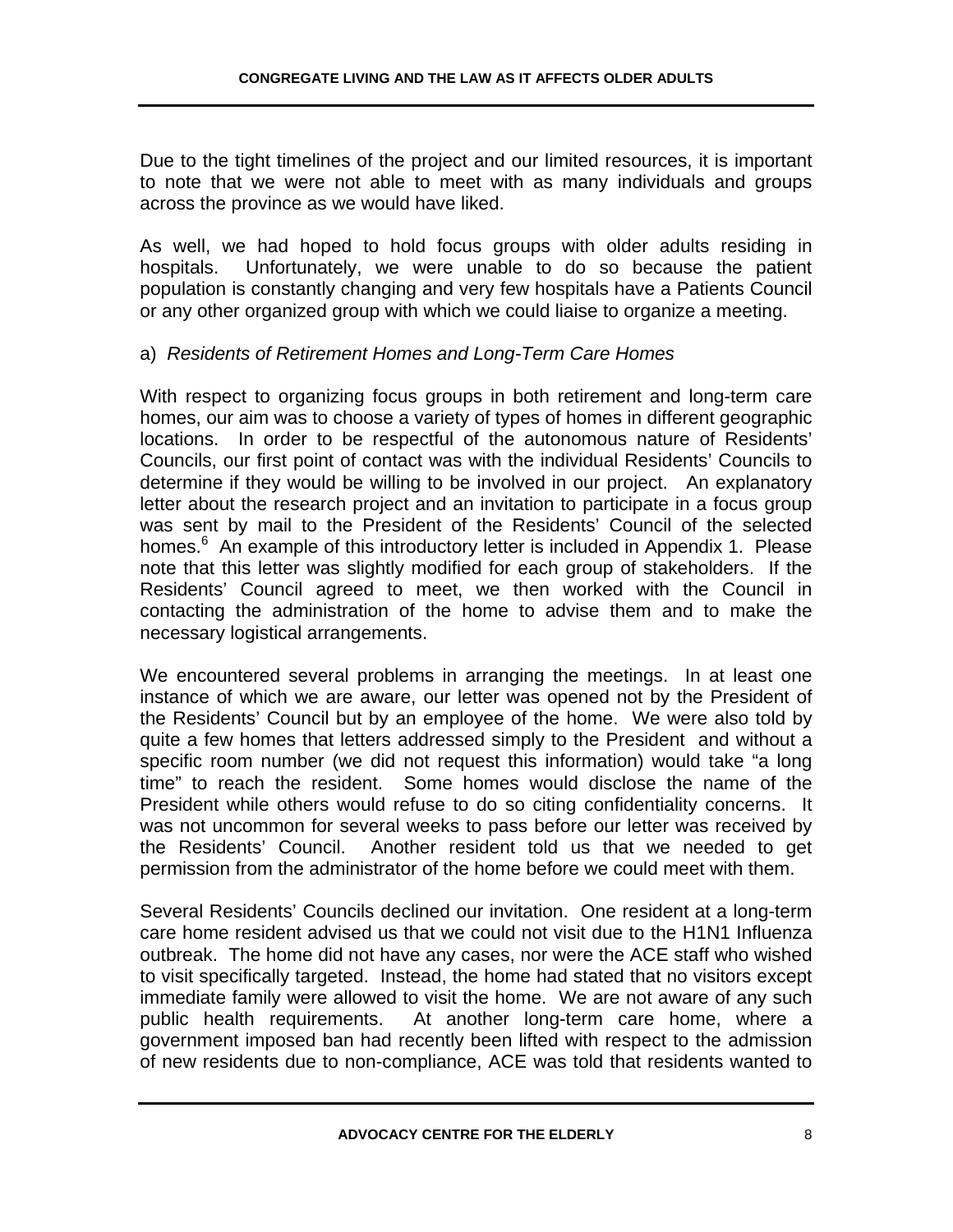Due to the tight timelines of the project and our limited resources, it is important to note that we were not able to meet with as many individuals and groups across the province as we would have liked.

As well, we had hoped to hold focus groups with older adults residing in hospitals. Unfortunately, we were unable to do so because the patient population is constantly changing and very few hospitals have a Patients Council or any other organized group with which we could liaise to organize a meeting.

a) *Residents of Retirement Homes and Long-Term Care Homes*

With respect to organizing focus groups in both retirement and long-term care homes, our aim was to choose a variety of types of homes in different geographic locations. In order to be respectful of the autonomous nature of Residents' Councils, our first point of contact was with the individual Residents' Councils to determine if they would be willing to be involved in our project. An explanatory letter about the research project and an invitation to participate in a focus group was sent by mail to the President of the Residents' Council of the selected homes.[6] An example of this introductory letter is included in Appendix 1. Please note that this letter was slightly modified for each group of stakeholders. If the Residents' Council agreed to meet, we then worked with the Council in contacting the administration of the home to advise them and to make the necessary logistical arrangements.

We encountered several problems in arranging the meetings. In at least one instance of which we are aware, our letter was opened not by the President of the Residents' Council but by an employee of the home. We were also told by quite a few homes that letters addressed simply to the President and without a specific room number (we did not request this information) would take "a long time" to reach the resident. Some homes would disclose the name of the President while others would refuse to do so citing confidentiality concerns. It was not uncommon for several weeks to pass before our letter was received by the Residents' Council. Another resident told us that we needed to get permission from the administrator of the home before we could meet with them.

Several Residents' Councils declined our invitation. One resident at a long-term care home resident advised us that we could not visit due to the H1N1 Influenza outbreak. The home did not have any cases, nor were the ACE staff who wished to visit specifically targeted. Instead, the home had stated that no visitors except immediate family were allowed to visit the home. We are not aware of any such public health requirements. At another long-term care home, where a government imposed ban had recently been lifted with respect to the admission of new residents due to non-compliance, ACE was told that residents wanted to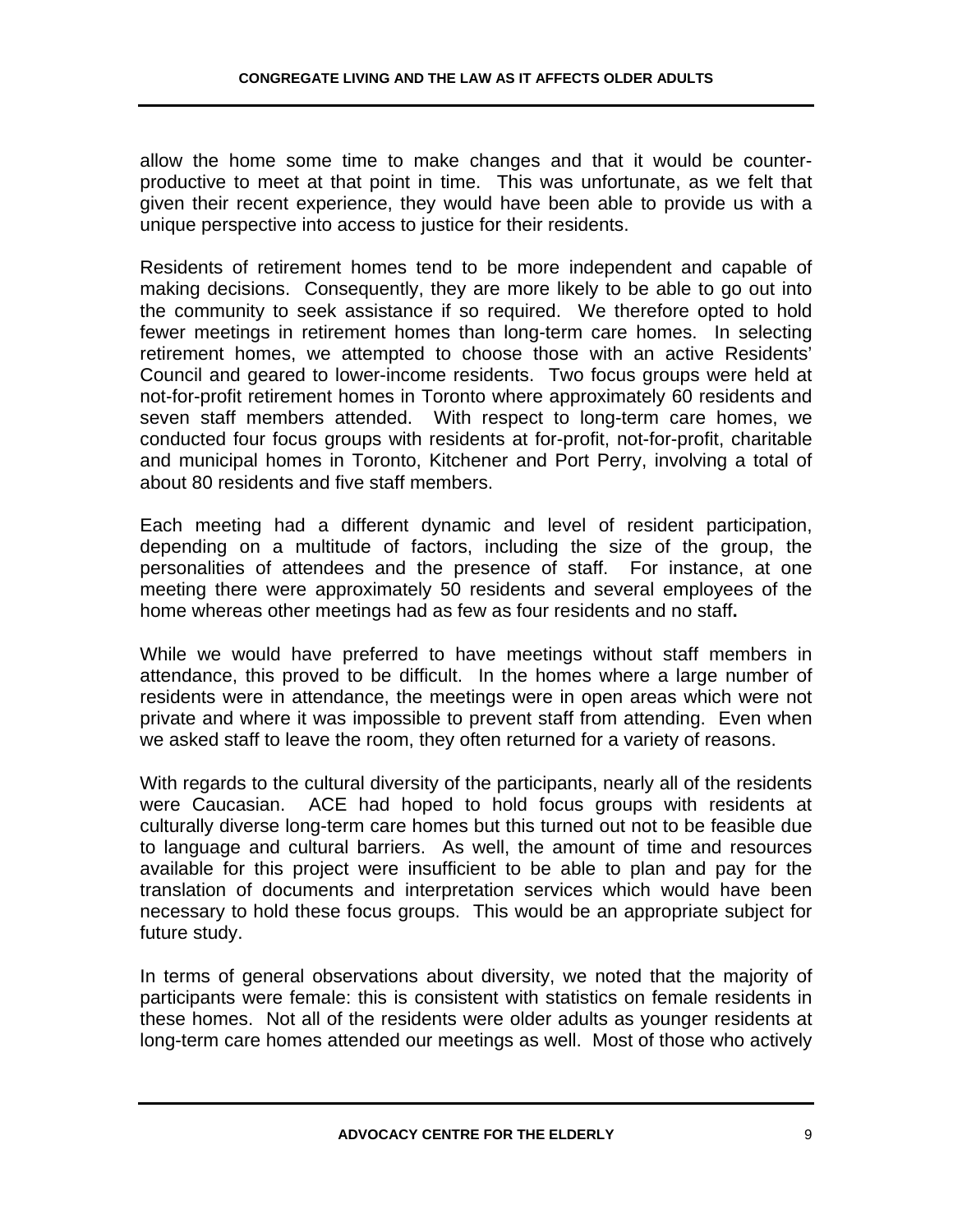allow the home some time to make changes and that it would be counter-productive to meet at that point in time. This was unfortunate, as we felt that given their recent experience, they would have been able to provide us with a unique perspective into access to justice for their residents.

Residents of retirement homes tend to be more independent and capable of making decisions. Consequently, they are more likely to be able to go out into the community to seek assistance if so required. We therefore opted to hold fewer meetings in retirement homes than long-term care homes. In selecting retirement homes, we attempted to choose those with an active Residents' Council and geared to lower-income residents. Two focus groups were held at not-for-profit retirement homes in Toronto where approximately 60 residents and seven staff members attended. With respect to long-term care homes, we conducted four focus groups with residents at for-profit, not-for-profit, charitable and municipal homes in Toronto, Kitchener and Port Perry, involving a total of about 80 residents and five staff members.

Each meeting had a different dynamic and level of resident participation, depending on a multitude of factors, including the size of the group, the personalities of attendees and the presence of staff. For instance, at one meeting there were approximately 50 residents and several employees of the home whereas other meetings had as few as four residents and no staff.

While we would have preferred to have meetings without staff members in attendance, this proved to be difficult. In the homes where a large number of residents were in attendance, the meetings were in open areas which were not private and where it was impossible to prevent staff from attending. Even when we asked staff to leave the room, they often returned for a variety of reasons.

With regards to the cultural diversity of the participants, nearly all of the residents were Caucasian. ACE had hoped to hold focus groups with residents at culturally diverse long-term care homes but this turned out not to be feasible due to language and cultural barriers. As well, the amount of time and resources available for this project were insufficient to be able to plan and pay for the translation of documents and interpretation services which would have been necessary to hold these focus groups. This would be an appropriate subject for future study.

In terms of general observations about diversity, we noted that the majority of participants were female: this is consistent with statistics on female residents in these homes. Not all of the residents were older adults as younger residents at long-term care homes attended our meetings as well. Most of those who actively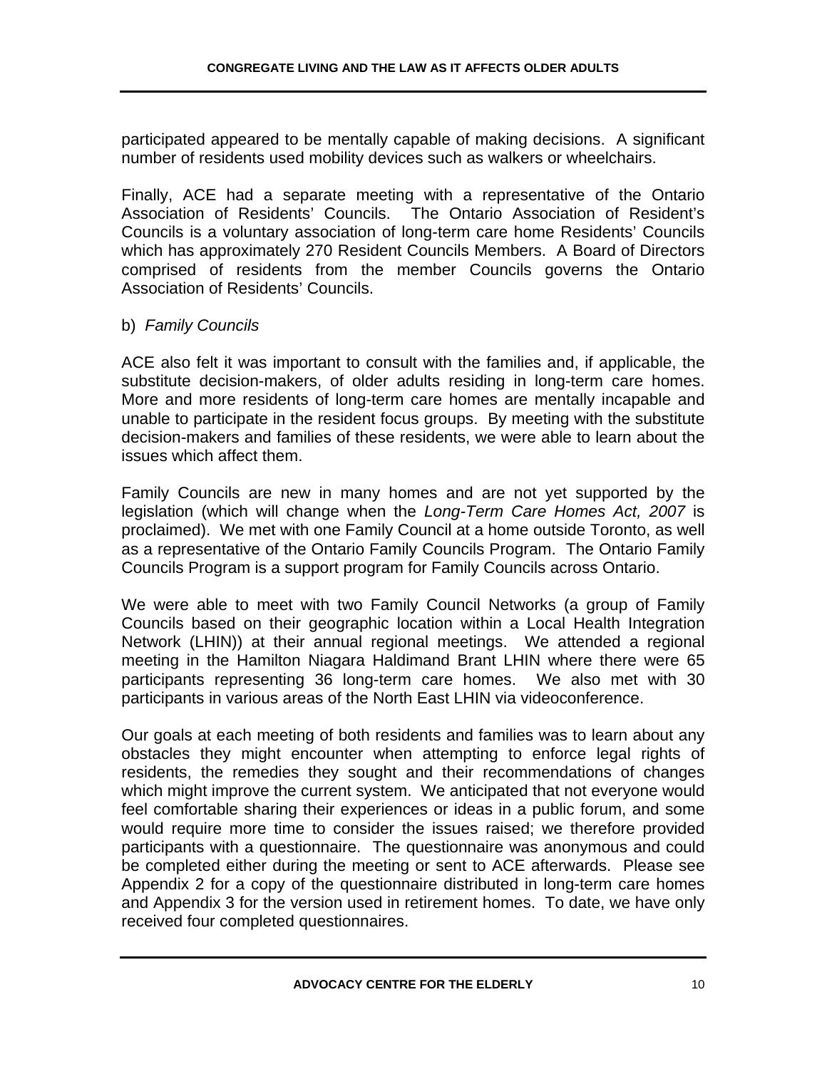participated appeared to be mentally capable of making decisions. A significant number of residents used mobility devices such as walkers or wheelchairs.

Finally, ACE had a separate meeting with a representative of the Ontario Association of Residents' Councils. The Ontario Association of Resident's Councils is a voluntary association of long-term care home Residents' Councils which has approximately 270 Resident Councils Members. A Board of Directors comprised of residents from the member Councils governs the Ontario Association of Residents' Councils.

b) *Family Councils*

ACE also felt it was important to consult with the families and, if applicable, the substitute decision-makers, of older adults residing in long-term care homes. More and more residents of long-term care homes are mentally incapable and unable to participate in the resident focus groups. By meeting with the substitute decision-makers and families of these residents, we were able to learn about the issues which affect them.

Family Councils are new in many homes and are not yet supported by the legislation (which will change when the *Long-Term Care Homes Act, 2007* is proclaimed). We met with one Family Council at a home outside Toronto, as well as a representative of the Ontario Family Councils Program. The Ontario Family Councils Program is a support program for Family Councils across Ontario.

We were able to meet with two Family Council Networks (a group of Family Councils based on their geographic location within a Local Health Integration Network (LHIN)) at their annual regional meetings. We attended a regional meeting in the Hamilton Niagara Haldimand Brant LHIN where there were 65 participants representing 36 long-term care homes. We also met with 30 participants in various areas of the North East LHIN via videoconference.

Our goals at each meeting of both residents and families was to learn about any obstacles they might encounter when attempting to enforce legal rights of residents, the remedies they sought and their recommendations of changes which might improve the current system. We anticipated that not everyone would feel comfortable sharing their experiences or ideas in a public forum, and some would require more time to consider the issues raised; we therefore provided participants with a questionnaire. The questionnaire was anonymous and could be completed either during the meeting or sent to ACE afterwards. Please see Appendix 2 for a copy of the questionnaire distributed in long-term care homes and Appendix 3 for the version used in retirement homes. To date, we have only received four completed questionnaires.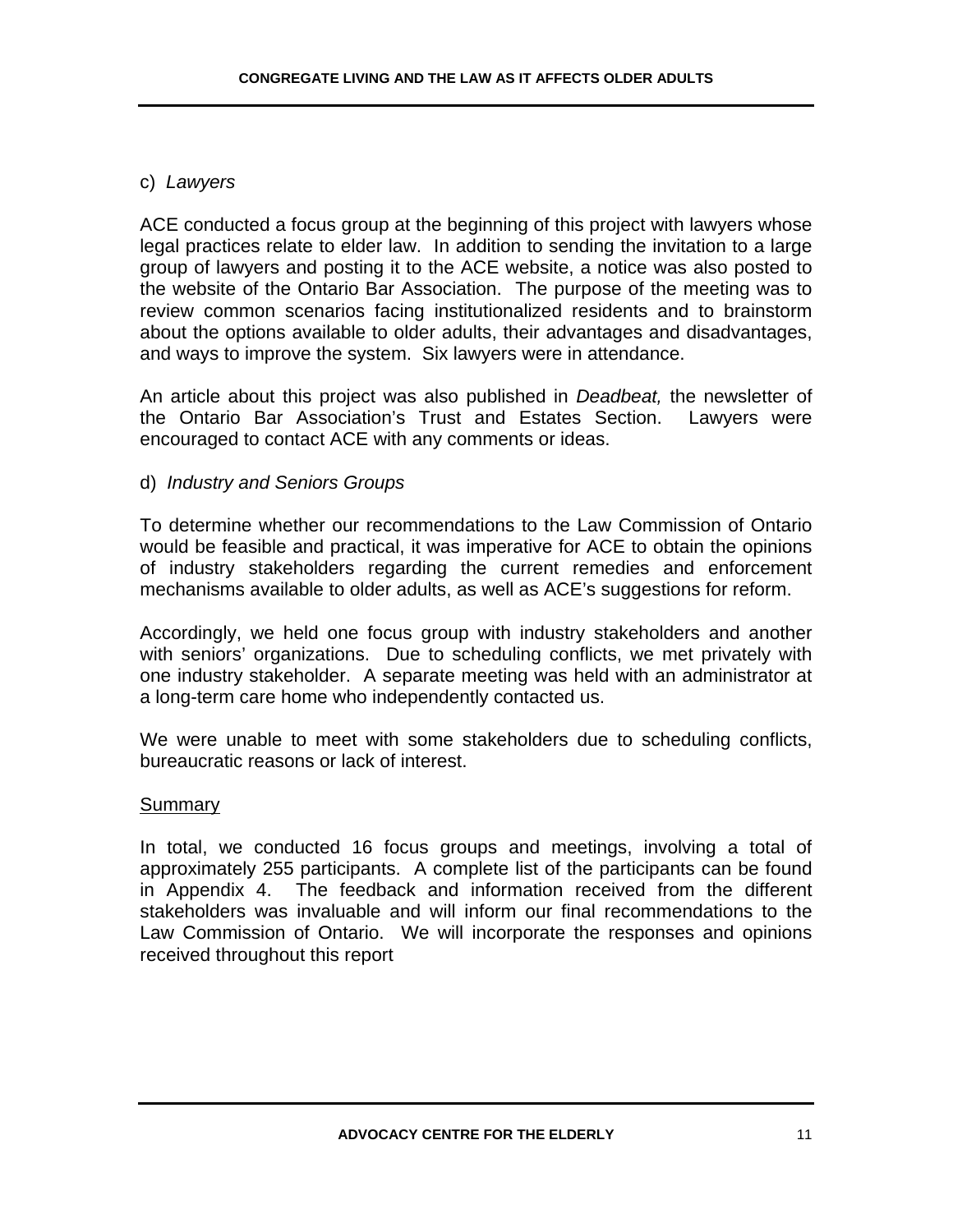c) *Lawyers*

ACE conducted a focus group at the beginning of this project with lawyers whose legal practices relate to elder law. In addition to sending the invitation to a large group of lawyers and posting it to the ACE website, a notice was also posted to the website of the Ontario Bar Association. The purpose of the meeting was to review common scenarios facing institutionalized residents and to brainstorm about the options available to older adults, their advantages and disadvantages, and ways to improve the system. Six lawyers were in attendance.

An article about this project was also published in *Deadbeat,* the newsletter of the Ontario Bar Association's Trust and Estates Section. Lawyers were encouraged to contact ACE with any comments or ideas.

d) *Industry and Seniors Groups*

To determine whether our recommendations to the Law Commission of Ontario would be feasible and practical, it was imperative for ACE to obtain the opinions of industry stakeholders regarding the current remedies and enforcement mechanisms available to older adults, as well as ACE's suggestions for reform.

Accordingly, we held one focus group with industry stakeholders and another with seniors' organizations. Due to scheduling conflicts, we met privately with one industry stakeholder. A separate meeting was held with an administrator at a long-term care home who independently contacted us.

We were unable to meet with some stakeholders due to scheduling conflicts, bureaucratic reasons or lack of interest.

<u>Summary</u>

In total, we conducted 16 focus groups and meetings, involving a total of approximately 255 participants. A complete list of the participants can be found in Appendix 4. The feedback and information received from the different stakeholders was invaluable and will inform our final recommendations to the Law Commission of Ontario. We will incorporate the responses and opinions received throughout this report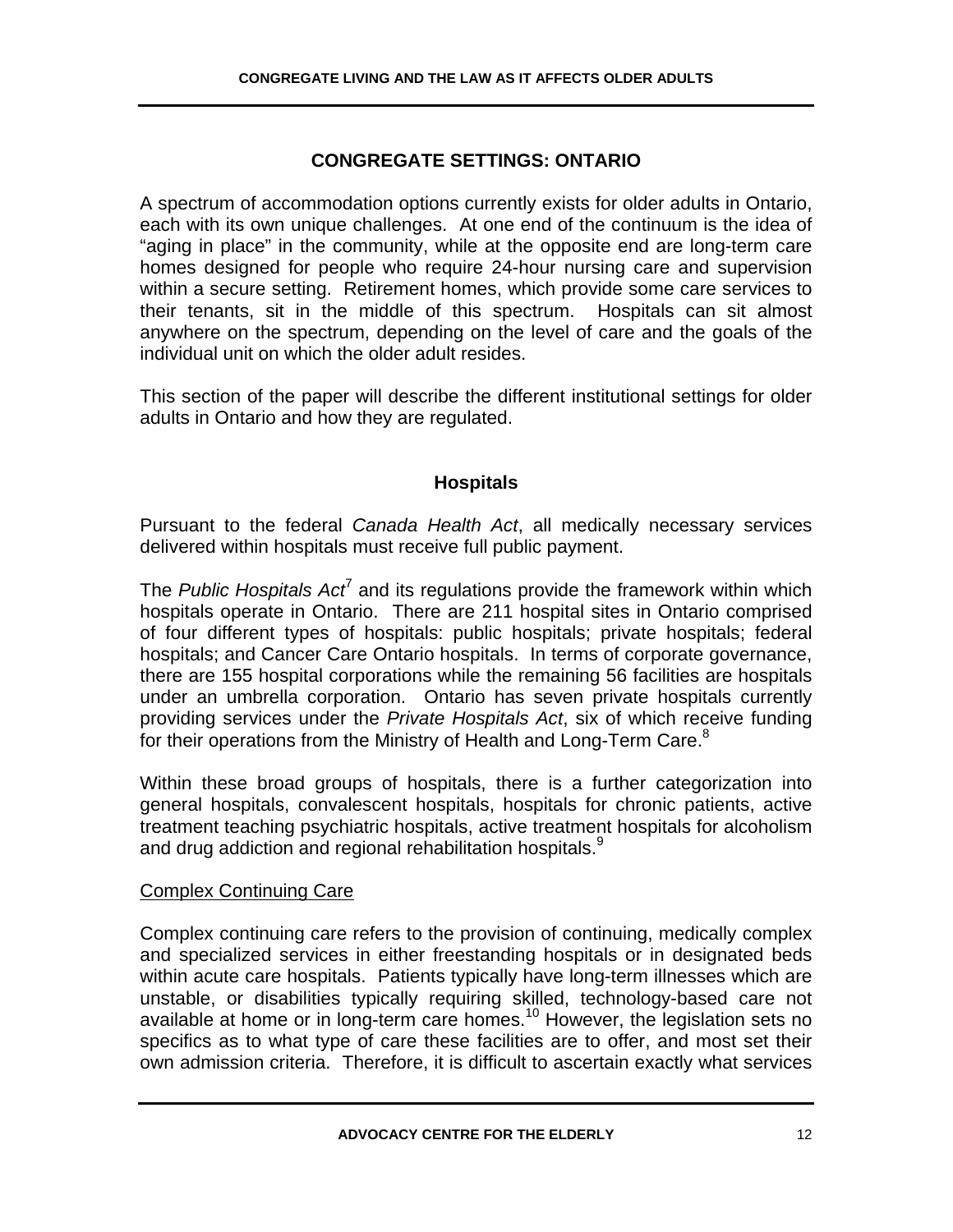## CONGREGATE SETTINGS: ONTARIO

A spectrum of accommodation options currently exists for older adults in Ontario, each with its own unique challenges. At one end of the continuum is the idea of "aging in place" in the community, while at the opposite end are long-term care homes designed for people who require 24-hour nursing care and supervision within a secure setting. Retirement homes, which provide some care services to their tenants, sit in the middle of this spectrum. Hospitals can sit almost anywhere on the spectrum, depending on the level of care and the goals of the individual unit on which the older adult resides.

This section of the paper will describe the different institutional settings for older adults in Ontario and how they are regulated.

### Hospitals

Pursuant to the federal *Canada Health Act*, all medically necessary services delivered within hospitals must receive full public payment.

The *Public Hospitals Act*[7] and its regulations provide the framework within which hospitals operate in Ontario. There are 211 hospital sites in Ontario comprised of four different types of hospitals: public hospitals; private hospitals; federal hospitals; and Cancer Care Ontario hospitals. In terms of corporate governance, there are 155 hospital corporations while the remaining 56 facilities are hospitals under an umbrella corporation. Ontario has seven private hospitals currently providing services under the *Private Hospitals Act*, six of which receive funding for their operations from the Ministry of Health and Long-Term Care.[8]

Within these broad groups of hospitals, there is a further categorization into general hospitals, convalescent hospitals, hospitals for chronic patients, active treatment teaching psychiatric hospitals, active treatment hospitals for alcoholism and drug addiction and regional rehabilitation hospitals.[9]

#### Complex Continuing Care

Complex continuing care refers to the provision of continuing, medically complex and specialized services in either freestanding hospitals or in designated beds within acute care hospitals. Patients typically have long-term illnesses which are unstable, or disabilities typically requiring skilled, technology-based care not available at home or in long-term care homes.[10] However, the legislation sets no specifics as to what type of care these facilities are to offer, and most set their own admission criteria. Therefore, it is difficult to ascertain exactly what services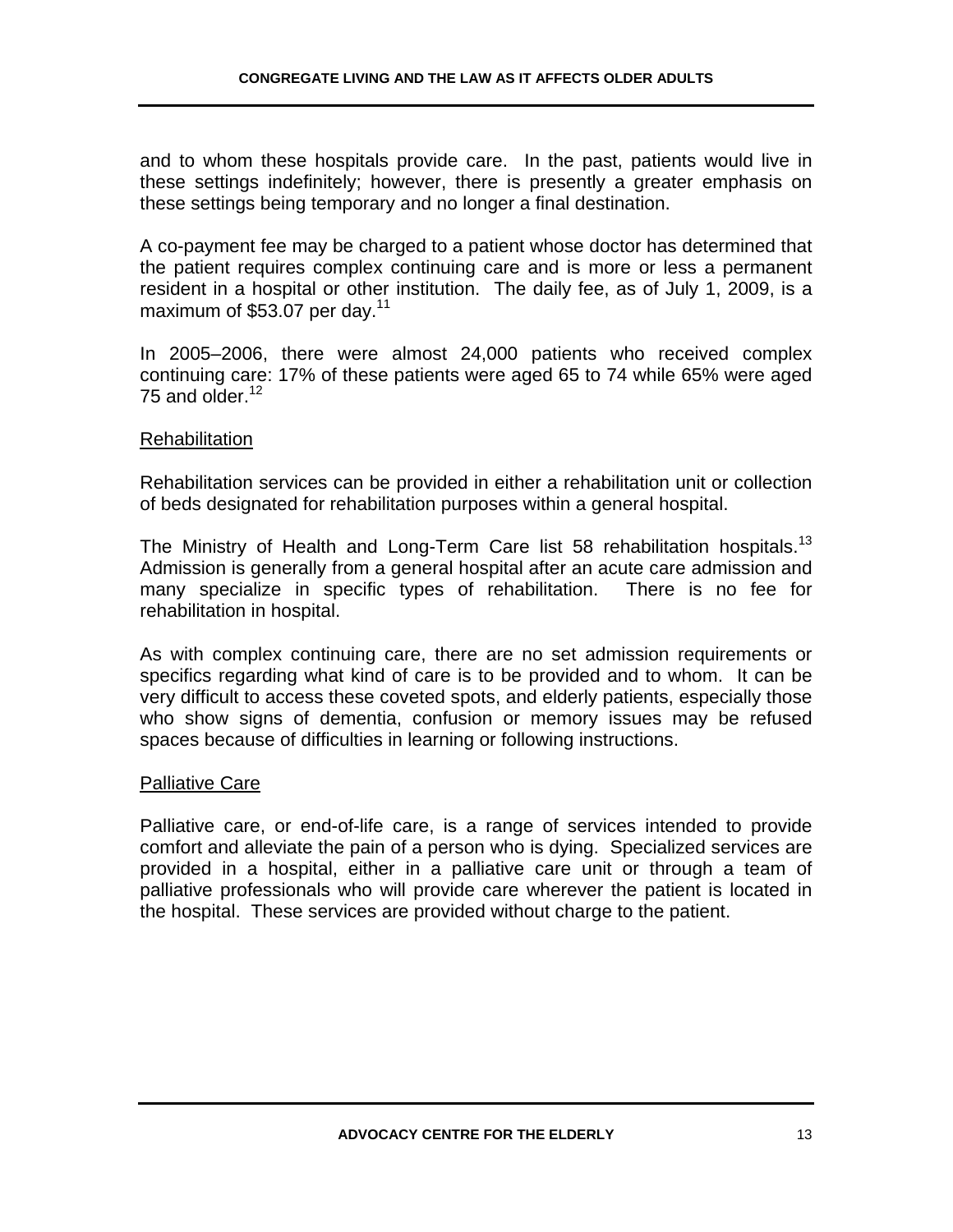and to whom these hospitals provide care. In the past, patients would live in these settings indefinitely; however, there is presently a greater emphasis on these settings being temporary and no longer a final destination.

A co-payment fee may be charged to a patient whose doctor has determined that the patient requires complex continuing care and is more or less a permanent resident in a hospital or other institution. The daily fee, as of July 1, 2009, is a maximum of $53.07 per day.[11]

In 2005–2006, there were almost 24,000 patients who received complex continuing care: 17% of these patients were aged 65 to 74 while 65% were aged 75 and older.[12]

### Rehabilitation

Rehabilitation services can be provided in either a rehabilitation unit or collection of beds designated for rehabilitation purposes within a general hospital.

The Ministry of Health and Long-Term Care list 58 rehabilitation hospitals.[13] Admission is generally from a general hospital after an acute care admission and many specialize in specific types of rehabilitation. There is no fee for rehabilitation in hospital.

As with complex continuing care, there are no set admission requirements or specifics regarding what kind of care is to be provided and to whom. It can be very difficult to access these coveted spots, and elderly patients, especially those who show signs of dementia, confusion or memory issues may be refused spaces because of difficulties in learning or following instructions.

### Palliative Care

Palliative care, or end-of-life care, is a range of services intended to provide comfort and alleviate the pain of a person who is dying. Specialized services are provided in a hospital, either in a palliative care unit or through a team of palliative professionals who will provide care wherever the patient is located in the hospital. These services are provided without charge to the patient.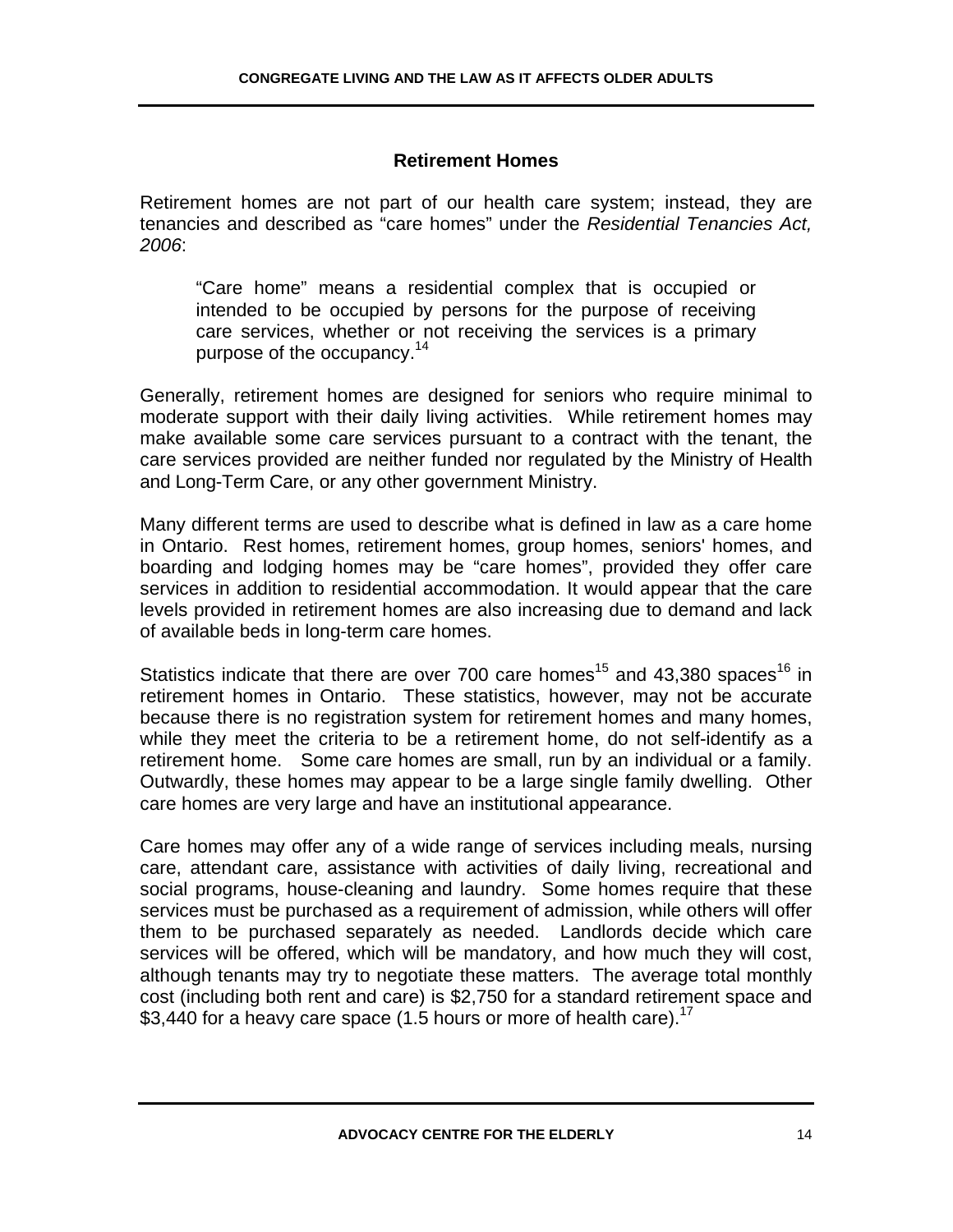## Retirement Homes

Retirement homes are not part of our health care system; instead, they are tenancies and described as "care homes" under the *Residential Tenancies Act, 2006*:

> "Care home" means a residential complex that is occupied or intended to be occupied by persons for the purpose of receiving care services, whether or not receiving the services is a primary purpose of the occupancy.[14]

Generally, retirement homes are designed for seniors who require minimal to moderate support with their daily living activities. While retirement homes may make available some care services pursuant to a contract with the tenant, the care services provided are neither funded nor regulated by the Ministry of Health and Long-Term Care, or any other government Ministry.

Many different terms are used to describe what is defined in law as a care home in Ontario. Rest homes, retirement homes, group homes, seniors' homes, and boarding and lodging homes may be "care homes", provided they offer care services in addition to residential accommodation. It would appear that the care levels provided in retirement homes are also increasing due to demand and lack of available beds in long-term care homes.

Statistics indicate that there are over 700 care homes[15] and 43,380 spaces[16] in retirement homes in Ontario. These statistics, however, may not be accurate because there is no registration system for retirement homes and many homes, while they meet the criteria to be a retirement home, do not self-identify as a retirement home. Some care homes are small, run by an individual or a family. Outwardly, these homes may appear to be a large single family dwelling. Other care homes are very large and have an institutional appearance.

Care homes may offer any of a wide range of services including meals, nursing care, attendant care, assistance with activities of daily living, recreational and social programs, house-cleaning and laundry. Some homes require that these services must be purchased as a requirement of admission, while others will offer them to be purchased separately as needed. Landlords decide which care services will be offered, which will be mandatory, and how much they will cost, although tenants may try to negotiate these matters. The average total monthly cost (including both rent and care) is $2,750 for a standard retirement space and $3,440 for a heavy care space (1.5 hours or more of health care).[17]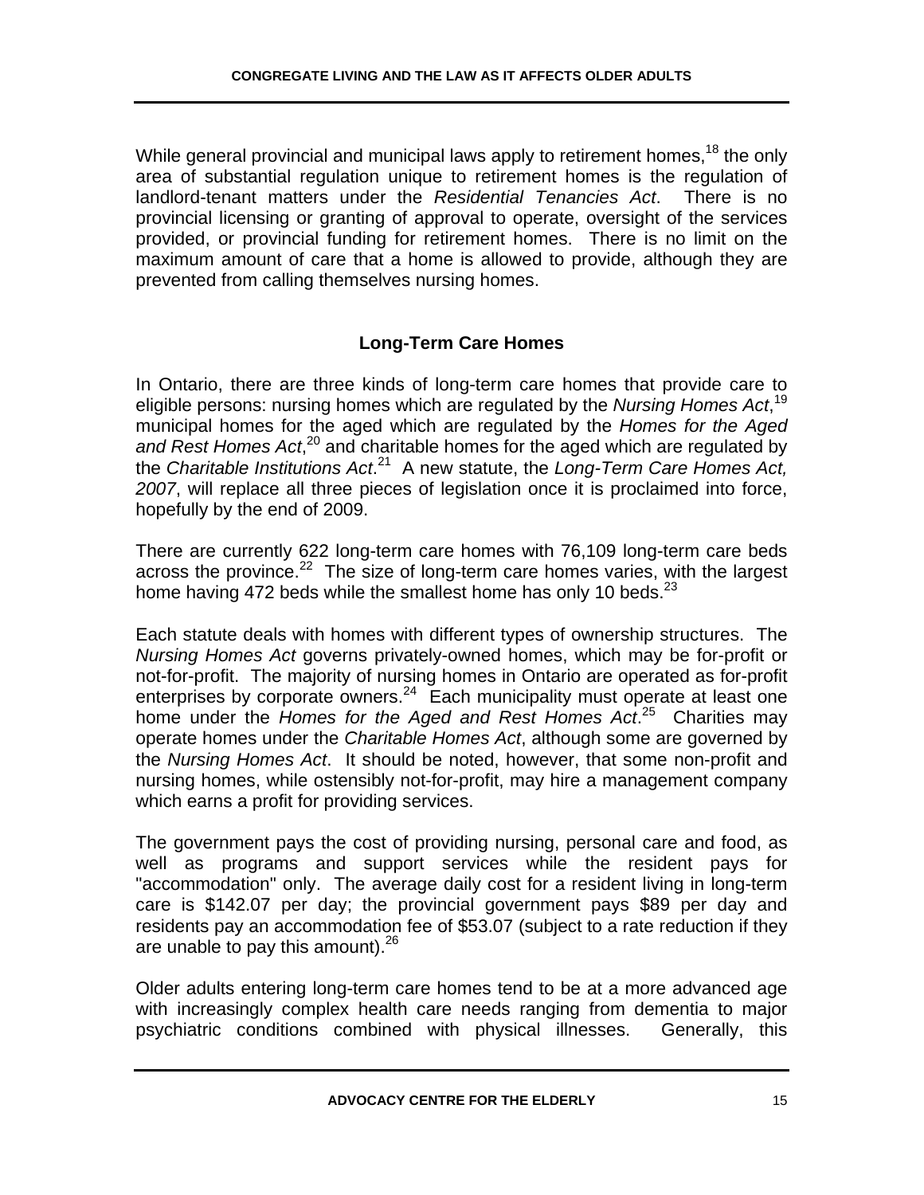While general provincial and municipal laws apply to retirement homes,[18] the only area of substantial regulation unique to retirement homes is the regulation of landlord-tenant matters under the *Residential Tenancies Act*. There is no provincial licensing or granting of approval to operate, oversight of the services provided, or provincial funding for retirement homes. There is no limit on the maximum amount of care that a home is allowed to provide, although they are prevented from calling themselves nursing homes.

## Long-Term Care Homes

In Ontario, there are three kinds of long-term care homes that provide care to eligible persons: nursing homes which are regulated by the *Nursing Homes Act*,[19] municipal homes for the aged which are regulated by the *Homes for the Aged and Rest Homes Act*,[20] and charitable homes for the aged which are regulated by the *Charitable Institutions Act*.[21] A new statute, the *Long-Term Care Homes Act, 2007*, will replace all three pieces of legislation once it is proclaimed into force, hopefully by the end of 2009.

There are currently 622 long-term care homes with 76,109 long-term care beds across the province.[22] The size of long-term care homes varies, with the largest home having 472 beds while the smallest home has only 10 beds.[23]

Each statute deals with homes with different types of ownership structures. The *Nursing Homes Act* governs privately-owned homes, which may be for-profit or not-for-profit. The majority of nursing homes in Ontario are operated as for-profit enterprises by corporate owners.[24] Each municipality must operate at least one home under the *Homes for the Aged and Rest Homes Act*.[25] Charities may operate homes under the *Charitable Homes Act*, although some are governed by the *Nursing Homes Act*. It should be noted, however, that some non-profit and nursing homes, while ostensibly not-for-profit, may hire a management company which earns a profit for providing services.

The government pays the cost of providing nursing, personal care and food, as well as programs and support services while the resident pays for "accommodation" only. The average daily cost for a resident living in long-term care is $142.07 per day; the provincial government pays $89 per day and residents pay an accommodation fee of $53.07 (subject to a rate reduction if they are unable to pay this amount).[26]

Older adults entering long-term care homes tend to be at a more advanced age with increasingly complex health care needs ranging from dementia to major psychiatric conditions combined with physical illnesses. Generally, this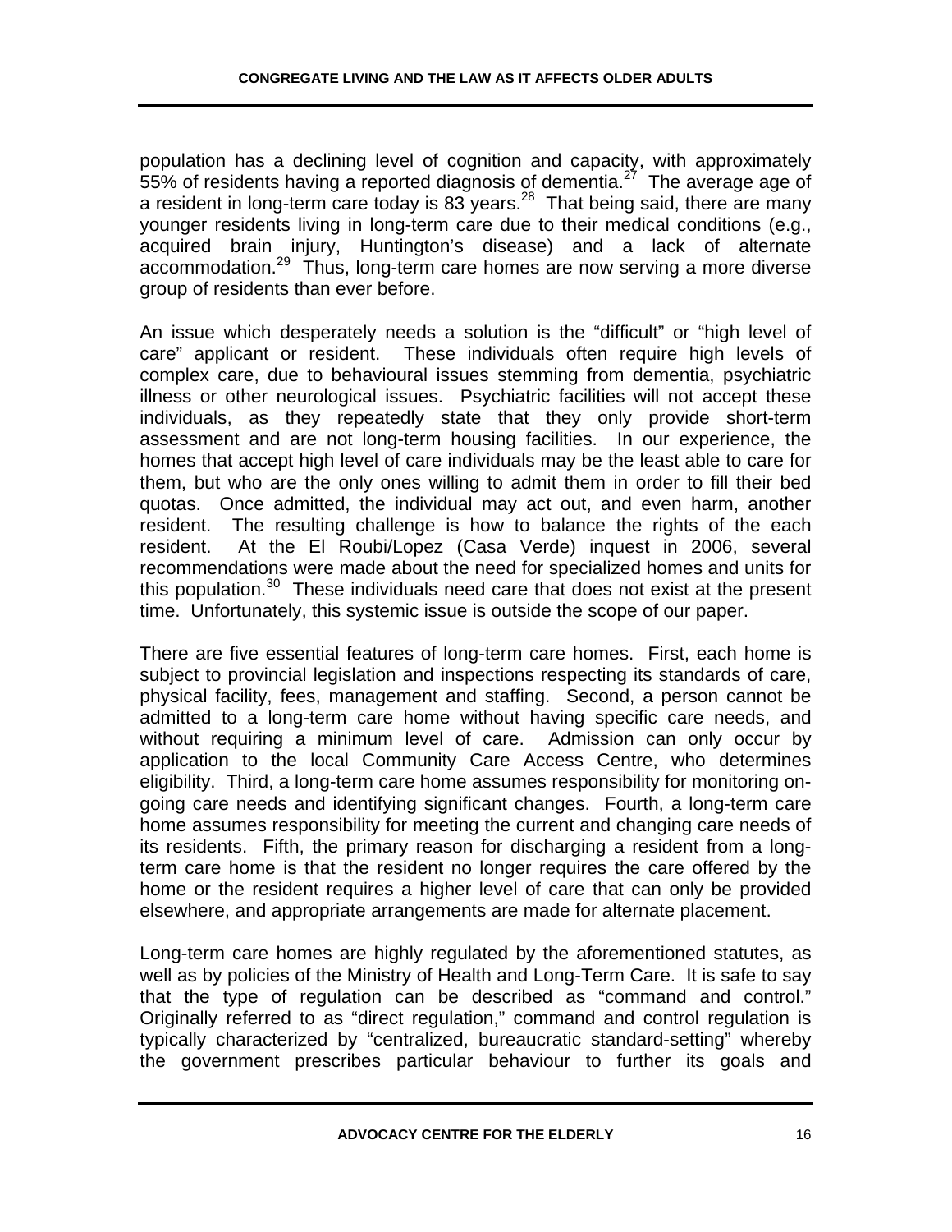population has a declining level of cognition and capacity, with approximately 55% of residents having a reported diagnosis of dementia.[27] The average age of a resident in long-term care today is 83 years.[28] That being said, there are many younger residents living in long-term care due to their medical conditions (e.g., acquired brain injury, Huntington's disease) and a lack of alternate accommodation.[29] Thus, long-term care homes are now serving a more diverse group of residents than ever before.

An issue which desperately needs a solution is the "difficult" or "high level of care" applicant or resident. These individuals often require high levels of complex care, due to behavioural issues stemming from dementia, psychiatric illness or other neurological issues. Psychiatric facilities will not accept these individuals, as they repeatedly state that they only provide short-term assessment and are not long-term housing facilities. In our experience, the homes that accept high level of care individuals may be the least able to care for them, but who are the only ones willing to admit them in order to fill their bed quotas. Once admitted, the individual may act out, and even harm, another resident. The resulting challenge is how to balance the rights of the each resident. At the El Roubi/Lopez (Casa Verde) inquest in 2006, several recommendations were made about the need for specialized homes and units for this population.[30] These individuals need care that does not exist at the present time. Unfortunately, this systemic issue is outside the scope of our paper.

There are five essential features of long-term care homes. First, each home is subject to provincial legislation and inspections respecting its standards of care, physical facility, fees, management and staffing. Second, a person cannot be admitted to a long-term care home without having specific care needs, and without requiring a minimum level of care. Admission can only occur by application to the local Community Care Access Centre, who determines eligibility. Third, a long-term care home assumes responsibility for monitoring on-going care needs and identifying significant changes. Fourth, a long-term care home assumes responsibility for meeting the current and changing care needs of its residents. Fifth, the primary reason for discharging a resident from a long-term care home is that the resident no longer requires the care offered by the home or the resident requires a higher level of care that can only be provided elsewhere, and appropriate arrangements are made for alternate placement.

Long-term care homes are highly regulated by the aforementioned statutes, as well as by policies of the Ministry of Health and Long-Term Care. It is safe to say that the type of regulation can be described as "command and control." Originally referred to as "direct regulation," command and control regulation is typically characterized by "centralized, bureaucratic standard-setting" whereby the government prescribes particular behaviour to further its goals and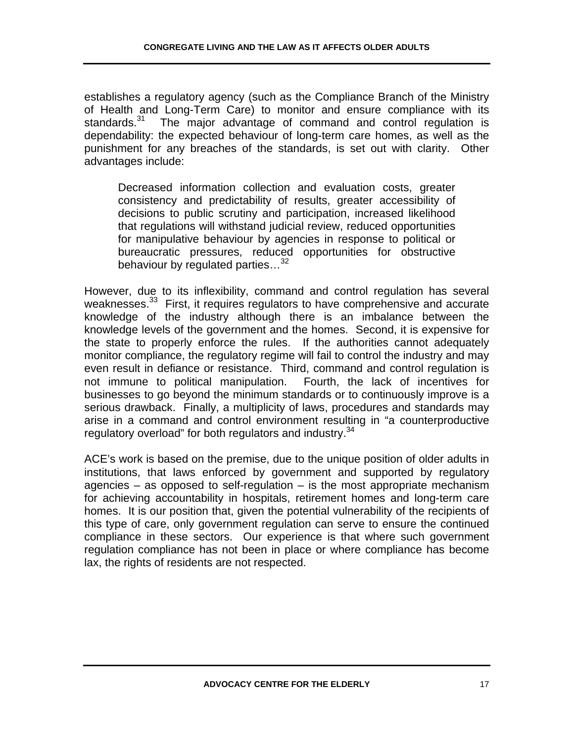establishes a regulatory agency (such as the Compliance Branch of the Ministry of Health and Long-Term Care) to monitor and ensure compliance with its standards.[31] The major advantage of command and control regulation is dependability: the expected behaviour of long-term care homes, as well as the punishment for any breaches of the standards, is set out with clarity. Other advantages include:

> Decreased information collection and evaluation costs, greater consistency and predictability of results, greater accessibility of decisions to public scrutiny and participation, increased likelihood that regulations will withstand judicial review, reduced opportunities for manipulative behaviour by agencies in response to political or bureaucratic pressures, reduced opportunities for obstructive behaviour by regulated parties…[32]

However, due to its inflexibility, command and control regulation has several weaknesses.[33] First, it requires regulators to have comprehensive and accurate knowledge of the industry although there is an imbalance between the knowledge levels of the government and the homes. Second, it is expensive for the state to properly enforce the rules. If the authorities cannot adequately monitor compliance, the regulatory regime will fail to control the industry and may even result in defiance or resistance. Third, command and control regulation is not immune to political manipulation. Fourth, the lack of incentives for businesses to go beyond the minimum standards or to continuously improve is a serious drawback. Finally, a multiplicity of laws, procedures and standards may arise in a command and control environment resulting in "a counterproductive regulatory overload" for both regulators and industry.[34]

ACE's work is based on the premise, due to the unique position of older adults in institutions, that laws enforced by government and supported by regulatory agencies – as opposed to self-regulation – is the most appropriate mechanism for achieving accountability in hospitals, retirement homes and long-term care homes. It is our position that, given the potential vulnerability of the recipients of this type of care, only government regulation can serve to ensure the continued compliance in these sectors. Our experience is that where such government regulation compliance has not been in place or where compliance has become lax, the rights of residents are not respected.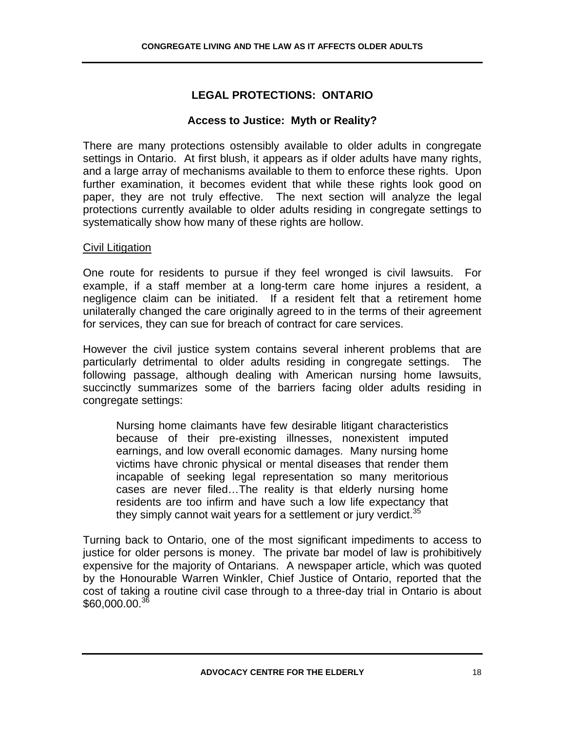## LEGAL PROTECTIONS: ONTARIO

### Access to Justice: Myth or Reality?

There are many protections ostensibly available to older adults in congregate settings in Ontario. At first blush, it appears as if older adults have many rights, and a large array of mechanisms available to them to enforce these rights. Upon further examination, it becomes evident that while these rights look good on paper, they are not truly effective. The next section will analyze the legal protections currently available to older adults residing in congregate settings to systematically show how many of these rights are hollow.

<u>Civil Litigation</u>

One route for residents to pursue if they feel wronged is civil lawsuits. For example, if a staff member at a long-term care home injures a resident, a negligence claim can be initiated. If a resident felt that a retirement home unilaterally changed the care originally agreed to in the terms of their agreement for services, they can sue for breach of contract for care services.

However the civil justice system contains several inherent problems that are particularly detrimental to older adults residing in congregate settings. The following passage, although dealing with American nursing home lawsuits, succinctly summarizes some of the barriers facing older adults residing in congregate settings:

> Nursing home claimants have few desirable litigant characteristics because of their pre-existing illnesses, nonexistent imputed earnings, and low overall economic damages. Many nursing home victims have chronic physical or mental diseases that render them incapable of seeking legal representation so many meritorious cases are never filed…The reality is that elderly nursing home residents are too infirm and have such a low life expectancy that they simply cannot wait years for a settlement or jury verdict.[35]

Turning back to Ontario, one of the most significant impediments to access to justice for older persons is money. The private bar model of law is prohibitively expensive for the majority of Ontarians. A newspaper article, which was quoted by the Honourable Warren Winkler, Chief Justice of Ontario, reported that the cost of taking a routine civil case through to a three-day trial in Ontario is about $60,000.00.[36]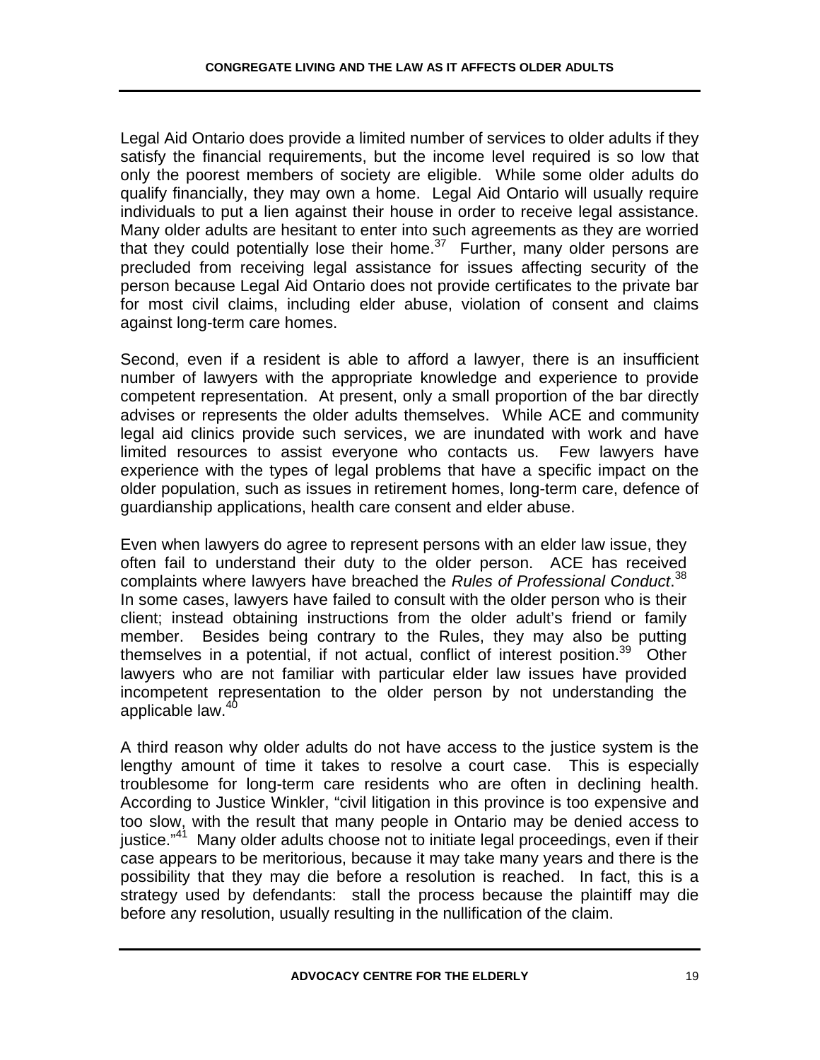Legal Aid Ontario does provide a limited number of services to older adults if they satisfy the financial requirements, but the income level required is so low that only the poorest members of society are eligible. While some older adults do qualify financially, they may own a home. Legal Aid Ontario will usually require individuals to put a lien against their house in order to receive legal assistance. Many older adults are hesitant to enter into such agreements as they are worried that they could potentially lose their home.[37] Further, many older persons are precluded from receiving legal assistance for issues affecting security of the person because Legal Aid Ontario does not provide certificates to the private bar for most civil claims, including elder abuse, violation of consent and claims against long-term care homes.

Second, even if a resident is able to afford a lawyer, there is an insufficient number of lawyers with the appropriate knowledge and experience to provide competent representation. At present, only a small proportion of the bar directly advises or represents the older adults themselves. While ACE and community legal aid clinics provide such services, we are inundated with work and have limited resources to assist everyone who contacts us. Few lawyers have experience with the types of legal problems that have a specific impact on the older population, such as issues in retirement homes, long-term care, defence of guardianship applications, health care consent and elder abuse.

Even when lawyers do agree to represent persons with an elder law issue, they often fail to understand their duty to the older person. ACE has received complaints where lawyers have breached the *Rules of Professional Conduct*.[38] In some cases, lawyers have failed to consult with the older person who is their client; instead obtaining instructions from the older adult's friend or family member. Besides being contrary to the Rules, they may also be putting themselves in a potential, if not actual, conflict of interest position.[39] Other lawyers who are not familiar with particular elder law issues have provided incompetent representation to the older person by not understanding the applicable law.[40]

A third reason why older adults do not have access to the justice system is the lengthy amount of time it takes to resolve a court case. This is especially troublesome for long-term care residents who are often in declining health. According to Justice Winkler, "civil litigation in this province is too expensive and too slow, with the result that many people in Ontario may be denied access to justice."[41] Many older adults choose not to initiate legal proceedings, even if their case appears to be meritorious, because it may take many years and there is the possibility that they may die before a resolution is reached. In fact, this is a strategy used by defendants: stall the process because the plaintiff may die before any resolution, usually resulting in the nullification of the claim.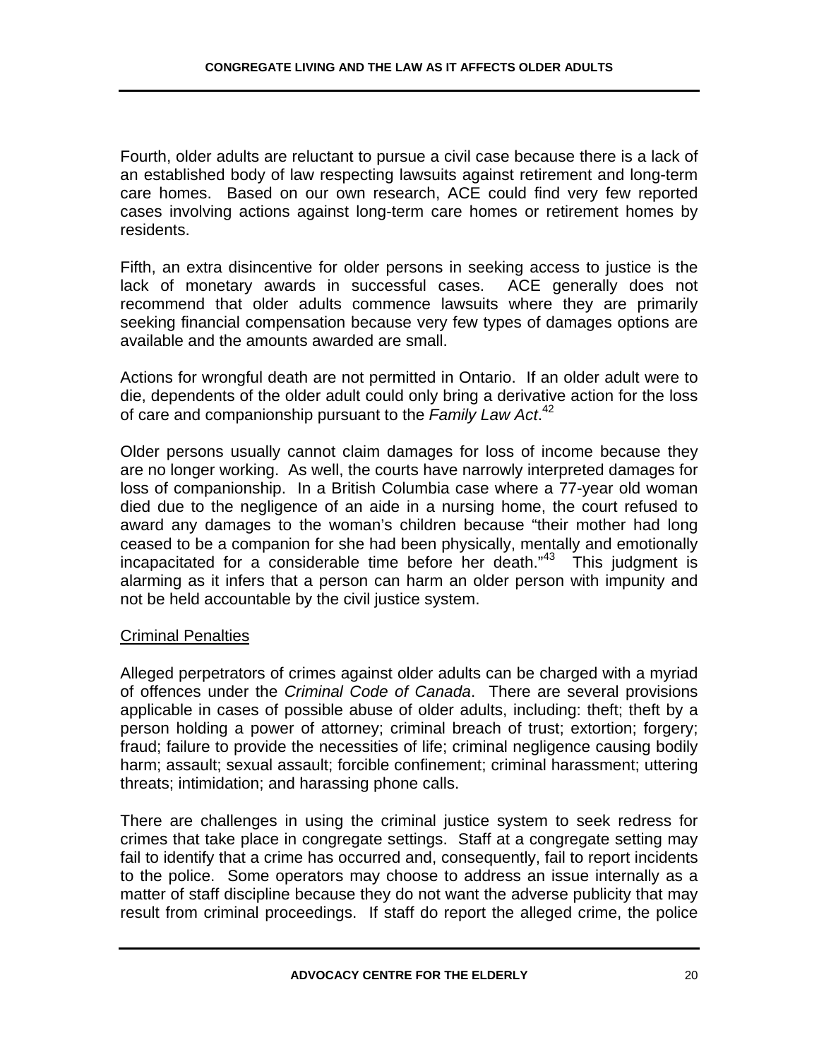Fourth, older adults are reluctant to pursue a civil case because there is a lack of an established body of law respecting lawsuits against retirement and long-term care homes. Based on our own research, ACE could find very few reported cases involving actions against long-term care homes or retirement homes by residents.

Fifth, an extra disincentive for older persons in seeking access to justice is the lack of monetary awards in successful cases. ACE generally does not recommend that older adults commence lawsuits where they are primarily seeking financial compensation because very few types of damages options are available and the amounts awarded are small.

Actions for wrongful death are not permitted in Ontario. If an older adult were to die, dependents of the older adult could only bring a derivative action for the loss of care and companionship pursuant to the *Family Law Act*.[42]

Older persons usually cannot claim damages for loss of income because they are no longer working. As well, the courts have narrowly interpreted damages for loss of companionship. In a British Columbia case where a 77-year old woman died due to the negligence of an aide in a nursing home, the court refused to award any damages to the woman's children because "their mother had long ceased to be a companion for she had been physically, mentally and emotionally incapacitated for a considerable time before her death."[43] This judgment is alarming as it infers that a person can harm an older person with impunity and not be held accountable by the civil justice system.

## Criminal Penalties

Alleged perpetrators of crimes against older adults can be charged with a myriad of offences under the *Criminal Code of Canada*. There are several provisions applicable in cases of possible abuse of older adults, including: theft; theft by a person holding a power of attorney; criminal breach of trust; extortion; forgery; fraud; failure to provide the necessities of life; criminal negligence causing bodily harm; assault; sexual assault; forcible confinement; criminal harassment; uttering threats; intimidation; and harassing phone calls.

There are challenges in using the criminal justice system to seek redress for crimes that take place in congregate settings. Staff at a congregate setting may fail to identify that a crime has occurred and, consequently, fail to report incidents to the police. Some operators may choose to address an issue internally as a matter of staff discipline because they do not want the adverse publicity that may result from criminal proceedings. If staff do report the alleged crime, the police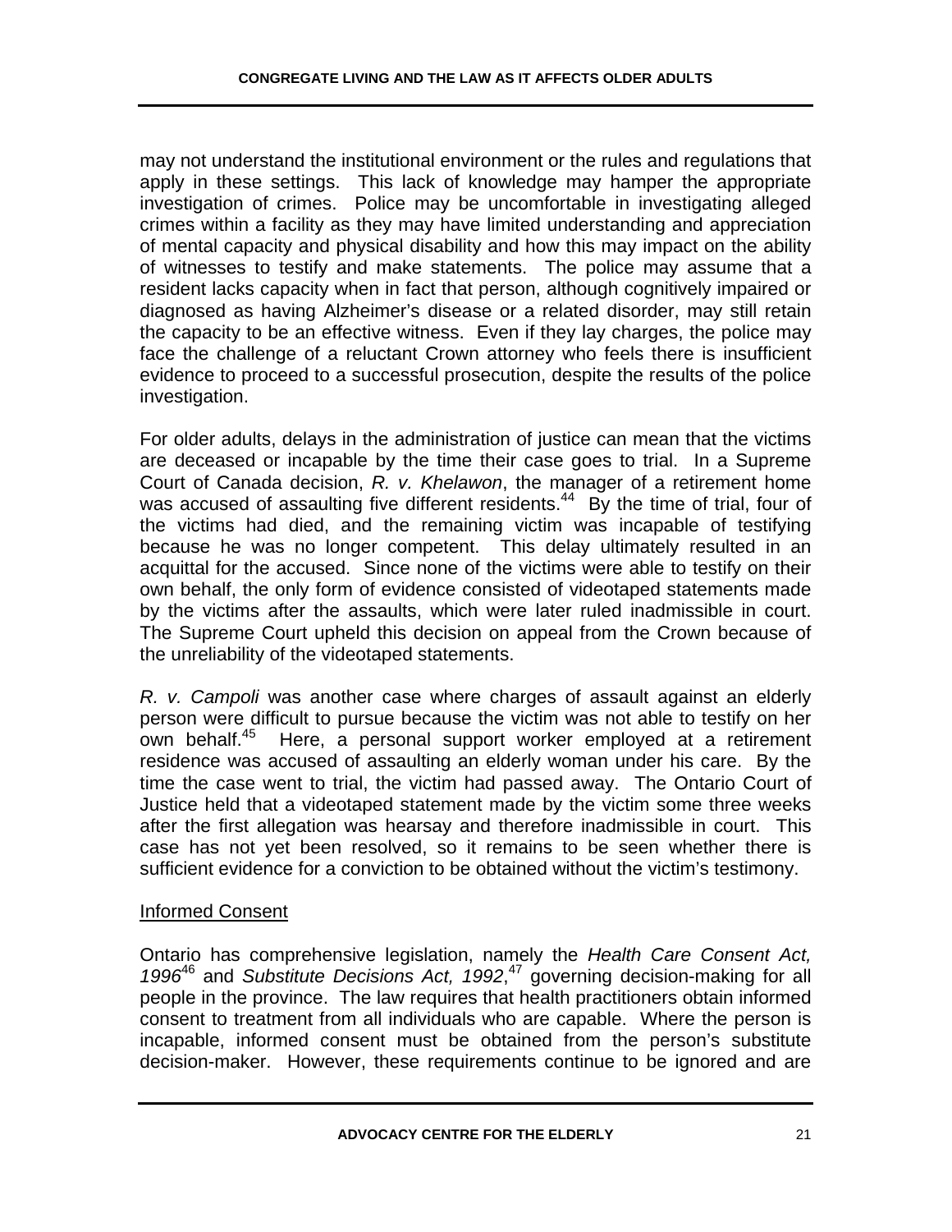may not understand the institutional environment or the rules and regulations that apply in these settings. This lack of knowledge may hamper the appropriate investigation of crimes. Police may be uncomfortable in investigating alleged crimes within a facility as they may have limited understanding and appreciation of mental capacity and physical disability and how this may impact on the ability of witnesses to testify and make statements. The police may assume that a resident lacks capacity when in fact that person, although cognitively impaired or diagnosed as having Alzheimer's disease or a related disorder, may still retain the capacity to be an effective witness. Even if they lay charges, the police may face the challenge of a reluctant Crown attorney who feels there is insufficient evidence to proceed to a successful prosecution, despite the results of the police investigation.

For older adults, delays in the administration of justice can mean that the victims are deceased or incapable by the time their case goes to trial. In a Supreme Court of Canada decision, *R. v. Khelawon*, the manager of a retirement home was accused of assaulting five different residents.[44] By the time of trial, four of the victims had died, and the remaining victim was incapable of testifying because he was no longer competent. This delay ultimately resulted in an acquittal for the accused. Since none of the victims were able to testify on their own behalf, the only form of evidence consisted of videotaped statements made by the victims after the assaults, which were later ruled inadmissible in court. The Supreme Court upheld this decision on appeal from the Crown because of the unreliability of the videotaped statements.

*R. v. Campoli* was another case where charges of assault against an elderly person were difficult to pursue because the victim was not able to testify on her own behalf.[45] Here, a personal support worker employed at a retirement residence was accused of assaulting an elderly woman under his care. By the time the case went to trial, the victim had passed away. The Ontario Court of Justice held that a videotaped statement made by the victim some three weeks after the first allegation was hearsay and therefore inadmissible in court. This case has not yet been resolved, so it remains to be seen whether there is sufficient evidence for a conviction to be obtained without the victim's testimony.

## Informed Consent

Ontario has comprehensive legislation, namely the *Health Care Consent Act, 1996*[46] and *Substitute Decisions Act, 1992*,[47] governing decision-making for all people in the province. The law requires that health practitioners obtain informed consent to treatment from all individuals who are capable. Where the person is incapable, informed consent must be obtained from the person's substitute decision-maker. However, these requirements continue to be ignored and are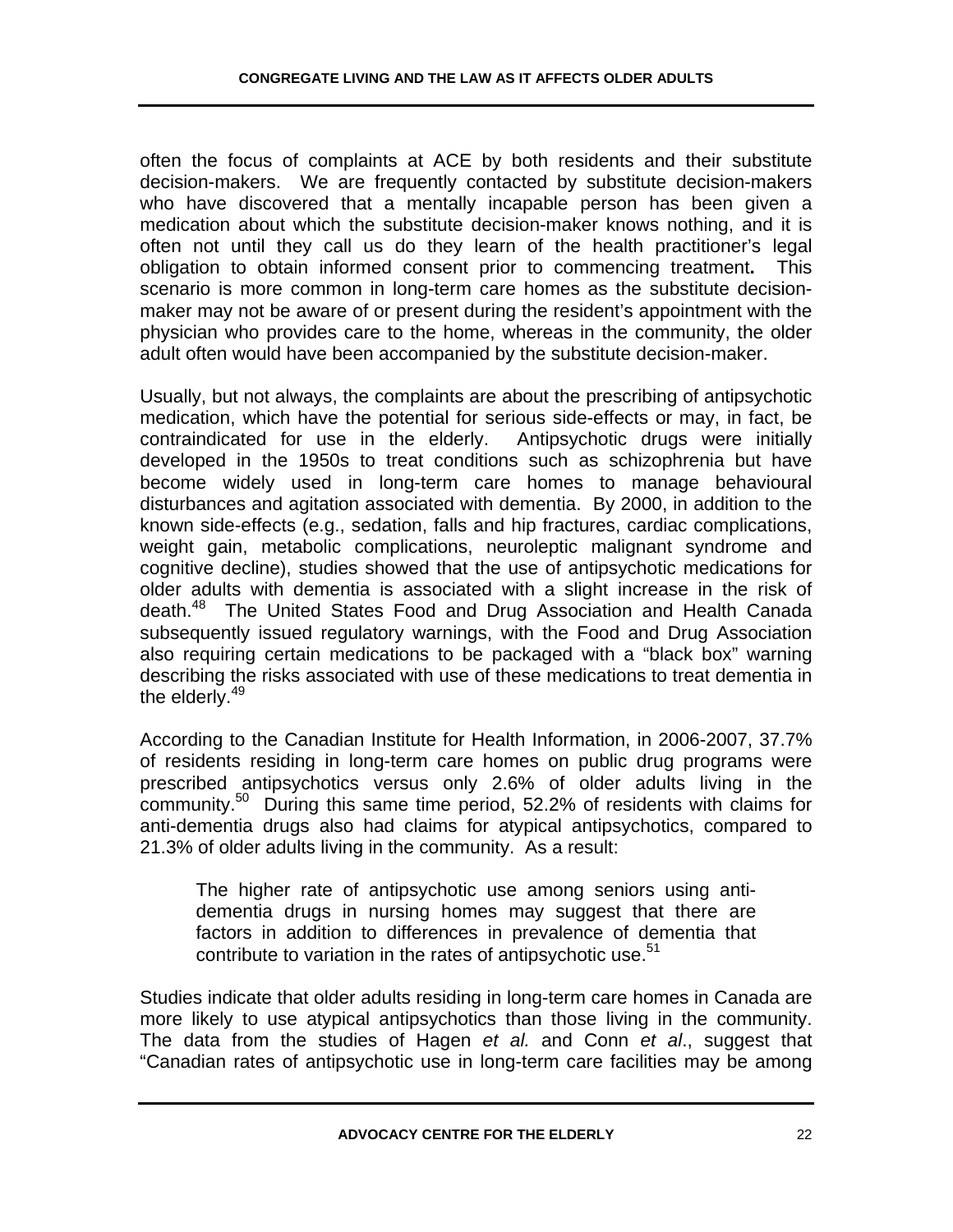often the focus of complaints at ACE by both residents and their substitute decision-makers. We are frequently contacted by substitute decision-makers who have discovered that a mentally incapable person has been given a medication about which the substitute decision-maker knows nothing, and it is often not until they call us do they learn of the health practitioner's legal obligation to obtain informed consent prior to commencing treatment**.** This scenario is more common in long-term care homes as the substitute decision-maker may not be aware of or present during the resident's appointment with the physician who provides care to the home, whereas in the community, the older adult often would have been accompanied by the substitute decision-maker.

Usually, but not always, the complaints are about the prescribing of antipsychotic medication, which have the potential for serious side-effects or may, in fact, be contraindicated for use in the elderly. Antipsychotic drugs were initially developed in the 1950s to treat conditions such as schizophrenia but have become widely used in long-term care homes to manage behavioural disturbances and agitation associated with dementia. By 2000, in addition to the known side-effects (e.g., sedation, falls and hip fractures, cardiac complications, weight gain, metabolic complications, neuroleptic malignant syndrome and cognitive decline), studies showed that the use of antipsychotic medications for older adults with dementia is associated with a slight increase in the risk of death.[48] The United States Food and Drug Association and Health Canada subsequently issued regulatory warnings, with the Food and Drug Association also requiring certain medications to be packaged with a "black box" warning describing the risks associated with use of these medications to treat dementia in the elderly.[49]

According to the Canadian Institute for Health Information, in 2006-2007, 37.7% of residents residing in long-term care homes on public drug programs were prescribed antipsychotics versus only 2.6% of older adults living in the community.[50] During this same time period, 52.2% of residents with claims for anti-dementia drugs also had claims for atypical antipsychotics, compared to 21.3% of older adults living in the community. As a result:

> The higher rate of antipsychotic use among seniors using anti-dementia drugs in nursing homes may suggest that there are factors in addition to differences in prevalence of dementia that contribute to variation in the rates of antipsychotic use.[51]

Studies indicate that older adults residing in long-term care homes in Canada are more likely to use atypical antipsychotics than those living in the community. The data from the studies of Hagen *et al.* and Conn *et al*., suggest that "Canadian rates of antipsychotic use in long-term care facilities may be among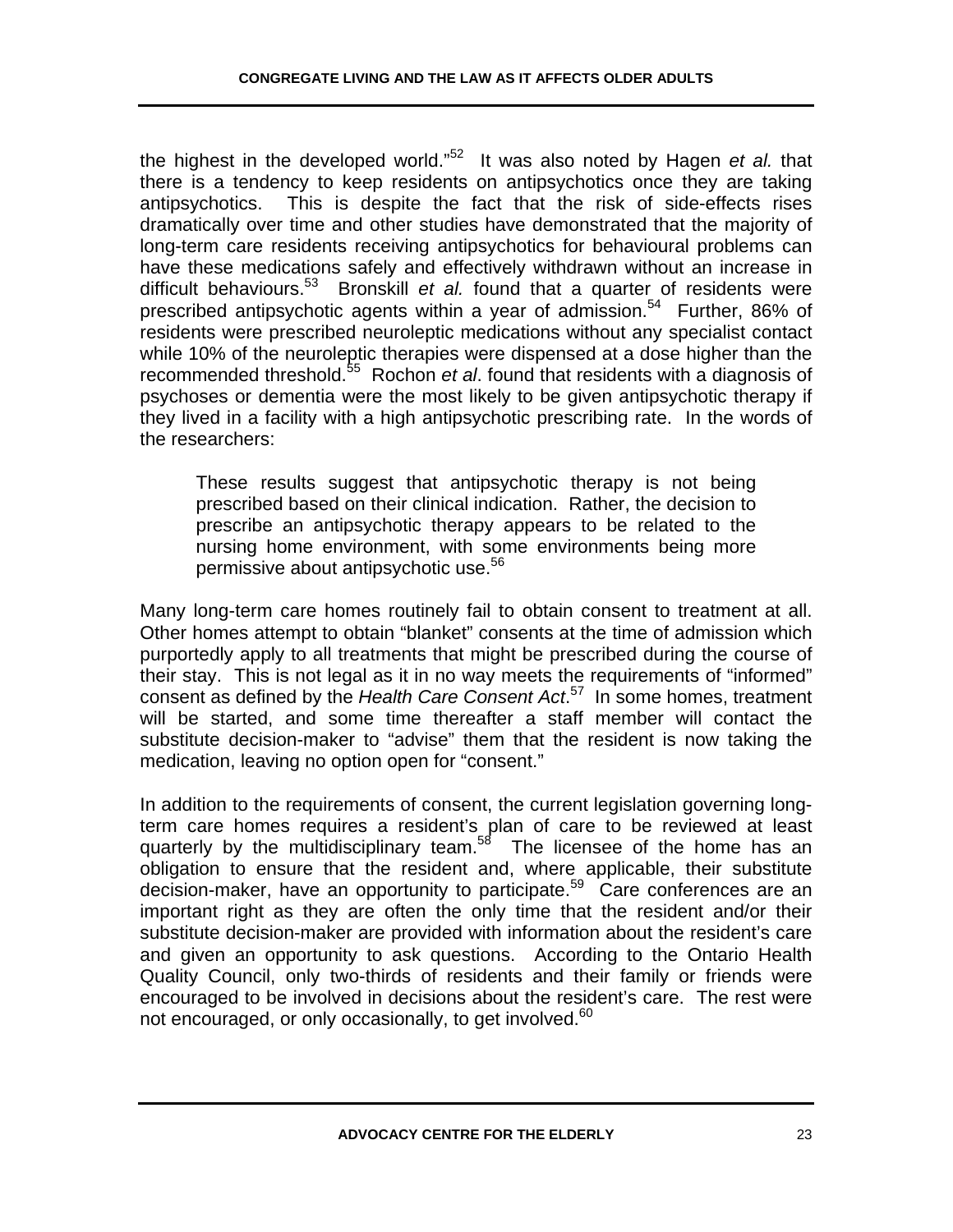the highest in the developed world."[52] It was also noted by Hagen *et al.* that there is a tendency to keep residents on antipsychotics once they are taking antipsychotics. This is despite the fact that the risk of side-effects rises dramatically over time and other studies have demonstrated that the majority of long-term care residents receiving antipsychotics for behavioural problems can have these medications safely and effectively withdrawn without an increase in difficult behaviours.[53] Bronskill *et al.* found that a quarter of residents were prescribed antipsychotic agents within a year of admission.[54] Further, 86% of residents were prescribed neuroleptic medications without any specialist contact while 10% of the neuroleptic therapies were dispensed at a dose higher than the recommended threshold.[55] Rochon *et al*. found that residents with a diagnosis of psychoses or dementia were the most likely to be given antipsychotic therapy if they lived in a facility with a high antipsychotic prescribing rate. In the words of the researchers:

> These results suggest that antipsychotic therapy is not being prescribed based on their clinical indication. Rather, the decision to prescribe an antipsychotic therapy appears to be related to the nursing home environment, with some environments being more permissive about antipsychotic use.[56]

Many long-term care homes routinely fail to obtain consent to treatment at all. Other homes attempt to obtain "blanket" consents at the time of admission which purportedly apply to all treatments that might be prescribed during the course of their stay. This is not legal as it in no way meets the requirements of "informed" consent as defined by the *Health Care Consent Act*.[57] In some homes, treatment will be started, and some time thereafter a staff member will contact the substitute decision-maker to "advise" them that the resident is now taking the medication, leaving no option open for "consent."

In addition to the requirements of consent, the current legislation governing long-term care homes requires a resident's plan of care to be reviewed at least quarterly by the multidisciplinary team.[58] The licensee of the home has an obligation to ensure that the resident and, where applicable, their substitute decision-maker, have an opportunity to participate.[59] Care conferences are an important right as they are often the only time that the resident and/or their substitute decision-maker are provided with information about the resident's care and given an opportunity to ask questions. According to the Ontario Health Quality Council, only two-thirds of residents and their family or friends were encouraged to be involved in decisions about the resident's care. The rest were not encouraged, or only occasionally, to get involved.[60]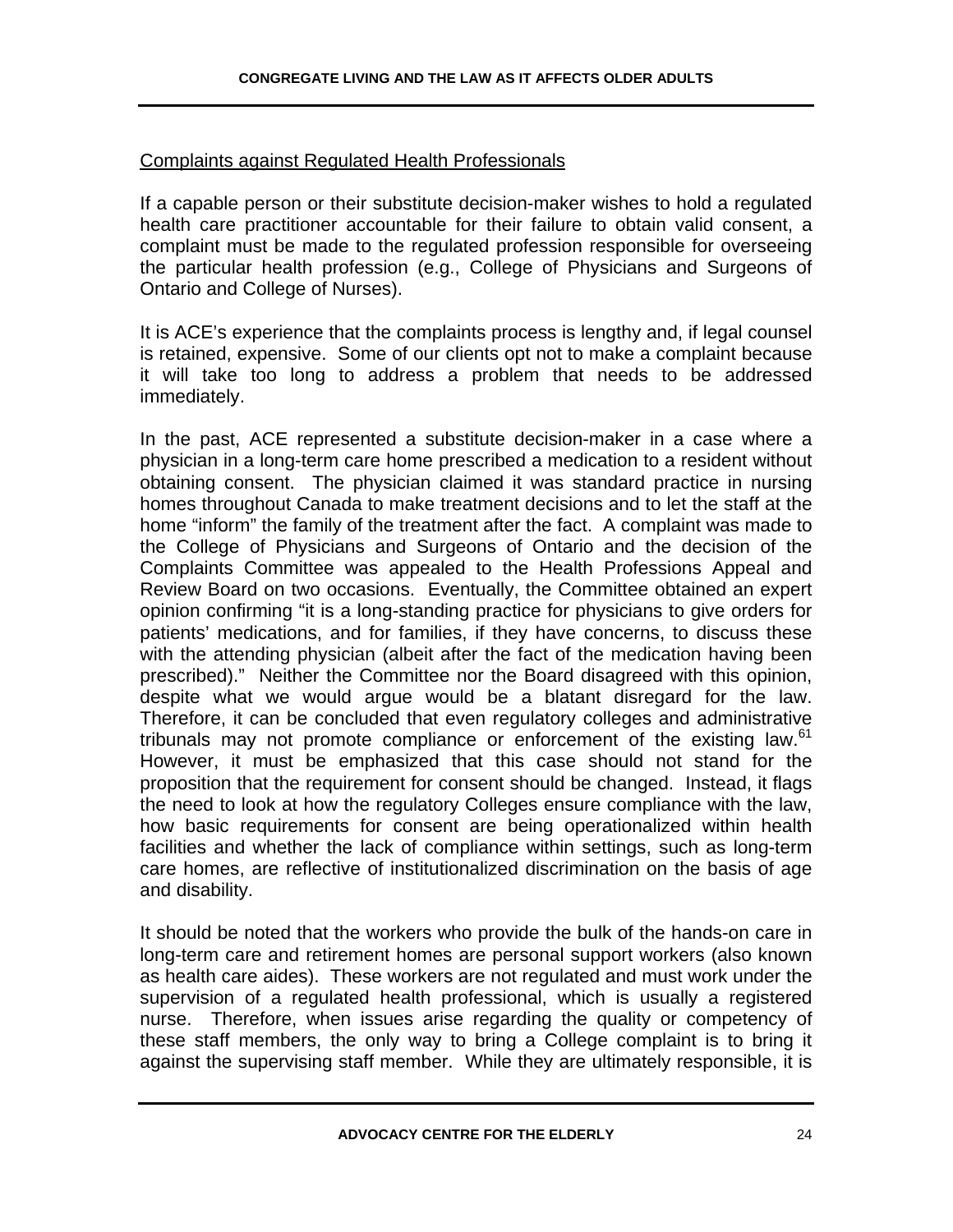Complaints against Regulated Health Professionals

If a capable person or their substitute decision-maker wishes to hold a regulated health care practitioner accountable for their failure to obtain valid consent, a complaint must be made to the regulated profession responsible for overseeing the particular health profession (e.g., College of Physicians and Surgeons of Ontario and College of Nurses).

It is ACE's experience that the complaints process is lengthy and, if legal counsel is retained, expensive. Some of our clients opt not to make a complaint because it will take too long to address a problem that needs to be addressed immediately.

In the past, ACE represented a substitute decision-maker in a case where a physician in a long-term care home prescribed a medication to a resident without obtaining consent. The physician claimed it was standard practice in nursing homes throughout Canada to make treatment decisions and to let the staff at the home "inform" the family of the treatment after the fact. A complaint was made to the College of Physicians and Surgeons of Ontario and the decision of the Complaints Committee was appealed to the Health Professions Appeal and Review Board on two occasions. Eventually, the Committee obtained an expert opinion confirming "it is a long-standing practice for physicians to give orders for patients' medications, and for families, if they have concerns, to discuss these with the attending physician (albeit after the fact of the medication having been prescribed)." Neither the Committee nor the Board disagreed with this opinion, despite what we would argue would be a blatant disregard for the law. Therefore, it can be concluded that even regulatory colleges and administrative tribunals may not promote compliance or enforcement of the existing law.[61] However, it must be emphasized that this case should not stand for the proposition that the requirement for consent should be changed. Instead, it flags the need to look at how the regulatory Colleges ensure compliance with the law, how basic requirements for consent are being operationalized within health facilities and whether the lack of compliance within settings, such as long-term care homes, are reflective of institutionalized discrimination on the basis of age and disability.

It should be noted that the workers who provide the bulk of the hands-on care in long-term care and retirement homes are personal support workers (also known as health care aides). These workers are not regulated and must work under the supervision of a regulated health professional, which is usually a registered nurse. Therefore, when issues arise regarding the quality or competency of these staff members, the only way to bring a College complaint is to bring it against the supervising staff member. While they are ultimately responsible, it is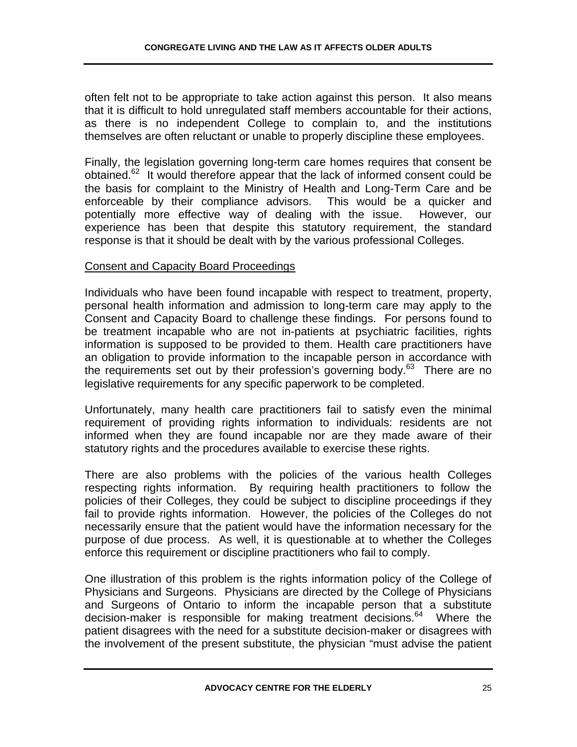often felt not to be appropriate to take action against this person. It also means that it is difficult to hold unregulated staff members accountable for their actions, as there is no independent College to complain to, and the institutions themselves are often reluctant or unable to properly discipline these employees.

Finally, the legislation governing long-term care homes requires that consent be obtained.[62] It would therefore appear that the lack of informed consent could be the basis for complaint to the Ministry of Health and Long-Term Care and be enforceable by their compliance advisors. This would be a quicker and potentially more effective way of dealing with the issue. However, our experience has been that despite this statutory requirement, the standard response is that it should be dealt with by the various professional Colleges.

Consent and Capacity Board Proceedings

Individuals who have been found incapable with respect to treatment, property, personal health information and admission to long-term care may apply to the Consent and Capacity Board to challenge these findings. For persons found to be treatment incapable who are not in-patients at psychiatric facilities, rights information is supposed to be provided to them. Health care practitioners have an obligation to provide information to the incapable person in accordance with the requirements set out by their profession's governing body.[63] There are no legislative requirements for any specific paperwork to be completed.

Unfortunately, many health care practitioners fail to satisfy even the minimal requirement of providing rights information to individuals: residents are not informed when they are found incapable nor are they made aware of their statutory rights and the procedures available to exercise these rights.

There are also problems with the policies of the various health Colleges respecting rights information. By requiring health practitioners to follow the policies of their Colleges, they could be subject to discipline proceedings if they fail to provide rights information. However, the policies of the Colleges do not necessarily ensure that the patient would have the information necessary for the purpose of due process. As well, it is questionable at to whether the Colleges enforce this requirement or discipline practitioners who fail to comply.

One illustration of this problem is the rights information policy of the College of Physicians and Surgeons. Physicians are directed by the College of Physicians and Surgeons of Ontario to inform the incapable person that a substitute decision-maker is responsible for making treatment decisions.[64] Where the patient disagrees with the need for a substitute decision-maker or disagrees with the involvement of the present substitute, the physician "must advise the patient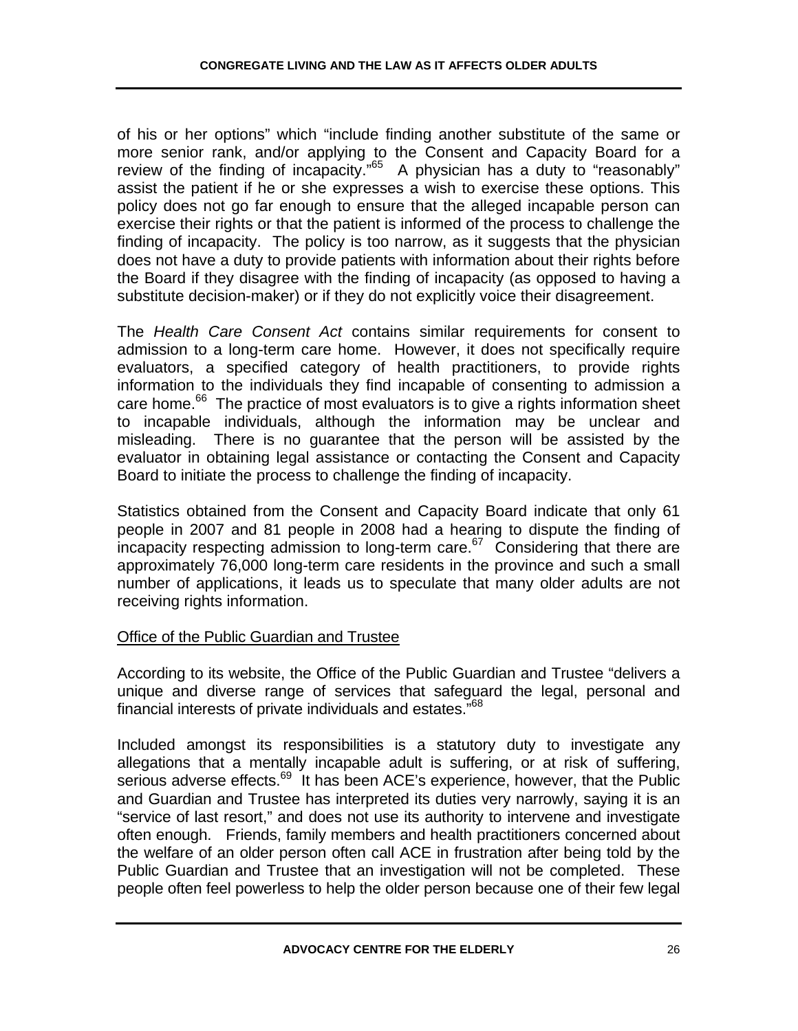of his or her options" which "include finding another substitute of the same or more senior rank, and/or applying to the Consent and Capacity Board for a review of the finding of incapacity."[65] A physician has a duty to "reasonably" assist the patient if he or she expresses a wish to exercise these options. This policy does not go far enough to ensure that the alleged incapable person can exercise their rights or that the patient is informed of the process to challenge the finding of incapacity. The policy is too narrow, as it suggests that the physician does not have a duty to provide patients with information about their rights before the Board if they disagree with the finding of incapacity (as opposed to having a substitute decision-maker) or if they do not explicitly voice their disagreement.

The *Health Care Consent Act* contains similar requirements for consent to admission to a long-term care home. However, it does not specifically require evaluators, a specified category of health practitioners, to provide rights information to the individuals they find incapable of consenting to admission a care home.[66] The practice of most evaluators is to give a rights information sheet to incapable individuals, although the information may be unclear and misleading. There is no guarantee that the person will be assisted by the evaluator in obtaining legal assistance or contacting the Consent and Capacity Board to initiate the process to challenge the finding of incapacity.

Statistics obtained from the Consent and Capacity Board indicate that only 61 people in 2007 and 81 people in 2008 had a hearing to dispute the finding of incapacity respecting admission to long-term care.[67] Considering that there are approximately 76,000 long-term care residents in the province and such a small number of applications, it leads us to speculate that many older adults are not receiving rights information.

<u>Office of the Public Guardian and Trustee</u>

According to its website, the Office of the Public Guardian and Trustee "delivers a unique and diverse range of services that safeguard the legal, personal and financial interests of private individuals and estates."[68]

Included amongst its responsibilities is a statutory duty to investigate any allegations that a mentally incapable adult is suffering, or at risk of suffering, serious adverse effects.[69] It has been ACE's experience, however, that the Public and Guardian and Trustee has interpreted its duties very narrowly, saying it is an "service of last resort," and does not use its authority to intervene and investigate often enough. Friends, family members and health practitioners concerned about the welfare of an older person often call ACE in frustration after being told by the Public Guardian and Trustee that an investigation will not be completed. These people often feel powerless to help the older person because one of their few legal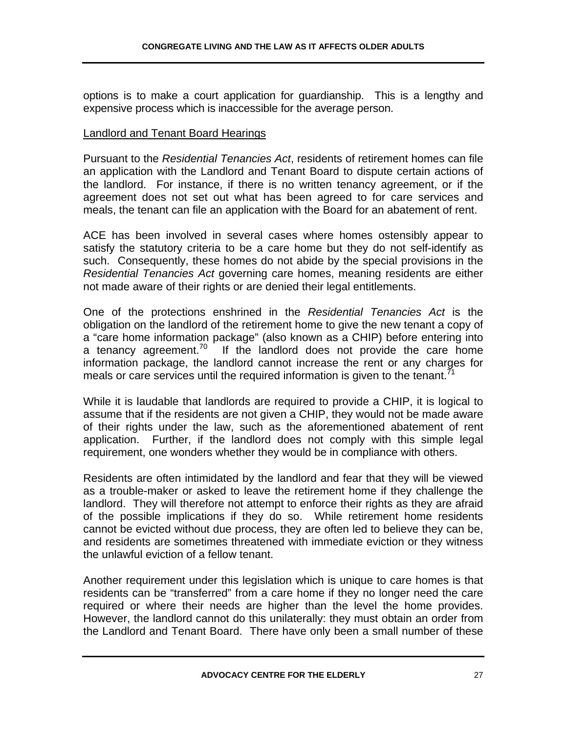options is to make a court application for guardianship. This is a lengthy and expensive process which is inaccessible for the average person.

### Landlord and Tenant Board Hearings

Pursuant to the *Residential Tenancies Act*, residents of retirement homes can file an application with the Landlord and Tenant Board to dispute certain actions of the landlord. For instance, if there is no written tenancy agreement, or if the agreement does not set out what has been agreed to for care services and meals, the tenant can file an application with the Board for an abatement of rent.

ACE has been involved in several cases where homes ostensibly appear to satisfy the statutory criteria to be a care home but they do not self-identify as such. Consequently, these homes do not abide by the special provisions in the *Residential Tenancies Act* governing care homes, meaning residents are either not made aware of their rights or are denied their legal entitlements.

One of the protections enshrined in the *Residential Tenancies Act* is the obligation on the landlord of the retirement home to give the new tenant a copy of a "care home information package" (also known as a CHIP) before entering into a tenancy agreement.[70] If the landlord does not provide the care home information package, the landlord cannot increase the rent or any charges for meals or care services until the required information is given to the tenant.[71]

While it is laudable that landlords are required to provide a CHIP, it is logical to assume that if the residents are not given a CHIP, they would not be made aware of their rights under the law, such as the aforementioned abatement of rent application. Further, if the landlord does not comply with this simple legal requirement, one wonders whether they would be in compliance with others.

Residents are often intimidated by the landlord and fear that they will be viewed as a trouble-maker or asked to leave the retirement home if they challenge the landlord. They will therefore not attempt to enforce their rights as they are afraid of the possible implications if they do so. While retirement home residents cannot be evicted without due process, they are often led to believe they can be, and residents are sometimes threatened with immediate eviction or they witness the unlawful eviction of a fellow tenant.

Another requirement under this legislation which is unique to care homes is that residents can be "transferred" from a care home if they no longer need the care required or where their needs are higher than the level the home provides. However, the landlord cannot do this unilaterally: they must obtain an order from the Landlord and Tenant Board. There have only been a small number of these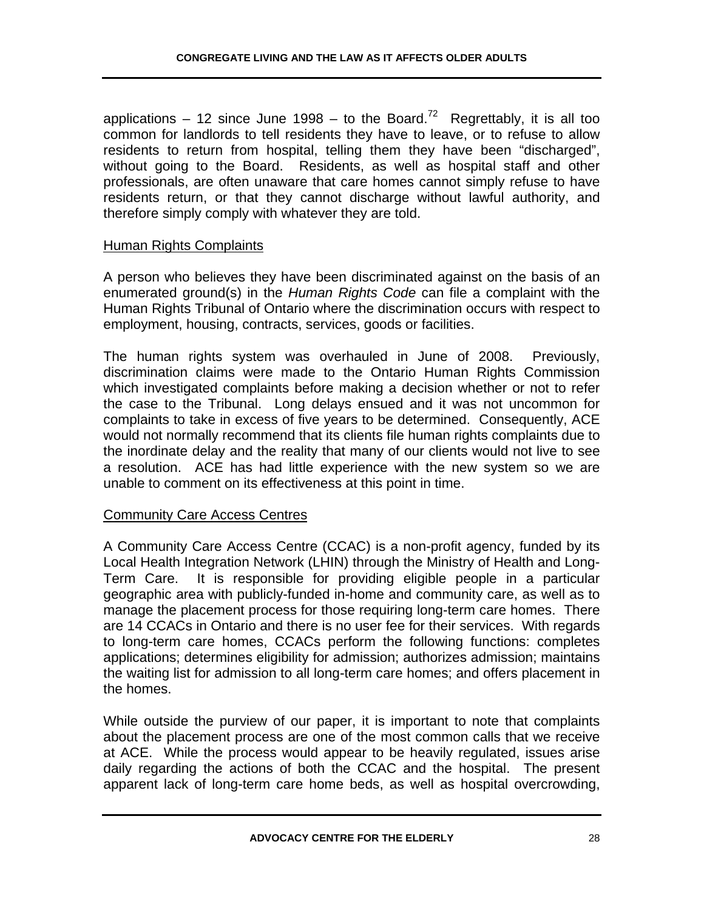applications – 12 since June 1998 – to the Board.[72] Regrettably, it is all too common for landlords to tell residents they have to leave, or to refuse to allow residents to return from hospital, telling them they have been "discharged", without going to the Board. Residents, as well as hospital staff and other professionals, are often unaware that care homes cannot simply refuse to have residents return, or that they cannot discharge without lawful authority, and therefore simply comply with whatever they are told.

### Human Rights Complaints

A person who believes they have been discriminated against on the basis of an enumerated ground(s) in the *Human Rights Code* can file a complaint with the Human Rights Tribunal of Ontario where the discrimination occurs with respect to employment, housing, contracts, services, goods or facilities.

The human rights system was overhauled in June of 2008. Previously, discrimination claims were made to the Ontario Human Rights Commission which investigated complaints before making a decision whether or not to refer the case to the Tribunal. Long delays ensued and it was not uncommon for complaints to take in excess of five years to be determined. Consequently, ACE would not normally recommend that its clients file human rights complaints due to the inordinate delay and the reality that many of our clients would not live to see a resolution. ACE has had little experience with the new system so we are unable to comment on its effectiveness at this point in time.

### Community Care Access Centres

A Community Care Access Centre (CCAC) is a non-profit agency, funded by its Local Health Integration Network (LHIN) through the Ministry of Health and Long-Term Care. It is responsible for providing eligible people in a particular geographic area with publicly-funded in-home and community care, as well as to manage the placement process for those requiring long-term care homes. There are 14 CCACs in Ontario and there is no user fee for their services. With regards to long-term care homes, CCACs perform the following functions: completes applications; determines eligibility for admission; authorizes admission; maintains the waiting list for admission to all long-term care homes; and offers placement in the homes.

While outside the purview of our paper, it is important to note that complaints about the placement process are one of the most common calls that we receive at ACE. While the process would appear to be heavily regulated, issues arise daily regarding the actions of both the CCAC and the hospital. The present apparent lack of long-term care home beds, as well as hospital overcrowding,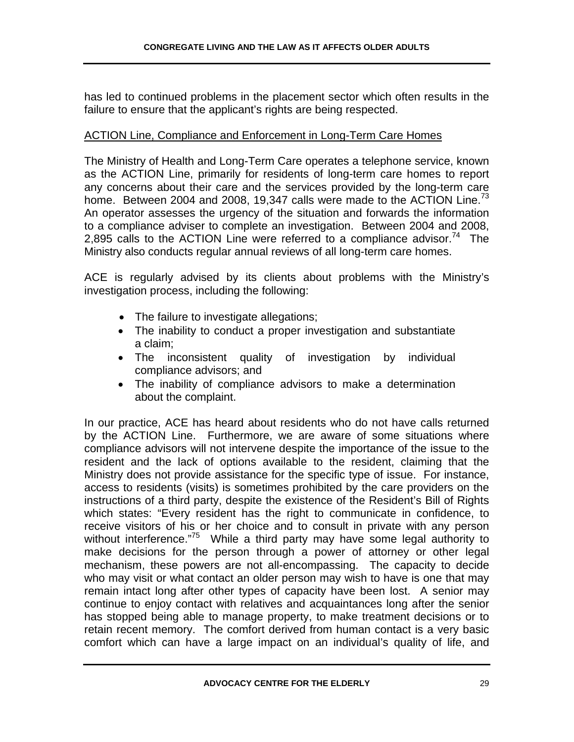has led to continued problems in the placement sector which often results in the failure to ensure that the applicant's rights are being respected.

ACTION Line, Compliance and Enforcement in Long-Term Care Homes

The Ministry of Health and Long-Term Care operates a telephone service, known as the ACTION Line, primarily for residents of long-term care homes to report any concerns about their care and the services provided by the long-term care home. Between 2004 and 2008, 19,347 calls were made to the ACTION Line.[73] An operator assesses the urgency of the situation and forwards the information to a compliance adviser to complete an investigation. Between 2004 and 2008, 2,895 calls to the ACTION Line were referred to a compliance advisor.[74] The Ministry also conducts regular annual reviews of all long-term care homes.

ACE is regularly advised by its clients about problems with the Ministry's investigation process, including the following:

- The failure to investigate allegations;
- The inability to conduct a proper investigation and substantiate a claim;
- The inconsistent quality of investigation by individual compliance advisors; and
- The inability of compliance advisors to make a determination about the complaint.

In our practice, ACE has heard about residents who do not have calls returned by the ACTION Line. Furthermore, we are aware of some situations where compliance advisors will not intervene despite the importance of the issue to the resident and the lack of options available to the resident, claiming that the Ministry does not provide assistance for the specific type of issue. For instance, access to residents (visits) is sometimes prohibited by the care providers on the instructions of a third party, despite the existence of the Resident's Bill of Rights which states: "Every resident has the right to communicate in confidence, to receive visitors of his or her choice and to consult in private with any person without interference."[75] While a third party may have some legal authority to make decisions for the person through a power of attorney or other legal mechanism, these powers are not all-encompassing. The capacity to decide who may visit or what contact an older person may wish to have is one that may remain intact long after other types of capacity have been lost. A senior may continue to enjoy contact with relatives and acquaintances long after the senior has stopped being able to manage property, to make treatment decisions or to retain recent memory. The comfort derived from human contact is a very basic comfort which can have a large impact on an individual's quality of life, and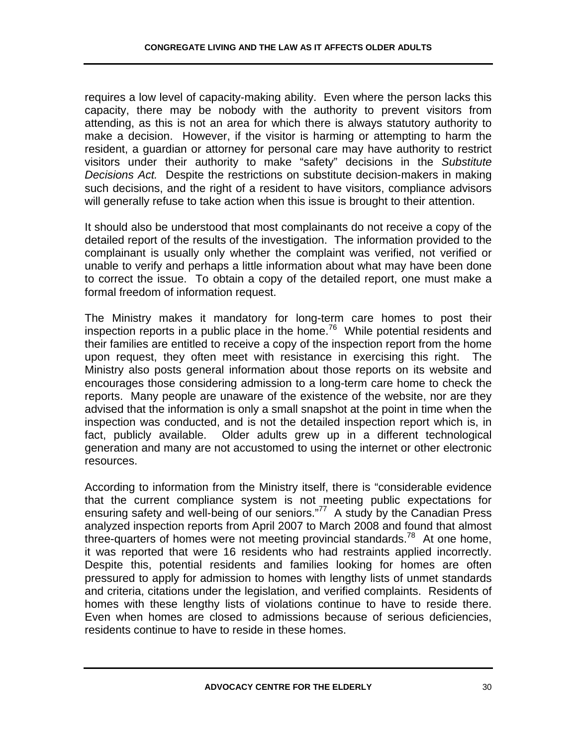requires a low level of capacity-making ability. Even where the person lacks this capacity, there may be nobody with the authority to prevent visitors from attending, as this is not an area for which there is always statutory authority to make a decision. However, if the visitor is harming or attempting to harm the resident, a guardian or attorney for personal care may have authority to restrict visitors under their authority to make "safety" decisions in the *Substitute Decisions Act.* Despite the restrictions on substitute decision-makers in making such decisions, and the right of a resident to have visitors, compliance advisors will generally refuse to take action when this issue is brought to their attention.

It should also be understood that most complainants do not receive a copy of the detailed report of the results of the investigation. The information provided to the complainant is usually only whether the complaint was verified, not verified or unable to verify and perhaps a little information about what may have been done to correct the issue. To obtain a copy of the detailed report, one must make a formal freedom of information request.

The Ministry makes it mandatory for long-term care homes to post their inspection reports in a public place in the home.[76] While potential residents and their families are entitled to receive a copy of the inspection report from the home upon request, they often meet with resistance in exercising this right. The Ministry also posts general information about those reports on its website and encourages those considering admission to a long-term care home to check the reports. Many people are unaware of the existence of the website, nor are they advised that the information is only a small snapshot at the point in time when the inspection was conducted, and is not the detailed inspection report which is, in fact, publicly available. Older adults grew up in a different technological generation and many are not accustomed to using the internet or other electronic resources.

According to information from the Ministry itself, there is "considerable evidence that the current compliance system is not meeting public expectations for ensuring safety and well-being of our seniors."[77] A study by the Canadian Press analyzed inspection reports from April 2007 to March 2008 and found that almost three-quarters of homes were not meeting provincial standards.[78] At one home, it was reported that were 16 residents who had restraints applied incorrectly. Despite this, potential residents and families looking for homes are often pressured to apply for admission to homes with lengthy lists of unmet standards and criteria, citations under the legislation, and verified complaints. Residents of homes with these lengthy lists of violations continue to have to reside there. Even when homes are closed to admissions because of serious deficiencies, residents continue to have to reside in these homes.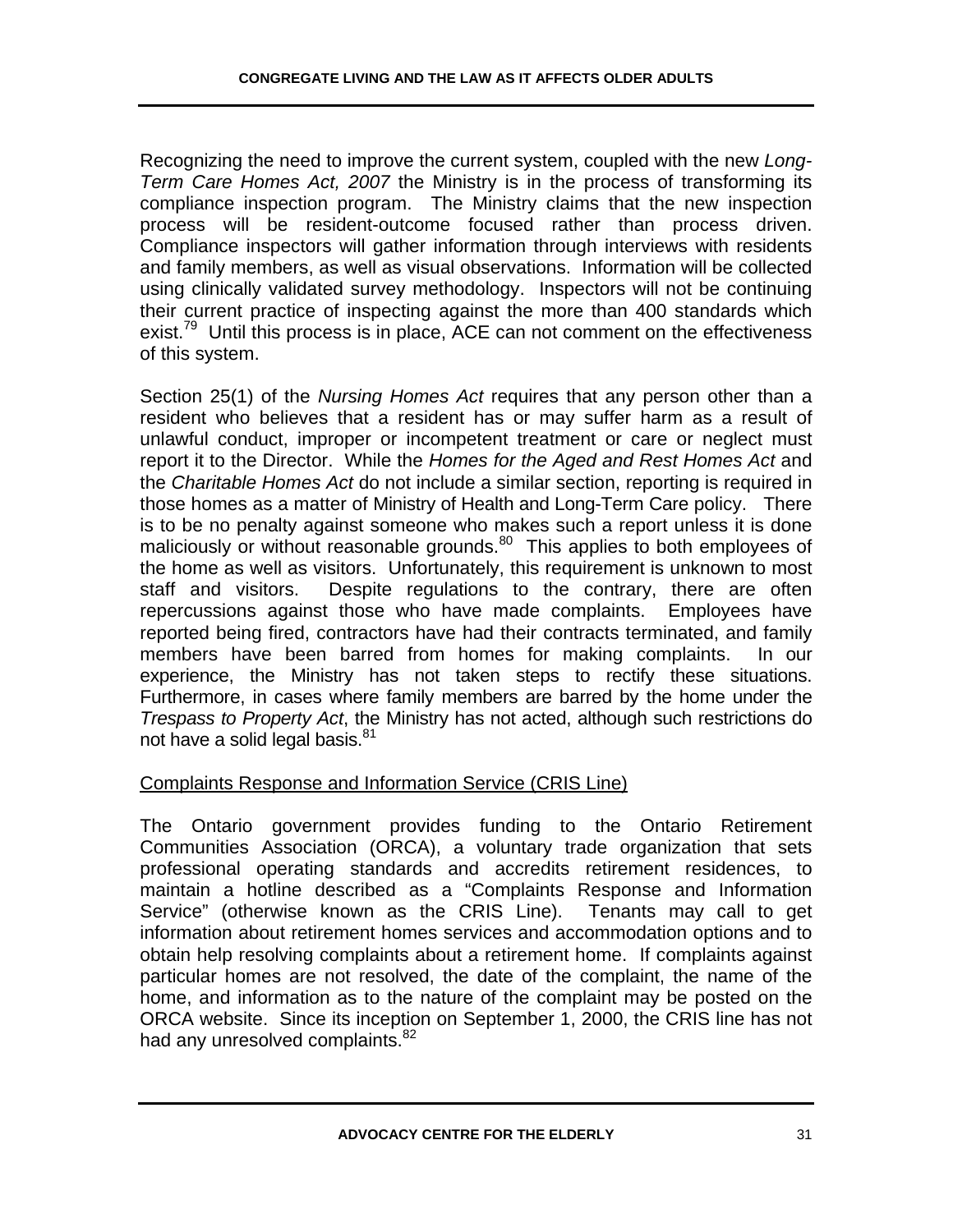Recognizing the need to improve the current system, coupled with the new *Long-Term Care Homes Act, 2007* the Ministry is in the process of transforming its compliance inspection program. The Ministry claims that the new inspection process will be resident-outcome focused rather than process driven. Compliance inspectors will gather information through interviews with residents and family members, as well as visual observations. Information will be collected using clinically validated survey methodology. Inspectors will not be continuing their current practice of inspecting against the more than 400 standards which exist.[79] Until this process is in place, ACE can not comment on the effectiveness of this system.

Section 25(1) of the *Nursing Homes Act* requires that any person other than a resident who believes that a resident has or may suffer harm as a result of unlawful conduct, improper or incompetent treatment or care or neglect must report it to the Director. While the *Homes for the Aged and Rest Homes Act* and the *Charitable Homes Act* do not include a similar section, reporting is required in those homes as a matter of Ministry of Health and Long-Term Care policy. There is to be no penalty against someone who makes such a report unless it is done maliciously or without reasonable grounds.[80] This applies to both employees of the home as well as visitors. Unfortunately, this requirement is unknown to most staff and visitors. Despite regulations to the contrary, there are often repercussions against those who have made complaints. Employees have reported being fired, contractors have had their contracts terminated, and family members have been barred from homes for making complaints. In our experience, the Ministry has not taken steps to rectify these situations. Furthermore, in cases where family members are barred by the home under the *Trespass to Property Act*, the Ministry has not acted, although such restrictions do not have a solid legal basis.[81]

Complaints Response and Information Service (CRIS Line)

The Ontario government provides funding to the Ontario Retirement Communities Association (ORCA), a voluntary trade organization that sets professional operating standards and accredits retirement residences, to maintain a hotline described as a "Complaints Response and Information Service" (otherwise known as the CRIS Line). Tenants may call to get information about retirement homes services and accommodation options and to obtain help resolving complaints about a retirement home. If complaints against particular homes are not resolved, the date of the complaint, the name of the home, and information as to the nature of the complaint may be posted on the ORCA website. Since its inception on September 1, 2000, the CRIS line has not had any unresolved complaints.[82]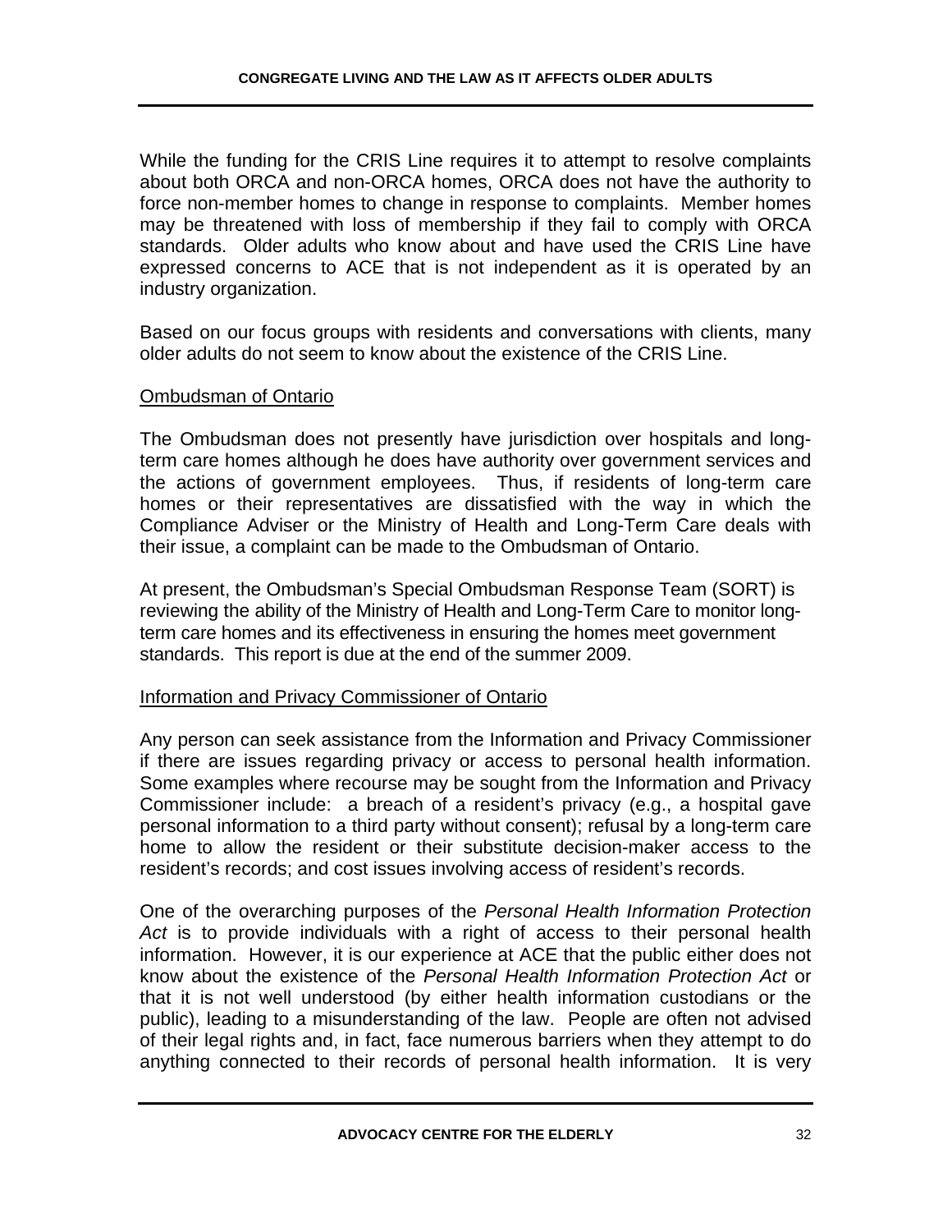While the funding for the CRIS Line requires it to attempt to resolve complaints about both ORCA and non-ORCA homes, ORCA does not have the authority to force non-member homes to change in response to complaints. Member homes may be threatened with loss of membership if they fail to comply with ORCA standards. Older adults who know about and have used the CRIS Line have expressed concerns to ACE that is not independent as it is operated by an industry organization.

Based on our focus groups with residents and conversations with clients, many older adults do not seem to know about the existence of the CRIS Line.

### Ombudsman of Ontario

The Ombudsman does not presently have jurisdiction over hospitals and long-term care homes although he does have authority over government services and the actions of government employees. Thus, if residents of long-term care homes or their representatives are dissatisfied with the way in which the Compliance Adviser or the Ministry of Health and Long-Term Care deals with their issue, a complaint can be made to the Ombudsman of Ontario.

At present, the Ombudsman's Special Ombudsman Response Team (SORT) is reviewing the ability of the Ministry of Health and Long-Term Care to monitor long-term care homes and its effectiveness in ensuring the homes meet government standards. This report is due at the end of the summer 2009.

### Information and Privacy Commissioner of Ontario

Any person can seek assistance from the Information and Privacy Commissioner if there are issues regarding privacy or access to personal health information. Some examples where recourse may be sought from the Information and Privacy Commissioner include: a breach of a resident's privacy (e.g., a hospital gave personal information to a third party without consent); refusal by a long-term care home to allow the resident or their substitute decision-maker access to the resident's records; and cost issues involving access of resident's records.

One of the overarching purposes of the *Personal Health Information Protection Act* is to provide individuals with a right of access to their personal health information. However, it is our experience at ACE that the public either does not know about the existence of the *Personal Health Information Protection Act* or that it is not well understood (by either health information custodians or the public), leading to a misunderstanding of the law. People are often not advised of their legal rights and, in fact, face numerous barriers when they attempt to do anything connected to their records of personal health information. It is very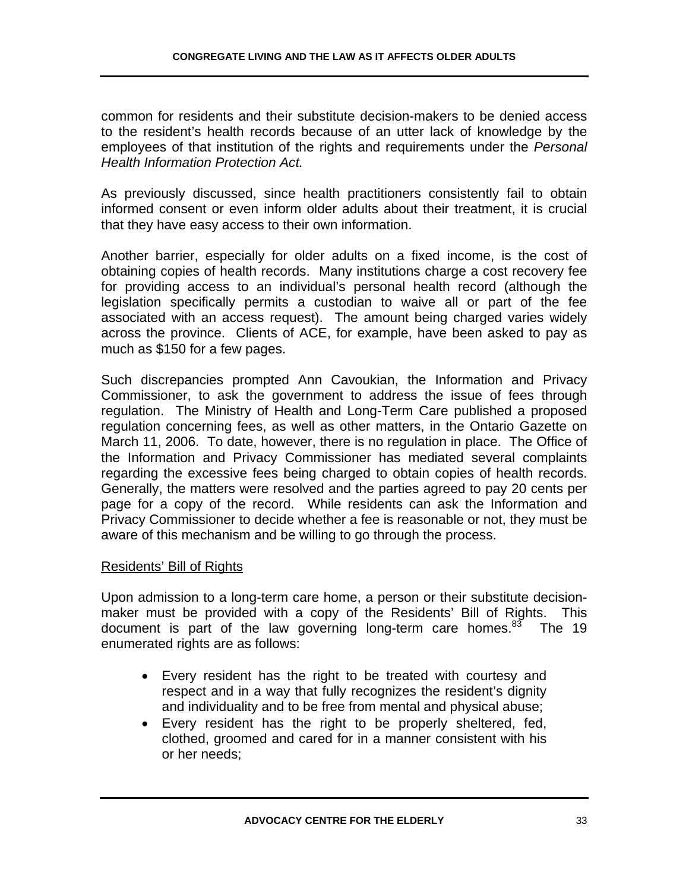common for residents and their substitute decision-makers to be denied access to the resident's health records because of an utter lack of knowledge by the employees of that institution of the rights and requirements under the *Personal Health Information Protection Act.*

As previously discussed, since health practitioners consistently fail to obtain informed consent or even inform older adults about their treatment, it is crucial that they have easy access to their own information.

Another barrier, especially for older adults on a fixed income, is the cost of obtaining copies of health records. Many institutions charge a cost recovery fee for providing access to an individual's personal health record (although the legislation specifically permits a custodian to waive all or part of the fee associated with an access request). The amount being charged varies widely across the province. Clients of ACE, for example, have been asked to pay as much as $150 for a few pages.

Such discrepancies prompted Ann Cavoukian, the Information and Privacy Commissioner, to ask the government to address the issue of fees through regulation. The Ministry of Health and Long-Term Care published a proposed regulation concerning fees, as well as other matters, in the Ontario Gazette on March 11, 2006. To date, however, there is no regulation in place. The Office of the Information and Privacy Commissioner has mediated several complaints regarding the excessive fees being charged to obtain copies of health records. Generally, the matters were resolved and the parties agreed to pay 20 cents per page for a copy of the record. While residents can ask the Information and Privacy Commissioner to decide whether a fee is reasonable or not, they must be aware of this mechanism and be willing to go through the process.

Residents' Bill of Rights

Upon admission to a long-term care home, a person or their substitute decision-maker must be provided with a copy of the Residents' Bill of Rights. This document is part of the law governing long-term care homes.[83] The 19 enumerated rights are as follows:

- Every resident has the right to be treated with courtesy and respect and in a way that fully recognizes the resident's dignity and individuality and to be free from mental and physical abuse;
- Every resident has the right to be properly sheltered, fed, clothed, groomed and cared for in a manner consistent with his or her needs;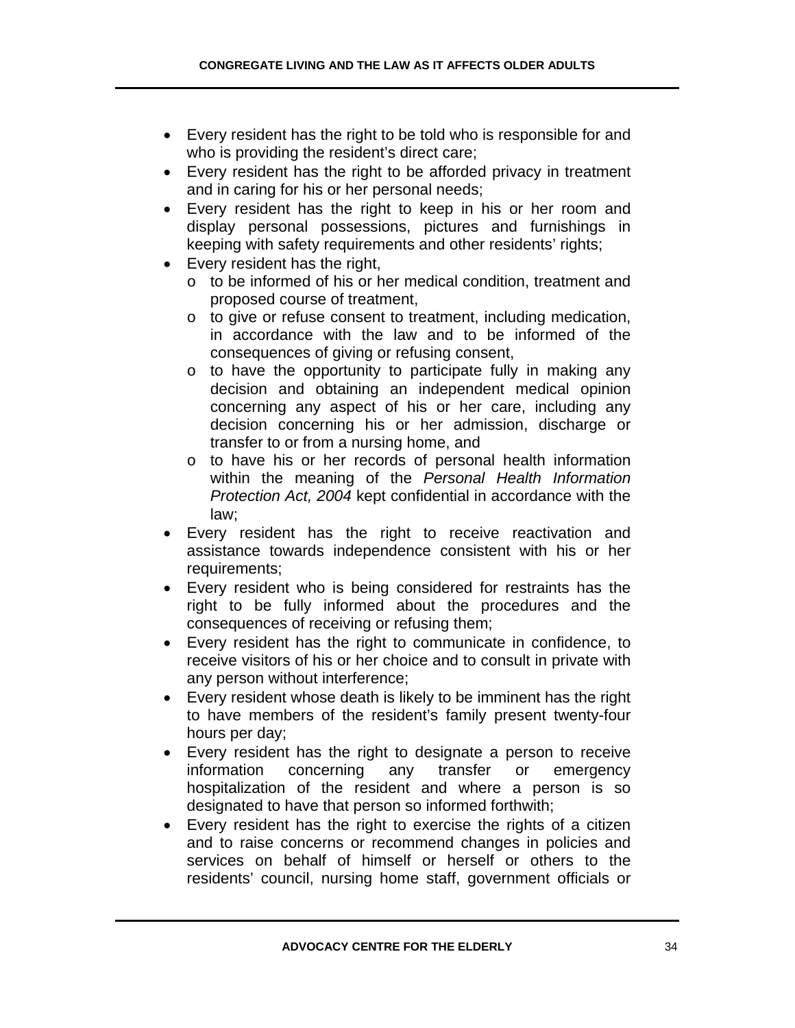- Every resident has the right to be told who is responsible for and who is providing the resident's direct care;
- Every resident has the right to be afforded privacy in treatment and in caring for his or her personal needs;
- Every resident has the right to keep in his or her room and display personal possessions, pictures and furnishings in keeping with safety requirements and other residents' rights;
- Every resident has the right,
    - to be informed of his or her medical condition, treatment and proposed course of treatment,
    - to give or refuse consent to treatment, including medication, in accordance with the law and to be informed of the consequences of giving or refusing consent,
    - to have the opportunity to participate fully in making any decision and obtaining an independent medical opinion concerning any aspect of his or her care, including any decision concerning his or her admission, discharge or transfer to or from a nursing home, and
    - to have his or her records of personal health information within the meaning of the *Personal Health Information Protection Act, 2004* kept confidential in accordance with the law;
- Every resident has the right to receive reactivation and assistance towards independence consistent with his or her requirements;
- Every resident who is being considered for restraints has the right to be fully informed about the procedures and the consequences of receiving or refusing them;
- Every resident has the right to communicate in confidence, to receive visitors of his or her choice and to consult in private with any person without interference;
- Every resident whose death is likely to be imminent has the right to have members of the resident's family present twenty-four hours per day;
- Every resident has the right to designate a person to receive information concerning any transfer or emergency hospitalization of the resident and where a person is so designated to have that person so informed forthwith;
- Every resident has the right to exercise the rights of a citizen and to raise concerns or recommend changes in policies and services on behalf of himself or herself or others to the residents' council, nursing home staff, government officials or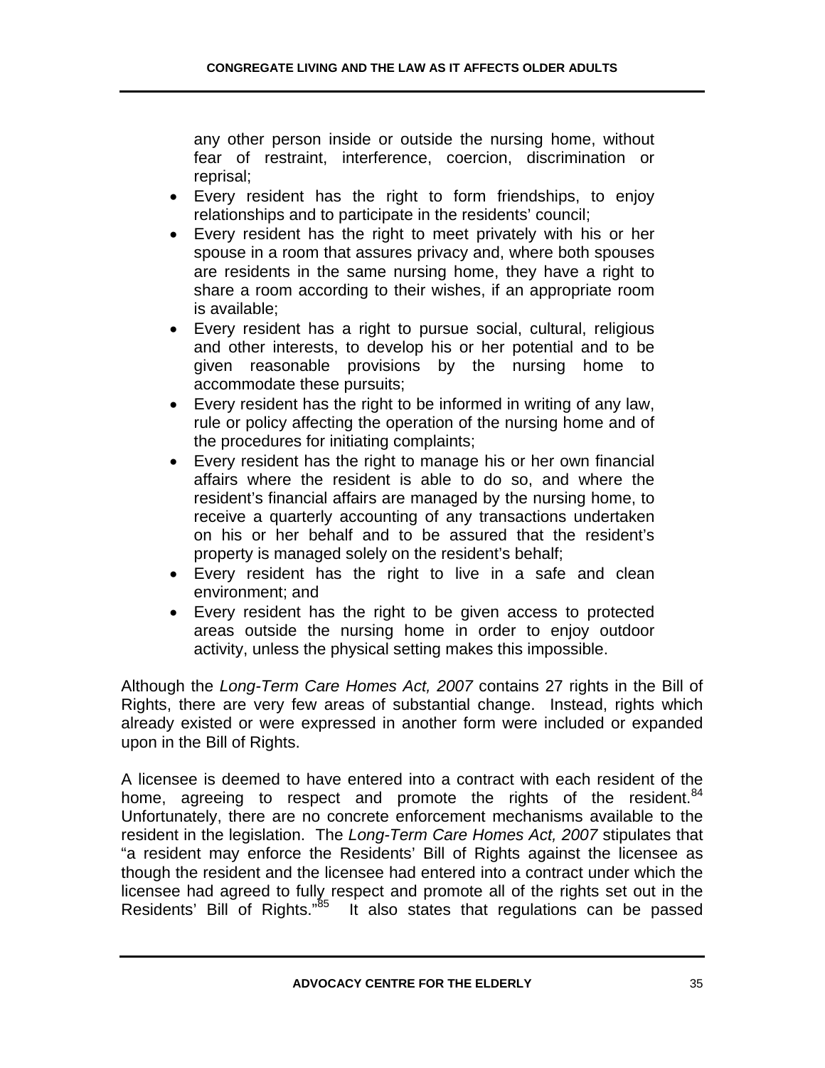any other person inside or outside the nursing home, without fear of restraint, interference, coercion, discrimination or reprisal;

- Every resident has the right to form friendships, to enjoy relationships and to participate in the residents' council;
- Every resident has the right to meet privately with his or her spouse in a room that assures privacy and, where both spouses are residents in the same nursing home, they have a right to share a room according to their wishes, if an appropriate room is available;
- Every resident has a right to pursue social, cultural, religious and other interests, to develop his or her potential and to be given reasonable provisions by the nursing home to accommodate these pursuits;
- Every resident has the right to be informed in writing of any law, rule or policy affecting the operation of the nursing home and of the procedures for initiating complaints;
- Every resident has the right to manage his or her own financial affairs where the resident is able to do so, and where the resident's financial affairs are managed by the nursing home, to receive a quarterly accounting of any transactions undertaken on his or her behalf and to be assured that the resident's property is managed solely on the resident's behalf;
- Every resident has the right to live in a safe and clean environment; and
- Every resident has the right to be given access to protected areas outside the nursing home in order to enjoy outdoor activity, unless the physical setting makes this impossible.

Although the *Long-Term Care Homes Act, 2007* contains 27 rights in the Bill of Rights, there are very few areas of substantial change. Instead, rights which already existed or were expressed in another form were included or expanded upon in the Bill of Rights.

A licensee is deemed to have entered into a contract with each resident of the home, agreeing to respect and promote the rights of the resident.[84] Unfortunately, there are no concrete enforcement mechanisms available to the resident in the legislation. The *Long-Term Care Homes Act, 2007* stipulates that "a resident may enforce the Residents' Bill of Rights against the licensee as though the resident and the licensee had entered into a contract under which the licensee had agreed to fully respect and promote all of the rights set out in the Residents' Bill of Rights."[85] It also states that regulations can be passed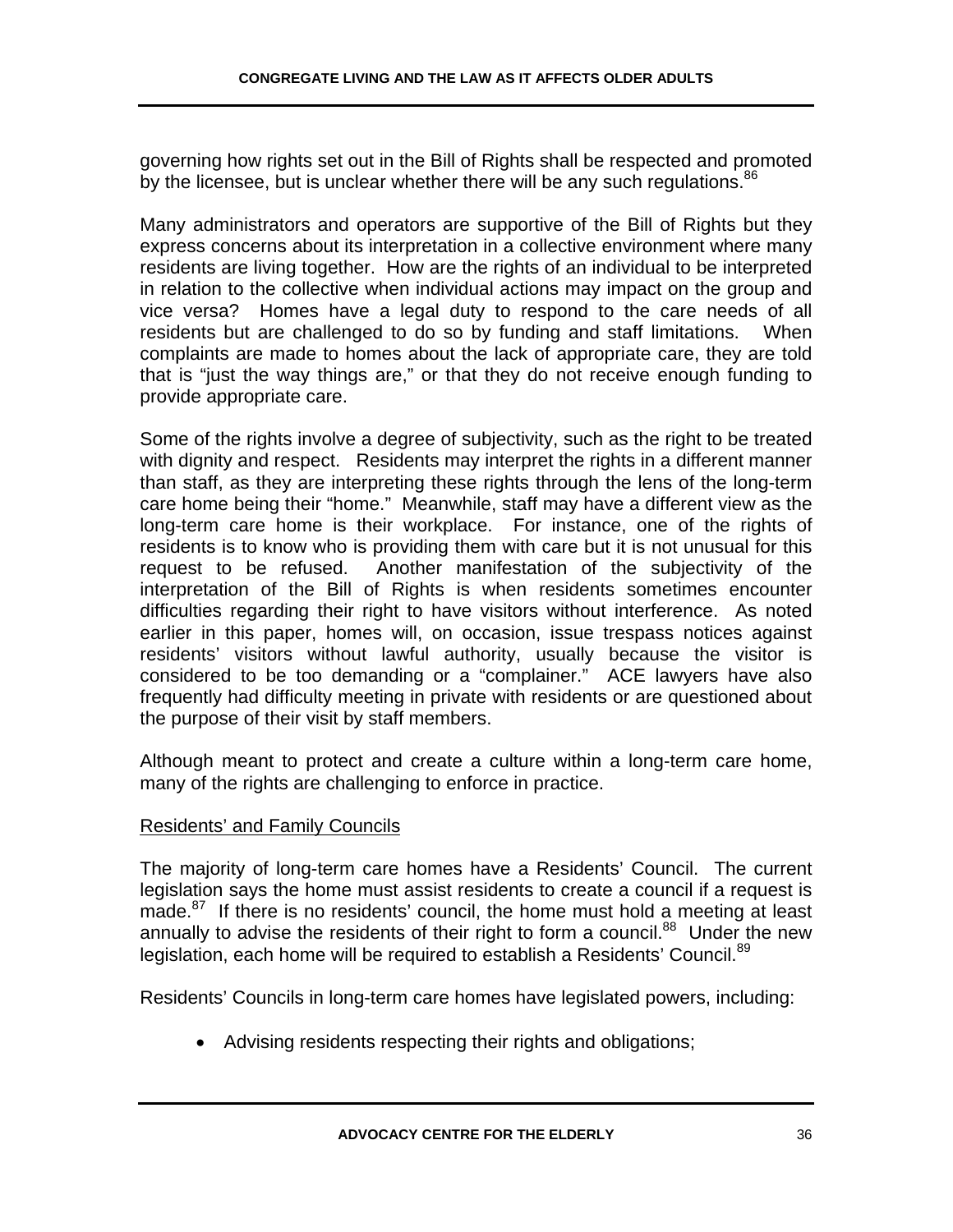governing how rights set out in the Bill of Rights shall be respected and promoted by the licensee, but is unclear whether there will be any such regulations.[86]

Many administrators and operators are supportive of the Bill of Rights but they express concerns about its interpretation in a collective environment where many residents are living together. How are the rights of an individual to be interpreted in relation to the collective when individual actions may impact on the group and vice versa? Homes have a legal duty to respond to the care needs of all residents but are challenged to do so by funding and staff limitations. When complaints are made to homes about the lack of appropriate care, they are told that is "just the way things are," or that they do not receive enough funding to provide appropriate care.

Some of the rights involve a degree of subjectivity, such as the right to be treated with dignity and respect. Residents may interpret the rights in a different manner than staff, as they are interpreting these rights through the lens of the long-term care home being their "home." Meanwhile, staff may have a different view as the long-term care home is their workplace. For instance, one of the rights of residents is to know who is providing them with care but it is not unusual for this request to be refused. Another manifestation of the subjectivity of the interpretation of the Bill of Rights is when residents sometimes encounter difficulties regarding their right to have visitors without interference. As noted earlier in this paper, homes will, on occasion, issue trespass notices against residents' visitors without lawful authority, usually because the visitor is considered to be too demanding or a "complainer." ACE lawyers have also frequently had difficulty meeting in private with residents or are questioned about the purpose of their visit by staff members.

Although meant to protect and create a culture within a long-term care home, many of the rights are challenging to enforce in practice.

<u>Residents' and Family Councils</u>

The majority of long-term care homes have a Residents' Council. The current legislation says the home must assist residents to create a council if a request is made.[87] If there is no residents' council, the home must hold a meeting at least annually to advise the residents of their right to form a council.[88] Under the new legislation, each home will be required to establish a Residents' Council.[89]

Residents' Councils in long-term care homes have legislated powers, including:

- Advising residents respecting their rights and obligations;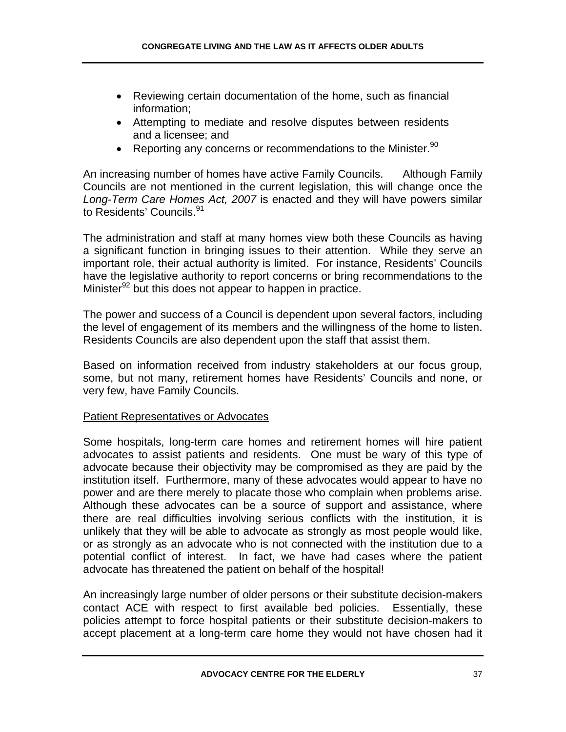- Reviewing certain documentation of the home, such as financial information;
- Attempting to mediate and resolve disputes between residents and a licensee; and
- Reporting any concerns or recommendations to the Minister.[90]

An increasing number of homes have active Family Councils. Although Family Councils are not mentioned in the current legislation, this will change once the *Long-Term Care Homes Act, 2007* is enacted and they will have powers similar to Residents' Councils.[91]

The administration and staff at many homes view both these Councils as having a significant function in bringing issues to their attention. While they serve an important role, their actual authority is limited. For instance, Residents' Councils have the legislative authority to report concerns or bring recommendations to the Minister[92] but this does not appear to happen in practice.

The power and success of a Council is dependent upon several factors, including the level of engagement of its members and the willingness of the home to listen. Residents Councils are also dependent upon the staff that assist them.

Based on information received from industry stakeholders at our focus group, some, but not many, retirement homes have Residents' Councils and none, or very few, have Family Councils.

<u>Patient Representatives or Advocates</u>

Some hospitals, long-term care homes and retirement homes will hire patient advocates to assist patients and residents. One must be wary of this type of advocate because their objectivity may be compromised as they are paid by the institution itself. Furthermore, many of these advocates would appear to have no power and are there merely to placate those who complain when problems arise. Although these advocates can be a source of support and assistance, where there are real difficulties involving serious conflicts with the institution, it is unlikely that they will be able to advocate as strongly as most people would like, or as strongly as an advocate who is not connected with the institution due to a potential conflict of interest. In fact, we have had cases where the patient advocate has threatened the patient on behalf of the hospital!

An increasingly large number of older persons or their substitute decision-makers contact ACE with respect to first available bed policies. Essentially, these policies attempt to force hospital patients or their substitute decision-makers to accept placement at a long-term care home they would not have chosen had it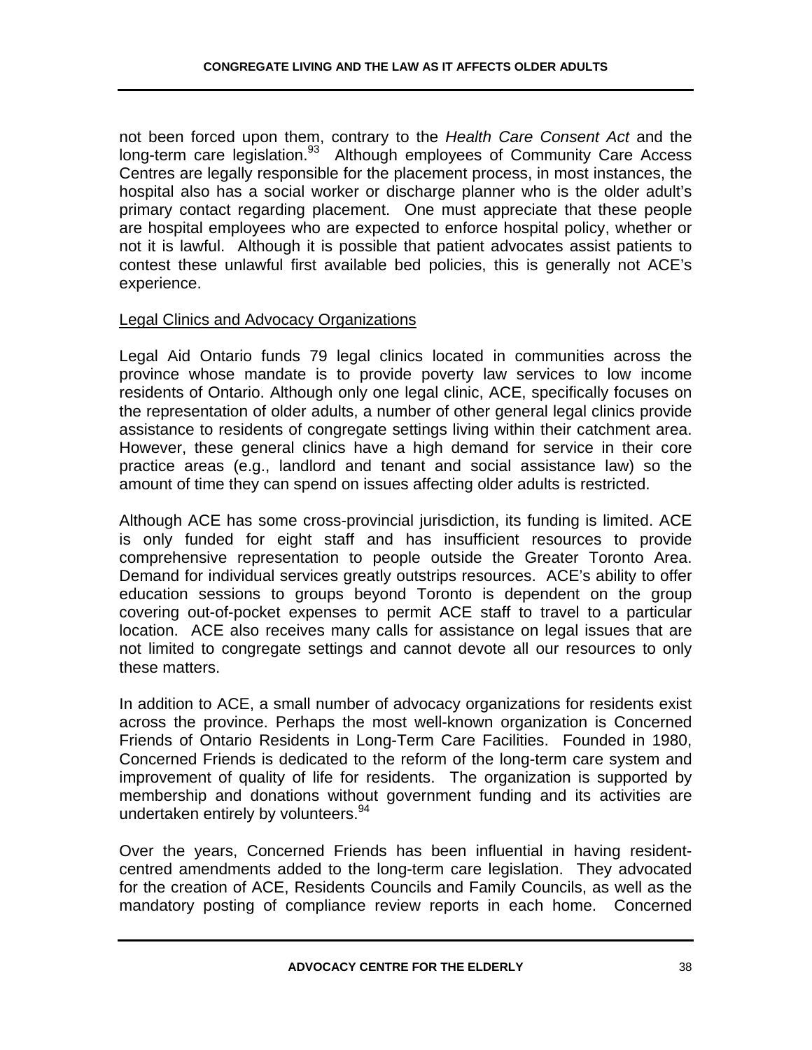not been forced upon them, contrary to the *Health Care Consent Act* and the long-term care legislation.[93] Although employees of Community Care Access Centres are legally responsible for the placement process, in most instances, the hospital also has a social worker or discharge planner who is the older adult's primary contact regarding placement. One must appreciate that these people are hospital employees who are expected to enforce hospital policy, whether or not it is lawful. Although it is possible that patient advocates assist patients to contest these unlawful first available bed policies, this is generally not ACE's experience.

Legal Clinics and Advocacy Organizations

Legal Aid Ontario funds 79 legal clinics located in communities across the province whose mandate is to provide poverty law services to low income residents of Ontario. Although only one legal clinic, ACE, specifically focuses on the representation of older adults, a number of other general legal clinics provide assistance to residents of congregate settings living within their catchment area. However, these general clinics have a high demand for service in their core practice areas (e.g., landlord and tenant and social assistance law) so the amount of time they can spend on issues affecting older adults is restricted.

Although ACE has some cross-provincial jurisdiction, its funding is limited. ACE is only funded for eight staff and has insufficient resources to provide comprehensive representation to people outside the Greater Toronto Area. Demand for individual services greatly outstrips resources. ACE's ability to offer education sessions to groups beyond Toronto is dependent on the group covering out-of-pocket expenses to permit ACE staff to travel to a particular location. ACE also receives many calls for assistance on legal issues that are not limited to congregate settings and cannot devote all our resources to only these matters.

In addition to ACE, a small number of advocacy organizations for residents exist across the province. Perhaps the most well-known organization is Concerned Friends of Ontario Residents in Long-Term Care Facilities. Founded in 1980, Concerned Friends is dedicated to the reform of the long-term care system and improvement of quality of life for residents. The organization is supported by membership and donations without government funding and its activities are undertaken entirely by volunteers.[94]

Over the years, Concerned Friends has been influential in having resident-centred amendments added to the long-term care legislation. They advocated for the creation of ACE, Residents Councils and Family Councils, as well as the mandatory posting of compliance review reports in each home. Concerned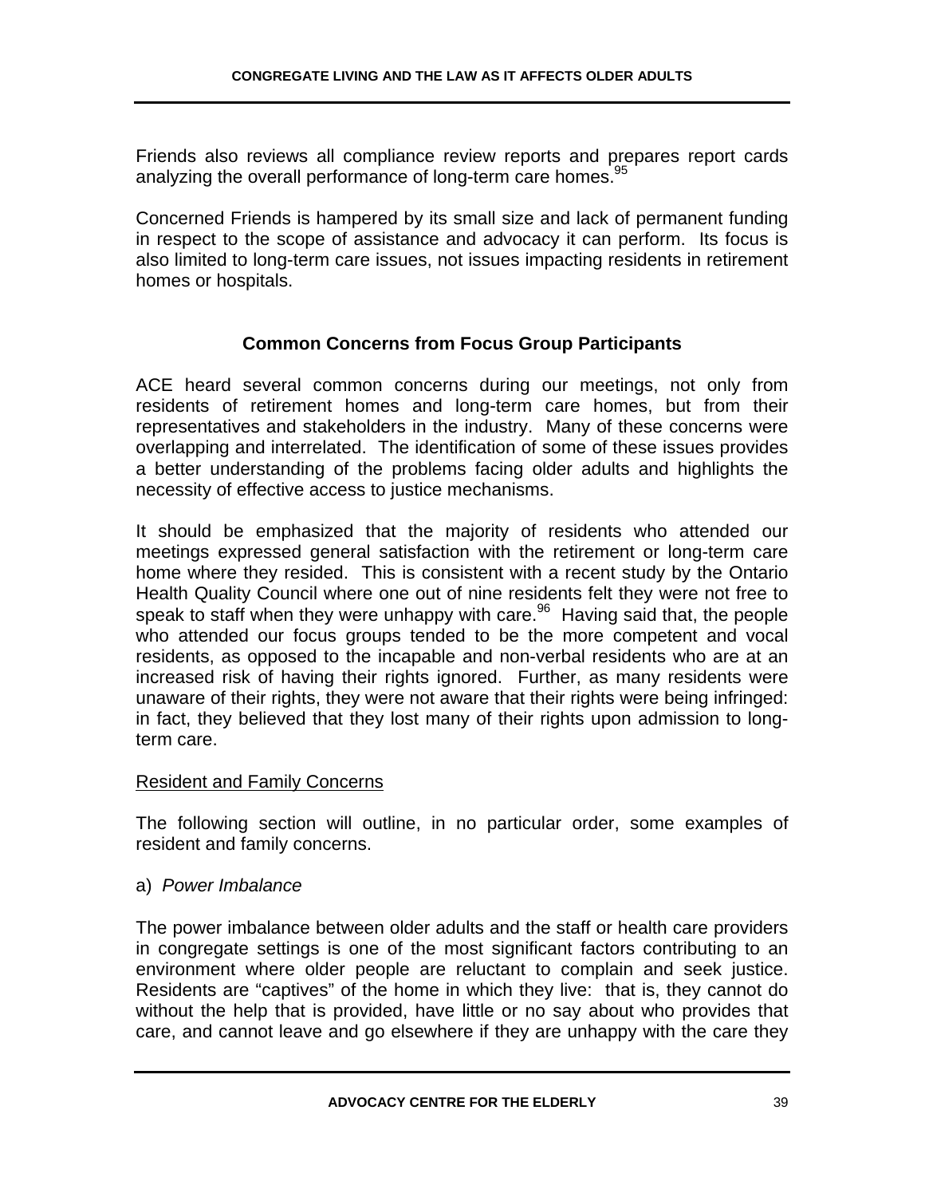Friends also reviews all compliance review reports and prepares report cards analyzing the overall performance of long-term care homes.[95]

Concerned Friends is hampered by its small size and lack of permanent funding in respect to the scope of assistance and advocacy it can perform. Its focus is also limited to long-term care issues, not issues impacting residents in retirement homes or hospitals.

## Common Concerns from Focus Group Participants

ACE heard several common concerns during our meetings, not only from residents of retirement homes and long-term care homes, but from their representatives and stakeholders in the industry. Many of these concerns were overlapping and interrelated. The identification of some of these issues provides a better understanding of the problems facing older adults and highlights the necessity of effective access to justice mechanisms.

It should be emphasized that the majority of residents who attended our meetings expressed general satisfaction with the retirement or long-term care home where they resided. This is consistent with a recent study by the Ontario Health Quality Council where one out of nine residents felt they were not free to speak to staff when they were unhappy with care.[96] Having said that, the people who attended our focus groups tended to be the more competent and vocal residents, as opposed to the incapable and non-verbal residents who are at an increased risk of having their rights ignored. Further, as many residents were unaware of their rights, they were not aware that their rights were being infringed: in fact, they believed that they lost many of their rights upon admission to long-term care.

### Resident and Family Concerns

The following section will outline, in no particular order, some examples of resident and family concerns.

a) *Power Imbalance*

The power imbalance between older adults and the staff or health care providers in congregate settings is one of the most significant factors contributing to an environment where older people are reluctant to complain and seek justice. Residents are "captives" of the home in which they live: that is, they cannot do without the help that is provided, have little or no say about who provides that care, and cannot leave and go elsewhere if they are unhappy with the care they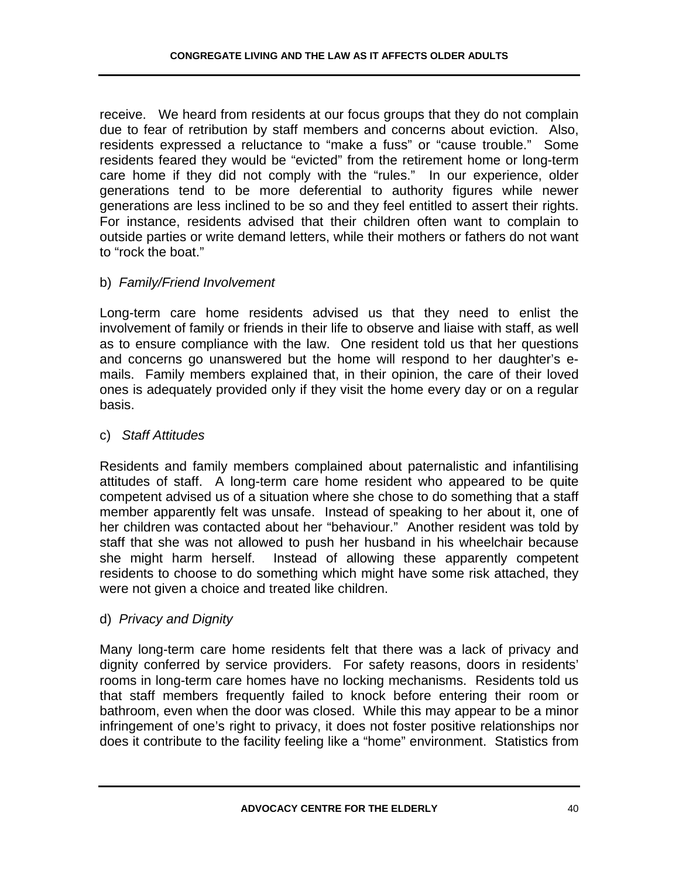receive. We heard from residents at our focus groups that they do not complain due to fear of retribution by staff members and concerns about eviction. Also, residents expressed a reluctance to "make a fuss" or "cause trouble." Some residents feared they would be "evicted" from the retirement home or long-term care home if they did not comply with the "rules." In our experience, older generations tend to be more deferential to authority figures while newer generations are less inclined to be so and they feel entitled to assert their rights. For instance, residents advised that their children often want to complain to outside parties or write demand letters, while their mothers or fathers do not want to "rock the boat."

b) *Family/Friend Involvement*

Long-term care home residents advised us that they need to enlist the involvement of family or friends in their life to observe and liaise with staff, as well as to ensure compliance with the law. One resident told us that her questions and concerns go unanswered but the home will respond to her daughter's e-mails. Family members explained that, in their opinion, the care of their loved ones is adequately provided only if they visit the home every day or on a regular basis.

c) *Staff Attitudes*

Residents and family members complained about paternalistic and infantilising attitudes of staff. A long-term care home resident who appeared to be quite competent advised us of a situation where she chose to do something that a staff member apparently felt was unsafe. Instead of speaking to her about it, one of her children was contacted about her "behaviour." Another resident was told by staff that she was not allowed to push her husband in his wheelchair because she might harm herself. Instead of allowing these apparently competent residents to choose to do something which might have some risk attached, they were not given a choice and treated like children.

d) *Privacy and Dignity*

Many long-term care home residents felt that there was a lack of privacy and dignity conferred by service providers. For safety reasons, doors in residents' rooms in long-term care homes have no locking mechanisms. Residents told us that staff members frequently failed to knock before entering their room or bathroom, even when the door was closed. While this may appear to be a minor infringement of one's right to privacy, it does not foster positive relationships nor does it contribute to the facility feeling like a "home" environment. Statistics from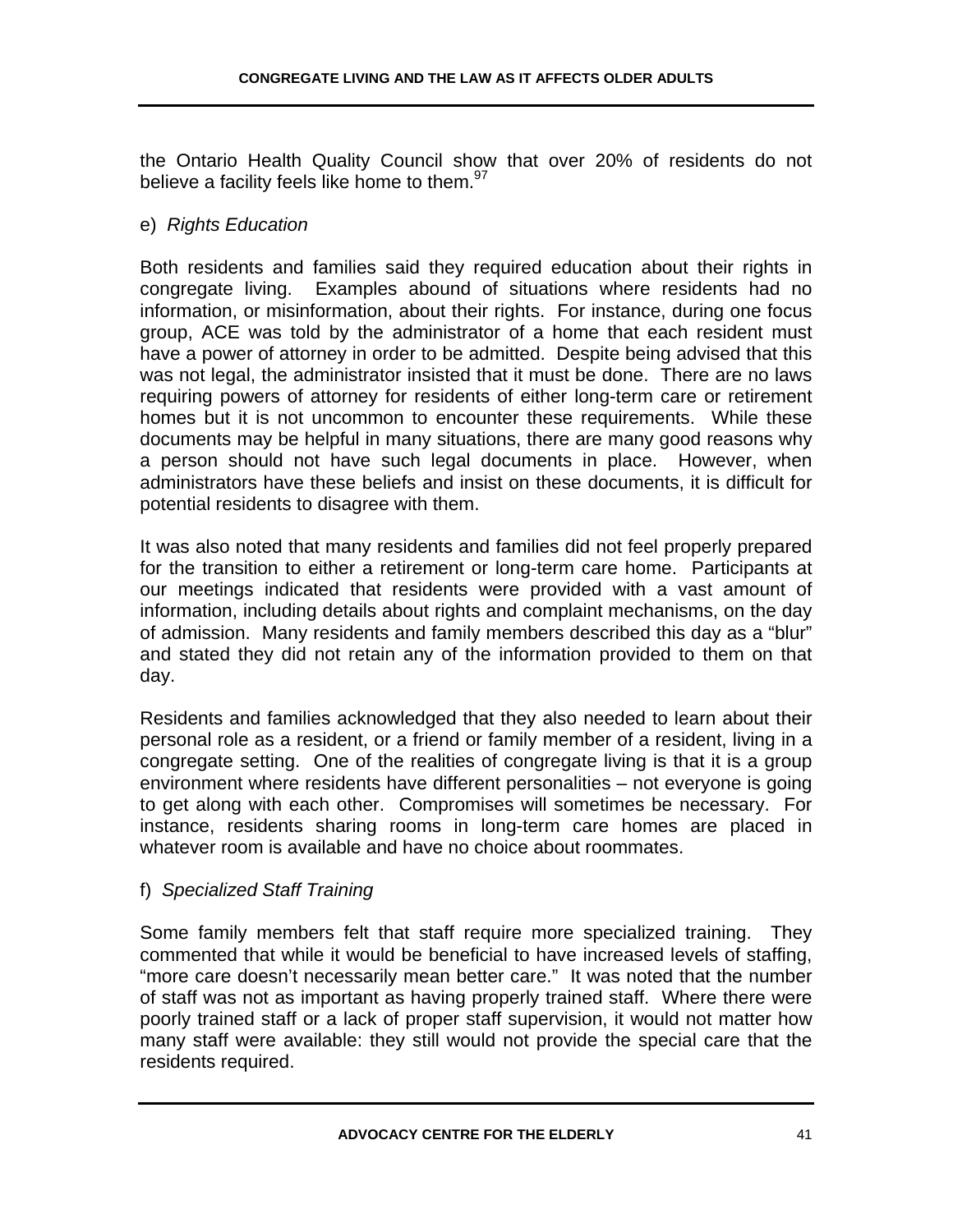the Ontario Health Quality Council show that over 20% of residents do not believe a facility feels like home to them.[97]

e) *Rights Education*

Both residents and families said they required education about their rights in congregate living. Examples abound of situations where residents had no information, or misinformation, about their rights. For instance, during one focus group, ACE was told by the administrator of a home that each resident must have a power of attorney in order to be admitted. Despite being advised that this was not legal, the administrator insisted that it must be done. There are no laws requiring powers of attorney for residents of either long-term care or retirement homes but it is not uncommon to encounter these requirements. While these documents may be helpful in many situations, there are many good reasons why a person should not have such legal documents in place. However, when administrators have these beliefs and insist on these documents, it is difficult for potential residents to disagree with them.

It was also noted that many residents and families did not feel properly prepared for the transition to either a retirement or long-term care home. Participants at our meetings indicated that residents were provided with a vast amount of information, including details about rights and complaint mechanisms, on the day of admission. Many residents and family members described this day as a "blur" and stated they did not retain any of the information provided to them on that day.

Residents and families acknowledged that they also needed to learn about their personal role as a resident, or a friend or family member of a resident, living in a congregate setting. One of the realities of congregate living is that it is a group environment where residents have different personalities – not everyone is going to get along with each other. Compromises will sometimes be necessary. For instance, residents sharing rooms in long-term care homes are placed in whatever room is available and have no choice about roommates.

f) *Specialized Staff Training*

Some family members felt that staff require more specialized training. They commented that while it would be beneficial to have increased levels of staffing, "more care doesn't necessarily mean better care." It was noted that the number of staff was not as important as having properly trained staff. Where there were poorly trained staff or a lack of proper staff supervision, it would not matter how many staff were available: they still would not provide the special care that the residents required.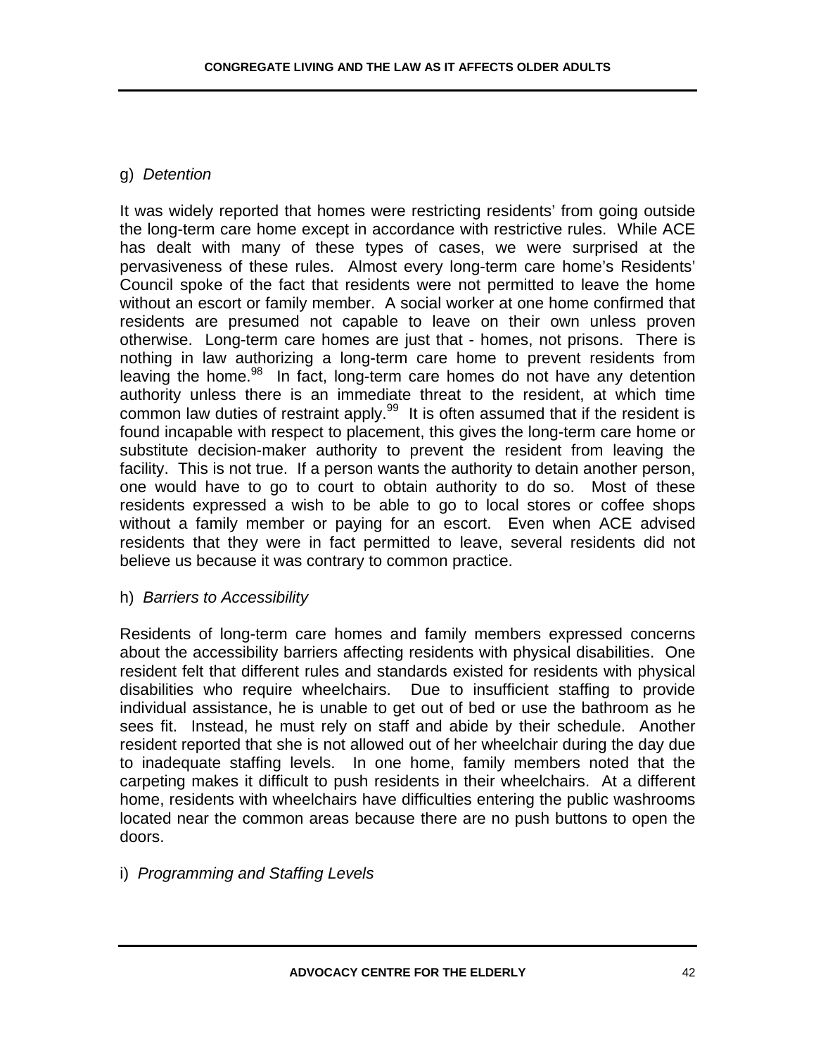g) *Detention*

It was widely reported that homes were restricting residents' from going outside the long-term care home except in accordance with restrictive rules. While ACE has dealt with many of these types of cases, we were surprised at the pervasiveness of these rules. Almost every long-term care home's Residents' Council spoke of the fact that residents were not permitted to leave the home without an escort or family member. A social worker at one home confirmed that residents are presumed not capable to leave on their own unless proven otherwise. Long-term care homes are just that - homes, not prisons. There is nothing in law authorizing a long-term care home to prevent residents from leaving the home.[98] In fact, long-term care homes do not have any detention authority unless there is an immediate threat to the resident, at which time common law duties of restraint apply.[99] It is often assumed that if the resident is found incapable with respect to placement, this gives the long-term care home or substitute decision-maker authority to prevent the resident from leaving the facility. This is not true. If a person wants the authority to detain another person, one would have to go to court to obtain authority to do so. Most of these residents expressed a wish to be able to go to local stores or coffee shops without a family member or paying for an escort. Even when ACE advised residents that they were in fact permitted to leave, several residents did not believe us because it was contrary to common practice.

h) *Barriers to Accessibility*

Residents of long-term care homes and family members expressed concerns about the accessibility barriers affecting residents with physical disabilities. One resident felt that different rules and standards existed for residents with physical disabilities who require wheelchairs. Due to insufficient staffing to provide individual assistance, he is unable to get out of bed or use the bathroom as he sees fit. Instead, he must rely on staff and abide by their schedule. Another resident reported that she is not allowed out of her wheelchair during the day due to inadequate staffing levels. In one home, family members noted that the carpeting makes it difficult to push residents in their wheelchairs. At a different home, residents with wheelchairs have difficulties entering the public washrooms located near the common areas because there are no push buttons to open the doors.

i) *Programming and Staffing Levels*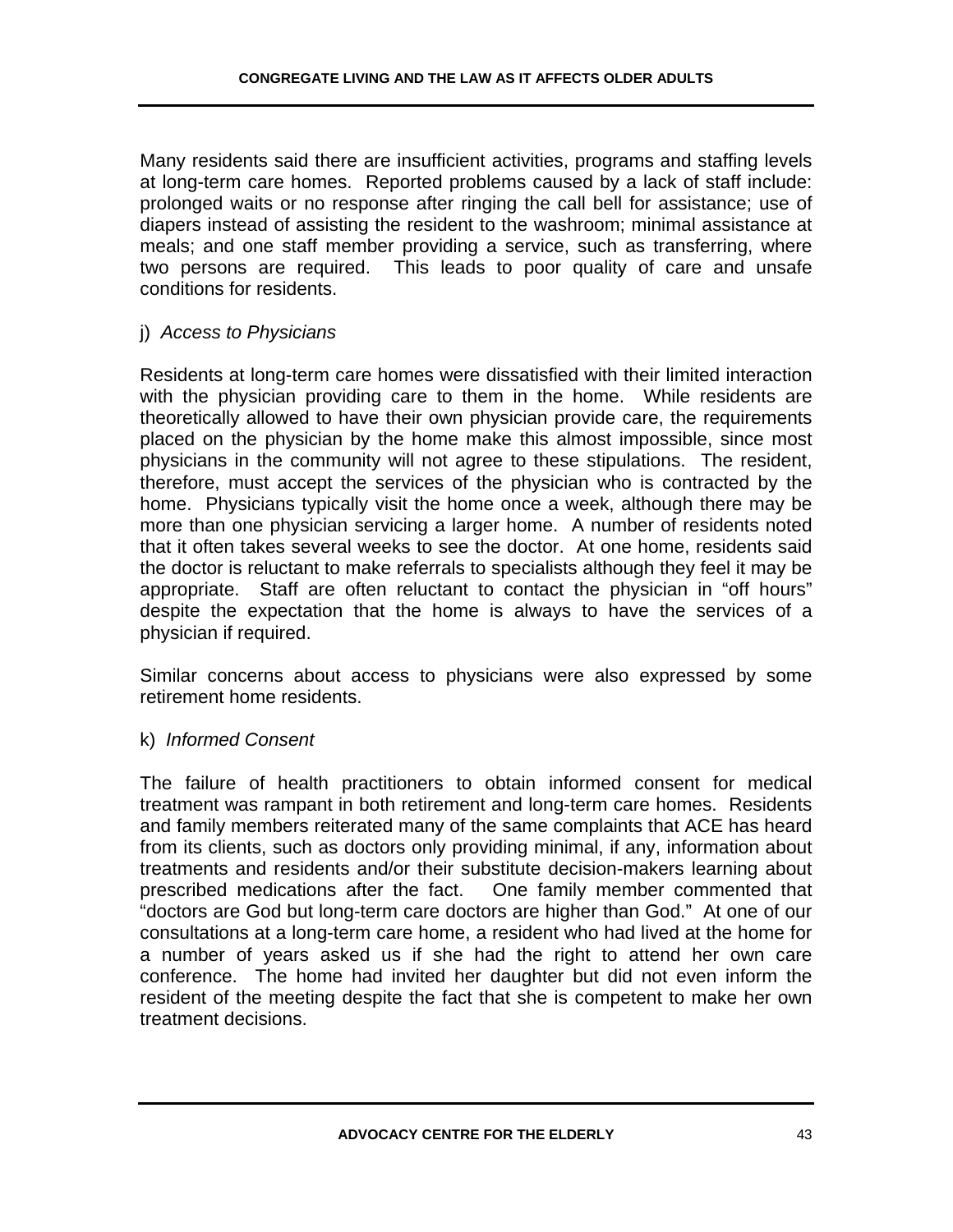Many residents said there are insufficient activities, programs and staffing levels at long-term care homes. Reported problems caused by a lack of staff include: prolonged waits or no response after ringing the call bell for assistance; use of diapers instead of assisting the resident to the washroom; minimal assistance at meals; and one staff member providing a service, such as transferring, where two persons are required. This leads to poor quality of care and unsafe conditions for residents.

j) *Access to Physicians*

Residents at long-term care homes were dissatisfied with their limited interaction with the physician providing care to them in the home. While residents are theoretically allowed to have their own physician provide care, the requirements placed on the physician by the home make this almost impossible, since most physicians in the community will not agree to these stipulations. The resident, therefore, must accept the services of the physician who is contracted by the home. Physicians typically visit the home once a week, although there may be more than one physician servicing a larger home. A number of residents noted that it often takes several weeks to see the doctor. At one home, residents said the doctor is reluctant to make referrals to specialists although they feel it may be appropriate. Staff are often reluctant to contact the physician in "off hours" despite the expectation that the home is always to have the services of a physician if required.

Similar concerns about access to physicians were also expressed by some retirement home residents.

k) *Informed Consent*

The failure of health practitioners to obtain informed consent for medical treatment was rampant in both retirement and long-term care homes. Residents and family members reiterated many of the same complaints that ACE has heard from its clients, such as doctors only providing minimal, if any, information about treatments and residents and/or their substitute decision-makers learning about prescribed medications after the fact. One family member commented that "doctors are God but long-term care doctors are higher than God." At one of our consultations at a long-term care home, a resident who had lived at the home for a number of years asked us if she had the right to attend her own care conference. The home had invited her daughter but did not even inform the resident of the meeting despite the fact that she is competent to make her own treatment decisions.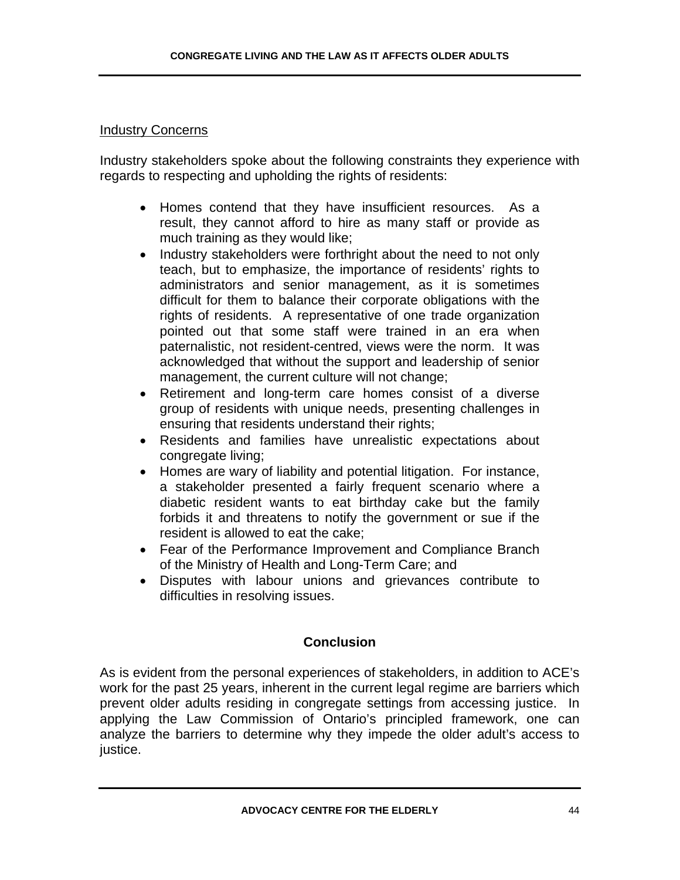Industry Concerns

Industry stakeholders spoke about the following constraints they experience with regards to respecting and upholding the rights of residents:

- Homes contend that they have insufficient resources. As a result, they cannot afford to hire as many staff or provide as much training as they would like;
- Industry stakeholders were forthright about the need to not only teach, but to emphasize, the importance of residents' rights to administrators and senior management, as it is sometimes difficult for them to balance their corporate obligations with the rights of residents. A representative of one trade organization pointed out that some staff were trained in an era when paternalistic, not resident-centred, views were the norm. It was acknowledged that without the support and leadership of senior management, the current culture will not change;
- Retirement and long-term care homes consist of a diverse group of residents with unique needs, presenting challenges in ensuring that residents understand their rights;
- Residents and families have unrealistic expectations about congregate living;
- Homes are wary of liability and potential litigation. For instance, a stakeholder presented a fairly frequent scenario where a diabetic resident wants to eat birthday cake but the family forbids it and threatens to notify the government or sue if the resident is allowed to eat the cake;
- Fear of the Performance Improvement and Compliance Branch of the Ministry of Health and Long-Term Care; and
- Disputes with labour unions and grievances contribute to difficulties in resolving issues.

## Conclusion

As is evident from the personal experiences of stakeholders, in addition to ACE's work for the past 25 years, inherent in the current legal regime are barriers which prevent older adults residing in congregate settings from accessing justice. In applying the Law Commission of Ontario's principled framework, one can analyze the barriers to determine why they impede the older adult's access to justice.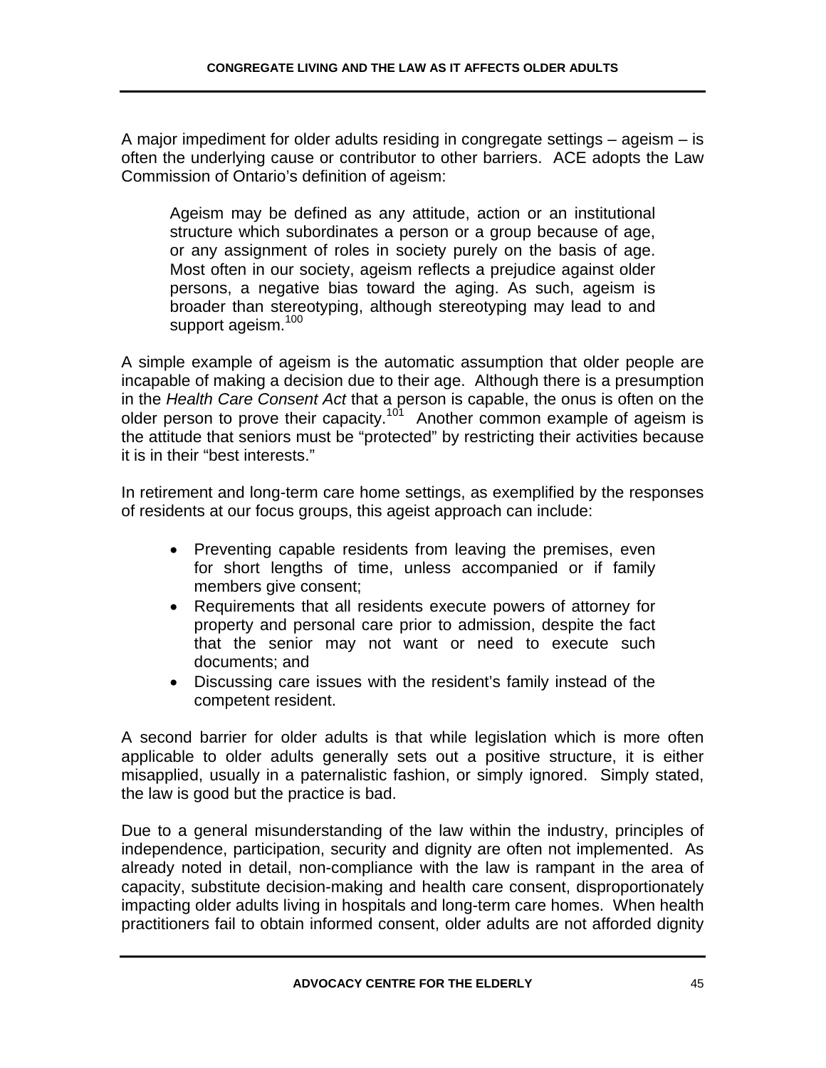A major impediment for older adults residing in congregate settings – ageism – is often the underlying cause or contributor to other barriers. ACE adopts the Law Commission of Ontario's definition of ageism:

> Ageism may be defined as any attitude, action or an institutional structure which subordinates a person or a group because of age, or any assignment of roles in society purely on the basis of age. Most often in our society, ageism reflects a prejudice against older persons, a negative bias toward the aging. As such, ageism is broader than stereotyping, although stereotyping may lead to and support ageism.[100]

A simple example of ageism is the automatic assumption that older people are incapable of making a decision due to their age. Although there is a presumption in the *Health Care Consent Act* that a person is capable, the onus is often on the older person to prove their capacity.[101] Another common example of ageism is the attitude that seniors must be "protected" by restricting their activities because it is in their "best interests."

In retirement and long-term care home settings, as exemplified by the responses of residents at our focus groups, this ageist approach can include:

- Preventing capable residents from leaving the premises, even for short lengths of time, unless accompanied or if family members give consent;
- Requirements that all residents execute powers of attorney for property and personal care prior to admission, despite the fact that the senior may not want or need to execute such documents; and
- Discussing care issues with the resident's family instead of the competent resident.

A second barrier for older adults is that while legislation which is more often applicable to older adults generally sets out a positive structure, it is either misapplied, usually in a paternalistic fashion, or simply ignored. Simply stated, the law is good but the practice is bad.

Due to a general misunderstanding of the law within the industry, principles of independence, participation, security and dignity are often not implemented. As already noted in detail, non-compliance with the law is rampant in the area of capacity, substitute decision-making and health care consent, disproportionately impacting older adults living in hospitals and long-term care homes. When health practitioners fail to obtain informed consent, older adults are not afforded dignity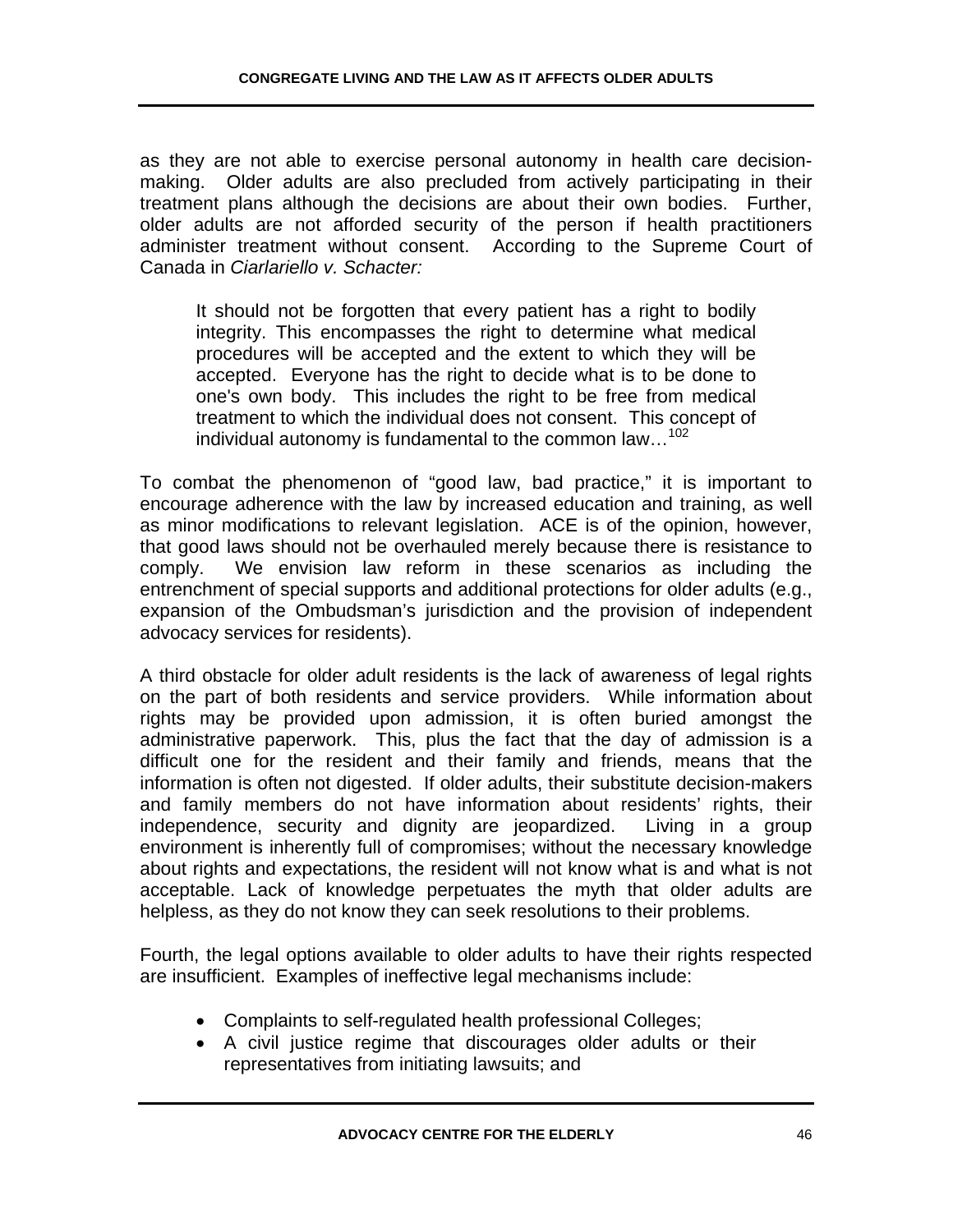as they are not able to exercise personal autonomy in health care decision-making. Older adults are also precluded from actively participating in their treatment plans although the decisions are about their own bodies. Further, older adults are not afforded security of the person if health practitioners administer treatment without consent. According to the Supreme Court of Canada in *Ciarlariello v. Schacter:*

> It should not be forgotten that every patient has a right to bodily integrity. This encompasses the right to determine what medical procedures will be accepted and the extent to which they will be accepted. Everyone has the right to decide what is to be done to one's own body. This includes the right to be free from medical treatment to which the individual does not consent. This concept of individual autonomy is fundamental to the common law…[102]

To combat the phenomenon of "good law, bad practice," it is important to encourage adherence with the law by increased education and training, as well as minor modifications to relevant legislation. ACE is of the opinion, however, that good laws should not be overhauled merely because there is resistance to comply. We envision law reform in these scenarios as including the entrenchment of special supports and additional protections for older adults (e.g., expansion of the Ombudsman's jurisdiction and the provision of independent advocacy services for residents).

A third obstacle for older adult residents is the lack of awareness of legal rights on the part of both residents and service providers. While information about rights may be provided upon admission, it is often buried amongst the administrative paperwork. This, plus the fact that the day of admission is a difficult one for the resident and their family and friends, means that the information is often not digested. If older adults, their substitute decision-makers and family members do not have information about residents' rights, their independence, security and dignity are jeopardized. Living in a group environment is inherently full of compromises; without the necessary knowledge about rights and expectations, the resident will not know what is and what is not acceptable. Lack of knowledge perpetuates the myth that older adults are helpless, as they do not know they can seek resolutions to their problems.

Fourth, the legal options available to older adults to have their rights respected are insufficient. Examples of ineffective legal mechanisms include:

- Complaints to self-regulated health professional Colleges;
- A civil justice regime that discourages older adults or their representatives from initiating lawsuits; and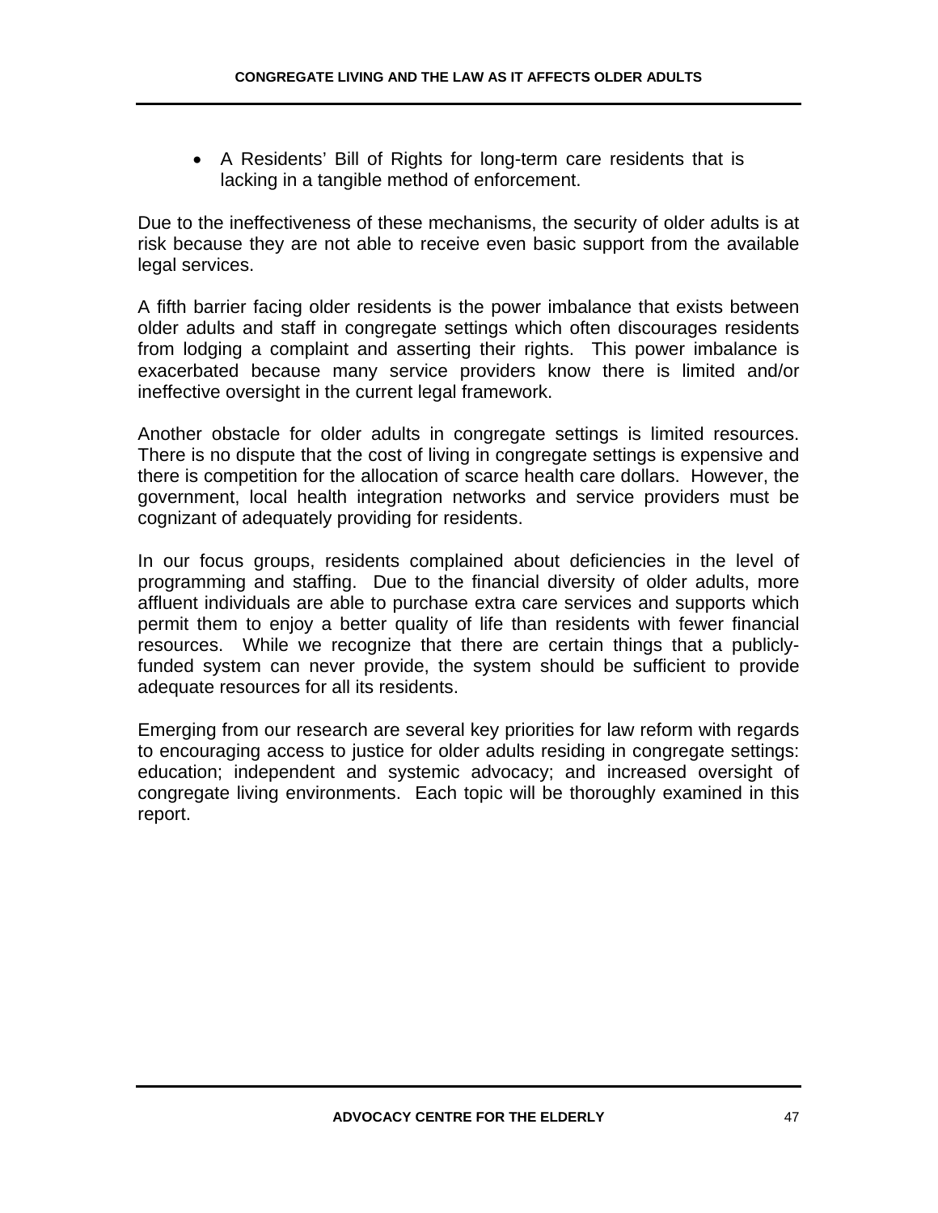- A Residents' Bill of Rights for long-term care residents that is lacking in a tangible method of enforcement.

Due to the ineffectiveness of these mechanisms, the security of older adults is at risk because they are not able to receive even basic support from the available legal services.

A fifth barrier facing older residents is the power imbalance that exists between older adults and staff in congregate settings which often discourages residents from lodging a complaint and asserting their rights. This power imbalance is exacerbated because many service providers know there is limited and/or ineffective oversight in the current legal framework.

Another obstacle for older adults in congregate settings is limited resources. There is no dispute that the cost of living in congregate settings is expensive and there is competition for the allocation of scarce health care dollars. However, the government, local health integration networks and service providers must be cognizant of adequately providing for residents.

In our focus groups, residents complained about deficiencies in the level of programming and staffing. Due to the financial diversity of older adults, more affluent individuals are able to purchase extra care services and supports which permit them to enjoy a better quality of life than residents with fewer financial resources. While we recognize that there are certain things that a publicly-funded system can never provide, the system should be sufficient to provide adequate resources for all its residents.

Emerging from our research are several key priorities for law reform with regards to encouraging access to justice for older adults residing in congregate settings: education; independent and systemic advocacy; and increased oversight of congregate living environments. Each topic will be thoroughly examined in this report.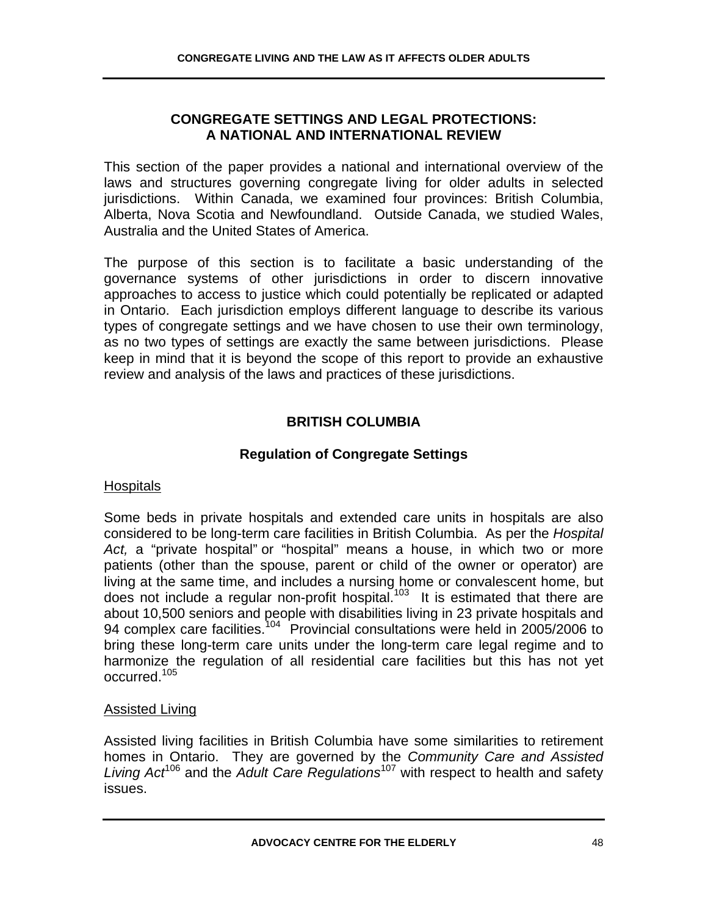## CONGREGATE SETTINGS AND LEGAL PROTECTIONS: A NATIONAL AND INTERNATIONAL REVIEW

This section of the paper provides a national and international overview of the laws and structures governing congregate living for older adults in selected jurisdictions. Within Canada, we examined four provinces: British Columbia, Alberta, Nova Scotia and Newfoundland. Outside Canada, we studied Wales, Australia and the United States of America.

The purpose of this section is to facilitate a basic understanding of the governance systems of other jurisdictions in order to discern innovative approaches to access to justice which could potentially be replicated or adapted in Ontario. Each jurisdiction employs different language to describe its various types of congregate settings and we have chosen to use their own terminology, as no two types of settings are exactly the same between jurisdictions. Please keep in mind that it is beyond the scope of this report to provide an exhaustive review and analysis of the laws and practices of these jurisdictions.

### BRITISH COLUMBIA

#### Regulation of Congregate Settings

<u>Hospitals</u>

Some beds in private hospitals and extended care units in hospitals are also considered to be long-term care facilities in British Columbia. As per the *Hospital Act,* a "private hospital" or "hospital" means a house, in which two or more patients (other than the spouse, parent or child of the owner or operator) are living at the same time, and includes a nursing home or convalescent home, but does not include a regular non-profit hospital.[103] It is estimated that there are about 10,500 seniors and people with disabilities living in 23 private hospitals and 94 complex care facilities.[104] Provincial consultations were held in 2005/2006 to bring these long-term care units under the long-term care legal regime and to harmonize the regulation of all residential care facilities but this has not yet occurred.[105]

<u>Assisted Living</u>

Assisted living facilities in British Columbia have some similarities to retirement homes in Ontario. They are governed by the *Community Care and Assisted Living Act*[106] and the *Adult Care Regulations*[107] with respect to health and safety issues.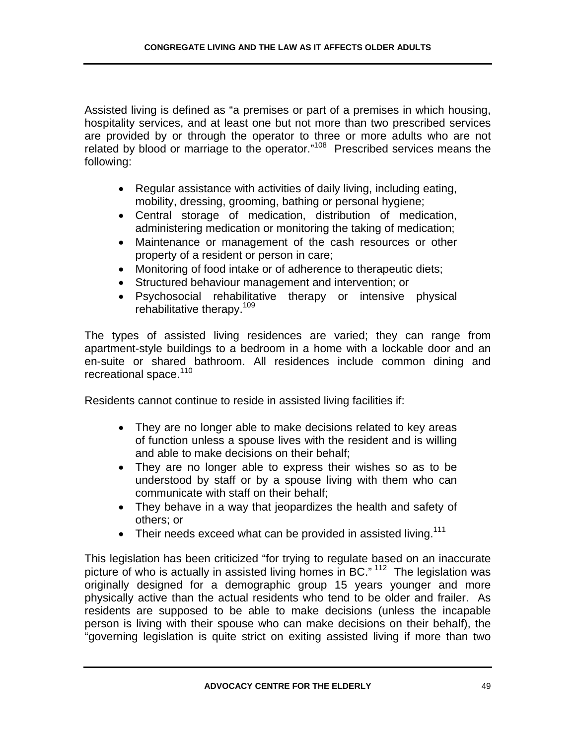Assisted living is defined as "a premises or part of a premises in which housing, hospitality services, and at least one but not more than two prescribed services are provided by or through the operator to three or more adults who are not related by blood or marriage to the operator."[108] Prescribed services means the following:

- Regular assistance with activities of daily living, including eating, mobility, dressing, grooming, bathing or personal hygiene;
- Central storage of medication, distribution of medication, administering medication or monitoring the taking of medication;
- Maintenance or management of the cash resources or other property of a resident or person in care;
- Monitoring of food intake or of adherence to therapeutic diets;
- Structured behaviour management and intervention; or
- Psychosocial rehabilitative therapy or intensive physical rehabilitative therapy.[109]

The types of assisted living residences are varied; they can range from apartment-style buildings to a bedroom in a home with a lockable door and an en-suite or shared bathroom. All residences include common dining and recreational space.[110]

Residents cannot continue to reside in assisted living facilities if:

- They are no longer able to make decisions related to key areas of function unless a spouse lives with the resident and is willing and able to make decisions on their behalf;
- They are no longer able to express their wishes so as to be understood by staff or by a spouse living with them who can communicate with staff on their behalf;
- They behave in a way that jeopardizes the health and safety of others; or
- Their needs exceed what can be provided in assisted living.[111]

This legislation has been criticized "for trying to regulate based on an inaccurate picture of who is actually in assisted living homes in BC."[112] The legislation was originally designed for a demographic group 15 years younger and more physically active than the actual residents who tend to be older and frailer. As residents are supposed to be able to make decisions (unless the incapable person is living with their spouse who can make decisions on their behalf), the "governing legislation is quite strict on exiting assisted living if more than two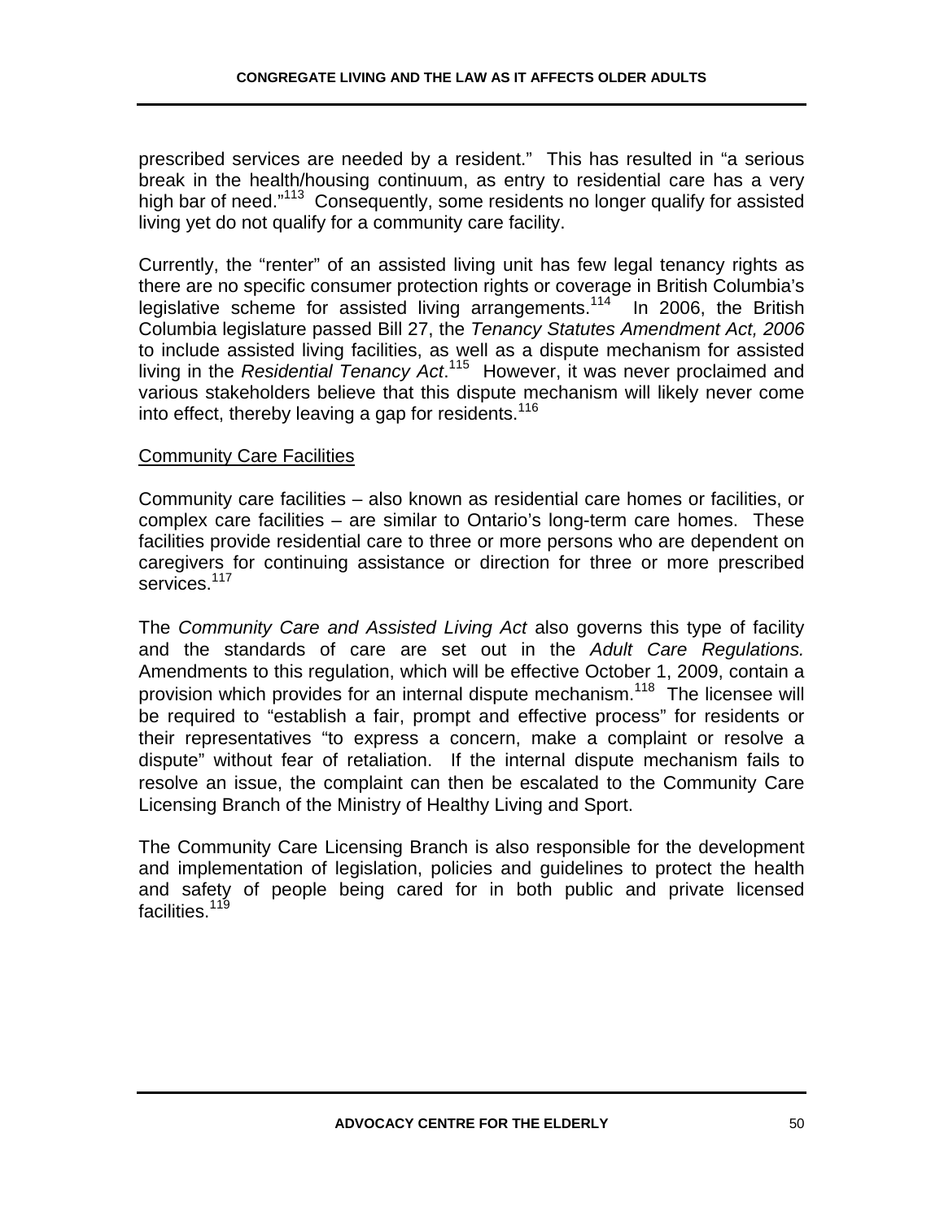prescribed services are needed by a resident." This has resulted in "a serious break in the health/housing continuum, as entry to residential care has a very high bar of need."[113] Consequently, some residents no longer qualify for assisted living yet do not qualify for a community care facility.

Currently, the "renter" of an assisted living unit has few legal tenancy rights as there are no specific consumer protection rights or coverage in British Columbia's legislative scheme for assisted living arrangements.[114] In 2006, the British Columbia legislature passed Bill 27, the *Tenancy Statutes Amendment Act, 2006* to include assisted living facilities, as well as a dispute mechanism for assisted living in the *Residential Tenancy Act*.[115] However, it was never proclaimed and various stakeholders believe that this dispute mechanism will likely never come into effect, thereby leaving a gap for residents.[116]

Community Care Facilities

Community care facilities – also known as residential care homes or facilities, or complex care facilities – are similar to Ontario's long-term care homes. These facilities provide residential care to three or more persons who are dependent on caregivers for continuing assistance or direction for three or more prescribed services.[117]

The *Community Care and Assisted Living Act* also governs this type of facility and the standards of care are set out in the *Adult Care Regulations.* Amendments to this regulation, which will be effective October 1, 2009, contain a provision which provides for an internal dispute mechanism.[118] The licensee will be required to "establish a fair, prompt and effective process" for residents or their representatives "to express a concern, make a complaint or resolve a dispute" without fear of retaliation. If the internal dispute mechanism fails to resolve an issue, the complaint can then be escalated to the Community Care Licensing Branch of the Ministry of Healthy Living and Sport.

The Community Care Licensing Branch is also responsible for the development and implementation of legislation, policies and guidelines to protect the health and safety of people being cared for in both public and private licensed facilities.[119]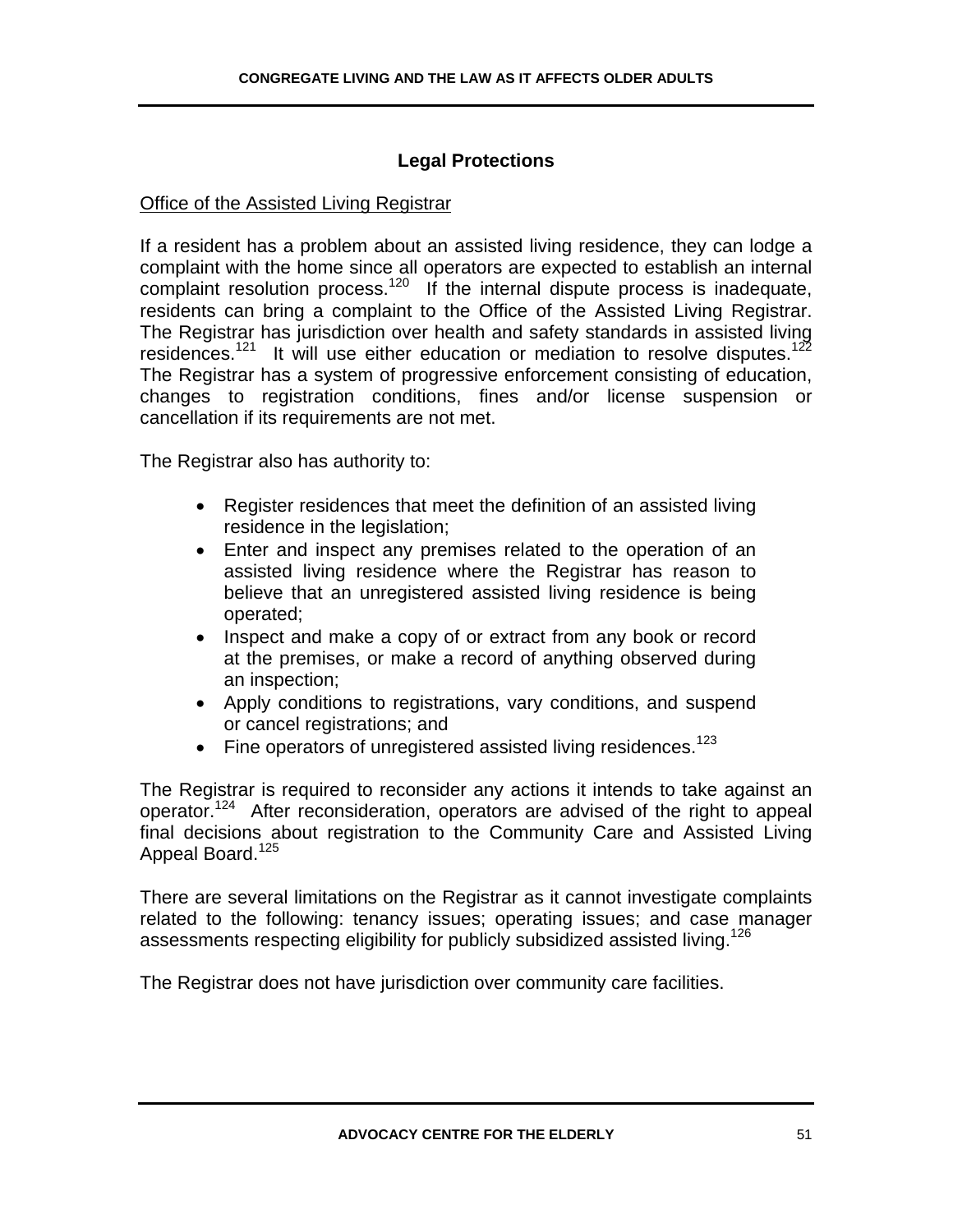## Legal Protections

Office of the Assisted Living Registrar

If a resident has a problem about an assisted living residence, they can lodge a complaint with the home since all operators are expected to establish an internal complaint resolution process.[120] If the internal dispute process is inadequate, residents can bring a complaint to the Office of the Assisted Living Registrar. The Registrar has jurisdiction over health and safety standards in assisted living residences.[121] It will use either education or mediation to resolve disputes.[122] The Registrar has a system of progressive enforcement consisting of education, changes to registration conditions, fines and/or license suspension or cancellation if its requirements are not met.

The Registrar also has authority to:

- Register residences that meet the definition of an assisted living residence in the legislation;
- Enter and inspect any premises related to the operation of an assisted living residence where the Registrar has reason to believe that an unregistered assisted living residence is being operated;
- Inspect and make a copy of or extract from any book or record at the premises, or make a record of anything observed during an inspection;
- Apply conditions to registrations, vary conditions, and suspend or cancel registrations; and
- Fine operators of unregistered assisted living residences.[123]

The Registrar is required to reconsider any actions it intends to take against an operator.[124] After reconsideration, operators are advised of the right to appeal final decisions about registration to the Community Care and Assisted Living Appeal Board.[125]

There are several limitations on the Registrar as it cannot investigate complaints related to the following: tenancy issues; operating issues; and case manager assessments respecting eligibility for publicly subsidized assisted living.[126]

The Registrar does not have jurisdiction over community care facilities.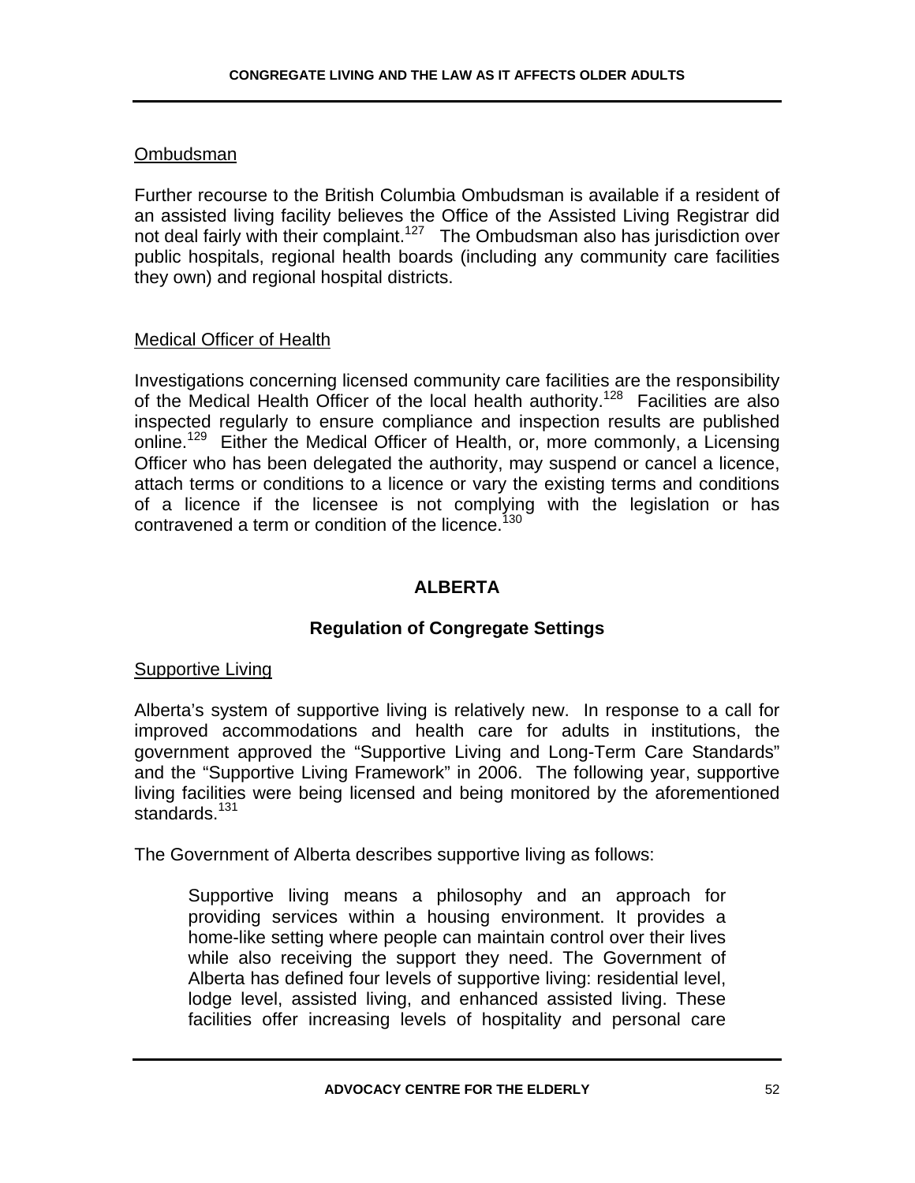Ombudsman

Further recourse to the British Columbia Ombudsman is available if a resident of an assisted living facility believes the Office of the Assisted Living Registrar did not deal fairly with their complaint.[127] The Ombudsman also has jurisdiction over public hospitals, regional health boards (including any community care facilities they own) and regional hospital districts.

Medical Officer of Health

Investigations concerning licensed community care facilities are the responsibility of the Medical Health Officer of the local health authority.[128] Facilities are also inspected regularly to ensure compliance and inspection results are published online.[129] Either the Medical Officer of Health, or, more commonly, a Licensing Officer who has been delegated the authority, may suspend or cancel a licence, attach terms or conditions to a licence or vary the existing terms and conditions of a licence if the licensee is not complying with the legislation or has contravened a term or condition of the licence.[130]

## ALBERTA

### Regulation of Congregate Settings

Supportive Living

Alberta's system of supportive living is relatively new. In response to a call for improved accommodations and health care for adults in institutions, the government approved the "Supportive Living and Long-Term Care Standards" and the "Supportive Living Framework" in 2006. The following year, supportive living facilities were being licensed and being monitored by the aforementioned standards.[131]

The Government of Alberta describes supportive living as follows:

> Supportive living means a philosophy and an approach for providing services within a housing environment. It provides a home-like setting where people can maintain control over their lives while also receiving the support they need. The Government of Alberta has defined four levels of supportive living: residential level, lodge level, assisted living, and enhanced assisted living. These facilities offer increasing levels of hospitality and personal care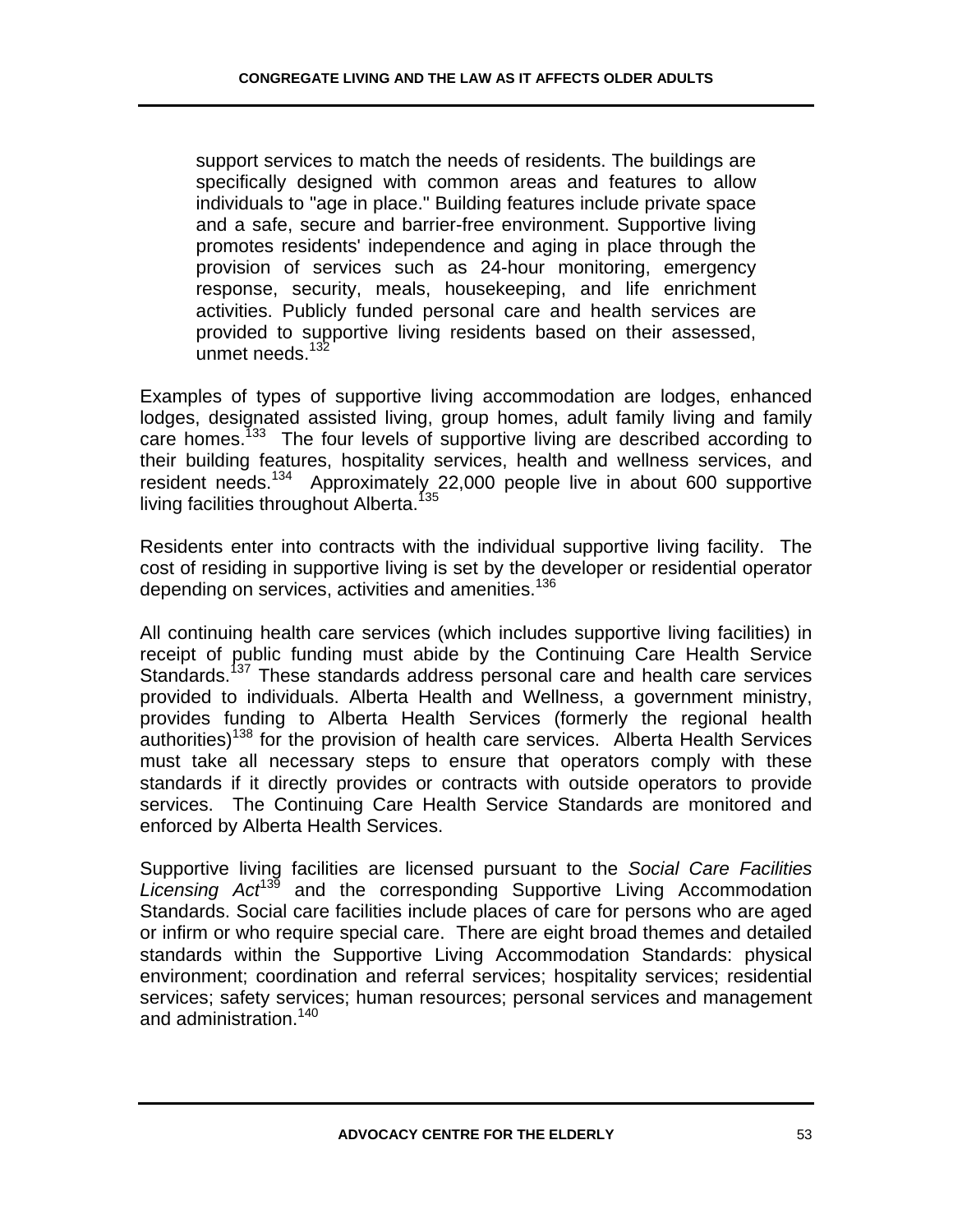> support services to match the needs of residents. The buildings are specifically designed with common areas and features to allow individuals to "age in place." Building features include private space and a safe, secure and barrier-free environment. Supportive living promotes residents' independence and aging in place through the provision of services such as 24-hour monitoring, emergency response, security, meals, housekeeping, and life enrichment activities. Publicly funded personal care and health services are provided to supportive living residents based on their assessed, unmet needs.[132]

Examples of types of supportive living accommodation are lodges, enhanced lodges, designated assisted living, group homes, adult family living and family care homes.[133] The four levels of supportive living are described according to their building features, hospitality services, health and wellness services, and resident needs.[134] Approximately 22,000 people live in about 600 supportive living facilities throughout Alberta.[135]

Residents enter into contracts with the individual supportive living facility. The cost of residing in supportive living is set by the developer or residential operator depending on services, activities and amenities.[136]

All continuing health care services (which includes supportive living facilities) in receipt of public funding must abide by the Continuing Care Health Service Standards.[137] These standards address personal care and health care services provided to individuals. Alberta Health and Wellness, a government ministry, provides funding to Alberta Health Services (formerly the regional health authorities)[138] for the provision of health care services. Alberta Health Services must take all necessary steps to ensure that operators comply with these standards if it directly provides or contracts with outside operators to provide services. The Continuing Care Health Service Standards are monitored and enforced by Alberta Health Services.

Supportive living facilities are licensed pursuant to the *Social Care Facilities Licensing Act*[139] and the corresponding Supportive Living Accommodation Standards. Social care facilities include places of care for persons who are aged or infirm or who require special care. There are eight broad themes and detailed standards within the Supportive Living Accommodation Standards: physical environment; coordination and referral services; hospitality services; residential services; safety services; human resources; personal services and management and administration.[140]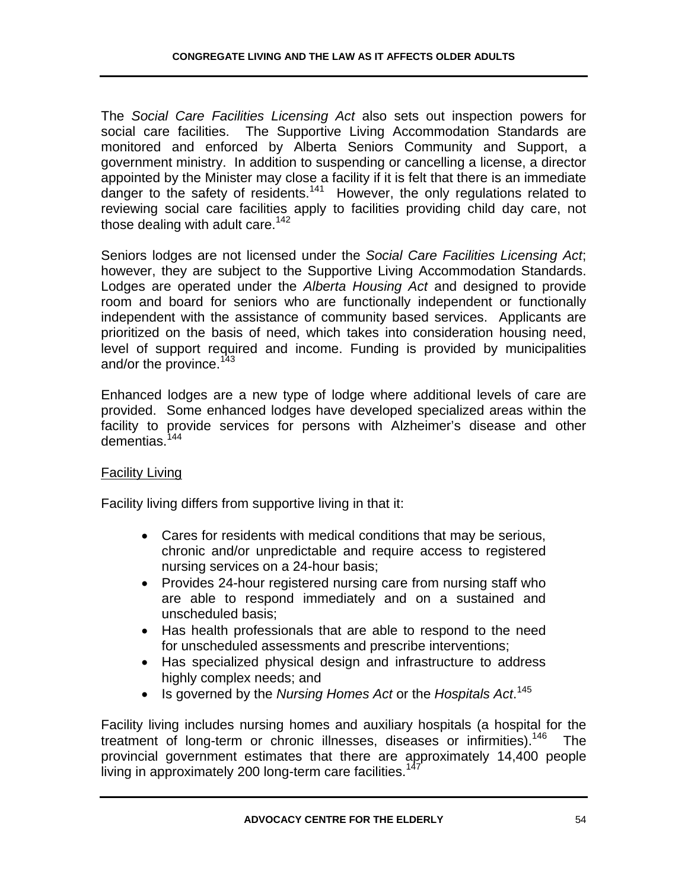The *Social Care Facilities Licensing Act* also sets out inspection powers for social care facilities. The Supportive Living Accommodation Standards are monitored and enforced by Alberta Seniors Community and Support, a government ministry. In addition to suspending or cancelling a license, a director appointed by the Minister may close a facility if it is felt that there is an immediate danger to the safety of residents.[141] However, the only regulations related to reviewing social care facilities apply to facilities providing child day care, not those dealing with adult care.[142]

Seniors lodges are not licensed under the *Social Care Facilities Licensing Act*; however, they are subject to the Supportive Living Accommodation Standards. Lodges are operated under the *Alberta Housing Act* and designed to provide room and board for seniors who are functionally independent or functionally independent with the assistance of community based services. Applicants are prioritized on the basis of need, which takes into consideration housing need, level of support required and income. Funding is provided by municipalities and/or the province.[143]

Enhanced lodges are a new type of lodge where additional levels of care are provided. Some enhanced lodges have developed specialized areas within the facility to provide services for persons with Alzheimer's disease and other dementias.[144]

<u>Facility Living</u>

Facility living differs from supportive living in that it:

- Cares for residents with medical conditions that may be serious, chronic and/or unpredictable and require access to registered nursing services on a 24-hour basis;
- Provides 24-hour registered nursing care from nursing staff who are able to respond immediately and on a sustained and unscheduled basis;
- Has health professionals that are able to respond to the need for unscheduled assessments and prescribe interventions;
- Has specialized physical design and infrastructure to address highly complex needs; and
- Is governed by the *Nursing Homes Act* or the *Hospitals Act*.[145]

Facility living includes nursing homes and auxiliary hospitals (a hospital for the treatment of long-term or chronic illnesses, diseases or infirmities).[146] The provincial government estimates that there are approximately 14,400 people living in approximately 200 long-term care facilities.[147]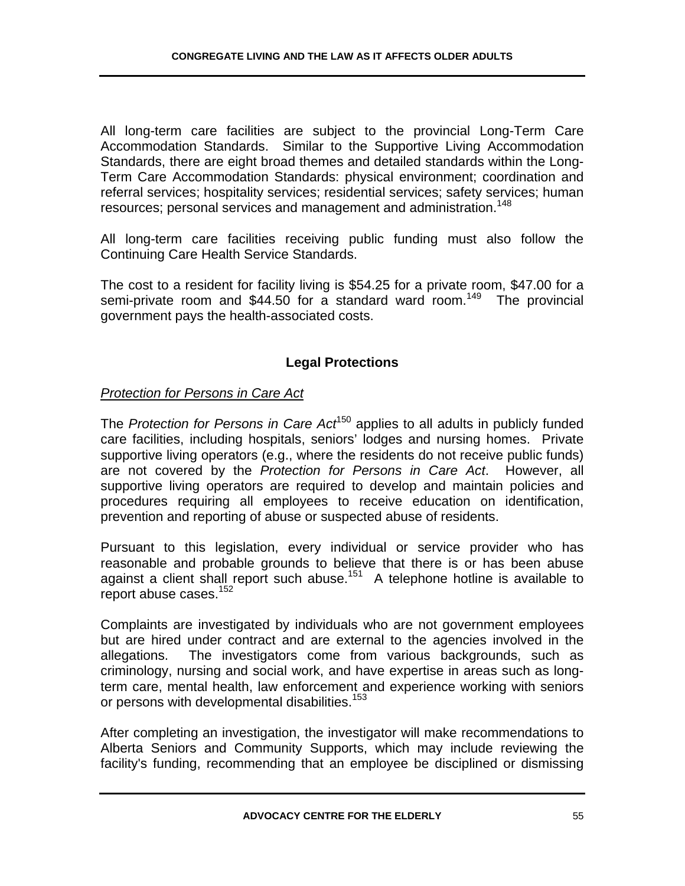All long-term care facilities are subject to the provincial Long-Term Care Accommodation Standards. Similar to the Supportive Living Accommodation Standards, there are eight broad themes and detailed standards within the Long-Term Care Accommodation Standards: physical environment; coordination and referral services; hospitality services; residential services; safety services; human resources; personal services and management and administration.[148]

All long-term care facilities receiving public funding must also follow the Continuing Care Health Service Standards.

The cost to a resident for facility living is $54.25 for a private room, $47.00 for a semi-private room and $44.50 for a standard ward room.[149] The provincial government pays the health-associated costs.

## Legal Protections

### *Protection for Persons in Care Act*

The *Protection for Persons in Care Act*[150] applies to all adults in publicly funded care facilities, including hospitals, seniors' lodges and nursing homes. Private supportive living operators (e.g., where the residents do not receive public funds) are not covered by the *Protection for Persons in Care Act*. However, all supportive living operators are required to develop and maintain policies and procedures requiring all employees to receive education on identification, prevention and reporting of abuse or suspected abuse of residents.

Pursuant to this legislation, every individual or service provider who has reasonable and probable grounds to believe that there is or has been abuse against a client shall report such abuse.[151] A telephone hotline is available to report abuse cases.[152]

Complaints are investigated by individuals who are not government employees but are hired under contract and are external to the agencies involved in the allegations. The investigators come from various backgrounds, such as criminology, nursing and social work, and have expertise in areas such as long-term care, mental health, law enforcement and experience working with seniors or persons with developmental disabilities.[153]

After completing an investigation, the investigator will make recommendations to Alberta Seniors and Community Supports, which may include reviewing the facility's funding, recommending that an employee be disciplined or dismissing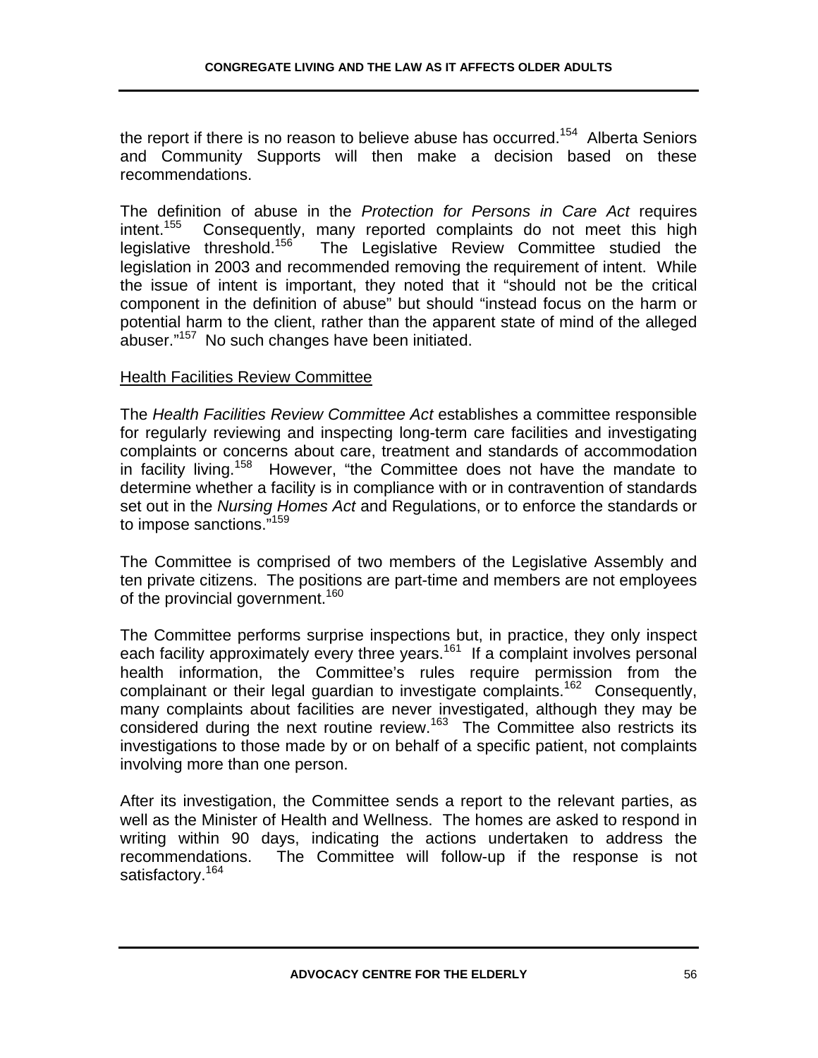the report if there is no reason to believe abuse has occurred.[154] Alberta Seniors and Community Supports will then make a decision based on these recommendations.

The definition of abuse in the *Protection for Persons in Care Act* requires intent.[155] Consequently, many reported complaints do not meet this high legislative threshold.[156] The Legislative Review Committee studied the legislation in 2003 and recommended removing the requirement of intent. While the issue of intent is important, they noted that it "should not be the critical component in the definition of abuse" but should "instead focus on the harm or potential harm to the client, rather than the apparent state of mind of the alleged abuser."[157] No such changes have been initiated.

<u>Health Facilities Review Committee</u>

The *Health Facilities Review Committee Act* establishes a committee responsible for regularly reviewing and inspecting long-term care facilities and investigating complaints or concerns about care, treatment and standards of accommodation in facility living.[158] However, "the Committee does not have the mandate to determine whether a facility is in compliance with or in contravention of standards set out in the *Nursing Homes Act* and Regulations, or to enforce the standards or to impose sanctions."[159]

The Committee is comprised of two members of the Legislative Assembly and ten private citizens. The positions are part-time and members are not employees of the provincial government.[160]

The Committee performs surprise inspections but, in practice, they only inspect each facility approximately every three years.[161] If a complaint involves personal health information, the Committee's rules require permission from the complainant or their legal guardian to investigate complaints.[162] Consequently, many complaints about facilities are never investigated, although they may be considered during the next routine review.[163] The Committee also restricts its investigations to those made by or on behalf of a specific patient, not complaints involving more than one person.

After its investigation, the Committee sends a report to the relevant parties, as well as the Minister of Health and Wellness. The homes are asked to respond in writing within 90 days, indicating the actions undertaken to address the recommendations. The Committee will follow-up if the response is not satisfactory.[164]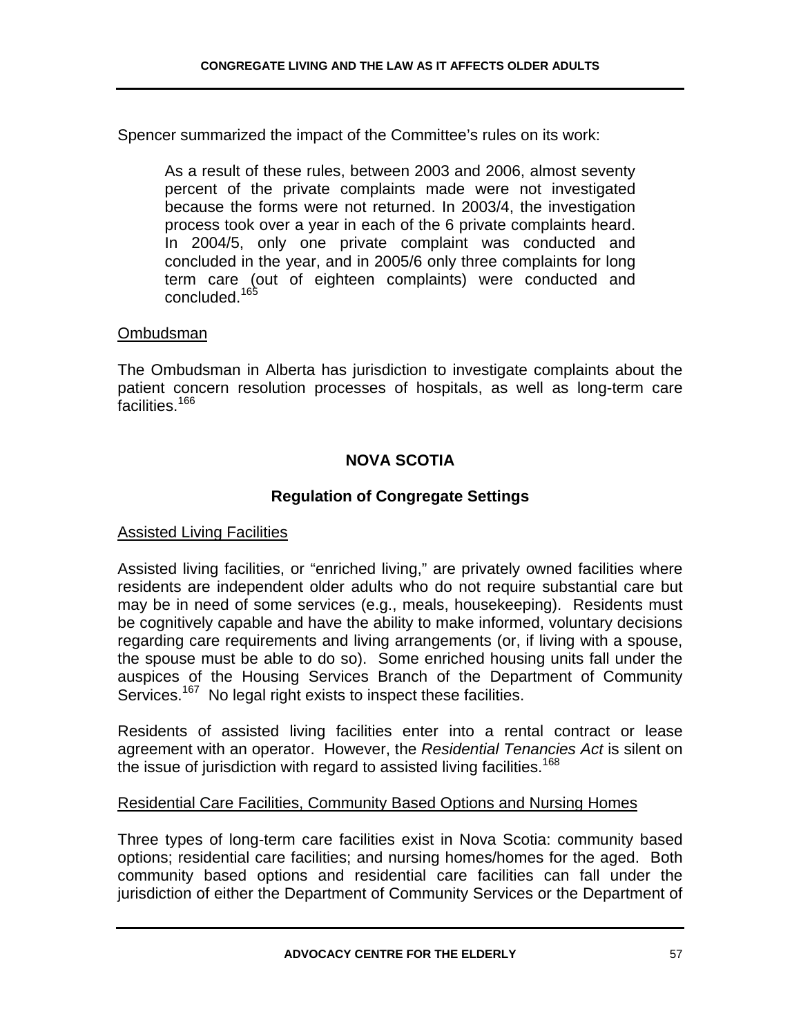Spencer summarized the impact of the Committee's rules on its work:

> As a result of these rules, between 2003 and 2006, almost seventy percent of the private complaints made were not investigated because the forms were not returned. In 2003/4, the investigation process took over a year in each of the 6 private complaints heard. In 2004/5, only one private complaint was conducted and concluded in the year, and in 2005/6 only three complaints for long term care (out of eighteen complaints) were conducted and concluded.[165]

<u>Ombudsman</u>

The Ombudsman in Alberta has jurisdiction to investigate complaints about the patient concern resolution processes of hospitals, as well as long-term care facilities.[166]

## NOVA SCOTIA

### Regulation of Congregate Settings

<u>Assisted Living Facilities</u>

Assisted living facilities, or "enriched living," are privately owned facilities where residents are independent older adults who do not require substantial care but may be in need of some services (e.g., meals, housekeeping). Residents must be cognitively capable and have the ability to make informed, voluntary decisions regarding care requirements and living arrangements (or, if living with a spouse, the spouse must be able to do so). Some enriched housing units fall under the auspices of the Housing Services Branch of the Department of Community Services.[167] No legal right exists to inspect these facilities.

Residents of assisted living facilities enter into a rental contract or lease agreement with an operator. However, the *Residential Tenancies Act* is silent on the issue of jurisdiction with regard to assisted living facilities.[168]

<u>Residential Care Facilities, Community Based Options and Nursing Homes</u>

Three types of long-term care facilities exist in Nova Scotia: community based options; residential care facilities; and nursing homes/homes for the aged. Both community based options and residential care facilities can fall under the jurisdiction of either the Department of Community Services or the Department of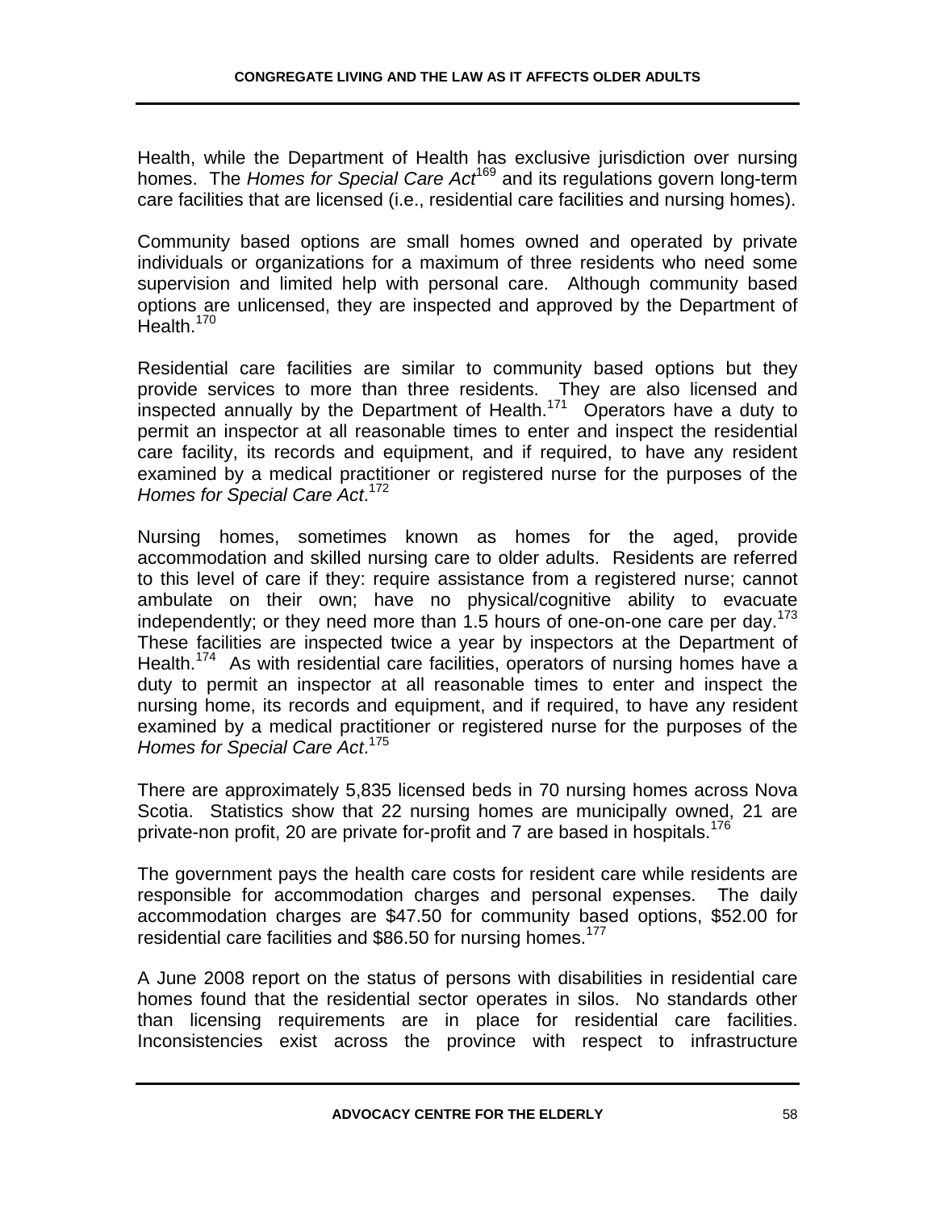Health, while the Department of Health has exclusive jurisdiction over nursing homes. The *Homes for Special Care Act*[169] and its regulations govern long-term care facilities that are licensed (i.e., residential care facilities and nursing homes).

Community based options are small homes owned and operated by private individuals or organizations for a maximum of three residents who need some supervision and limited help with personal care. Although community based options are unlicensed, they are inspected and approved by the Department of Health.[170]

Residential care facilities are similar to community based options but they provide services to more than three residents. They are also licensed and inspected annually by the Department of Health.[171] Operators have a duty to permit an inspector at all reasonable times to enter and inspect the residential care facility, its records and equipment, and if required, to have any resident examined by a medical practitioner or registered nurse for the purposes of the *Homes for Special Care Act*.[172]

Nursing homes, sometimes known as homes for the aged, provide accommodation and skilled nursing care to older adults. Residents are referred to this level of care if they: require assistance from a registered nurse; cannot ambulate on their own; have no physical/cognitive ability to evacuate independently; or they need more than 1.5 hours of one-on-one care per day.[173] These facilities are inspected twice a year by inspectors at the Department of Health.[174] As with residential care facilities, operators of nursing homes have a duty to permit an inspector at all reasonable times to enter and inspect the nursing home, its records and equipment, and if required, to have any resident examined by a medical practitioner or registered nurse for the purposes of the *Homes for Special Care Act*.[175]

There are approximately 5,835 licensed beds in 70 nursing homes across Nova Scotia. Statistics show that 22 nursing homes are municipally owned, 21 are private-non profit, 20 are private for-profit and 7 are based in hospitals.[176]

The government pays the health care costs for resident care while residents are responsible for accommodation charges and personal expenses. The daily accommodation charges are $47.50 for community based options, $52.00 for residential care facilities and $86.50 for nursing homes.[177]

A June 2008 report on the status of persons with disabilities in residential care homes found that the residential sector operates in silos. No standards other than licensing requirements are in place for residential care facilities. Inconsistencies exist across the province with respect to infrastructure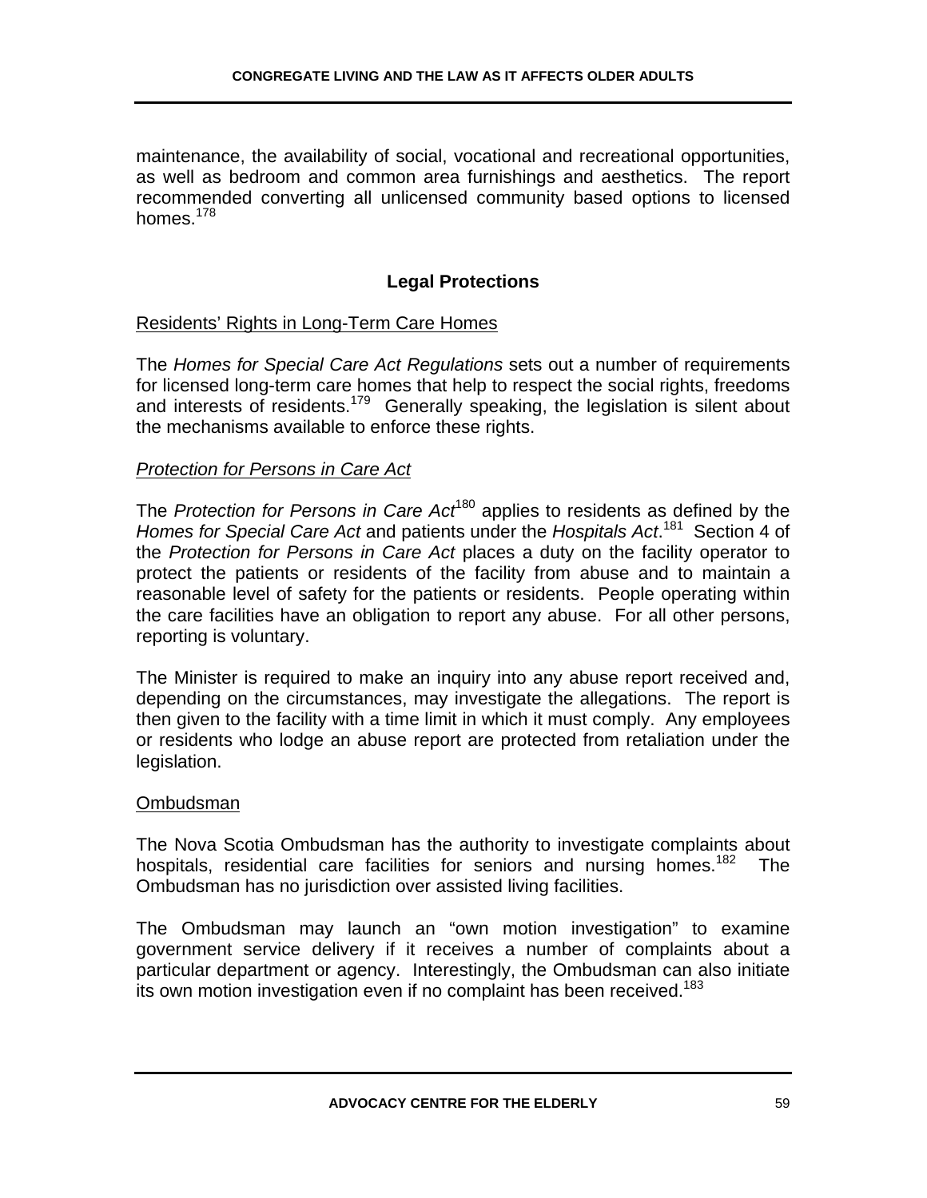maintenance, the availability of social, vocational and recreational opportunities, as well as bedroom and common area furnishings and aesthetics. The report recommended converting all unlicensed community based options to licensed homes.[178]

## Legal Protections

Residents' Rights in Long-Term Care Homes

The *Homes for Special Care Act Regulations* sets out a number of requirements for licensed long-term care homes that help to respect the social rights, freedoms and interests of residents.[179] Generally speaking, the legislation is silent about the mechanisms available to enforce these rights.

*Protection for Persons in Care Act*

The *Protection for Persons in Care Act*[180] applies to residents as defined by the *Homes for Special Care Act* and patients under the *Hospitals Act*.[181] Section 4 of the *Protection for Persons in Care Act* places a duty on the facility operator to protect the patients or residents of the facility from abuse and to maintain a reasonable level of safety for the patients or residents. People operating within the care facilities have an obligation to report any abuse. For all other persons, reporting is voluntary.

The Minister is required to make an inquiry into any abuse report received and, depending on the circumstances, may investigate the allegations. The report is then given to the facility with a time limit in which it must comply. Any employees or residents who lodge an abuse report are protected from retaliation under the legislation.

Ombudsman

The Nova Scotia Ombudsman has the authority to investigate complaints about hospitals, residential care facilities for seniors and nursing homes.[182] The Ombudsman has no jurisdiction over assisted living facilities.

The Ombudsman may launch an "own motion investigation" to examine government service delivery if it receives a number of complaints about a particular department or agency. Interestingly, the Ombudsman can also initiate its own motion investigation even if no complaint has been received.[183]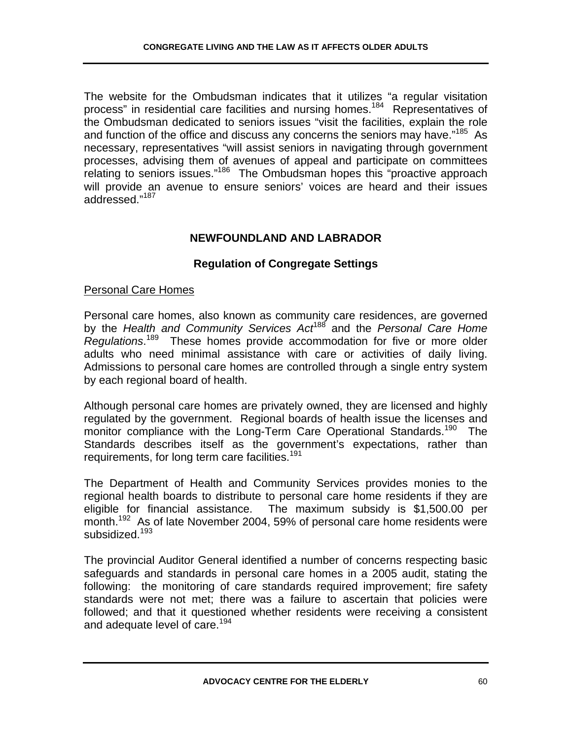The website for the Ombudsman indicates that it utilizes "a regular visitation process" in residential care facilities and nursing homes.[184] Representatives of the Ombudsman dedicated to seniors issues "visit the facilities, explain the role and function of the office and discuss any concerns the seniors may have."[185] As necessary, representatives "will assist seniors in navigating through government processes, advising them of avenues of appeal and participate on committees relating to seniors issues."[186] The Ombudsman hopes this "proactive approach will provide an avenue to ensure seniors' voices are heard and their issues addressed."[187]

## NEWFOUNDLAND AND LABRADOR

### Regulation of Congregate Settings

Personal Care Homes

Personal care homes, also known as community care residences, are governed by the *Health and Community Services Act*[188] and the *Personal Care Home Regulations*.[189] These homes provide accommodation for five or more older adults who need minimal assistance with care or activities of daily living. Admissions to personal care homes are controlled through a single entry system by each regional board of health.

Although personal care homes are privately owned, they are licensed and highly regulated by the government. Regional boards of health issue the licenses and monitor compliance with the Long-Term Care Operational Standards.[190] The Standards describes itself as the government's expectations, rather than requirements, for long term care facilities.[191]

The Department of Health and Community Services provides monies to the regional health boards to distribute to personal care home residents if they are eligible for financial assistance. The maximum subsidy is $1,500.00 per month.[192] As of late November 2004, 59% of personal care home residents were subsidized.[193]

The provincial Auditor General identified a number of concerns respecting basic safeguards and standards in personal care homes in a 2005 audit, stating the following: the monitoring of care standards required improvement; fire safety standards were not met; there was a failure to ascertain that policies were followed; and that it questioned whether residents were receiving a consistent and adequate level of care.[194]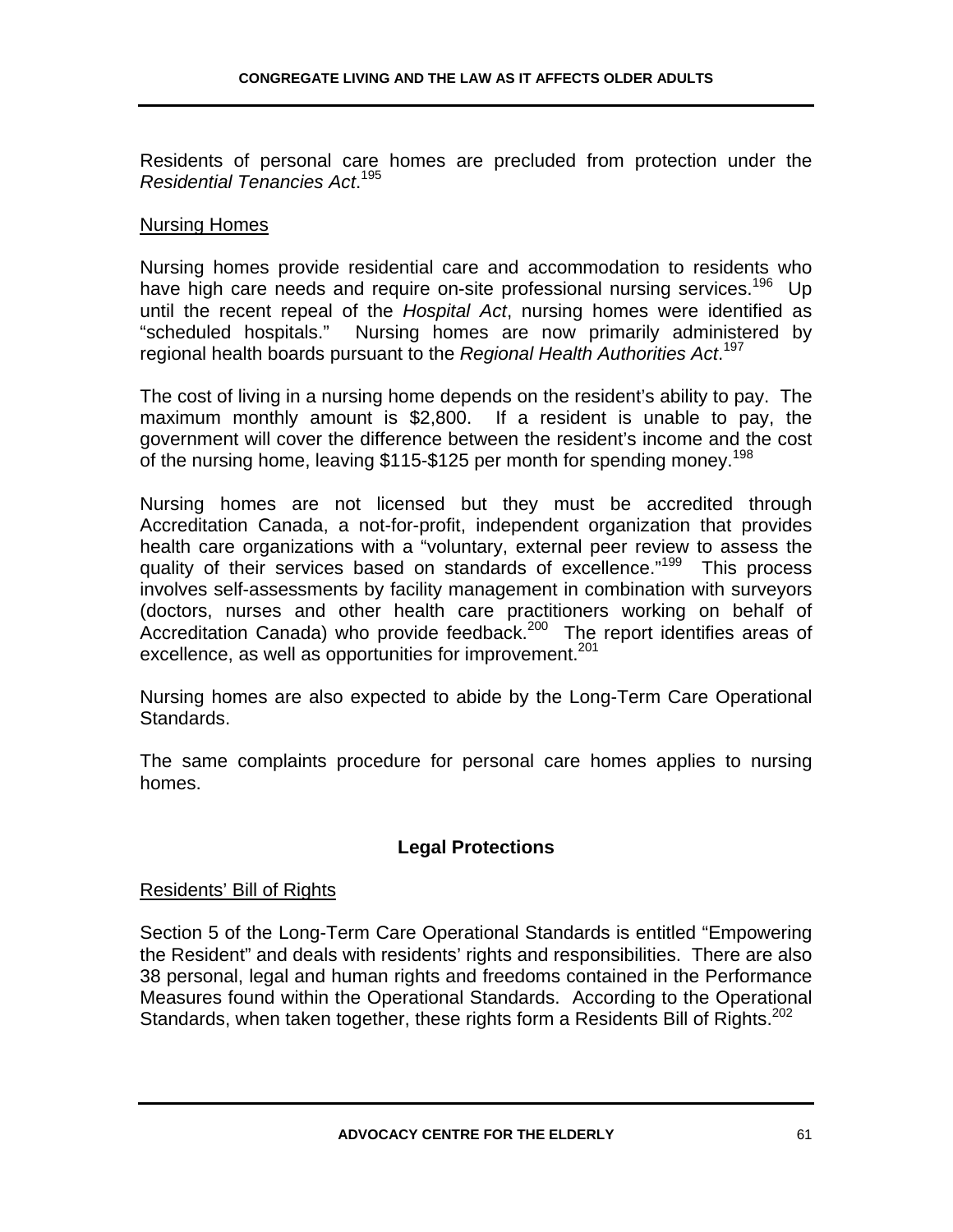Residents of personal care homes are precluded from protection under the *Residential Tenancies Act*.[195]

Nursing Homes

Nursing homes provide residential care and accommodation to residents who have high care needs and require on-site professional nursing services.[196] Up until the recent repeal of the *Hospital Act*, nursing homes were identified as "scheduled hospitals." Nursing homes are now primarily administered by regional health boards pursuant to the *Regional Health Authorities Act*.[197]

The cost of living in a nursing home depends on the resident's ability to pay. The maximum monthly amount is $2,800. If a resident is unable to pay, the government will cover the difference between the resident's income and the cost of the nursing home, leaving $115-$125 per month for spending money.[198]

Nursing homes are not licensed but they must be accredited through Accreditation Canada, a not-for-profit, independent organization that provides health care organizations with a "voluntary, external peer review to assess the quality of their services based on standards of excellence."[199] This process involves self-assessments by facility management in combination with surveyors (doctors, nurses and other health care practitioners working on behalf of Accreditation Canada) who provide feedback.[200] The report identifies areas of excellence, as well as opportunities for improvement.[201]

Nursing homes are also expected to abide by the Long-Term Care Operational Standards.

The same complaints procedure for personal care homes applies to nursing homes.

## Legal Protections

Residents' Bill of Rights

Section 5 of the Long-Term Care Operational Standards is entitled "Empowering the Resident" and deals with residents' rights and responsibilities. There are also 38 personal, legal and human rights and freedoms contained in the Performance Measures found within the Operational Standards. According to the Operational Standards, when taken together, these rights form a Residents Bill of Rights.[202]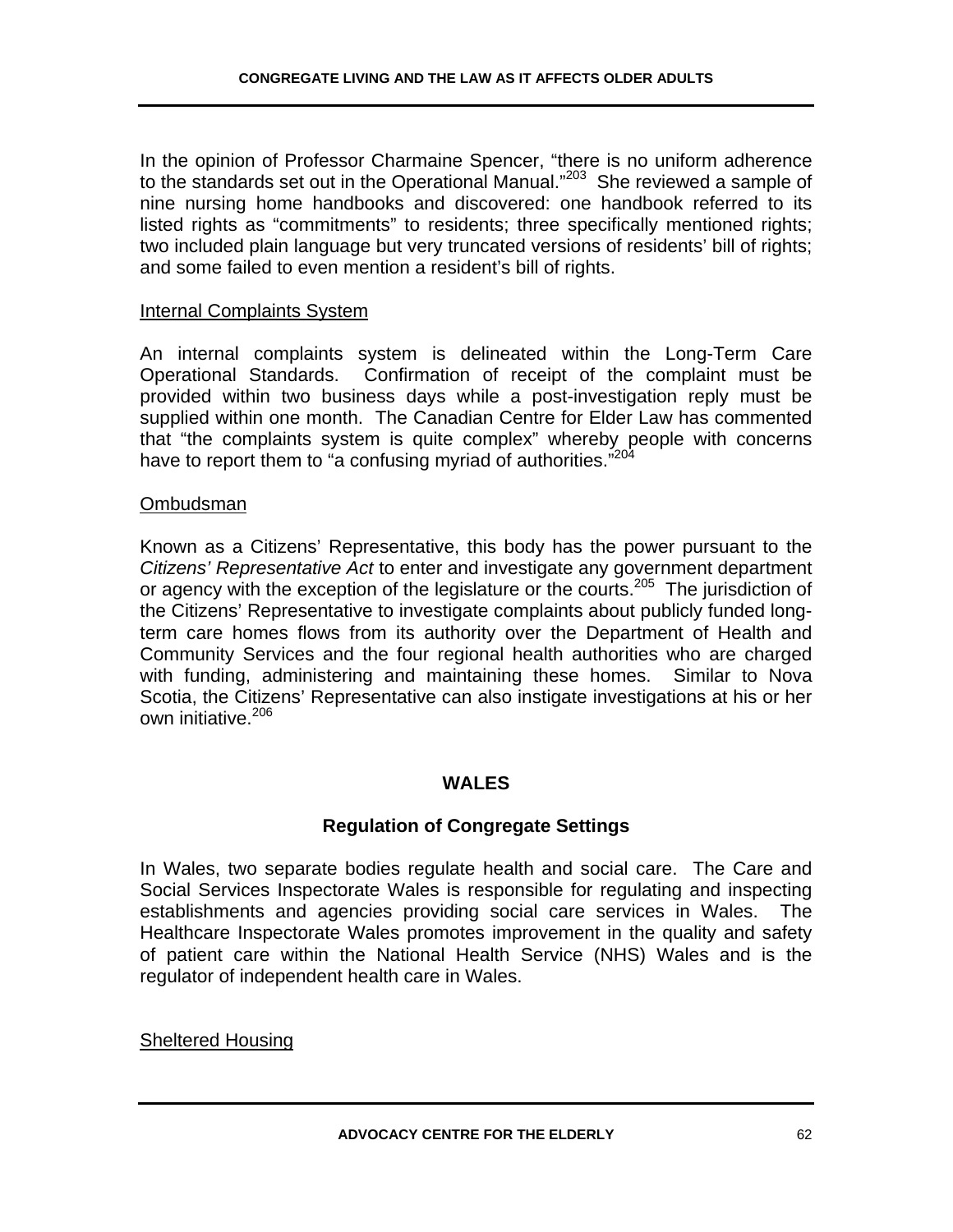In the opinion of Professor Charmaine Spencer, "there is no uniform adherence to the standards set out in the Operational Manual."[203] She reviewed a sample of nine nursing home handbooks and discovered: one handbook referred to its listed rights as "commitments" to residents; three specifically mentioned rights; two included plain language but very truncated versions of residents' bill of rights; and some failed to even mention a resident's bill of rights.

Internal Complaints System

An internal complaints system is delineated within the Long-Term Care Operational Standards. Confirmation of receipt of the complaint must be provided within two business days while a post-investigation reply must be supplied within one month. The Canadian Centre for Elder Law has commented that "the complaints system is quite complex" whereby people with concerns have to report them to "a confusing myriad of authorities."[204]

Ombudsman

Known as a Citizens' Representative, this body has the power pursuant to the *Citizens' Representative Act* to enter and investigate any government department or agency with the exception of the legislature or the courts.[205] The jurisdiction of the Citizens' Representative to investigate complaints about publicly funded long-term care homes flows from its authority over the Department of Health and Community Services and the four regional health authorities who are charged with funding, administering and maintaining these homes. Similar to Nova Scotia, the Citizens' Representative can also instigate investigations at his or her own initiative.[206]

## WALES

### Regulation of Congregate Settings

In Wales, two separate bodies regulate health and social care. The Care and Social Services Inspectorate Wales is responsible for regulating and inspecting establishments and agencies providing social care services in Wales. The Healthcare Inspectorate Wales promotes improvement in the quality and safety of patient care within the National Health Service (NHS) Wales and is the regulator of independent health care in Wales.

Sheltered Housing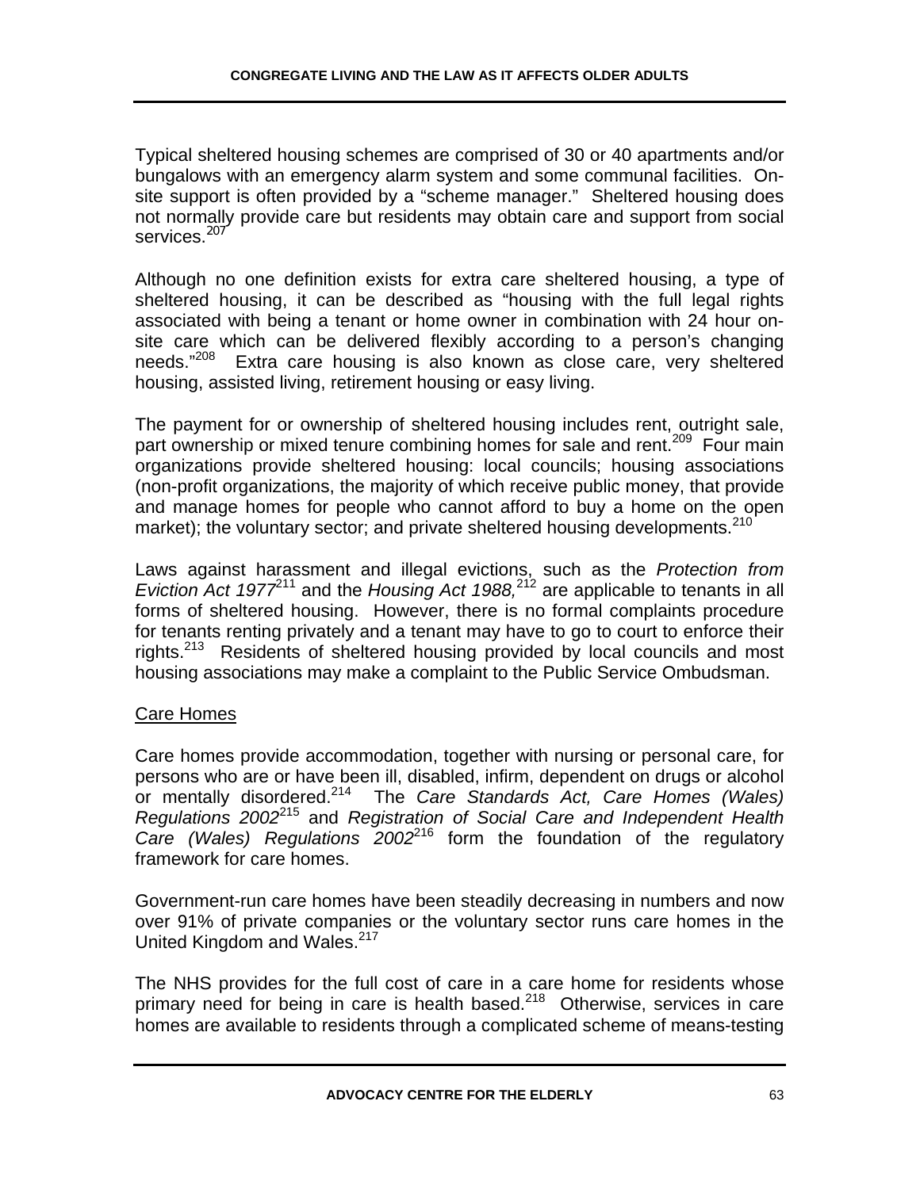Typical sheltered housing schemes are comprised of 30 or 40 apartments and/or bungalows with an emergency alarm system and some communal facilities. On-site support is often provided by a "scheme manager." Sheltered housing does not normally provide care but residents may obtain care and support from social services.[207]

Although no one definition exists for extra care sheltered housing, a type of sheltered housing, it can be described as "housing with the full legal rights associated with being a tenant or home owner in combination with 24 hour on-site care which can be delivered flexibly according to a person's changing needs."[208] Extra care housing is also known as close care, very sheltered housing, assisted living, retirement housing or easy living.

The payment for or ownership of sheltered housing includes rent, outright sale, part ownership or mixed tenure combining homes for sale and rent.[209] Four main organizations provide sheltered housing: local councils; housing associations (non-profit organizations, the majority of which receive public money, that provide and manage homes for people who cannot afford to buy a home on the open market); the voluntary sector; and private sheltered housing developments.[210]

Laws against harassment and illegal evictions, such as the *Protection from Eviction Act 1977*[211] and the *Housing Act 1988,*[212] are applicable to tenants in all forms of sheltered housing. However, there is no formal complaints procedure for tenants renting privately and a tenant may have to go to court to enforce their rights.[213] Residents of sheltered housing provided by local councils and most housing associations may make a complaint to the Public Service Ombudsman.

<u>Care Homes</u>

Care homes provide accommodation, together with nursing or personal care, for persons who are or have been ill, disabled, infirm, dependent on drugs or alcohol or mentally disordered.[214] The *Care Standards Act, Care Homes (Wales) Regulations 2002*[215] and *Registration of Social Care and Independent Health Care (Wales) Regulations 2002*[216] form the foundation of the regulatory framework for care homes.

Government-run care homes have been steadily decreasing in numbers and now over 91% of private companies or the voluntary sector runs care homes in the United Kingdom and Wales.[217]

The NHS provides for the full cost of care in a care home for residents whose primary need for being in care is health based.[218] Otherwise, services in care homes are available to residents through a complicated scheme of means-testing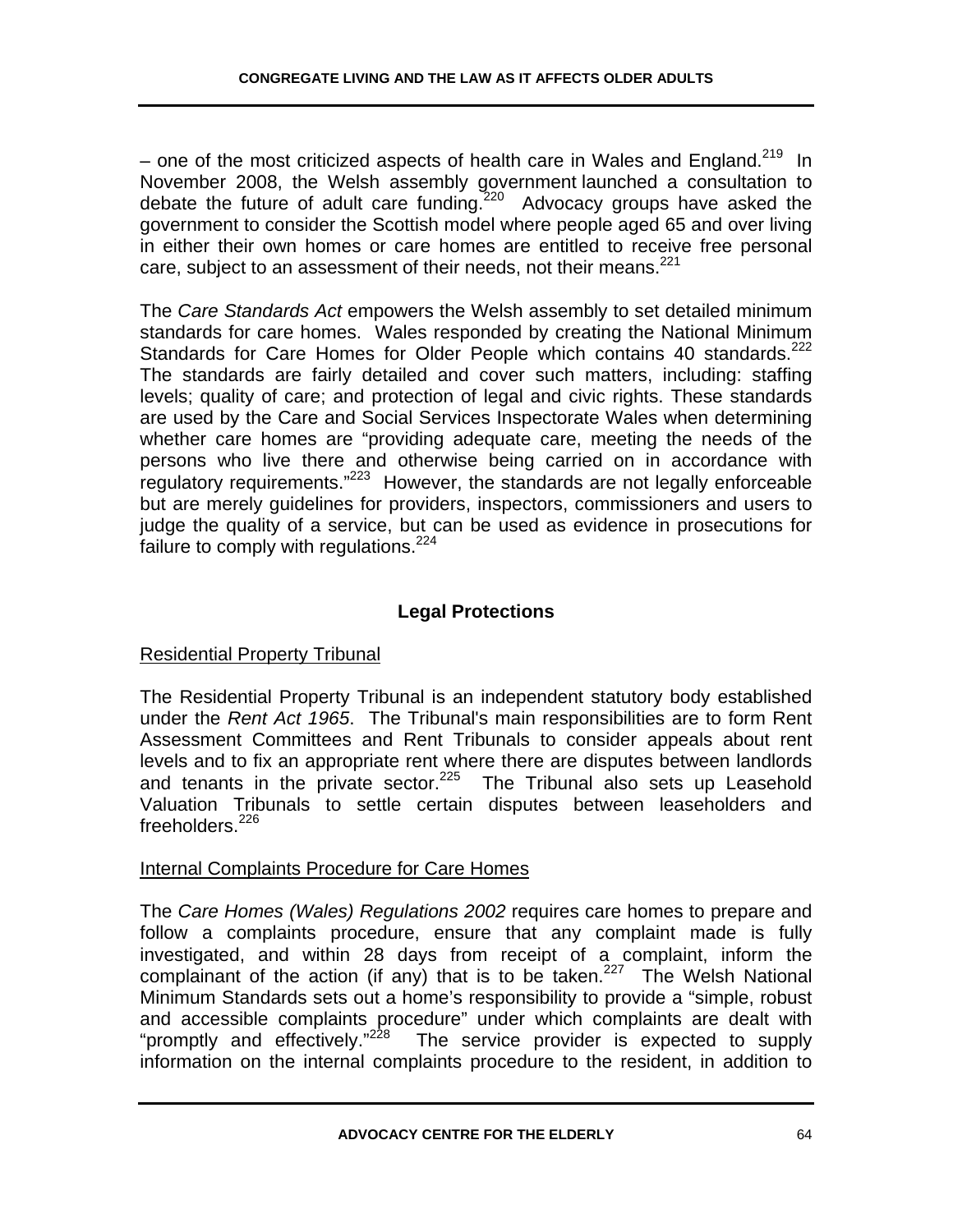– one of the most criticized aspects of health care in Wales and England.[219] In November 2008, the Welsh assembly government launched a consultation to debate the future of adult care funding.[220] Advocacy groups have asked the government to consider the Scottish model where people aged 65 and over living in either their own homes or care homes are entitled to receive free personal care, subject to an assessment of their needs, not their means.[221]

The *Care Standards Act* empowers the Welsh assembly to set detailed minimum standards for care homes. Wales responded by creating the National Minimum Standards for Care Homes for Older People which contains 40 standards.[222] The standards are fairly detailed and cover such matters, including: staffing levels; quality of care; and protection of legal and civic rights. These standards are used by the Care and Social Services Inspectorate Wales when determining whether care homes are "providing adequate care, meeting the needs of the persons who live there and otherwise being carried on in accordance with regulatory requirements."[223] However, the standards are not legally enforceable but are merely guidelines for providers, inspectors, commissioners and users to judge the quality of a service, but can be used as evidence in prosecutions for failure to comply with regulations.[224]

## Legal Protections

### Residential Property Tribunal

The Residential Property Tribunal is an independent statutory body established under the *Rent Act 1965*. The Tribunal's main responsibilities are to form Rent Assessment Committees and Rent Tribunals to consider appeals about rent levels and to fix an appropriate rent where there are disputes between landlords and tenants in the private sector.[225] The Tribunal also sets up Leasehold Valuation Tribunals to settle certain disputes between leaseholders and freeholders.[226]

### Internal Complaints Procedure for Care Homes

The *Care Homes (Wales) Regulations 2002* requires care homes to prepare and follow a complaints procedure, ensure that any complaint made is fully investigated, and within 28 days from receipt of a complaint, inform the complainant of the action (if any) that is to be taken.[227] The Welsh National Minimum Standards sets out a home's responsibility to provide a "simple, robust and accessible complaints procedure" under which complaints are dealt with "promptly and effectively."[228] The service provider is expected to supply information on the internal complaints procedure to the resident, in addition to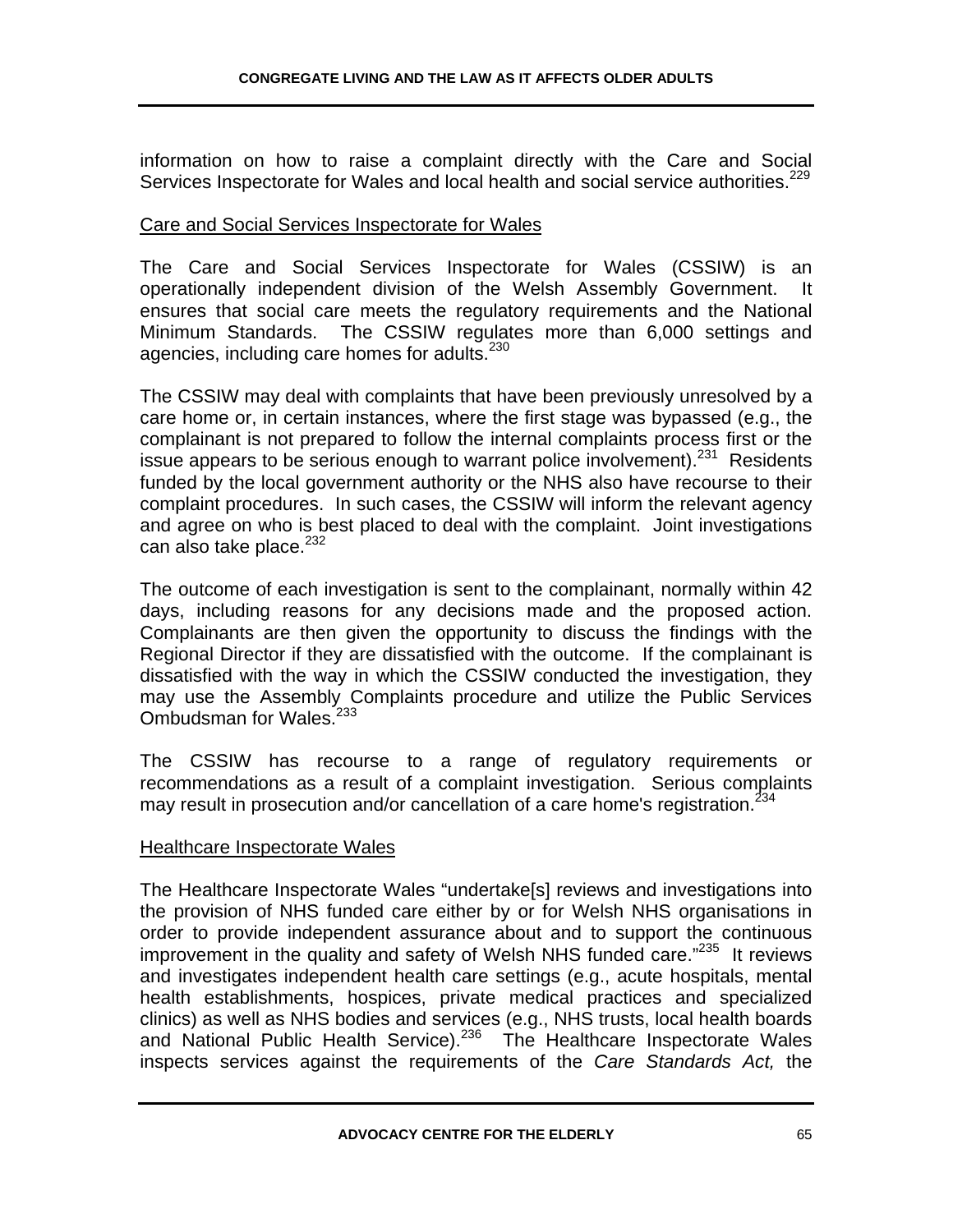information on how to raise a complaint directly with the Care and Social Services Inspectorate for Wales and local health and social service authorities.[229]

## Care and Social Services Inspectorate for Wales

The Care and Social Services Inspectorate for Wales (CSSIW) is an operationally independent division of the Welsh Assembly Government. It ensures that social care meets the regulatory requirements and the National Minimum Standards. The CSSIW regulates more than 6,000 settings and agencies, including care homes for adults.[230]

The CSSIW may deal with complaints that have been previously unresolved by a care home or, in certain instances, where the first stage was bypassed (e.g., the complainant is not prepared to follow the internal complaints process first or the issue appears to be serious enough to warrant police involvement).[231] Residents funded by the local government authority or the NHS also have recourse to their complaint procedures. In such cases, the CSSIW will inform the relevant agency and agree on who is best placed to deal with the complaint. Joint investigations can also take place.[232]

The outcome of each investigation is sent to the complainant, normally within 42 days, including reasons for any decisions made and the proposed action. Complainants are then given the opportunity to discuss the findings with the Regional Director if they are dissatisfied with the outcome. If the complainant is dissatisfied with the way in which the CSSIW conducted the investigation, they may use the Assembly Complaints procedure and utilize the Public Services Ombudsman for Wales.[233]

The CSSIW has recourse to a range of regulatory requirements or recommendations as a result of a complaint investigation. Serious complaints may result in prosecution and/or cancellation of a care home's registration.[234]

## Healthcare Inspectorate Wales

The Healthcare Inspectorate Wales "undertake[s] reviews and investigations into the provision of NHS funded care either by or for Welsh NHS organisations in order to provide independent assurance about and to support the continuous improvement in the quality and safety of Welsh NHS funded care."[235] It reviews and investigates independent health care settings (e.g., acute hospitals, mental health establishments, hospices, private medical practices and specialized clinics) as well as NHS bodies and services (e.g., NHS trusts, local health boards and National Public Health Service).[236] The Healthcare Inspectorate Wales inspects services against the requirements of the *Care Standards Act,* the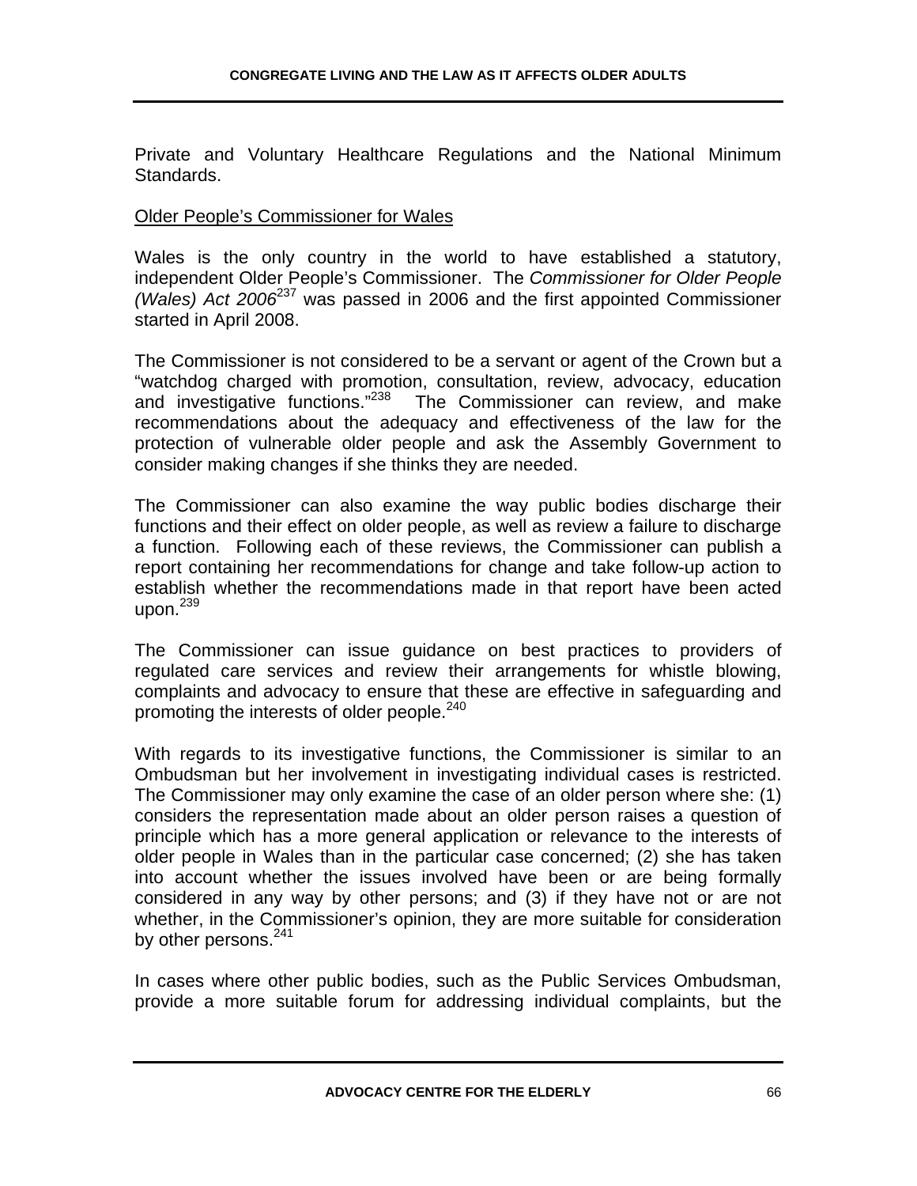Private and Voluntary Healthcare Regulations and the National Minimum Standards.

Older People's Commissioner for Wales

Wales is the only country in the world to have established a statutory, independent Older People's Commissioner. The *Commissioner for Older People (Wales) Act 2006*[237] was passed in 2006 and the first appointed Commissioner started in April 2008.

The Commissioner is not considered to be a servant or agent of the Crown but a "watchdog charged with promotion, consultation, review, advocacy, education and investigative functions."[238] The Commissioner can review, and make recommendations about the adequacy and effectiveness of the law for the protection of vulnerable older people and ask the Assembly Government to consider making changes if she thinks they are needed.

The Commissioner can also examine the way public bodies discharge their functions and their effect on older people, as well as review a failure to discharge a function. Following each of these reviews, the Commissioner can publish a report containing her recommendations for change and take follow-up action to establish whether the recommendations made in that report have been acted upon.[239]

The Commissioner can issue guidance on best practices to providers of regulated care services and review their arrangements for whistle blowing, complaints and advocacy to ensure that these are effective in safeguarding and promoting the interests of older people.[240]

With regards to its investigative functions, the Commissioner is similar to an Ombudsman but her involvement in investigating individual cases is restricted. The Commissioner may only examine the case of an older person where she: (1) considers the representation made about an older person raises a question of principle which has a more general application or relevance to the interests of older people in Wales than in the particular case concerned; (2) she has taken into account whether the issues involved have been or are being formally considered in any way by other persons; and (3) if they have not or are not whether, in the Commissioner's opinion, they are more suitable for consideration by other persons.[241]

In cases where other public bodies, such as the Public Services Ombudsman, provide a more suitable forum for addressing individual complaints, but the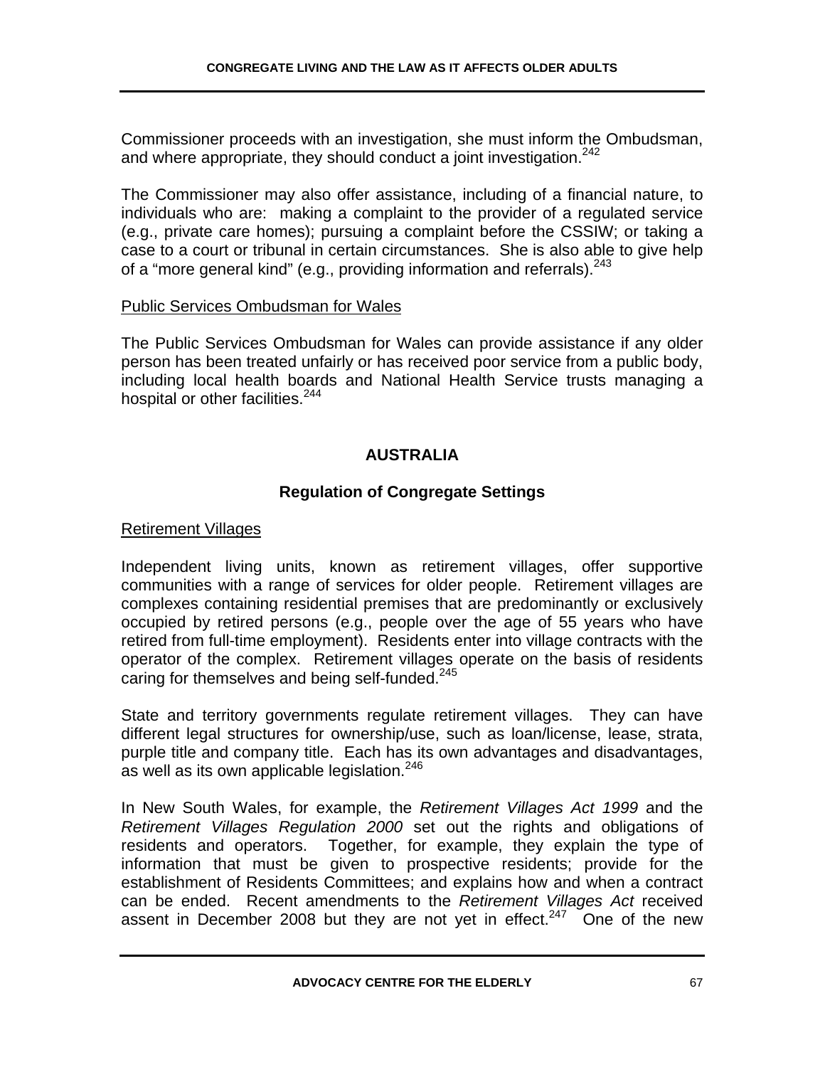Commissioner proceeds with an investigation, she must inform the Ombudsman, and where appropriate, they should conduct a joint investigation.[242]

The Commissioner may also offer assistance, including of a financial nature, to individuals who are: making a complaint to the provider of a regulated service (e.g., private care homes); pursuing a complaint before the CSSIW; or taking a case to a court or tribunal in certain circumstances. She is also able to give help of a "more general kind" (e.g., providing information and referrals).[243]

Public Services Ombudsman for Wales

The Public Services Ombudsman for Wales can provide assistance if any older person has been treated unfairly or has received poor service from a public body, including local health boards and National Health Service trusts managing a hospital or other facilities.[244]

## AUSTRALIA

### Regulation of Congregate Settings

Retirement Villages

Independent living units, known as retirement villages, offer supportive communities with a range of services for older people. Retirement villages are complexes containing residential premises that are predominantly or exclusively occupied by retired persons (e.g., people over the age of 55 years who have retired from full-time employment). Residents enter into village contracts with the operator of the complex. Retirement villages operate on the basis of residents caring for themselves and being self-funded.[245]

State and territory governments regulate retirement villages. They can have different legal structures for ownership/use, such as loan/license, lease, strata, purple title and company title. Each has its own advantages and disadvantages, as well as its own applicable legislation.[246]

In New South Wales, for example, the *Retirement Villages Act 1999* and the *Retirement Villages Regulation 2000* set out the rights and obligations of residents and operators. Together, for example, they explain the type of information that must be given to prospective residents; provide for the establishment of Residents Committees; and explains how and when a contract can be ended. Recent amendments to the *Retirement Villages Act* received assent in December 2008 but they are not yet in effect.[247] One of the new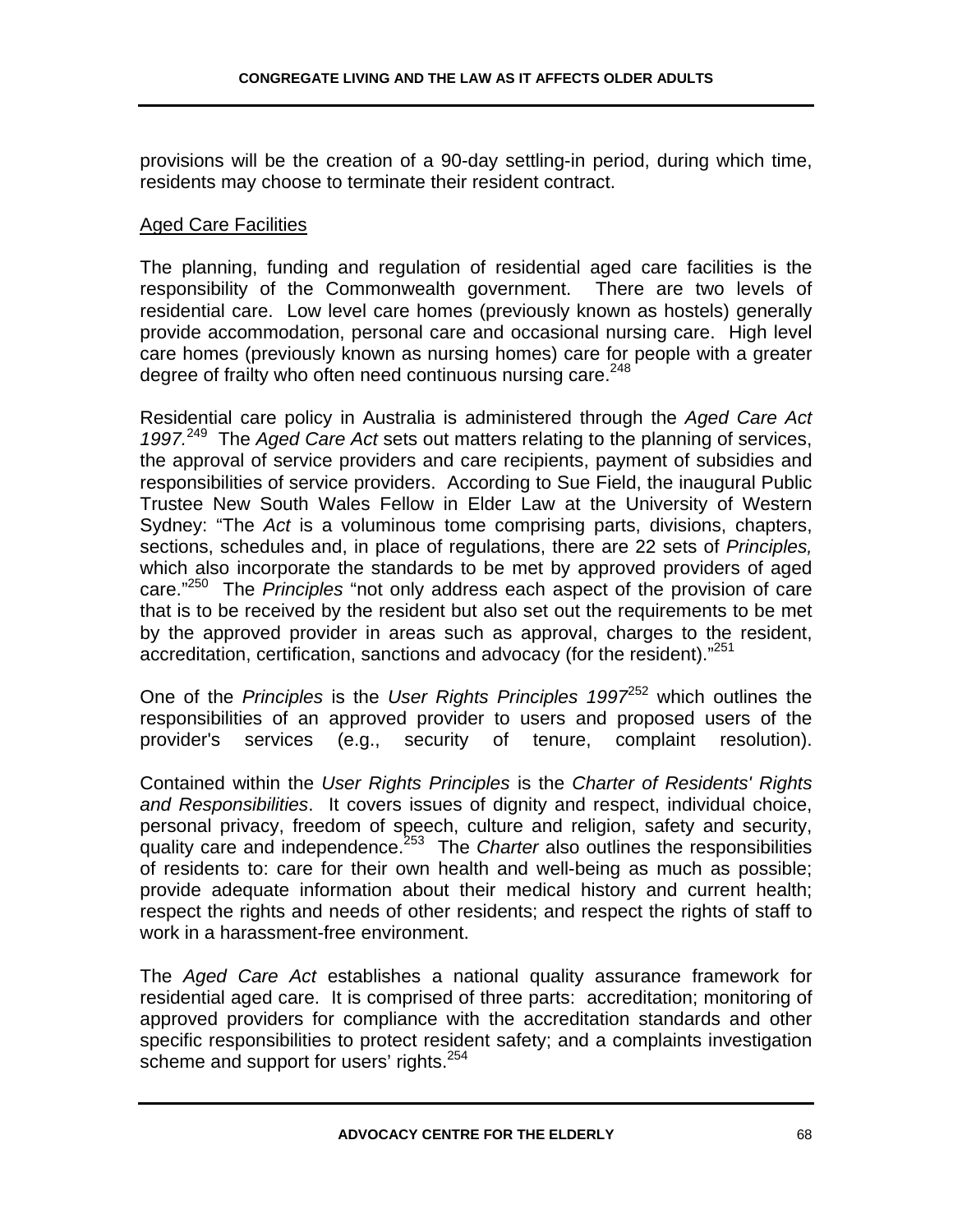provisions will be the creation of a 90-day settling-in period, during which time, residents may choose to terminate their resident contract.

Aged Care Facilities

The planning, funding and regulation of residential aged care facilities is the responsibility of the Commonwealth government. There are two levels of residential care. Low level care homes (previously known as hostels) generally provide accommodation, personal care and occasional nursing care. High level care homes (previously known as nursing homes) care for people with a greater degree of frailty who often need continuous nursing care.[248]

Residential care policy in Australia is administered through the *Aged Care Act 1997.*[249] The *Aged Care Act* sets out matters relating to the planning of services, the approval of service providers and care recipients, payment of subsidies and responsibilities of service providers. According to Sue Field, the inaugural Public Trustee New South Wales Fellow in Elder Law at the University of Western Sydney: "The *Act* is a voluminous tome comprising parts, divisions, chapters, sections, schedules and, in place of regulations, there are 22 sets of *Principles,* which also incorporate the standards to be met by approved providers of aged care."[250] The *Principles* "not only address each aspect of the provision of care that is to be received by the resident but also set out the requirements to be met by the approved provider in areas such as approval, charges to the resident, accreditation, certification, sanctions and advocacy (for the resident)."[251]

One of the *Principles* is the *User Rights Principles 1997*[252] which outlines the responsibilities of an approved provider to users and proposed users of the provider's services (e.g., security of tenure, complaint resolution).

Contained within the *User Rights Principles* is the *Charter of Residents' Rights and Responsibilities*. It covers issues of dignity and respect, individual choice, personal privacy, freedom of speech, culture and religion, safety and security, quality care and independence.[253] The *Charter* also outlines the responsibilities of residents to: care for their own health and well-being as much as possible; provide adequate information about their medical history and current health; respect the rights and needs of other residents; and respect the rights of staff to work in a harassment-free environment.

The *Aged Care Act* establishes a national quality assurance framework for residential aged care. It is comprised of three parts: accreditation; monitoring of approved providers for compliance with the accreditation standards and other specific responsibilities to protect resident safety; and a complaints investigation scheme and support for users' rights.[254]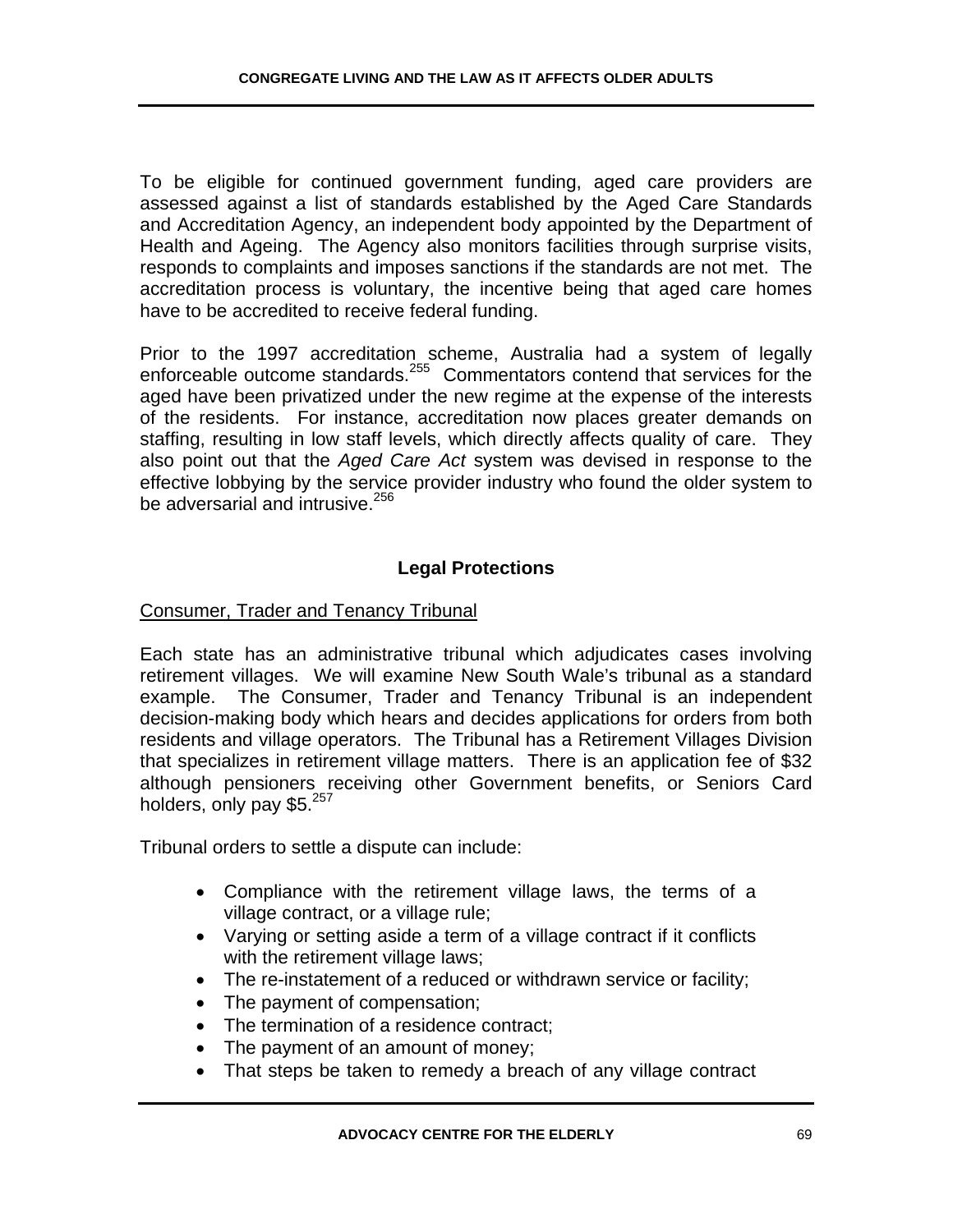To be eligible for continued government funding, aged care providers are assessed against a list of standards established by the Aged Care Standards and Accreditation Agency, an independent body appointed by the Department of Health and Ageing. The Agency also monitors facilities through surprise visits, responds to complaints and imposes sanctions if the standards are not met. The accreditation process is voluntary, the incentive being that aged care homes have to be accredited to receive federal funding.

Prior to the 1997 accreditation scheme, Australia had a system of legally enforceable outcome standards.[255] Commentators contend that services for the aged have been privatized under the new regime at the expense of the interests of the residents. For instance, accreditation now places greater demands on staffing, resulting in low staff levels, which directly affects quality of care. They also point out that the *Aged Care Act* system was devised in response to the effective lobbying by the service provider industry who found the older system to be adversarial and intrusive.[256]

## Legal Protections

<u>Consumer, Trader and Tenancy Tribunal</u>

Each state has an administrative tribunal which adjudicates cases involving retirement villages. We will examine New South Wale's tribunal as a standard example. The Consumer, Trader and Tenancy Tribunal is an independent decision-making body which hears and decides applications for orders from both residents and village operators. The Tribunal has a Retirement Villages Division that specializes in retirement village matters. There is an application fee of $32 although pensioners receiving other Government benefits, or Seniors Card holders, only pay $5.[257]

Tribunal orders to settle a dispute can include:

- Compliance with the retirement village laws, the terms of a village contract, or a village rule;
- Varying or setting aside a term of a village contract if it conflicts with the retirement village laws;
- The re-instatement of a reduced or withdrawn service or facility;
- The payment of compensation;
- The termination of a residence contract;
- The payment of an amount of money;
- That steps be taken to remedy a breach of any village contract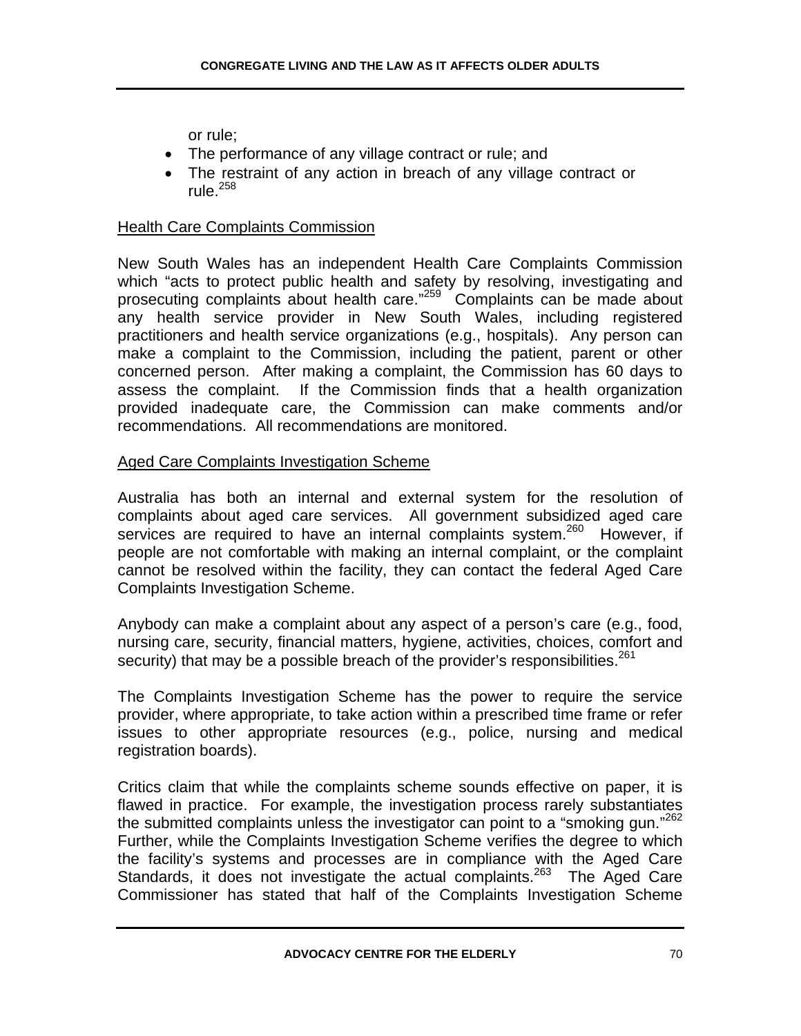or rule;

- The performance of any village contract or rule; and
- The restraint of any action in breach of any village contract or rule.[258]

<u>Health Care Complaints Commission</u>

New South Wales has an independent Health Care Complaints Commission which "acts to protect public health and safety by resolving, investigating and prosecuting complaints about health care."[259] Complaints can be made about any health service provider in New South Wales, including registered practitioners and health service organizations (e.g., hospitals). Any person can make a complaint to the Commission, including the patient, parent or other concerned person. After making a complaint, the Commission has 60 days to assess the complaint. If the Commission finds that a health organization provided inadequate care, the Commission can make comments and/or recommendations. All recommendations are monitored.

<u>Aged Care Complaints Investigation Scheme</u>

Australia has both an internal and external system for the resolution of complaints about aged care services. All government subsidized aged care services are required to have an internal complaints system.[260] However, if people are not comfortable with making an internal complaint, or the complaint cannot be resolved within the facility, they can contact the federal Aged Care Complaints Investigation Scheme.

Anybody can make a complaint about any aspect of a person's care (e.g., food, nursing care, security, financial matters, hygiene, activities, choices, comfort and security) that may be a possible breach of the provider's responsibilities.[261]

The Complaints Investigation Scheme has the power to require the service provider, where appropriate, to take action within a prescribed time frame or refer issues to other appropriate resources (e.g., police, nursing and medical registration boards).

Critics claim that while the complaints scheme sounds effective on paper, it is flawed in practice. For example, the investigation process rarely substantiates the submitted complaints unless the investigator can point to a "smoking gun."[262] Further, while the Complaints Investigation Scheme verifies the degree to which the facility's systems and processes are in compliance with the Aged Care Standards, it does not investigate the actual complaints.[263] The Aged Care Commissioner has stated that half of the Complaints Investigation Scheme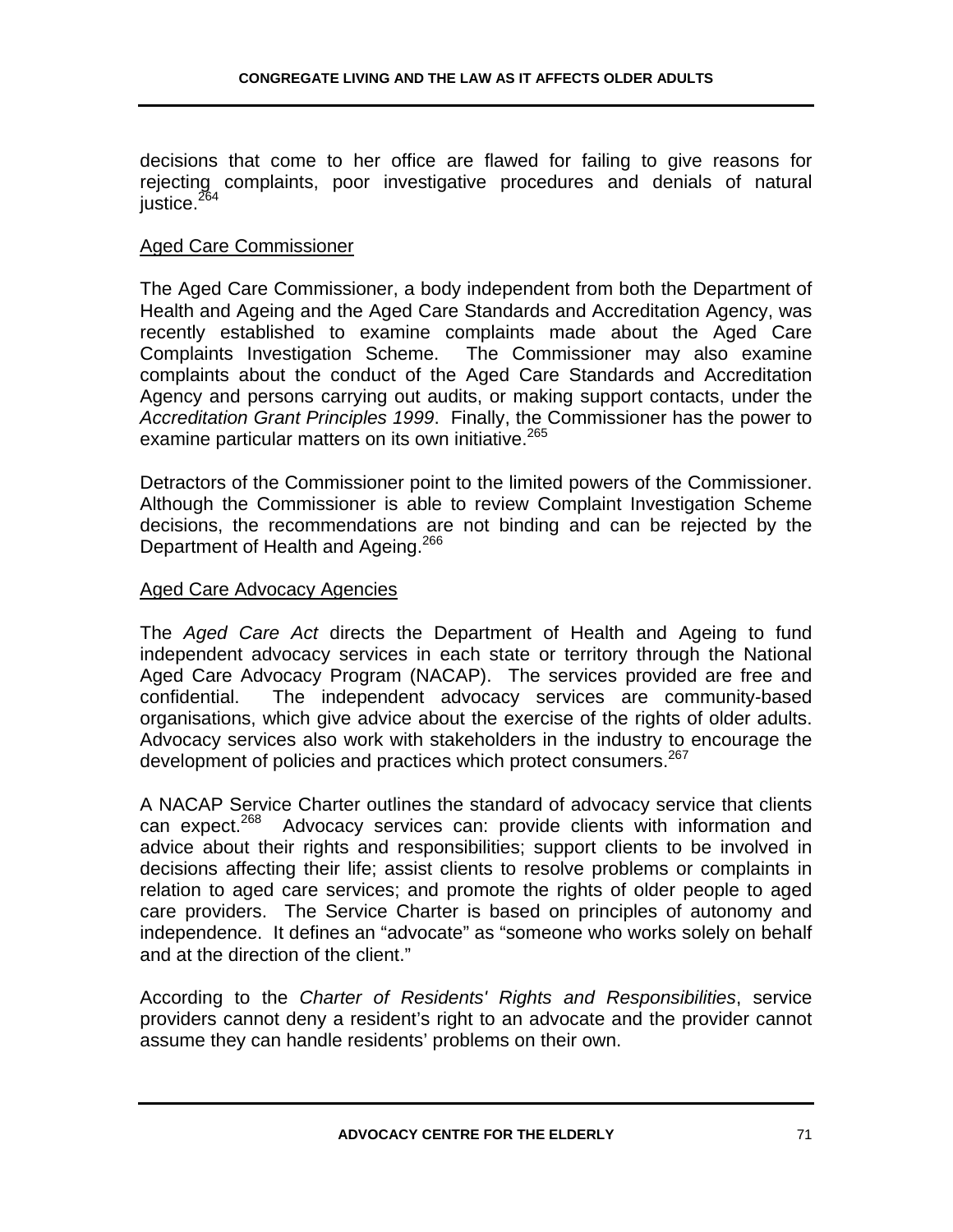decisions that come to her office are flawed for failing to give reasons for rejecting complaints, poor investigative procedures and denials of natural justice.[264]

## Aged Care Commissioner

The Aged Care Commissioner, a body independent from both the Department of Health and Ageing and the Aged Care Standards and Accreditation Agency, was recently established to examine complaints made about the Aged Care Complaints Investigation Scheme. The Commissioner may also examine complaints about the conduct of the Aged Care Standards and Accreditation Agency and persons carrying out audits, or making support contacts, under the *Accreditation Grant Principles 1999*. Finally, the Commissioner has the power to examine particular matters on its own initiative.[265]

Detractors of the Commissioner point to the limited powers of the Commissioner. Although the Commissioner is able to review Complaint Investigation Scheme decisions, the recommendations are not binding and can be rejected by the Department of Health and Ageing.[266]

## Aged Care Advocacy Agencies

The *Aged Care Act* directs the Department of Health and Ageing to fund independent advocacy services in each state or territory through the National Aged Care Advocacy Program (NACAP). The services provided are free and confidential. The independent advocacy services are community-based organisations, which give advice about the exercise of the rights of older adults. Advocacy services also work with stakeholders in the industry to encourage the development of policies and practices which protect consumers.[267]

A NACAP Service Charter outlines the standard of advocacy service that clients can expect.[268] Advocacy services can: provide clients with information and advice about their rights and responsibilities; support clients to be involved in decisions affecting their life; assist clients to resolve problems or complaints in relation to aged care services; and promote the rights of older people to aged care providers. The Service Charter is based on principles of autonomy and independence. It defines an "advocate" as "someone who works solely on behalf and at the direction of the client."

According to the *Charter of Residents' Rights and Responsibilities*, service providers cannot deny a resident's right to an advocate and the provider cannot assume they can handle residents' problems on their own.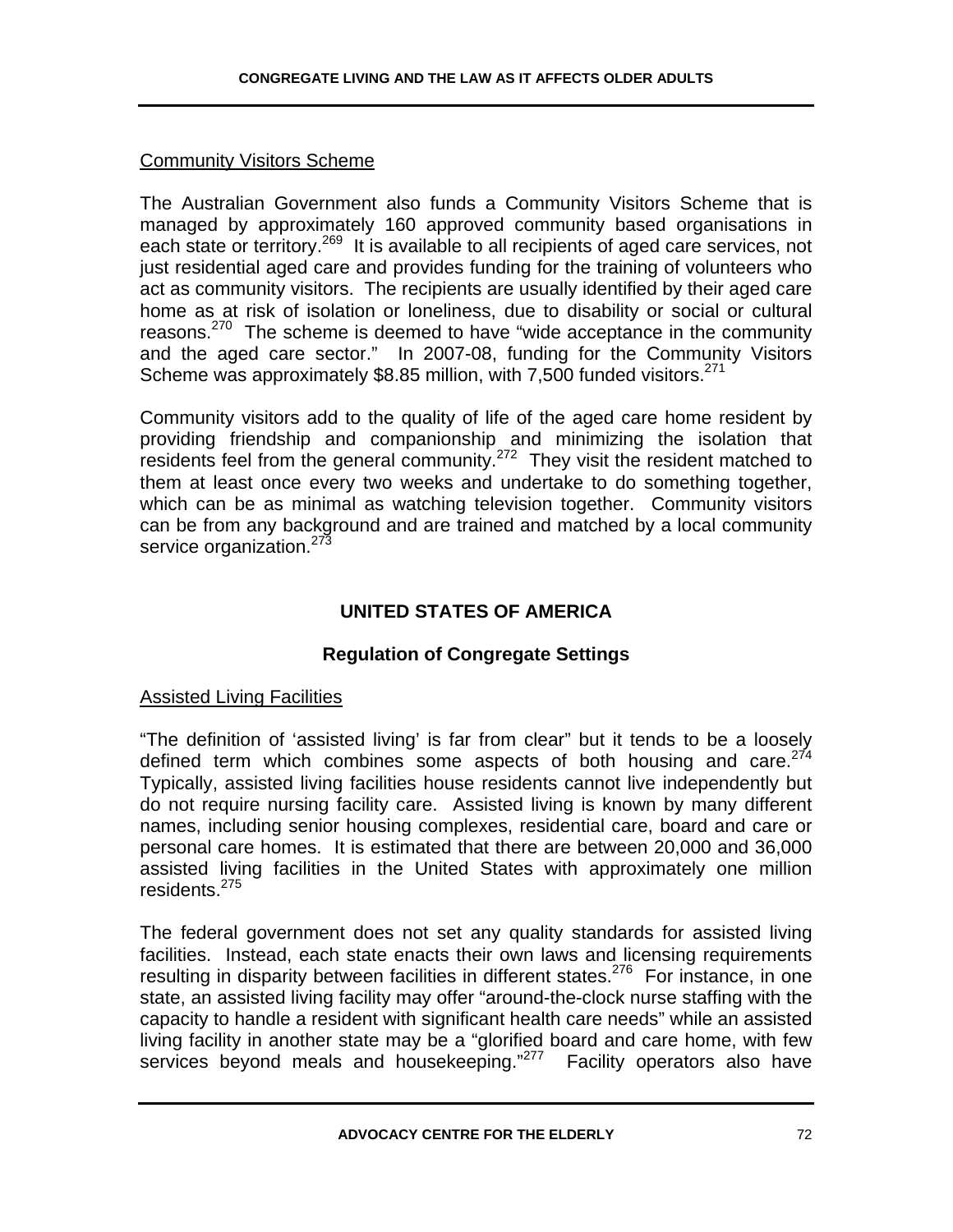Community Visitors Scheme

The Australian Government also funds a Community Visitors Scheme that is managed by approximately 160 approved community based organisations in each state or territory.[269] It is available to all recipients of aged care services, not just residential aged care and provides funding for the training of volunteers who act as community visitors. The recipients are usually identified by their aged care home as at risk of isolation or loneliness, due to disability or social or cultural reasons.[270] The scheme is deemed to have "wide acceptance in the community and the aged care sector." In 2007-08, funding for the Community Visitors Scheme was approximately $8.85 million, with 7,500 funded visitors.[271]

Community visitors add to the quality of life of the aged care home resident by providing friendship and companionship and minimizing the isolation that residents feel from the general community.[272] They visit the resident matched to them at least once every two weeks and undertake to do something together, which can be as minimal as watching television together. Community visitors can be from any background and are trained and matched by a local community service organization.[273]

## UNITED STATES OF AMERICA

### Regulation of Congregate Settings

Assisted Living Facilities

"The definition of 'assisted living' is far from clear" but it tends to be a loosely defined term which combines some aspects of both housing and care.[274] Typically, assisted living facilities house residents cannot live independently but do not require nursing facility care. Assisted living is known by many different names, including senior housing complexes, residential care, board and care or personal care homes. It is estimated that there are between 20,000 and 36,000 assisted living facilities in the United States with approximately one million residents.[275]

The federal government does not set any quality standards for assisted living facilities. Instead, each state enacts their own laws and licensing requirements resulting in disparity between facilities in different states.[276] For instance, in one state, an assisted living facility may offer "around-the-clock nurse staffing with the capacity to handle a resident with significant health care needs" while an assisted living facility in another state may be a "glorified board and care home, with few services beyond meals and housekeeping."[277] Facility operators also have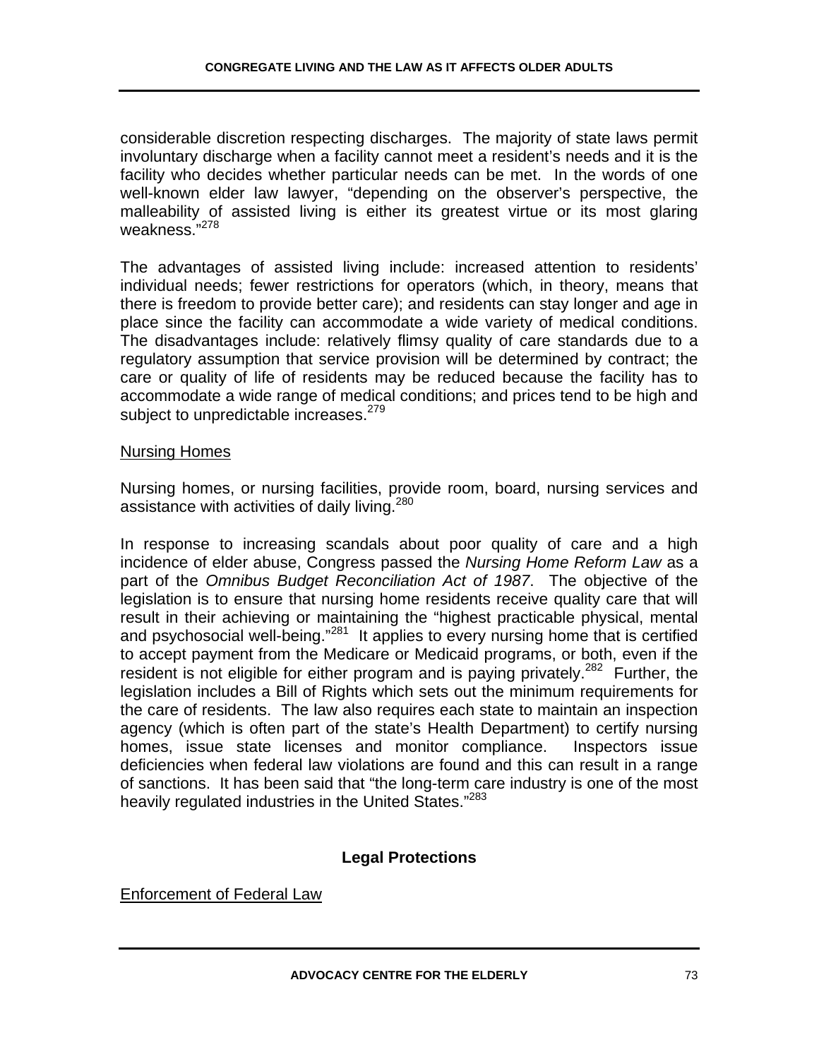considerable discretion respecting discharges. The majority of state laws permit involuntary discharge when a facility cannot meet a resident's needs and it is the facility who decides whether particular needs can be met. In the words of one well-known elder law lawyer, "depending on the observer's perspective, the malleability of assisted living is either its greatest virtue or its most glaring weakness."[278]

The advantages of assisted living include: increased attention to residents' individual needs; fewer restrictions for operators (which, in theory, means that there is freedom to provide better care); and residents can stay longer and age in place since the facility can accommodate a wide variety of medical conditions. The disadvantages include: relatively flimsy quality of care standards due to a regulatory assumption that service provision will be determined by contract; the care or quality of life of residents may be reduced because the facility has to accommodate a wide range of medical conditions; and prices tend to be high and subject to unpredictable increases.[279]

Nursing Homes

Nursing homes, or nursing facilities, provide room, board, nursing services and assistance with activities of daily living.[280]

In response to increasing scandals about poor quality of care and a high incidence of elder abuse, Congress passed the *Nursing Home Reform Law* as a part of the *Omnibus Budget Reconciliation Act of 1987*. The objective of the legislation is to ensure that nursing home residents receive quality care that will result in their achieving or maintaining the "highest practicable physical, mental and psychosocial well-being."[281] It applies to every nursing home that is certified to accept payment from the Medicare or Medicaid programs, or both, even if the resident is not eligible for either program and is paying privately.[282] Further, the legislation includes a Bill of Rights which sets out the minimum requirements for the care of residents. The law also requires each state to maintain an inspection agency (which is often part of the state's Health Department) to certify nursing homes, issue state licenses and monitor compliance. Inspectors issue deficiencies when federal law violations are found and this can result in a range of sanctions. It has been said that "the long-term care industry is one of the most heavily regulated industries in the United States."[283]

## Legal Protections

Enforcement of Federal Law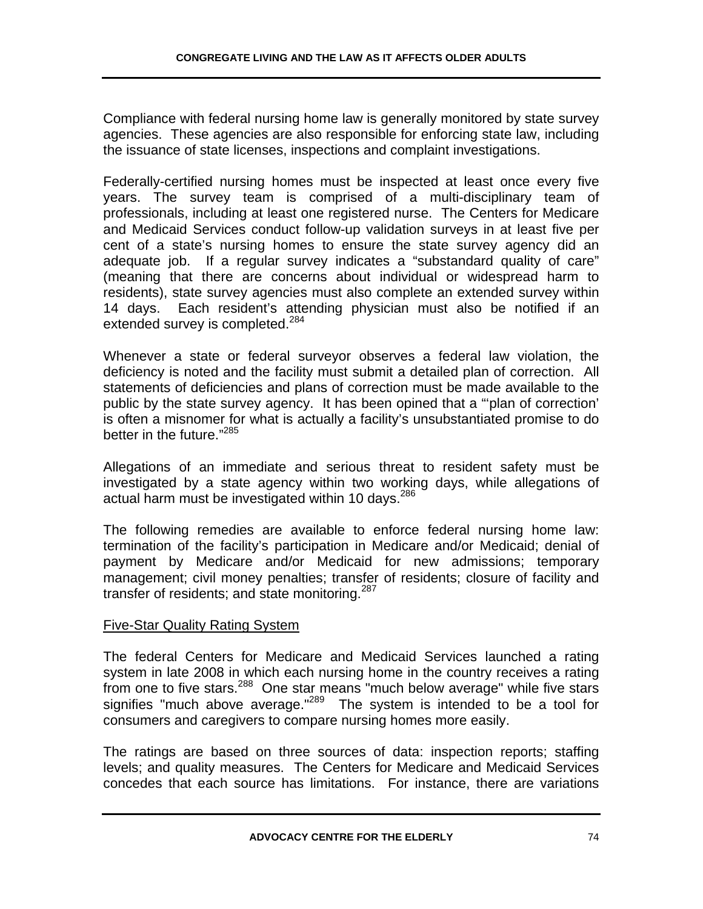Compliance with federal nursing home law is generally monitored by state survey agencies. These agencies are also responsible for enforcing state law, including the issuance of state licenses, inspections and complaint investigations.

Federally-certified nursing homes must be inspected at least once every five years. The survey team is comprised of a multi-disciplinary team of professionals, including at least one registered nurse. The Centers for Medicare and Medicaid Services conduct follow-up validation surveys in at least five per cent of a state's nursing homes to ensure the state survey agency did an adequate job. If a regular survey indicates a "substandard quality of care" (meaning that there are concerns about individual or widespread harm to residents), state survey agencies must also complete an extended survey within 14 days. Each resident's attending physician must also be notified if an extended survey is completed.[284]

Whenever a state or federal surveyor observes a federal law violation, the deficiency is noted and the facility must submit a detailed plan of correction. All statements of deficiencies and plans of correction must be made available to the public by the state survey agency. It has been opined that a "'plan of correction' is often a misnomer for what is actually a facility's unsubstantiated promise to do better in the future."[285]

Allegations of an immediate and serious threat to resident safety must be investigated by a state agency within two working days, while allegations of actual harm must be investigated within 10 days.[286]

The following remedies are available to enforce federal nursing home law: termination of the facility's participation in Medicare and/or Medicaid; denial of payment by Medicare and/or Medicaid for new admissions; temporary management; civil money penalties; transfer of residents; closure of facility and transfer of residents; and state monitoring.[287]

## Five-Star Quality Rating System

The federal Centers for Medicare and Medicaid Services launched a rating system in late 2008 in which each nursing home in the country receives a rating from one to five stars.[288] One star means "much below average" while five stars signifies "much above average."[289] The system is intended to be a tool for consumers and caregivers to compare nursing homes more easily.

The ratings are based on three sources of data: inspection reports; staffing levels; and quality measures. The Centers for Medicare and Medicaid Services concedes that each source has limitations. For instance, there are variations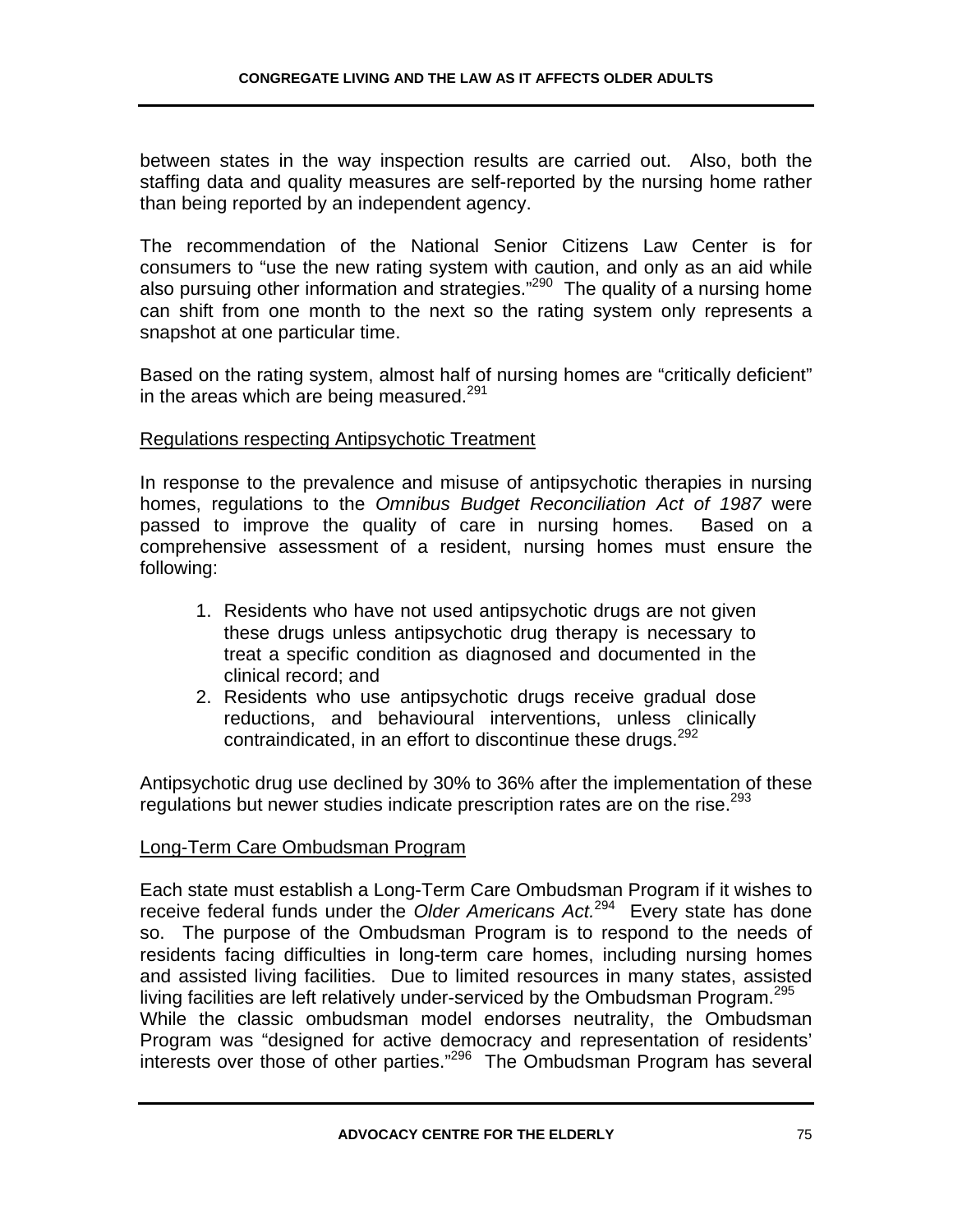between states in the way inspection results are carried out. Also, both the staffing data and quality measures are self-reported by the nursing home rather than being reported by an independent agency.

The recommendation of the National Senior Citizens Law Center is for consumers to "use the new rating system with caution, and only as an aid while also pursuing other information and strategies."[290] The quality of a nursing home can shift from one month to the next so the rating system only represents a snapshot at one particular time.

Based on the rating system, almost half of nursing homes are "critically deficient" in the areas which are being measured.[291]

<u>Regulations respecting Antipsychotic Treatment</u>

In response to the prevalence and misuse of antipsychotic therapies in nursing homes, regulations to the *Omnibus Budget Reconciliation Act of 1987* were passed to improve the quality of care in nursing homes. Based on a comprehensive assessment of a resident, nursing homes must ensure the following:

1. Residents who have not used antipsychotic drugs are not given these drugs unless antipsychotic drug therapy is necessary to treat a specific condition as diagnosed and documented in the clinical record; and
2. Residents who use antipsychotic drugs receive gradual dose reductions, and behavioural interventions, unless clinically contraindicated, in an effort to discontinue these drugs.[292]

Antipsychotic drug use declined by 30% to 36% after the implementation of these regulations but newer studies indicate prescription rates are on the rise.[293]

<u>Long-Term Care Ombudsman Program</u>

Each state must establish a Long-Term Care Ombudsman Program if it wishes to receive federal funds under the *Older Americans Act.*[294] Every state has done so. The purpose of the Ombudsman Program is to respond to the needs of residents facing difficulties in long-term care homes, including nursing homes and assisted living facilities. Due to limited resources in many states, assisted living facilities are left relatively under-serviced by the Ombudsman Program.[295]
While the classic ombudsman model endorses neutrality, the Ombudsman Program was "designed for active democracy and representation of residents' interests over those of other parties."[296] The Ombudsman Program has several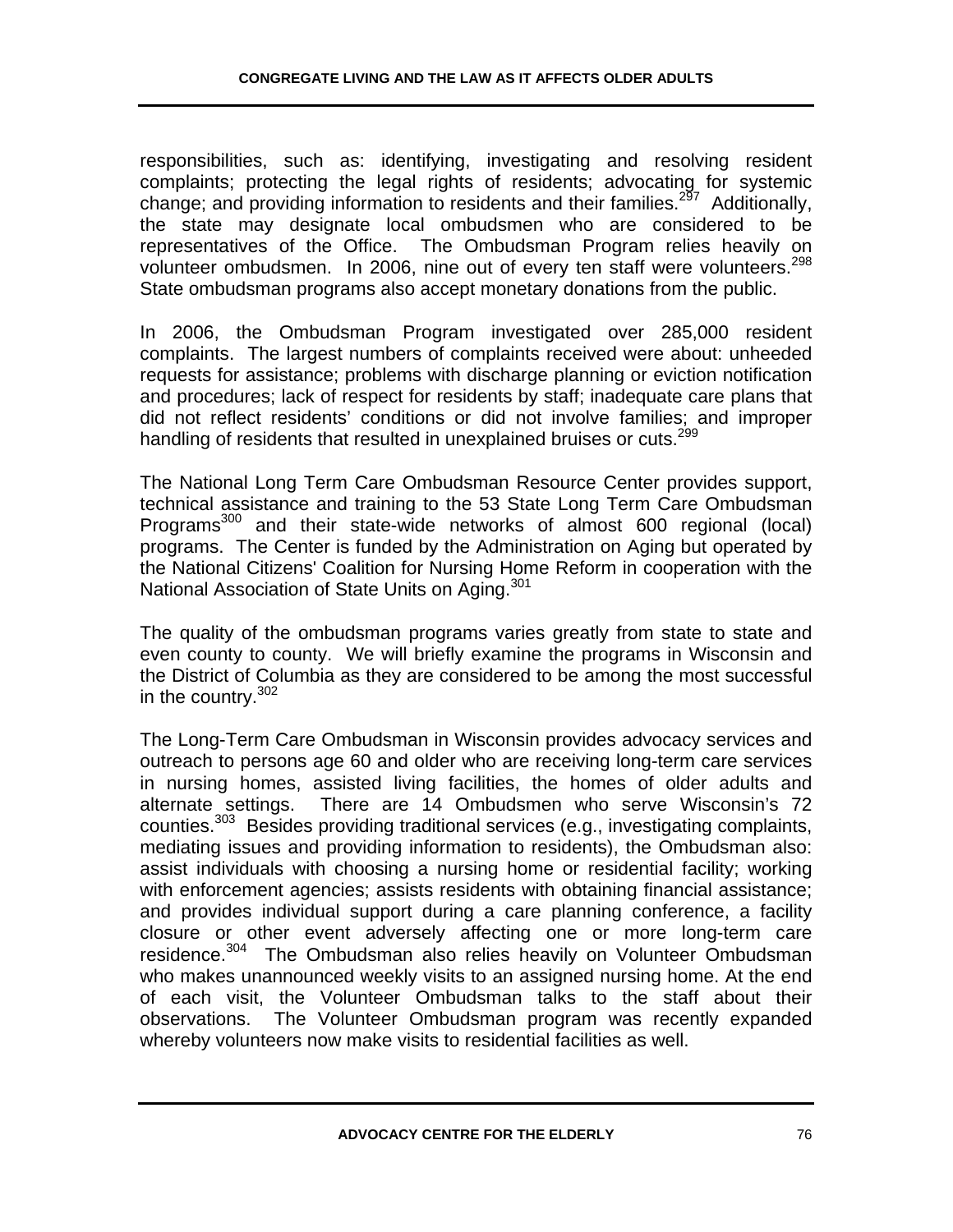responsibilities, such as: identifying, investigating and resolving resident complaints; protecting the legal rights of residents; advocating for systemic change; and providing information to residents and their families.[297] Additionally, the state may designate local ombudsmen who are considered to be representatives of the Office. The Ombudsman Program relies heavily on volunteer ombudsmen. In 2006, nine out of every ten staff were volunteers.[298] State ombudsman programs also accept monetary donations from the public.

In 2006, the Ombudsman Program investigated over 285,000 resident complaints. The largest numbers of complaints received were about: unheeded requests for assistance; problems with discharge planning or eviction notification and procedures; lack of respect for residents by staff; inadequate care plans that did not reflect residents' conditions or did not involve families; and improper handling of residents that resulted in unexplained bruises or cuts.[299]

The National Long Term Care Ombudsman Resource Center provides support, technical assistance and training to the 53 State Long Term Care Ombudsman Programs[300] and their state-wide networks of almost 600 regional (local) programs. The Center is funded by the Administration on Aging but operated by the National Citizens' Coalition for Nursing Home Reform in cooperation with the National Association of State Units on Aging.[301]

The quality of the ombudsman programs varies greatly from state to state and even county to county. We will briefly examine the programs in Wisconsin and the District of Columbia as they are considered to be among the most successful in the country.[302]

The Long-Term Care Ombudsman in Wisconsin provides advocacy services and outreach to persons age 60 and older who are receiving long-term care services in nursing homes, assisted living facilities, the homes of older adults and alternate settings. There are 14 Ombudsmen who serve Wisconsin's 72 counties.[303] Besides providing traditional services (e.g., investigating complaints, mediating issues and providing information to residents), the Ombudsman also: assist individuals with choosing a nursing home or residential facility; working with enforcement agencies; assists residents with obtaining financial assistance; and provides individual support during a care planning conference, a facility closure or other event adversely affecting one or more long-term care residence.[304] The Ombudsman also relies heavily on Volunteer Ombudsman who makes unannounced weekly visits to an assigned nursing home. At the end of each visit, the Volunteer Ombudsman talks to the staff about their observations. The Volunteer Ombudsman program was recently expanded whereby volunteers now make visits to residential facilities as well.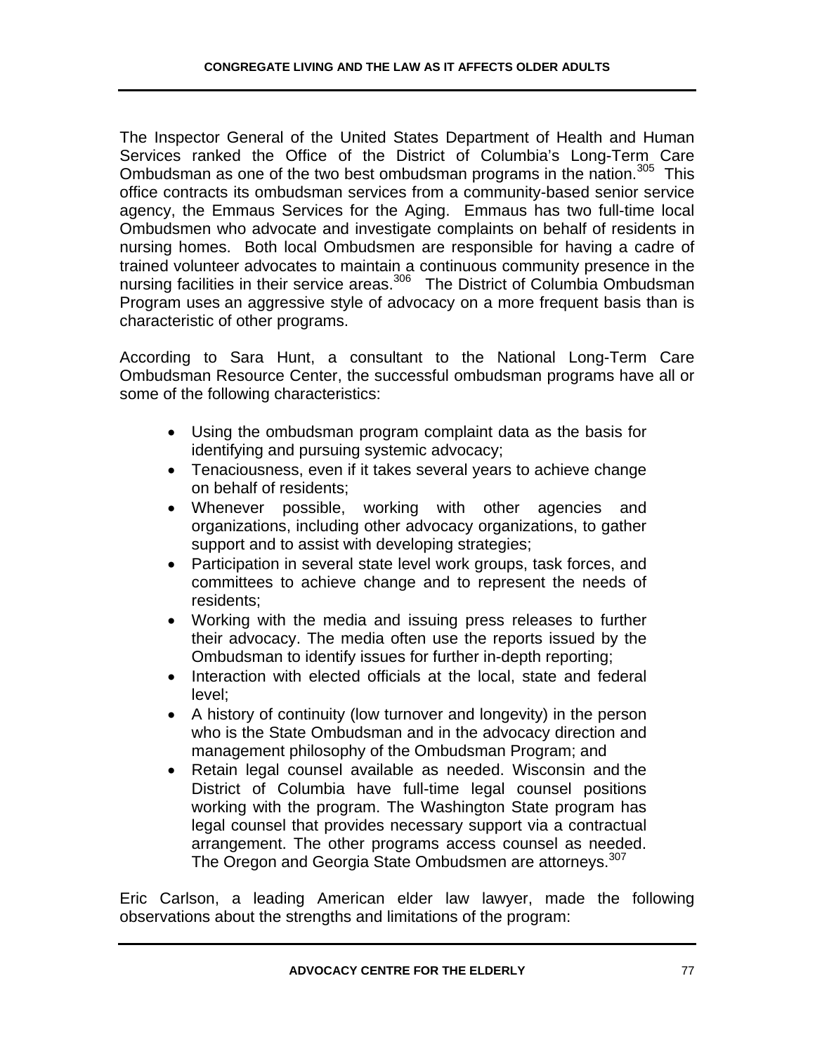The Inspector General of the United States Department of Health and Human Services ranked the Office of the District of Columbia's Long-Term Care Ombudsman as one of the two best ombudsman programs in the nation.[305] This office contracts its ombudsman services from a community-based senior service agency, the Emmaus Services for the Aging. Emmaus has two full-time local Ombudsmen who advocate and investigate complaints on behalf of residents in nursing homes. Both local Ombudsmen are responsible for having a cadre of trained volunteer advocates to maintain a continuous community presence in the nursing facilities in their service areas.[306] The District of Columbia Ombudsman Program uses an aggressive style of advocacy on a more frequent basis than is characteristic of other programs.

According to Sara Hunt, a consultant to the National Long-Term Care Ombudsman Resource Center, the successful ombudsman programs have all or some of the following characteristics:

- Using the ombudsman program complaint data as the basis for identifying and pursuing systemic advocacy;
- Tenaciousness, even if it takes several years to achieve change on behalf of residents;
- Whenever possible, working with other agencies and organizations, including other advocacy organizations, to gather support and to assist with developing strategies;
- Participation in several state level work groups, task forces, and committees to achieve change and to represent the needs of residents;
- Working with the media and issuing press releases to further their advocacy. The media often use the reports issued by the Ombudsman to identify issues for further in-depth reporting;
- Interaction with elected officials at the local, state and federal level;
- A history of continuity (low turnover and longevity) in the person who is the State Ombudsman and in the advocacy direction and management philosophy of the Ombudsman Program; and
- Retain legal counsel available as needed. Wisconsin and the District of Columbia have full-time legal counsel positions working with the program. The Washington State program has legal counsel that provides necessary support via a contractual arrangement. The other programs access counsel as needed. The Oregon and Georgia State Ombudsmen are attorneys.[307]

Eric Carlson, a leading American elder law lawyer, made the following observations about the strengths and limitations of the program: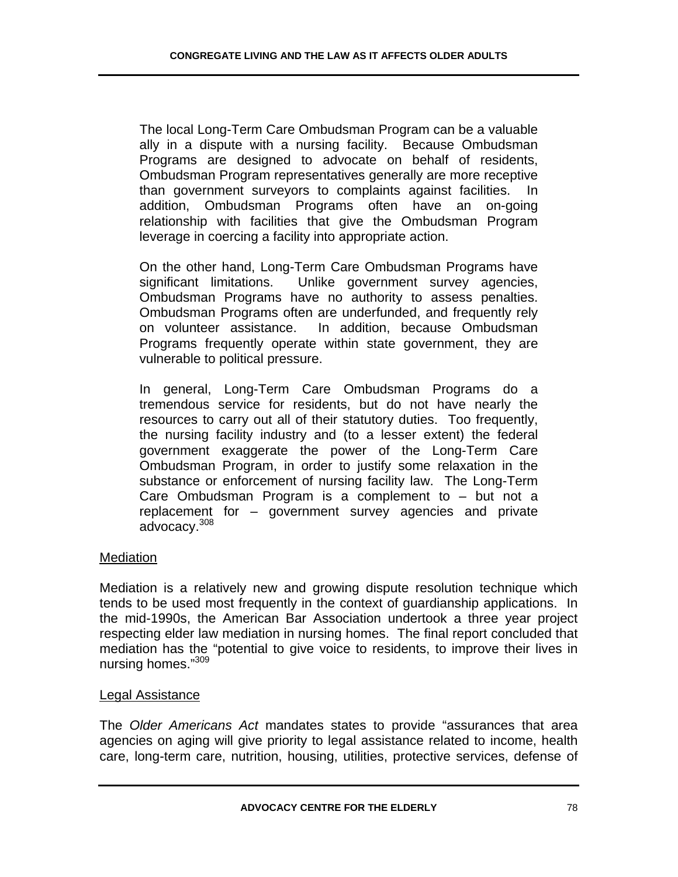> The local Long-Term Care Ombudsman Program can be a valuable ally in a dispute with a nursing facility. Because Ombudsman Programs are designed to advocate on behalf of residents, Ombudsman Program representatives generally are more receptive than government surveyors to complaints against facilities. In addition, Ombudsman Programs often have an on-going relationship with facilities that give the Ombudsman Program leverage in coercing a facility into appropriate action.
>
> On the other hand, Long-Term Care Ombudsman Programs have significant limitations. Unlike government survey agencies, Ombudsman Programs have no authority to assess penalties. Ombudsman Programs often are underfunded, and frequently rely on volunteer assistance. In addition, because Ombudsman Programs frequently operate within state government, they are vulnerable to political pressure.
>
> In general, Long-Term Care Ombudsman Programs do a tremendous service for residents, but do not have nearly the resources to carry out all of their statutory duties. Too frequently, the nursing facility industry and (to a lesser extent) the federal government exaggerate the power of the Long-Term Care Ombudsman Program, in order to justify some relaxation in the substance or enforcement of nursing facility law. The Long-Term Care Ombudsman Program is a complement to – but not a replacement for – government survey agencies and private advocacy.[308]

Mediation

Mediation is a relatively new and growing dispute resolution technique which tends to be used most frequently in the context of guardianship applications. In the mid-1990s, the American Bar Association undertook a three year project respecting elder law mediation in nursing homes. The final report concluded that mediation has the "potential to give voice to residents, to improve their lives in nursing homes."[309]

Legal Assistance

The *Older Americans Act* mandates states to provide "assurances that area agencies on aging will give priority to legal assistance related to income, health care, long-term care, nutrition, housing, utilities, protective services, defense of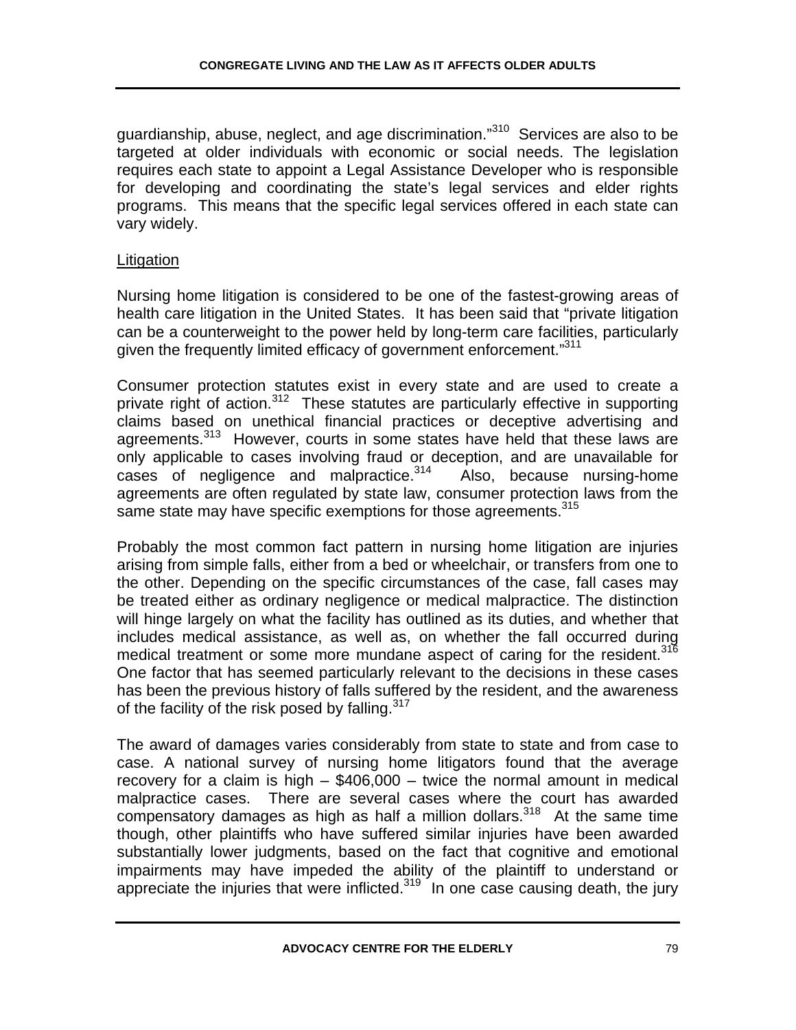guardianship, abuse, neglect, and age discrimination."[310] Services are also to be targeted at older individuals with economic or social needs. The legislation requires each state to appoint a Legal Assistance Developer who is responsible for developing and coordinating the state's legal services and elder rights programs. This means that the specific legal services offered in each state can vary widely.

Litigation

Nursing home litigation is considered to be one of the fastest-growing areas of health care litigation in the United States. It has been said that "private litigation can be a counterweight to the power held by long-term care facilities, particularly given the frequently limited efficacy of government enforcement."[311]

Consumer protection statutes exist in every state and are used to create a private right of action.[312] These statutes are particularly effective in supporting claims based on unethical financial practices or deceptive advertising and agreements.[313] However, courts in some states have held that these laws are only applicable to cases involving fraud or deception, and are unavailable for cases of negligence and malpractice.[314] Also, because nursing-home agreements are often regulated by state law, consumer protection laws from the same state may have specific exemptions for those agreements.[315]

Probably the most common fact pattern in nursing home litigation are injuries arising from simple falls, either from a bed or wheelchair, or transfers from one to the other. Depending on the specific circumstances of the case, fall cases may be treated either as ordinary negligence or medical malpractice. The distinction will hinge largely on what the facility has outlined as its duties, and whether that includes medical assistance, as well as, on whether the fall occurred during medical treatment or some more mundane aspect of caring for the resident.[316] One factor that has seemed particularly relevant to the decisions in these cases has been the previous history of falls suffered by the resident, and the awareness of the facility of the risk posed by falling.[317]

The award of damages varies considerably from state to state and from case to case. A national survey of nursing home litigators found that the average recovery for a claim is high – $406,000 – twice the normal amount in medical malpractice cases. There are several cases where the court has awarded compensatory damages as high as half a million dollars.[318] At the same time though, other plaintiffs who have suffered similar injuries have been awarded substantially lower judgments, based on the fact that cognitive and emotional impairments may have impeded the ability of the plaintiff to understand or appreciate the injuries that were inflicted.[319] In one case causing death, the jury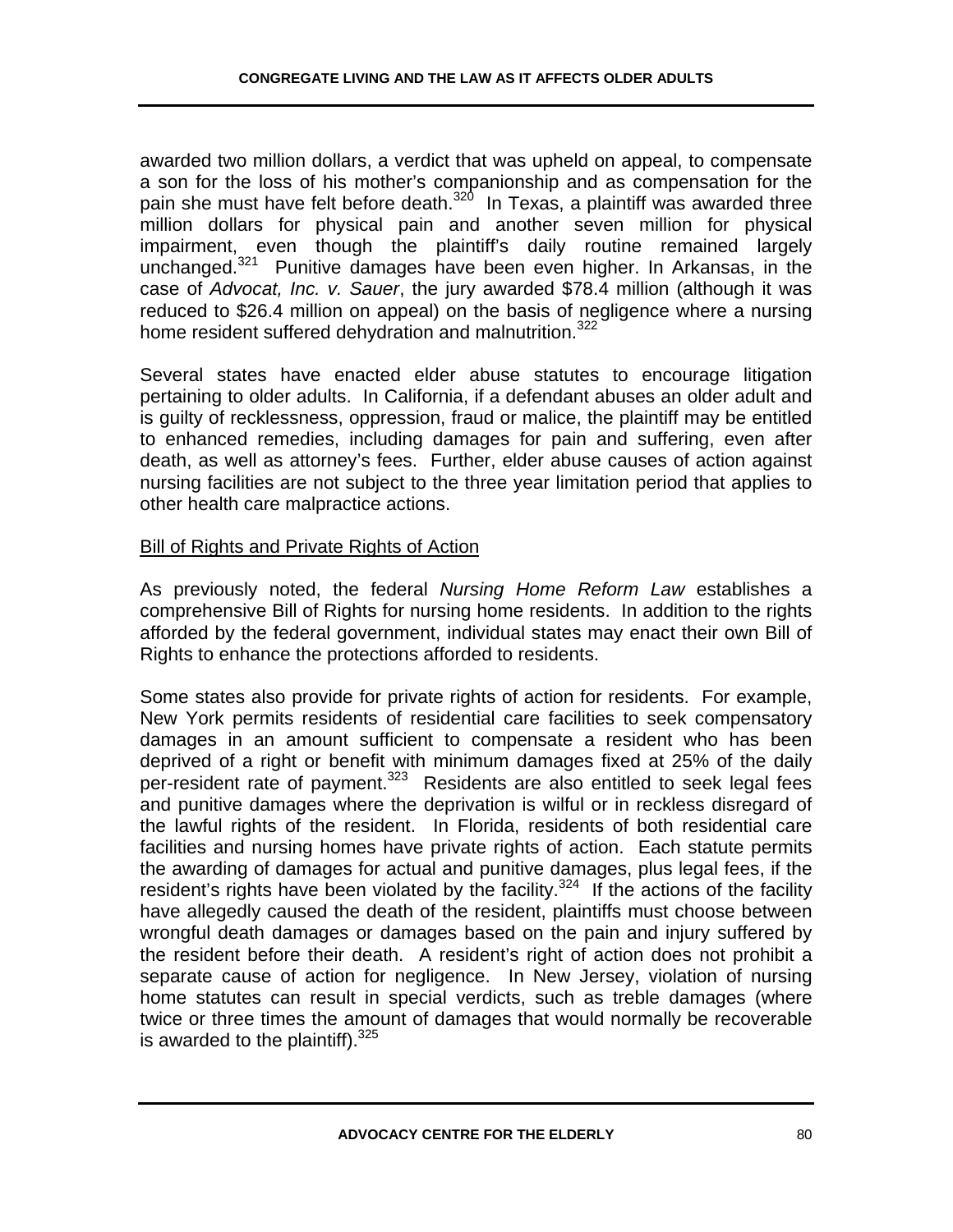awarded two million dollars, a verdict that was upheld on appeal, to compensate a son for the loss of his mother's companionship and as compensation for the pain she must have felt before death.[320] In Texas, a plaintiff was awarded three million dollars for physical pain and another seven million for physical impairment, even though the plaintiff's daily routine remained largely unchanged.[321] Punitive damages have been even higher. In Arkansas, in the case of *Advocat, Inc. v. Sauer*, the jury awarded $78.4 million (although it was reduced to $26.4 million on appeal) on the basis of negligence where a nursing home resident suffered dehydration and malnutrition.[322]

Several states have enacted elder abuse statutes to encourage litigation pertaining to older adults. In California, if a defendant abuses an older adult and is guilty of recklessness, oppression, fraud or malice, the plaintiff may be entitled to enhanced remedies, including damages for pain and suffering, even after death, as well as attorney's fees. Further, elder abuse causes of action against nursing facilities are not subject to the three year limitation period that applies to other health care malpractice actions.

## Bill of Rights and Private Rights of Action

As previously noted, the federal *Nursing Home Reform Law* establishes a comprehensive Bill of Rights for nursing home residents. In addition to the rights afforded by the federal government, individual states may enact their own Bill of Rights to enhance the protections afforded to residents.

Some states also provide for private rights of action for residents. For example, New York permits residents of residential care facilities to seek compensatory damages in an amount sufficient to compensate a resident who has been deprived of a right or benefit with minimum damages fixed at 25% of the daily per-resident rate of payment.[323] Residents are also entitled to seek legal fees and punitive damages where the deprivation is wilful or in reckless disregard of the lawful rights of the resident. In Florida, residents of both residential care facilities and nursing homes have private rights of action. Each statute permits the awarding of damages for actual and punitive damages, plus legal fees, if the resident's rights have been violated by the facility.[324] If the actions of the facility have allegedly caused the death of the resident, plaintiffs must choose between wrongful death damages or damages based on the pain and injury suffered by the resident before their death. A resident's right of action does not prohibit a separate cause of action for negligence. In New Jersey, violation of nursing home statutes can result in special verdicts, such as treble damages (where twice or three times the amount of damages that would normally be recoverable is awarded to the plaintiff).[325]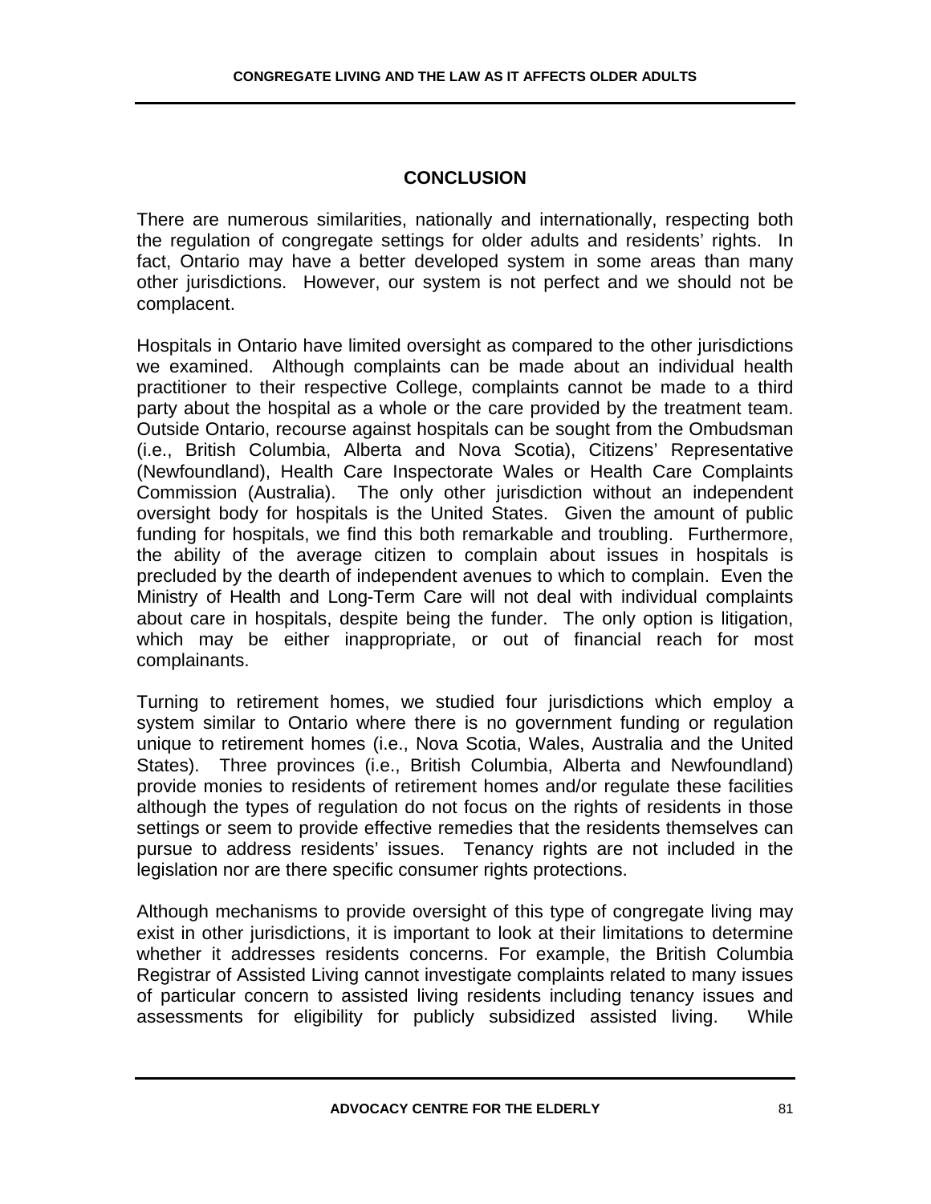## CONCLUSION

There are numerous similarities, nationally and internationally, respecting both the regulation of congregate settings for older adults and residents' rights. In fact, Ontario may have a better developed system in some areas than many other jurisdictions. However, our system is not perfect and we should not be complacent.

Hospitals in Ontario have limited oversight as compared to the other jurisdictions we examined. Although complaints can be made about an individual health practitioner to their respective College, complaints cannot be made to a third party about the hospital as a whole or the care provided by the treatment team. Outside Ontario, recourse against hospitals can be sought from the Ombudsman (i.e., British Columbia, Alberta and Nova Scotia), Citizens' Representative (Newfoundland), Health Care Inspectorate Wales or Health Care Complaints Commission (Australia). The only other jurisdiction without an independent oversight body for hospitals is the United States. Given the amount of public funding for hospitals, we find this both remarkable and troubling. Furthermore, the ability of the average citizen to complain about issues in hospitals is precluded by the dearth of independent avenues to which to complain. Even the Ministry of Health and Long-Term Care will not deal with individual complaints about care in hospitals, despite being the funder. The only option is litigation, which may be either inappropriate, or out of financial reach for most complainants.

Turning to retirement homes, we studied four jurisdictions which employ a system similar to Ontario where there is no government funding or regulation unique to retirement homes (i.e., Nova Scotia, Wales, Australia and the United States). Three provinces (i.e., British Columbia, Alberta and Newfoundland) provide monies to residents of retirement homes and/or regulate these facilities although the types of regulation do not focus on the rights of residents in those settings or seem to provide effective remedies that the residents themselves can pursue to address residents' issues. Tenancy rights are not included in the legislation nor are there specific consumer rights protections.

Although mechanisms to provide oversight of this type of congregate living may exist in other jurisdictions, it is important to look at their limitations to determine whether it addresses residents concerns. For example, the British Columbia Registrar of Assisted Living cannot investigate complaints related to many issues of particular concern to assisted living residents including tenancy issues and assessments for eligibility for publicly subsidized assisted living. While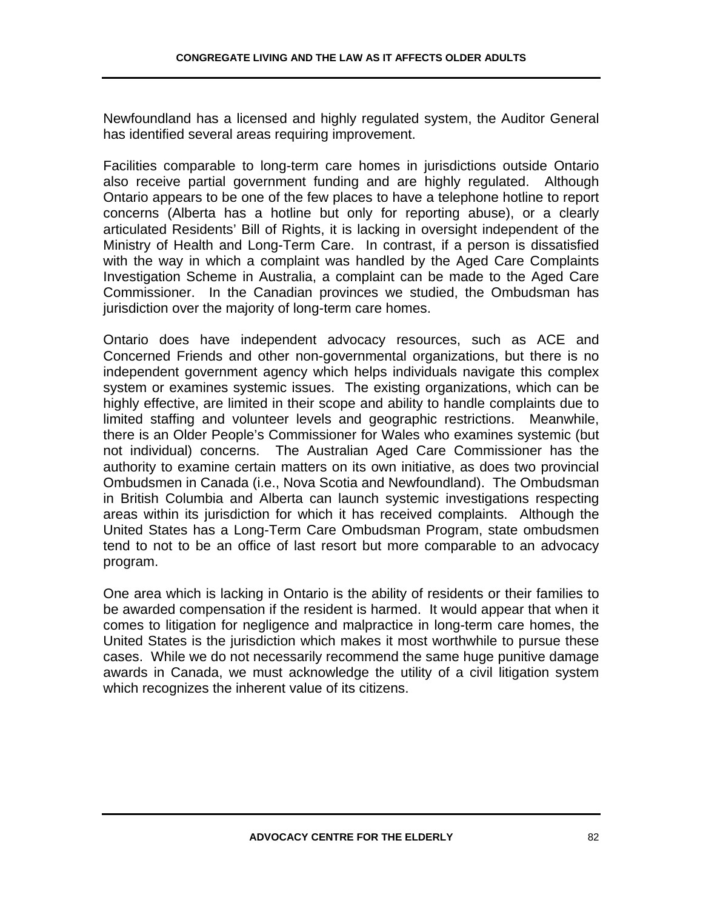Newfoundland has a licensed and highly regulated system, the Auditor General has identified several areas requiring improvement.

Facilities comparable to long-term care homes in jurisdictions outside Ontario also receive partial government funding and are highly regulated. Although Ontario appears to be one of the few places to have a telephone hotline to report concerns (Alberta has a hotline but only for reporting abuse), or a clearly articulated Residents' Bill of Rights, it is lacking in oversight independent of the Ministry of Health and Long-Term Care. In contrast, if a person is dissatisfied with the way in which a complaint was handled by the Aged Care Complaints Investigation Scheme in Australia, a complaint can be made to the Aged Care Commissioner. In the Canadian provinces we studied, the Ombudsman has jurisdiction over the majority of long-term care homes.

Ontario does have independent advocacy resources, such as ACE and Concerned Friends and other non-governmental organizations, but there is no independent government agency which helps individuals navigate this complex system or examines systemic issues. The existing organizations, which can be highly effective, are limited in their scope and ability to handle complaints due to limited staffing and volunteer levels and geographic restrictions. Meanwhile, there is an Older People's Commissioner for Wales who examines systemic (but not individual) concerns. The Australian Aged Care Commissioner has the authority to examine certain matters on its own initiative, as does two provincial Ombudsmen in Canada (i.e., Nova Scotia and Newfoundland). The Ombudsman in British Columbia and Alberta can launch systemic investigations respecting areas within its jurisdiction for which it has received complaints. Although the United States has a Long-Term Care Ombudsman Program, state ombudsmen tend to not to be an office of last resort but more comparable to an advocacy program.

One area which is lacking in Ontario is the ability of residents or their families to be awarded compensation if the resident is harmed. It would appear that when it comes to litigation for negligence and malpractice in long-term care homes, the United States is the jurisdiction which makes it most worthwhile to pursue these cases. While we do not necessarily recommend the same huge punitive damage awards in Canada, we must acknowledge the utility of a civil litigation system which recognizes the inherent value of its citizens.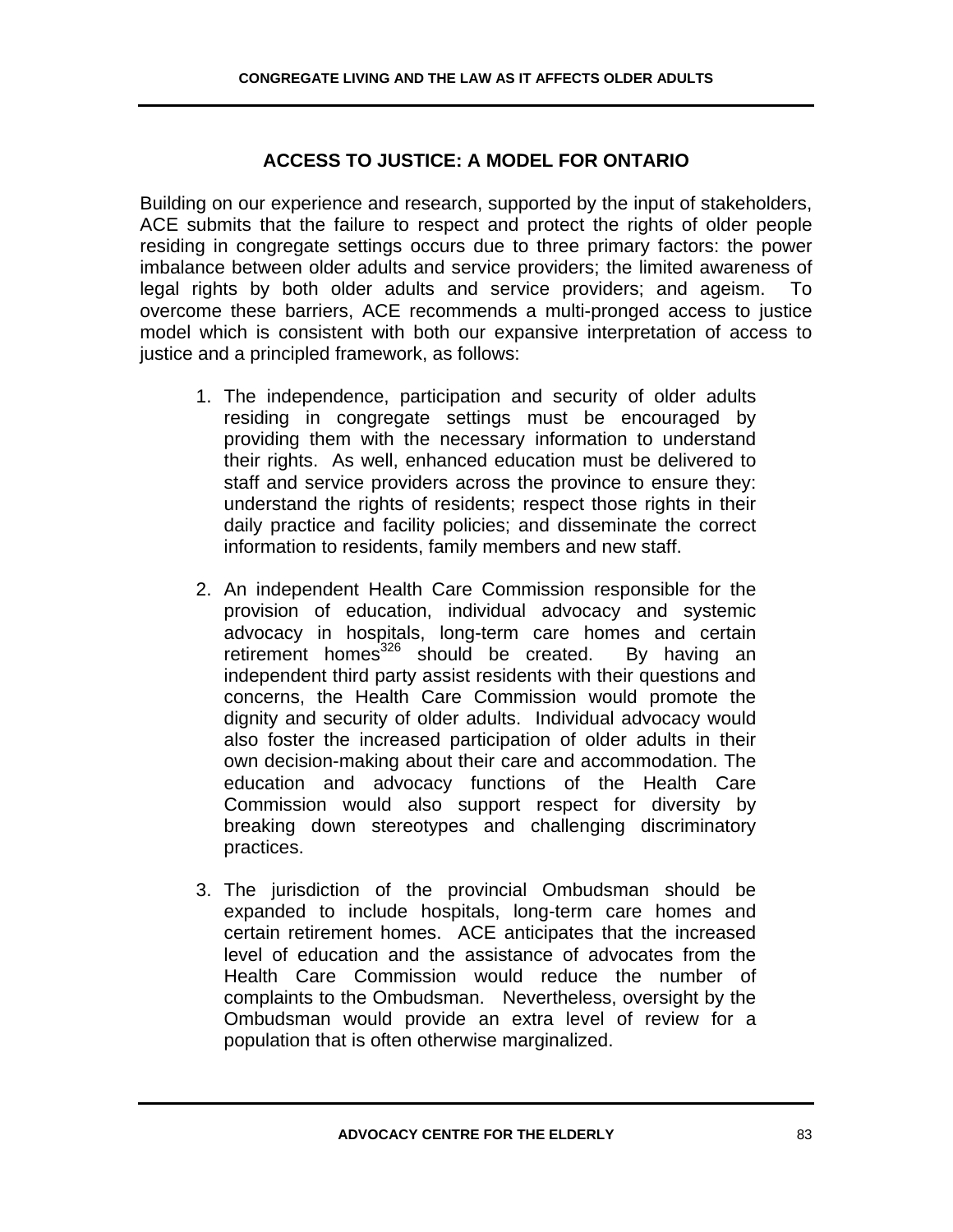## ACCESS TO JUSTICE: A MODEL FOR ONTARIO

Building on our experience and research, supported by the input of stakeholders, ACE submits that the failure to respect and protect the rights of older people residing in congregate settings occurs due to three primary factors: the power imbalance between older adults and service providers; the limited awareness of legal rights by both older adults and service providers; and ageism. To overcome these barriers, ACE recommends a multi-pronged access to justice model which is consistent with both our expansive interpretation of access to justice and a principled framework, as follows:

1. The independence, participation and security of older adults residing in congregate settings must be encouraged by providing them with the necessary information to understand their rights. As well, enhanced education must be delivered to staff and service providers across the province to ensure they: understand the rights of residents; respect those rights in their daily practice and facility policies; and disseminate the correct information to residents, family members and new staff.

2. An independent Health Care Commission responsible for the provision of education, individual advocacy and systemic advocacy in hospitals, long-term care homes and certain retirement homes[326] should be created. By having an independent third party assist residents with their questions and concerns, the Health Care Commission would promote the dignity and security of older adults. Individual advocacy would also foster the increased participation of older adults in their own decision-making about their care and accommodation. The education and advocacy functions of the Health Care Commission would also support respect for diversity by breaking down stereotypes and challenging discriminatory practices.

3. The jurisdiction of the provincial Ombudsman should be expanded to include hospitals, long-term care homes and certain retirement homes. ACE anticipates that the increased level of education and the assistance of advocates from the Health Care Commission would reduce the number of complaints to the Ombudsman. Nevertheless, oversight by the Ombudsman would provide an extra level of review for a population that is often otherwise marginalized.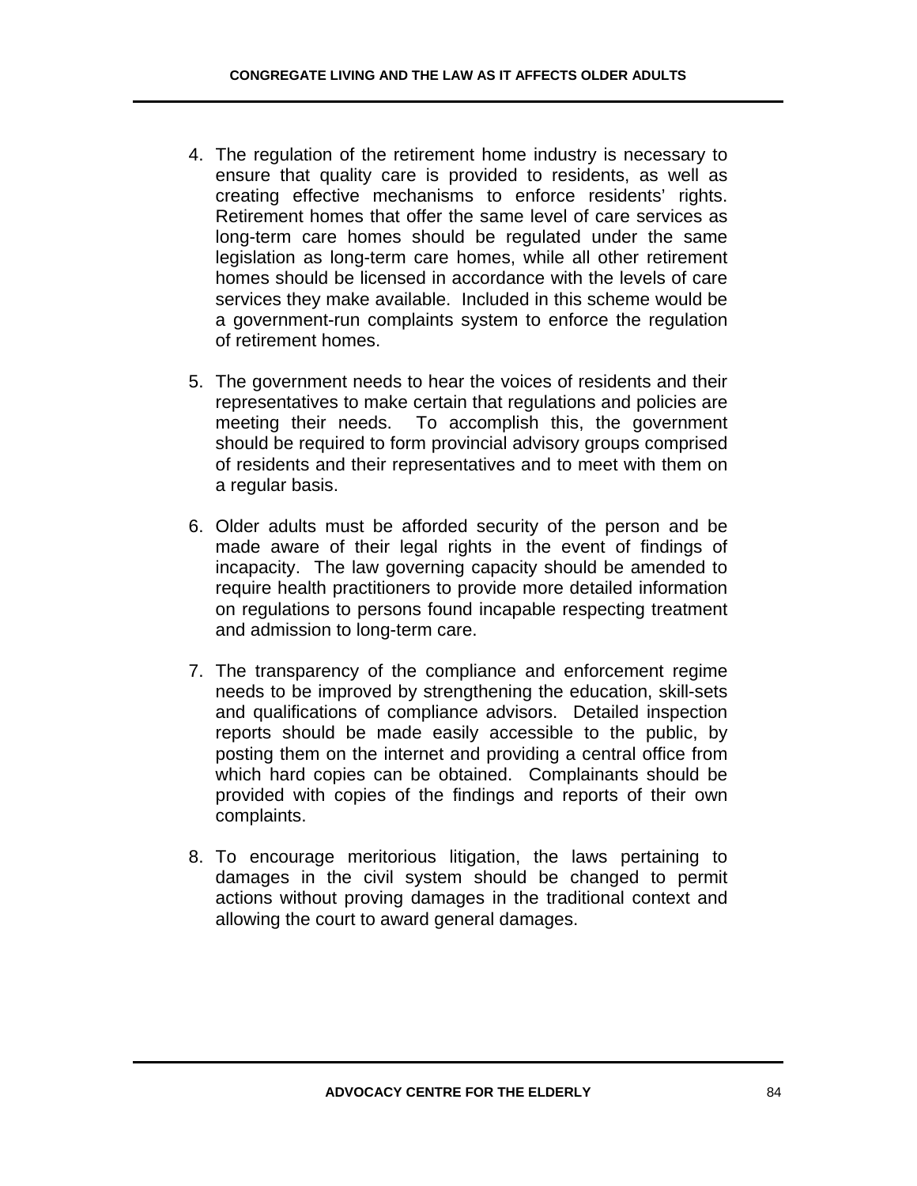4. The regulation of the retirement home industry is necessary to ensure that quality care is provided to residents, as well as creating effective mechanisms to enforce residents' rights. Retirement homes that offer the same level of care services as long-term care homes should be regulated under the same legislation as long-term care homes, while all other retirement homes should be licensed in accordance with the levels of care services they make available. Included in this scheme would be a government-run complaints system to enforce the regulation of retirement homes.

5. The government needs to hear the voices of residents and their representatives to make certain that regulations and policies are meeting their needs. To accomplish this, the government should be required to form provincial advisory groups comprised of residents and their representatives and to meet with them on a regular basis.

6. Older adults must be afforded security of the person and be made aware of their legal rights in the event of findings of incapacity. The law governing capacity should be amended to require health practitioners to provide more detailed information on regulations to persons found incapable respecting treatment and admission to long-term care.

7. The transparency of the compliance and enforcement regime needs to be improved by strengthening the education, skill-sets and qualifications of compliance advisors. Detailed inspection reports should be made easily accessible to the public, by posting them on the internet and providing a central office from which hard copies can be obtained. Complainants should be provided with copies of the findings and reports of their own complaints.

8. To encourage meritorious litigation, the laws pertaining to damages in the civil system should be changed to permit actions without proving damages in the traditional context and allowing the court to award general damages.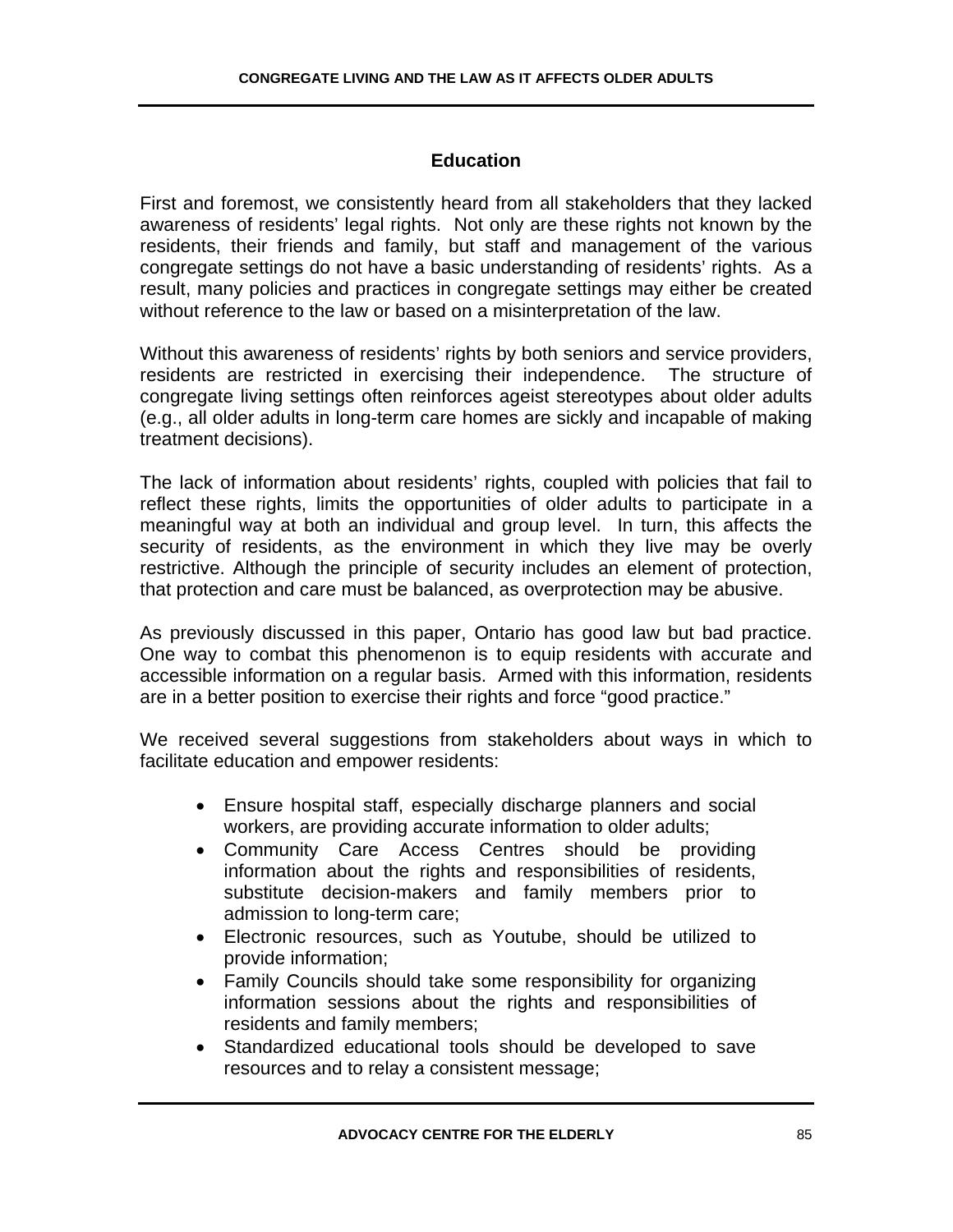## Education

First and foremost, we consistently heard from all stakeholders that they lacked awareness of residents' legal rights. Not only are these rights not known by the residents, their friends and family, but staff and management of the various congregate settings do not have a basic understanding of residents' rights. As a result, many policies and practices in congregate settings may either be created without reference to the law or based on a misinterpretation of the law.

Without this awareness of residents' rights by both seniors and service providers, residents are restricted in exercising their independence. The structure of congregate living settings often reinforces ageist stereotypes about older adults (e.g., all older adults in long-term care homes are sickly and incapable of making treatment decisions).

The lack of information about residents' rights, coupled with policies that fail to reflect these rights, limits the opportunities of older adults to participate in a meaningful way at both an individual and group level. In turn, this affects the security of residents, as the environment in which they live may be overly restrictive. Although the principle of security includes an element of protection, that protection and care must be balanced, as overprotection may be abusive.

As previously discussed in this paper, Ontario has good law but bad practice. One way to combat this phenomenon is to equip residents with accurate and accessible information on a regular basis. Armed with this information, residents are in a better position to exercise their rights and force "good practice."

We received several suggestions from stakeholders about ways in which to facilitate education and empower residents:

- Ensure hospital staff, especially discharge planners and social workers, are providing accurate information to older adults;
- Community Care Access Centres should be providing information about the rights and responsibilities of residents, substitute decision-makers and family members prior to admission to long-term care;
- Electronic resources, such as Youtube, should be utilized to provide information;
- Family Councils should take some responsibility for organizing information sessions about the rights and responsibilities of residents and family members;
- Standardized educational tools should be developed to save resources and to relay a consistent message;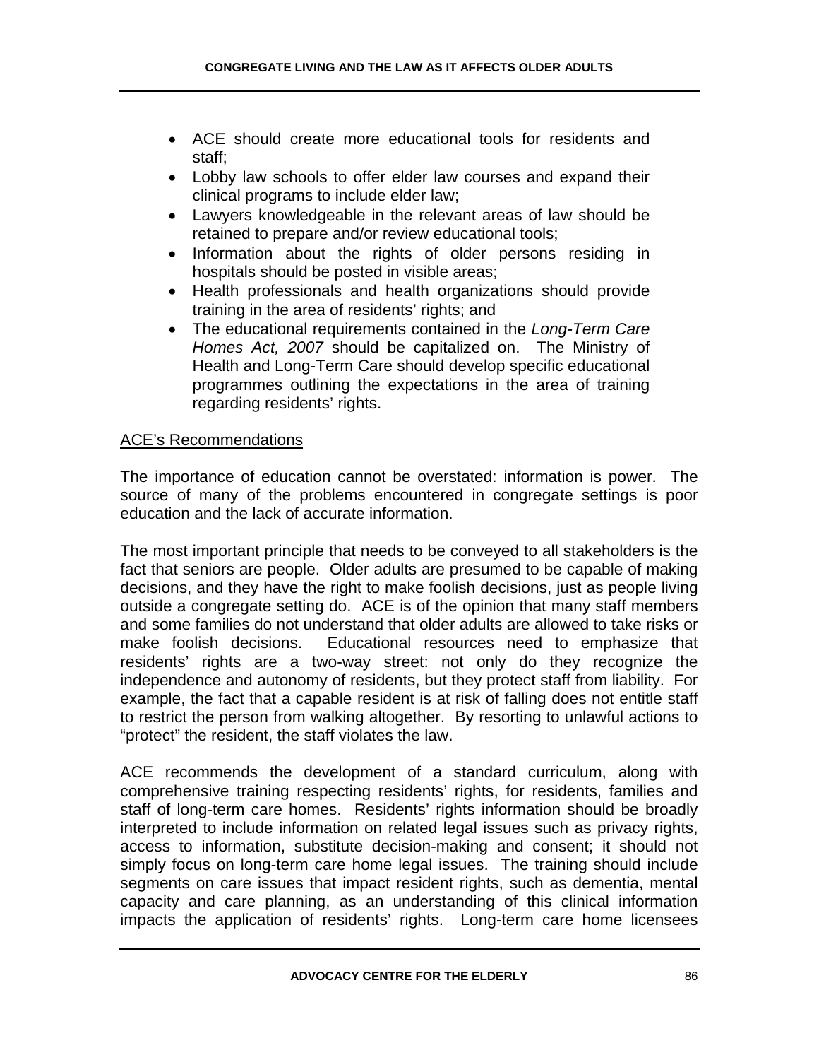- ACE should create more educational tools for residents and staff;
- Lobby law schools to offer elder law courses and expand their clinical programs to include elder law;
- Lawyers knowledgeable in the relevant areas of law should be retained to prepare and/or review educational tools;
- Information about the rights of older persons residing in hospitals should be posted in visible areas;
- Health professionals and health organizations should provide training in the area of residents' rights; and
- The educational requirements contained in the *Long-Term Care Homes Act, 2007* should be capitalized on. The Ministry of Health and Long-Term Care should develop specific educational programmes outlining the expectations in the area of training regarding residents' rights.

<u>ACE's Recommendations</u>

The importance of education cannot be overstated: information is power. The source of many of the problems encountered in congregate settings is poor education and the lack of accurate information.

The most important principle that needs to be conveyed to all stakeholders is the fact that seniors are people. Older adults are presumed to be capable of making decisions, and they have the right to make foolish decisions, just as people living outside a congregate setting do. ACE is of the opinion that many staff members and some families do not understand that older adults are allowed to take risks or make foolish decisions. Educational resources need to emphasize that residents' rights are a two-way street: not only do they recognize the independence and autonomy of residents, but they protect staff from liability. For example, the fact that a capable resident is at risk of falling does not entitle staff to restrict the person from walking altogether. By resorting to unlawful actions to "protect" the resident, the staff violates the law.

ACE recommends the development of a standard curriculum, along with comprehensive training respecting residents' rights, for residents, families and staff of long-term care homes. Residents' rights information should be broadly interpreted to include information on related legal issues such as privacy rights, access to information, substitute decision-making and consent; it should not simply focus on long-term care home legal issues. The training should include segments on care issues that impact resident rights, such as dementia, mental capacity and care planning, as an understanding of this clinical information impacts the application of residents' rights. Long-term care home licensees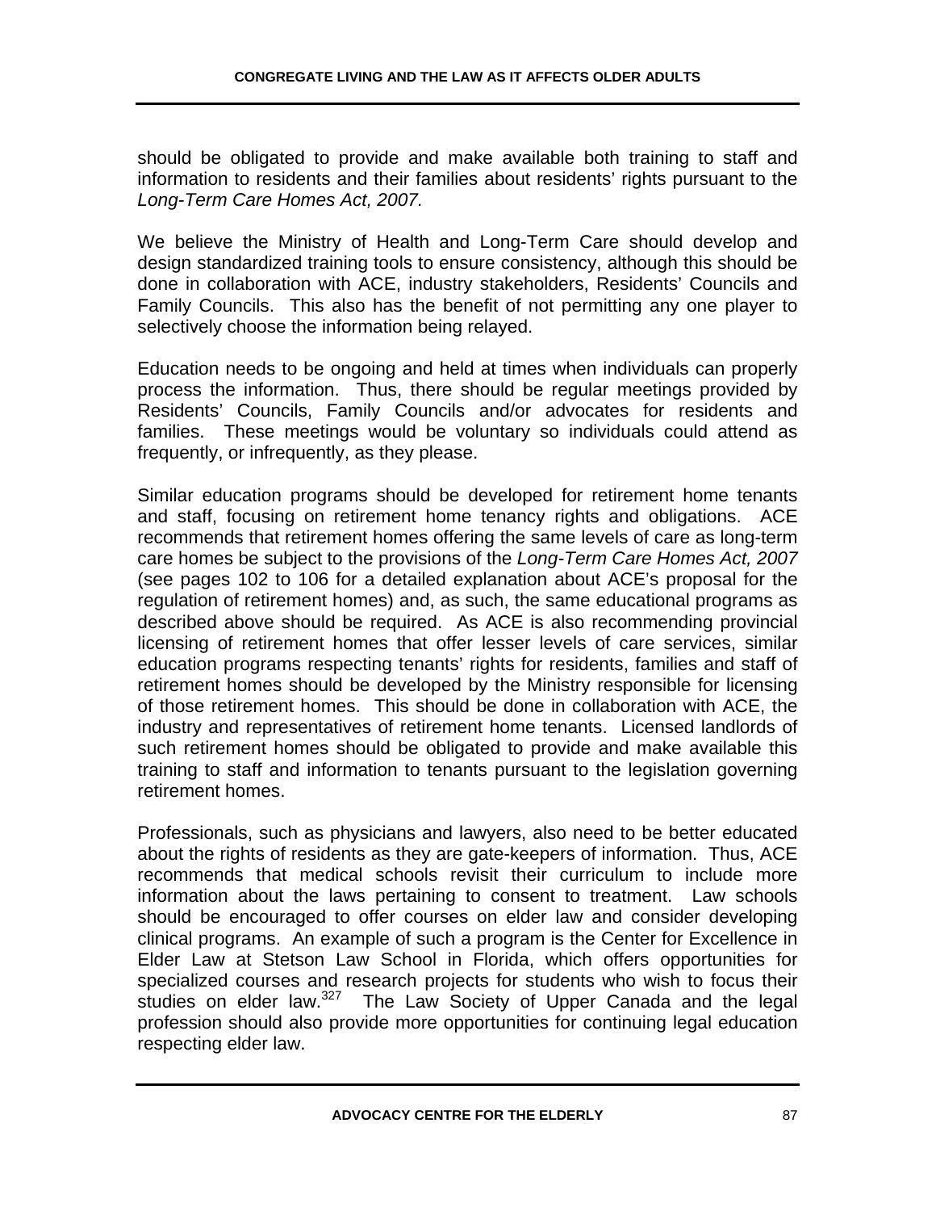should be obligated to provide and make available both training to staff and information to residents and their families about residents' rights pursuant to the *Long-Term Care Homes Act, 2007.*

We believe the Ministry of Health and Long-Term Care should develop and design standardized training tools to ensure consistency, although this should be done in collaboration with ACE, industry stakeholders, Residents' Councils and Family Councils. This also has the benefit of not permitting any one player to selectively choose the information being relayed.

Education needs to be ongoing and held at times when individuals can properly process the information. Thus, there should be regular meetings provided by Residents' Councils, Family Councils and/or advocates for residents and families. These meetings would be voluntary so individuals could attend as frequently, or infrequently, as they please.

Similar education programs should be developed for retirement home tenants and staff, focusing on retirement home tenancy rights and obligations. ACE recommends that retirement homes offering the same levels of care as long-term care homes be subject to the provisions of the *Long-Term Care Homes Act, 2007* (see pages 102 to 106 for a detailed explanation about ACE's proposal for the regulation of retirement homes) and, as such, the same educational programs as described above should be required. As ACE is also recommending provincial licensing of retirement homes that offer lesser levels of care services, similar education programs respecting tenants' rights for residents, families and staff of retirement homes should be developed by the Ministry responsible for licensing of those retirement homes. This should be done in collaboration with ACE, the industry and representatives of retirement home tenants. Licensed landlords of such retirement homes should be obligated to provide and make available this training to staff and information to tenants pursuant to the legislation governing retirement homes.

Professionals, such as physicians and lawyers, also need to be better educated about the rights of residents as they are gate-keepers of information. Thus, ACE recommends that medical schools revisit their curriculum to include more information about the laws pertaining to consent to treatment. Law schools should be encouraged to offer courses on elder law and consider developing clinical programs. An example of such a program is the Center for Excellence in Elder Law at Stetson Law School in Florida, which offers opportunities for specialized courses and research projects for students who wish to focus their studies on elder law.[327] The Law Society of Upper Canada and the legal profession should also provide more opportunities for continuing legal education respecting elder law.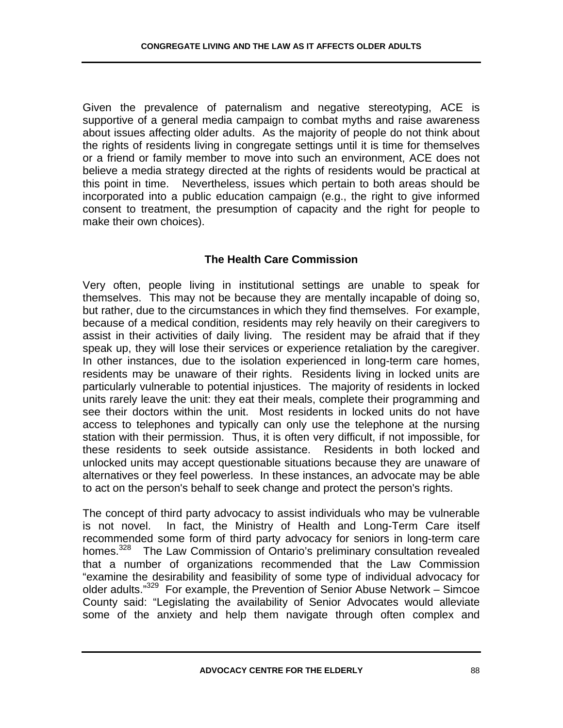Given the prevalence of paternalism and negative stereotyping, ACE is supportive of a general media campaign to combat myths and raise awareness about issues affecting older adults. As the majority of people do not think about the rights of residents living in congregate settings until it is time for themselves or a friend or family member to move into such an environment, ACE does not believe a media strategy directed at the rights of residents would be practical at this point in time. Nevertheless, issues which pertain to both areas should be incorporated into a public education campaign (e.g., the right to give informed consent to treatment, the presumption of capacity and the right for people to make their own choices).

## The Health Care Commission

Very often, people living in institutional settings are unable to speak for themselves. This may not be because they are mentally incapable of doing so, but rather, due to the circumstances in which they find themselves. For example, because of a medical condition, residents may rely heavily on their caregivers to assist in their activities of daily living. The resident may be afraid that if they speak up, they will lose their services or experience retaliation by the caregiver. In other instances, due to the isolation experienced in long-term care homes, residents may be unaware of their rights. Residents living in locked units are particularly vulnerable to potential injustices. The majority of residents in locked units rarely leave the unit: they eat their meals, complete their programming and see their doctors within the unit. Most residents in locked units do not have access to telephones and typically can only use the telephone at the nursing station with their permission. Thus, it is often very difficult, if not impossible, for these residents to seek outside assistance. Residents in both locked and unlocked units may accept questionable situations because they are unaware of alternatives or they feel powerless. In these instances, an advocate may be able to act on the person's behalf to seek change and protect the person's rights.

The concept of third party advocacy to assist individuals who may be vulnerable is not novel. In fact, the Ministry of Health and Long-Term Care itself recommended some form of third party advocacy for seniors in long-term care homes.[328] The Law Commission of Ontario's preliminary consultation revealed that a number of organizations recommended that the Law Commission "examine the desirability and feasibility of some type of individual advocacy for older adults."[329] For example, the Prevention of Senior Abuse Network – Simcoe County said: "Legislating the availability of Senior Advocates would alleviate some of the anxiety and help them navigate through often complex and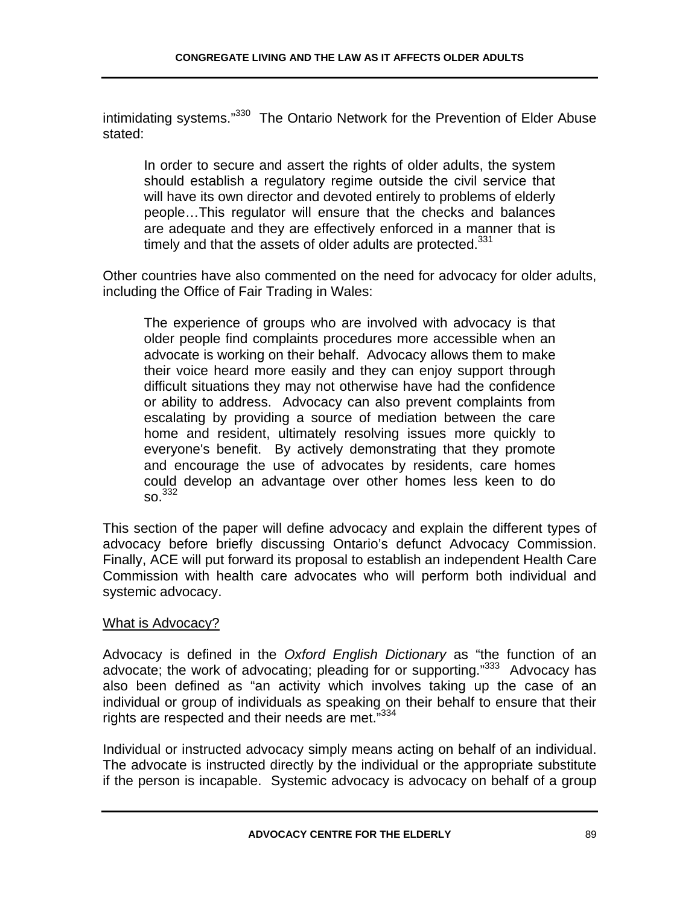intimidating systems."[330] The Ontario Network for the Prevention of Elder Abuse stated:

> In order to secure and assert the rights of older adults, the system should establish a regulatory regime outside the civil service that will have its own director and devoted entirely to problems of elderly people…This regulator will ensure that the checks and balances are adequate and they are effectively enforced in a manner that is timely and that the assets of older adults are protected.[331]

Other countries have also commented on the need for advocacy for older adults, including the Office of Fair Trading in Wales:

> The experience of groups who are involved with advocacy is that older people find complaints procedures more accessible when an advocate is working on their behalf. Advocacy allows them to make their voice heard more easily and they can enjoy support through difficult situations they may not otherwise have had the confidence or ability to address. Advocacy can also prevent complaints from escalating by providing a source of mediation between the care home and resident, ultimately resolving issues more quickly to everyone's benefit. By actively demonstrating that they promote and encourage the use of advocates by residents, care homes could develop an advantage over other homes less keen to do so.[332]

This section of the paper will define advocacy and explain the different types of advocacy before briefly discussing Ontario's defunct Advocacy Commission. Finally, ACE will put forward its proposal to establish an independent Health Care Commission with health care advocates who will perform both individual and systemic advocacy.

<u>What is Advocacy?</u>

Advocacy is defined in the *Oxford English Dictionary* as "the function of an advocate; the work of advocating; pleading for or supporting."[333] Advocacy has also been defined as "an activity which involves taking up the case of an individual or group of individuals as speaking on their behalf to ensure that their rights are respected and their needs are met."[334]

Individual or instructed advocacy simply means acting on behalf of an individual. The advocate is instructed directly by the individual or the appropriate substitute if the person is incapable. Systemic advocacy is advocacy on behalf of a group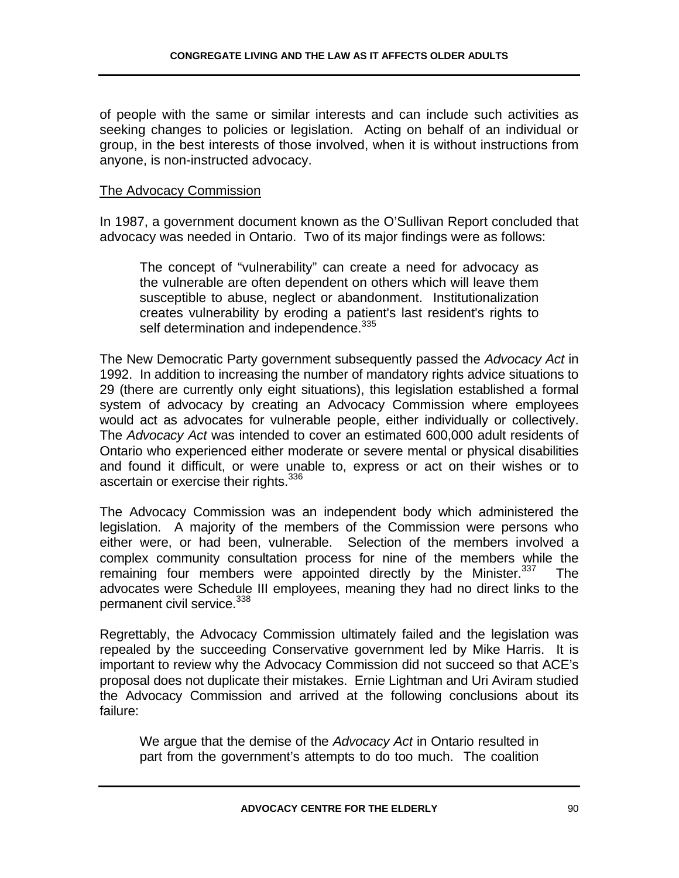of people with the same or similar interests and can include such activities as seeking changes to policies or legislation. Acting on behalf of an individual or group, in the best interests of those involved, when it is without instructions from anyone, is non-instructed advocacy.

The Advocacy Commission

In 1987, a government document known as the O'Sullivan Report concluded that advocacy was needed in Ontario. Two of its major findings were as follows:

> The concept of "vulnerability" can create a need for advocacy as the vulnerable are often dependent on others which will leave them susceptible to abuse, neglect or abandonment. Institutionalization creates vulnerability by eroding a patient's last resident's rights to self determination and independence.[335]

The New Democratic Party government subsequently passed the *Advocacy Act* in 1992. In addition to increasing the number of mandatory rights advice situations to 29 (there are currently only eight situations), this legislation established a formal system of advocacy by creating an Advocacy Commission where employees would act as advocates for vulnerable people, either individually or collectively. The *Advocacy Act* was intended to cover an estimated 600,000 adult residents of Ontario who experienced either moderate or severe mental or physical disabilities and found it difficult, or were unable to, express or act on their wishes or to ascertain or exercise their rights.[336]

The Advocacy Commission was an independent body which administered the legislation. A majority of the members of the Commission were persons who either were, or had been, vulnerable. Selection of the members involved a complex community consultation process for nine of the members while the remaining four members were appointed directly by the Minister.[337] The advocates were Schedule III employees, meaning they had no direct links to the permanent civil service.[338]

Regrettably, the Advocacy Commission ultimately failed and the legislation was repealed by the succeeding Conservative government led by Mike Harris. It is important to review why the Advocacy Commission did not succeed so that ACE's proposal does not duplicate their mistakes. Ernie Lightman and Uri Aviram studied the Advocacy Commission and arrived at the following conclusions about its failure:

> We argue that the demise of the *Advocacy Act* in Ontario resulted in part from the government's attempts to do too much. The coalition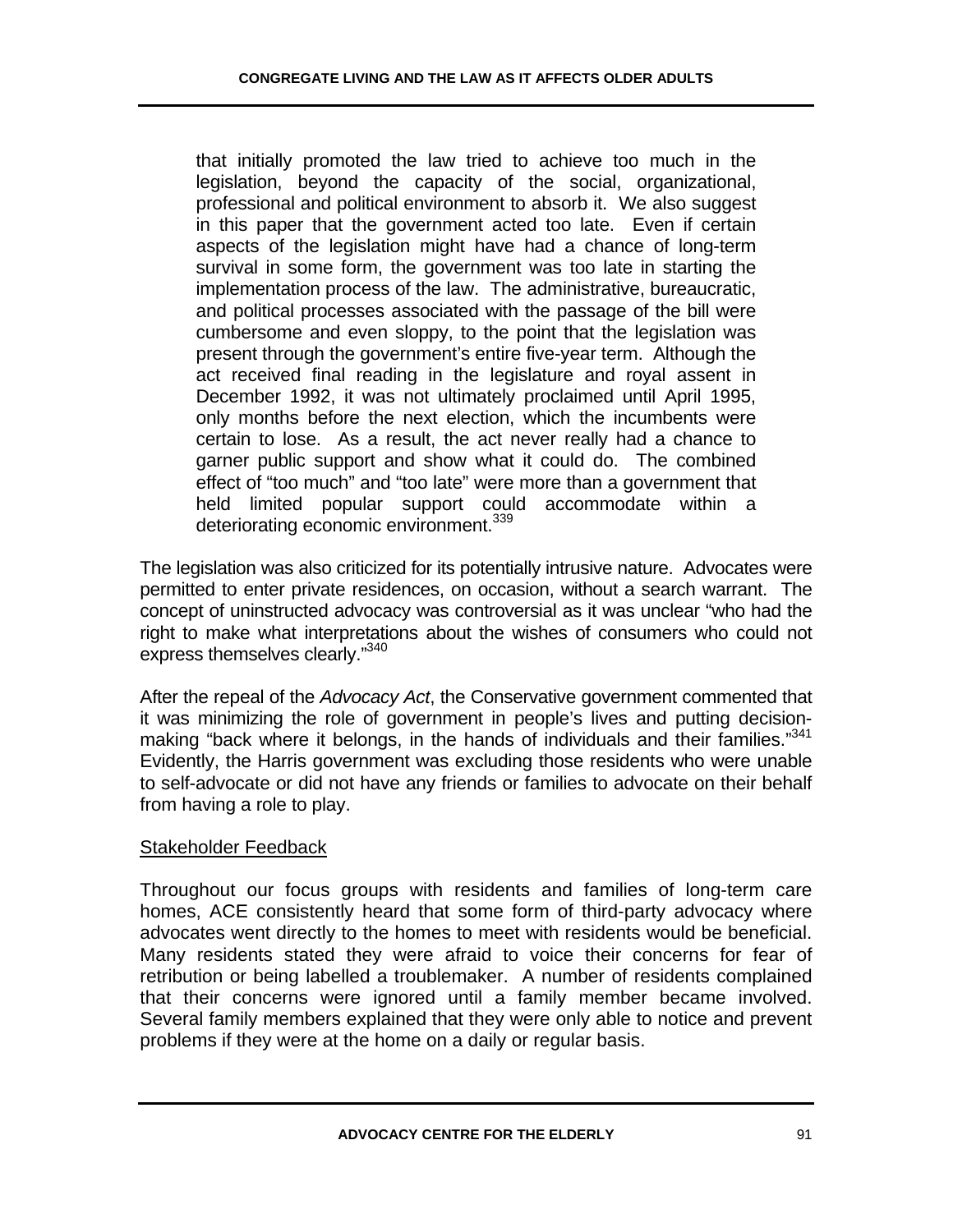> that initially promoted the law tried to achieve too much in the legislation, beyond the capacity of the social, organizational, professional and political environment to absorb it. We also suggest in this paper that the government acted too late. Even if certain aspects of the legislation might have had a chance of long-term survival in some form, the government was too late in starting the implementation process of the law. The administrative, bureaucratic, and political processes associated with the passage of the bill were cumbersome and even sloppy, to the point that the legislation was present through the government's entire five-year term. Although the act received final reading in the legislature and royal assent in December 1992, it was not ultimately proclaimed until April 1995, only months before the next election, which the incumbents were certain to lose. As a result, the act never really had a chance to garner public support and show what it could do. The combined effect of "too much" and "too late" were more than a government that held limited popular support could accommodate within a deteriorating economic environment.[339]

The legislation was also criticized for its potentially intrusive nature. Advocates were permitted to enter private residences, on occasion, without a search warrant. The concept of uninstructed advocacy was controversial as it was unclear "who had the right to make what interpretations about the wishes of consumers who could not express themselves clearly."[340]

After the repeal of the *Advocacy Act*, the Conservative government commented that it was minimizing the role of government in people's lives and putting decision-making "back where it belongs, in the hands of individuals and their families."[341] Evidently, the Harris government was excluding those residents who were unable to self-advocate or did not have any friends or families to advocate on their behalf from having a role to play.

Stakeholder Feedback

Throughout our focus groups with residents and families of long-term care homes, ACE consistently heard that some form of third-party advocacy where advocates went directly to the homes to meet with residents would be beneficial. Many residents stated they were afraid to voice their concerns for fear of retribution or being labelled a troublemaker. A number of residents complained that their concerns were ignored until a family member became involved. Several family members explained that they were only able to notice and prevent problems if they were at the home on a daily or regular basis.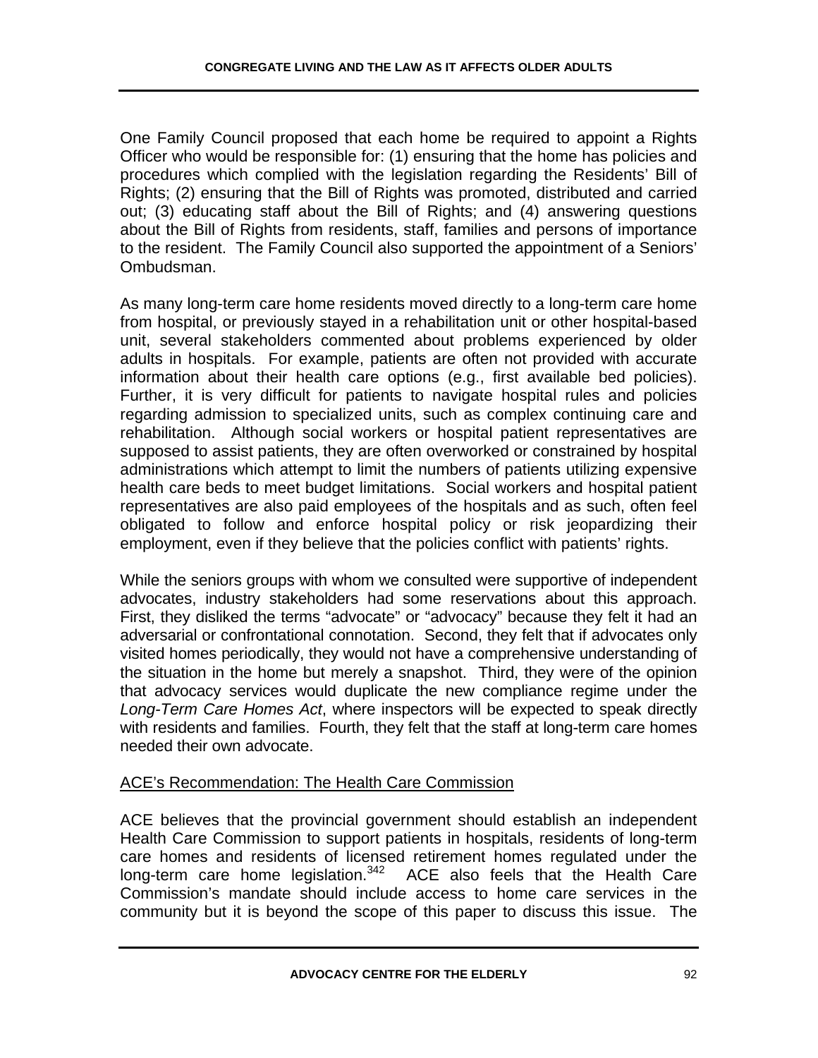One Family Council proposed that each home be required to appoint a Rights Officer who would be responsible for: (1) ensuring that the home has policies and procedures which complied with the legislation regarding the Residents' Bill of Rights; (2) ensuring that the Bill of Rights was promoted, distributed and carried out; (3) educating staff about the Bill of Rights; and (4) answering questions about the Bill of Rights from residents, staff, families and persons of importance to the resident. The Family Council also supported the appointment of a Seniors' Ombudsman.

As many long-term care home residents moved directly to a long-term care home from hospital, or previously stayed in a rehabilitation unit or other hospital-based unit, several stakeholders commented about problems experienced by older adults in hospitals. For example, patients are often not provided with accurate information about their health care options (e.g., first available bed policies). Further, it is very difficult for patients to navigate hospital rules and policies regarding admission to specialized units, such as complex continuing care and rehabilitation. Although social workers or hospital patient representatives are supposed to assist patients, they are often overworked or constrained by hospital administrations which attempt to limit the numbers of patients utilizing expensive health care beds to meet budget limitations. Social workers and hospital patient representatives are also paid employees of the hospitals and as such, often feel obligated to follow and enforce hospital policy or risk jeopardizing their employment, even if they believe that the policies conflict with patients' rights.

While the seniors groups with whom we consulted were supportive of independent advocates, industry stakeholders had some reservations about this approach. First, they disliked the terms "advocate" or "advocacy" because they felt it had an adversarial or confrontational connotation. Second, they felt that if advocates only visited homes periodically, they would not have a comprehensive understanding of the situation in the home but merely a snapshot. Third, they were of the opinion that advocacy services would duplicate the new compliance regime under the *Long-Term Care Homes Act*, where inspectors will be expected to speak directly with residents and families. Fourth, they felt that the staff at long-term care homes needed their own advocate.

<u>ACE's Recommendation: The Health Care Commission</u>

ACE believes that the provincial government should establish an independent Health Care Commission to support patients in hospitals, residents of long-term care homes and residents of licensed retirement homes regulated under the long-term care home legislation.[342] ACE also feels that the Health Care Commission's mandate should include access to home care services in the community but it is beyond the scope of this paper to discuss this issue. The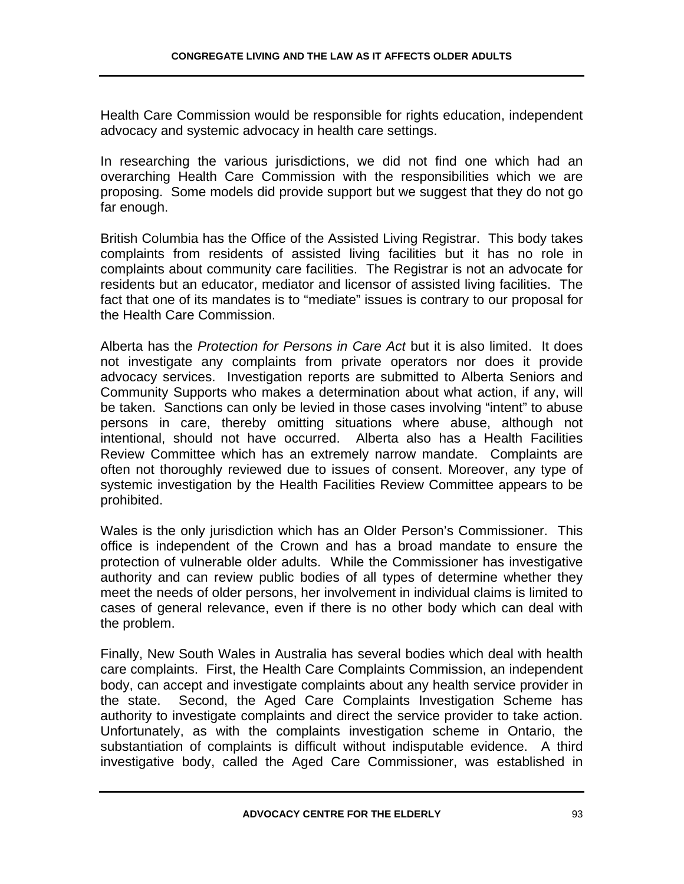Health Care Commission would be responsible for rights education, independent advocacy and systemic advocacy in health care settings.

In researching the various jurisdictions, we did not find one which had an overarching Health Care Commission with the responsibilities which we are proposing. Some models did provide support but we suggest that they do not go far enough.

British Columbia has the Office of the Assisted Living Registrar. This body takes complaints from residents of assisted living facilities but it has no role in complaints about community care facilities. The Registrar is not an advocate for residents but an educator, mediator and licensor of assisted living facilities. The fact that one of its mandates is to "mediate" issues is contrary to our proposal for the Health Care Commission.

Alberta has the *Protection for Persons in Care Act* but it is also limited. It does not investigate any complaints from private operators nor does it provide advocacy services. Investigation reports are submitted to Alberta Seniors and Community Supports who makes a determination about what action, if any, will be taken. Sanctions can only be levied in those cases involving "intent" to abuse persons in care, thereby omitting situations where abuse, although not intentional, should not have occurred. Alberta also has a Health Facilities Review Committee which has an extremely narrow mandate. Complaints are often not thoroughly reviewed due to issues of consent. Moreover, any type of systemic investigation by the Health Facilities Review Committee appears to be prohibited.

Wales is the only jurisdiction which has an Older Person's Commissioner. This office is independent of the Crown and has a broad mandate to ensure the protection of vulnerable older adults. While the Commissioner has investigative authority and can review public bodies of all types of determine whether they meet the needs of older persons, her involvement in individual claims is limited to cases of general relevance, even if there is no other body which can deal with the problem.

Finally, New South Wales in Australia has several bodies which deal with health care complaints. First, the Health Care Complaints Commission, an independent body, can accept and investigate complaints about any health service provider in the state. Second, the Aged Care Complaints Investigation Scheme has authority to investigate complaints and direct the service provider to take action. Unfortunately, as with the complaints investigation scheme in Ontario, the substantiation of complaints is difficult without indisputable evidence. A third investigative body, called the Aged Care Commissioner, was established in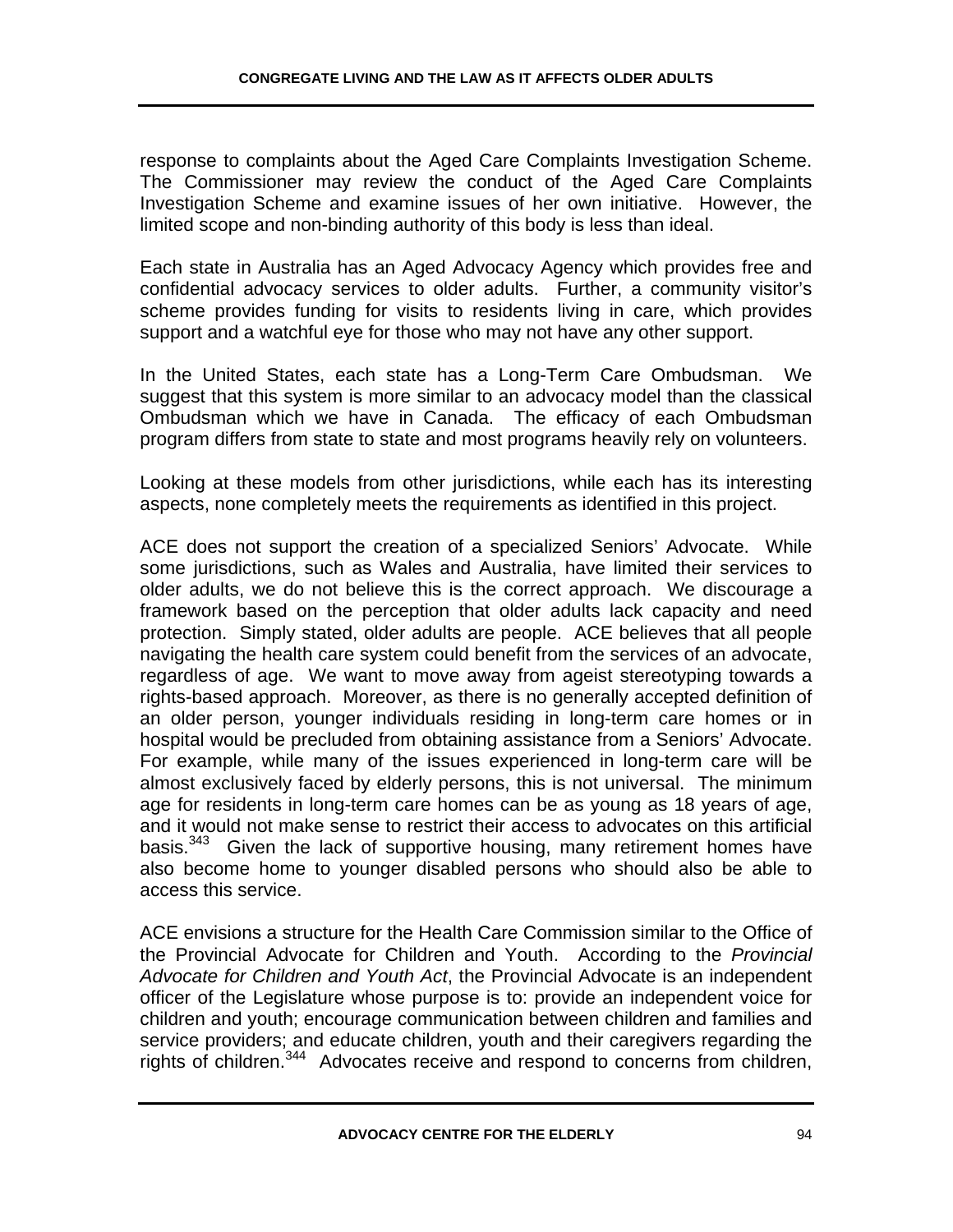response to complaints about the Aged Care Complaints Investigation Scheme. The Commissioner may review the conduct of the Aged Care Complaints Investigation Scheme and examine issues of her own initiative. However, the limited scope and non-binding authority of this body is less than ideal.

Each state in Australia has an Aged Advocacy Agency which provides free and confidential advocacy services to older adults. Further, a community visitor's scheme provides funding for visits to residents living in care, which provides support and a watchful eye for those who may not have any other support.

In the United States, each state has a Long-Term Care Ombudsman. We suggest that this system is more similar to an advocacy model than the classical Ombudsman which we have in Canada. The efficacy of each Ombudsman program differs from state to state and most programs heavily rely on volunteers.

Looking at these models from other jurisdictions, while each has its interesting aspects, none completely meets the requirements as identified in this project.

ACE does not support the creation of a specialized Seniors' Advocate. While some jurisdictions, such as Wales and Australia, have limited their services to older adults, we do not believe this is the correct approach. We discourage a framework based on the perception that older adults lack capacity and need protection. Simply stated, older adults are people. ACE believes that all people navigating the health care system could benefit from the services of an advocate, regardless of age. We want to move away from ageist stereotyping towards a rights-based approach. Moreover, as there is no generally accepted definition of an older person, younger individuals residing in long-term care homes or in hospital would be precluded from obtaining assistance from a Seniors' Advocate. For example, while many of the issues experienced in long-term care will be almost exclusively faced by elderly persons, this is not universal. The minimum age for residents in long-term care homes can be as young as 18 years of age, and it would not make sense to restrict their access to advocates on this artificial basis.[343] Given the lack of supportive housing, many retirement homes have also become home to younger disabled persons who should also be able to access this service.

ACE envisions a structure for the Health Care Commission similar to the Office of the Provincial Advocate for Children and Youth. According to the *Provincial Advocate for Children and Youth Act*, the Provincial Advocate is an independent officer of the Legislature whose purpose is to: provide an independent voice for children and youth; encourage communication between children and families and service providers; and educate children, youth and their caregivers regarding the rights of children.[344] Advocates receive and respond to concerns from children,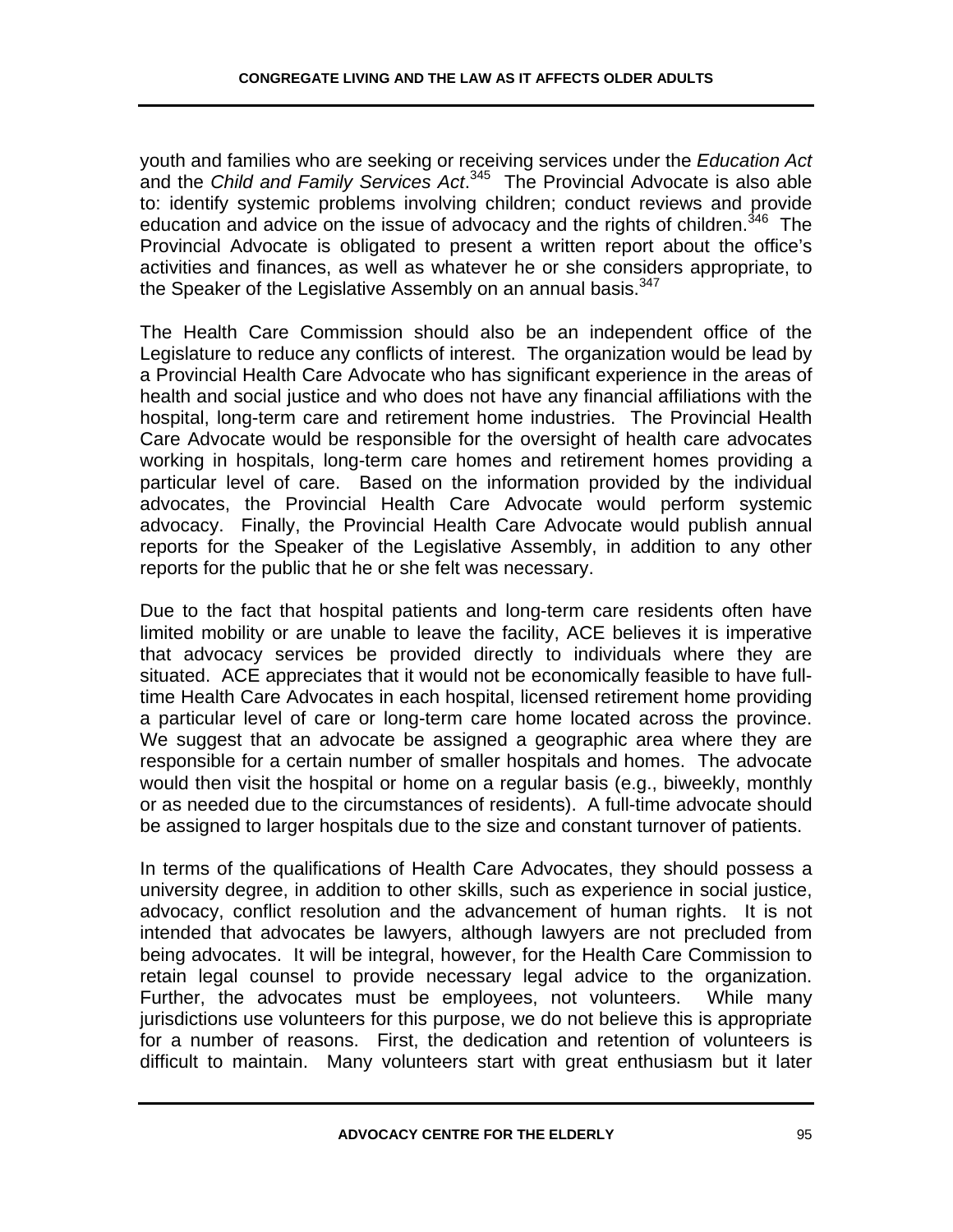youth and families who are seeking or receiving services under the *Education Act* and the *Child and Family Services Act*.[345] The Provincial Advocate is also able to: identify systemic problems involving children; conduct reviews and provide education and advice on the issue of advocacy and the rights of children.[346] The Provincial Advocate is obligated to present a written report about the office's activities and finances, as well as whatever he or she considers appropriate, to the Speaker of the Legislative Assembly on an annual basis.[347]

The Health Care Commission should also be an independent office of the Legislature to reduce any conflicts of interest. The organization would be lead by a Provincial Health Care Advocate who has significant experience in the areas of health and social justice and who does not have any financial affiliations with the hospital, long-term care and retirement home industries. The Provincial Health Care Advocate would be responsible for the oversight of health care advocates working in hospitals, long-term care homes and retirement homes providing a particular level of care. Based on the information provided by the individual advocates, the Provincial Health Care Advocate would perform systemic advocacy. Finally, the Provincial Health Care Advocate would publish annual reports for the Speaker of the Legislative Assembly, in addition to any other reports for the public that he or she felt was necessary.

Due to the fact that hospital patients and long-term care residents often have limited mobility or are unable to leave the facility, ACE believes it is imperative that advocacy services be provided directly to individuals where they are situated. ACE appreciates that it would not be economically feasible to have full-time Health Care Advocates in each hospital, licensed retirement home providing a particular level of care or long-term care home located across the province. We suggest that an advocate be assigned a geographic area where they are responsible for a certain number of smaller hospitals and homes. The advocate would then visit the hospital or home on a regular basis (e.g., biweekly, monthly or as needed due to the circumstances of residents). A full-time advocate should be assigned to larger hospitals due to the size and constant turnover of patients.

In terms of the qualifications of Health Care Advocates, they should possess a university degree, in addition to other skills, such as experience in social justice, advocacy, conflict resolution and the advancement of human rights. It is not intended that advocates be lawyers, although lawyers are not precluded from being advocates. It will be integral, however, for the Health Care Commission to retain legal counsel to provide necessary legal advice to the organization. Further, the advocates must be employees, not volunteers. While many jurisdictions use volunteers for this purpose, we do not believe this is appropriate for a number of reasons. First, the dedication and retention of volunteers is difficult to maintain. Many volunteers start with great enthusiasm but it later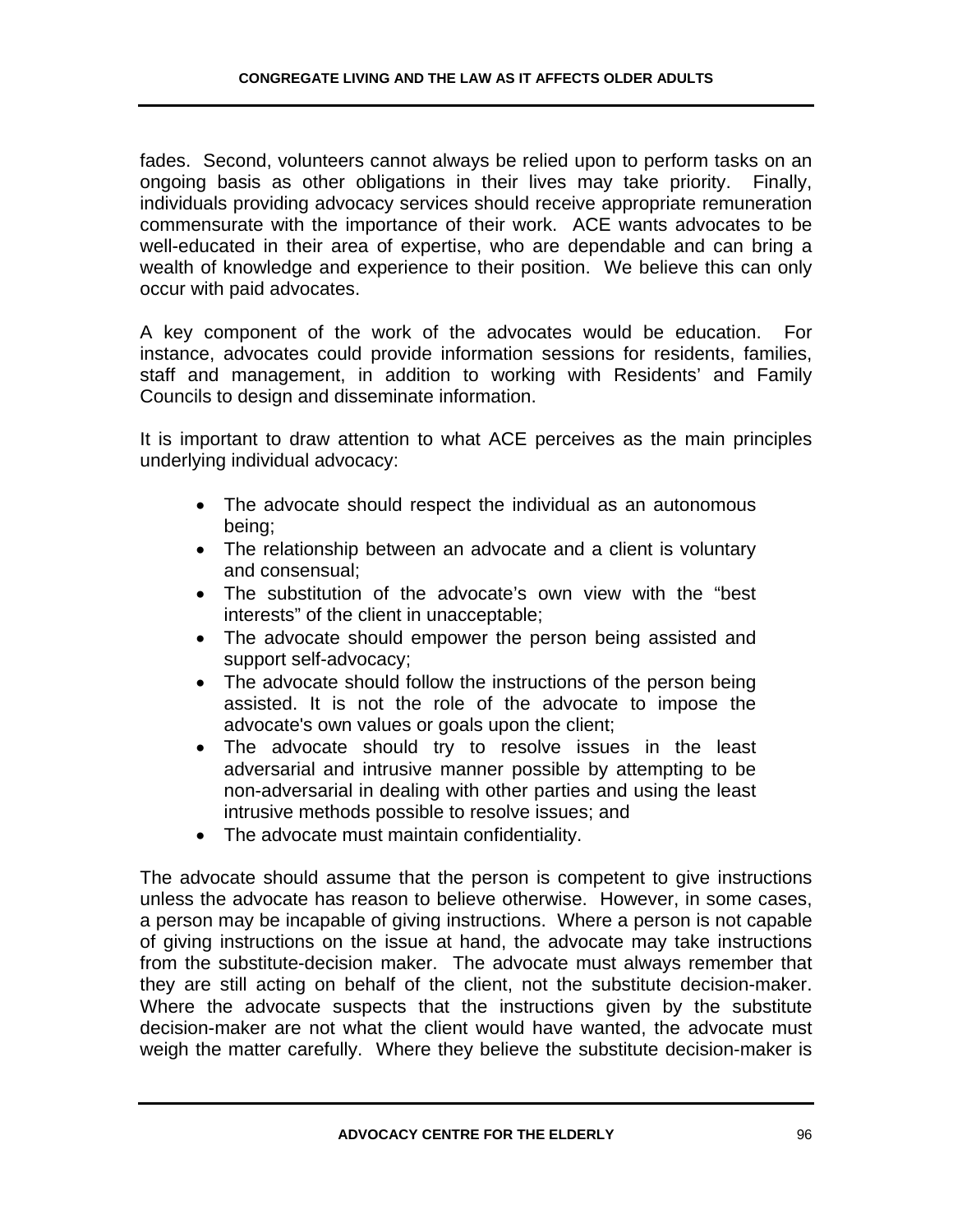fades. Second, volunteers cannot always be relied upon to perform tasks on an ongoing basis as other obligations in their lives may take priority. Finally, individuals providing advocacy services should receive appropriate remuneration commensurate with the importance of their work. ACE wants advocates to be well-educated in their area of expertise, who are dependable and can bring a wealth of knowledge and experience to their position. We believe this can only occur with paid advocates.

A key component of the work of the advocates would be education. For instance, advocates could provide information sessions for residents, families, staff and management, in addition to working with Residents' and Family Councils to design and disseminate information.

It is important to draw attention to what ACE perceives as the main principles underlying individual advocacy:

- The advocate should respect the individual as an autonomous being;
- The relationship between an advocate and a client is voluntary and consensual;
- The substitution of the advocate's own view with the "best interests" of the client in unacceptable;
- The advocate should empower the person being assisted and support self-advocacy;
- The advocate should follow the instructions of the person being assisted. It is not the role of the advocate to impose the advocate's own values or goals upon the client;
- The advocate should try to resolve issues in the least adversarial and intrusive manner possible by attempting to be non-adversarial in dealing with other parties and using the least intrusive methods possible to resolve issues; and
- The advocate must maintain confidentiality.

The advocate should assume that the person is competent to give instructions unless the advocate has reason to believe otherwise. However, in some cases, a person may be incapable of giving instructions. Where a person is not capable of giving instructions on the issue at hand, the advocate may take instructions from the substitute-decision maker. The advocate must always remember that they are still acting on behalf of the client, not the substitute decision-maker. Where the advocate suspects that the instructions given by the substitute decision-maker are not what the client would have wanted, the advocate must weigh the matter carefully. Where they believe the substitute decision-maker is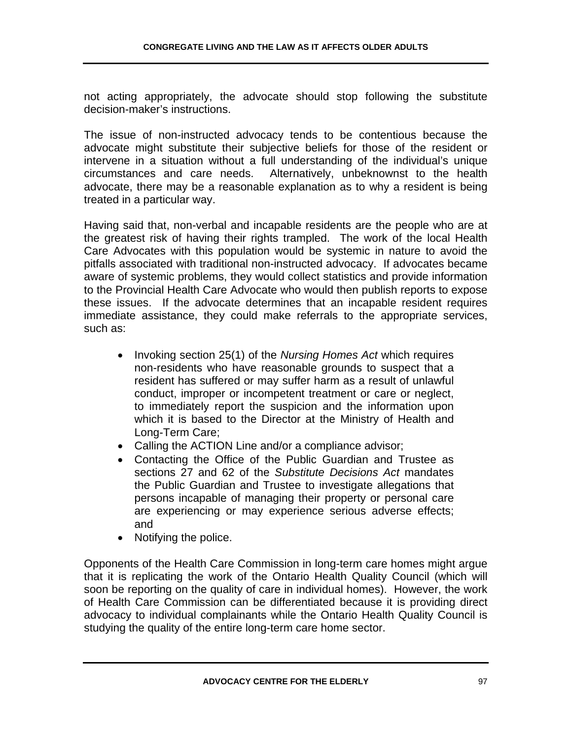not acting appropriately, the advocate should stop following the substitute decision-maker's instructions.

The issue of non-instructed advocacy tends to be contentious because the advocate might substitute their subjective beliefs for those of the resident or intervene in a situation without a full understanding of the individual's unique circumstances and care needs. Alternatively, unbeknownst to the health advocate, there may be a reasonable explanation as to why a resident is being treated in a particular way.

Having said that, non-verbal and incapable residents are the people who are at the greatest risk of having their rights trampled. The work of the local Health Care Advocates with this population would be systemic in nature to avoid the pitfalls associated with traditional non-instructed advocacy. If advocates became aware of systemic problems, they would collect statistics and provide information to the Provincial Health Care Advocate who would then publish reports to expose these issues. If the advocate determines that an incapable resident requires immediate assistance, they could make referrals to the appropriate services, such as:

- Invoking section 25(1) of the *Nursing Homes Act* which requires non-residents who have reasonable grounds to suspect that a resident has suffered or may suffer harm as a result of unlawful conduct, improper or incompetent treatment or care or neglect, to immediately report the suspicion and the information upon which it is based to the Director at the Ministry of Health and Long-Term Care;
- Calling the ACTION Line and/or a compliance advisor;
- Contacting the Office of the Public Guardian and Trustee as sections 27 and 62 of the *Substitute Decisions Act* mandates the Public Guardian and Trustee to investigate allegations that persons incapable of managing their property or personal care are experiencing or may experience serious adverse effects; and
- Notifying the police.

Opponents of the Health Care Commission in long-term care homes might argue that it is replicating the work of the Ontario Health Quality Council (which will soon be reporting on the quality of care in individual homes). However, the work of Health Care Commission can be differentiated because it is providing direct advocacy to individual complainants while the Ontario Health Quality Council is studying the quality of the entire long-term care home sector.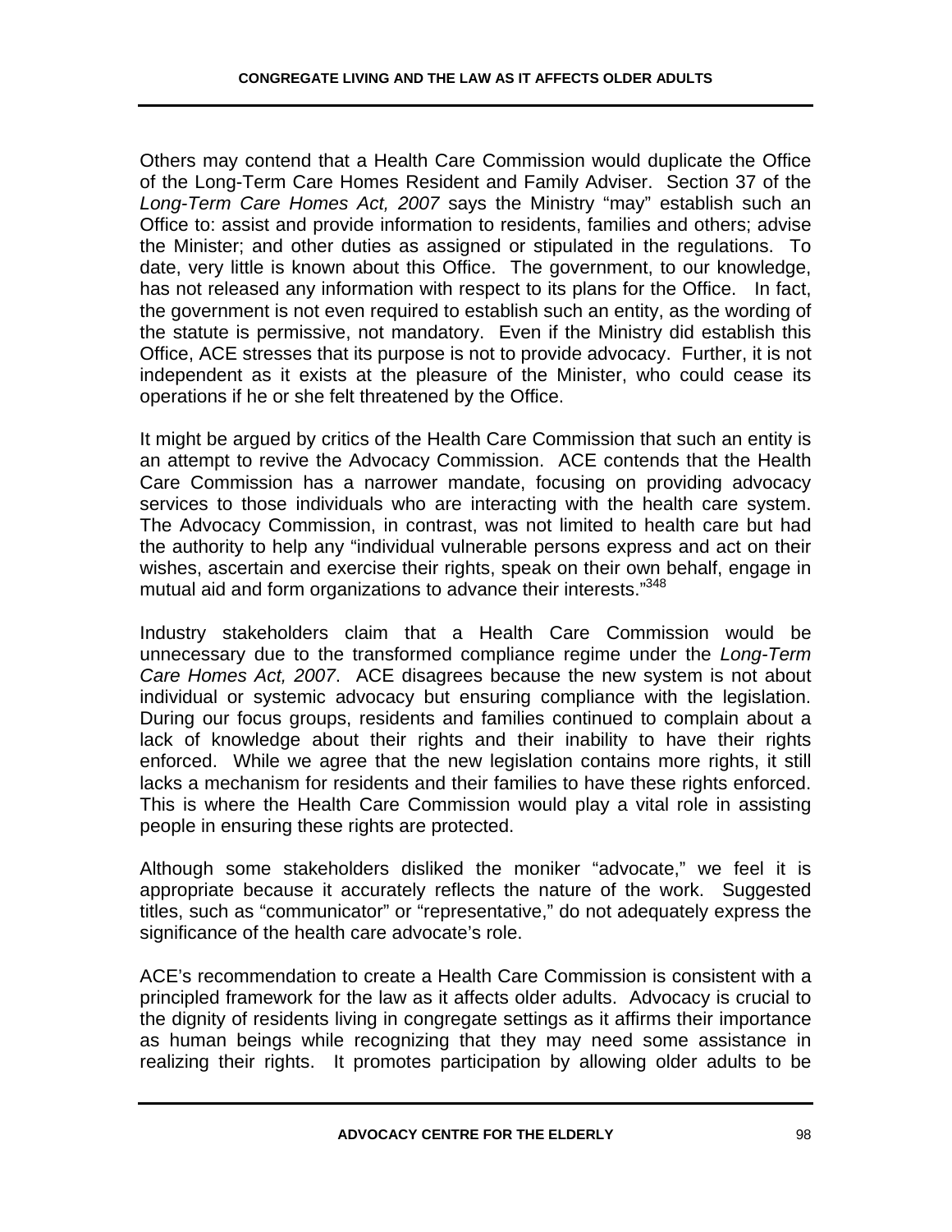Others may contend that a Health Care Commission would duplicate the Office of the Long-Term Care Homes Resident and Family Adviser. Section 37 of the *Long-Term Care Homes Act, 2007* says the Ministry "may" establish such an Office to: assist and provide information to residents, families and others; advise the Minister; and other duties as assigned or stipulated in the regulations. To date, very little is known about this Office. The government, to our knowledge, has not released any information with respect to its plans for the Office. In fact, the government is not even required to establish such an entity, as the wording of the statute is permissive, not mandatory. Even if the Ministry did establish this Office, ACE stresses that its purpose is not to provide advocacy. Further, it is not independent as it exists at the pleasure of the Minister, who could cease its operations if he or she felt threatened by the Office.

It might be argued by critics of the Health Care Commission that such an entity is an attempt to revive the Advocacy Commission. ACE contends that the Health Care Commission has a narrower mandate, focusing on providing advocacy services to those individuals who are interacting with the health care system. The Advocacy Commission, in contrast, was not limited to health care but had the authority to help any "individual vulnerable persons express and act on their wishes, ascertain and exercise their rights, speak on their own behalf, engage in mutual aid and form organizations to advance their interests."[348]

Industry stakeholders claim that a Health Care Commission would be unnecessary due to the transformed compliance regime under the *Long-Term Care Homes Act, 2007*. ACE disagrees because the new system is not about individual or systemic advocacy but ensuring compliance with the legislation. During our focus groups, residents and families continued to complain about a lack of knowledge about their rights and their inability to have their rights enforced. While we agree that the new legislation contains more rights, it still lacks a mechanism for residents and their families to have these rights enforced. This is where the Health Care Commission would play a vital role in assisting people in ensuring these rights are protected.

Although some stakeholders disliked the moniker "advocate," we feel it is appropriate because it accurately reflects the nature of the work. Suggested titles, such as "communicator" or "representative," do not adequately express the significance of the health care advocate's role.

ACE's recommendation to create a Health Care Commission is consistent with a principled framework for the law as it affects older adults. Advocacy is crucial to the dignity of residents living in congregate settings as it affirms their importance as human beings while recognizing that they may need some assistance in realizing their rights. It promotes participation by allowing older adults to be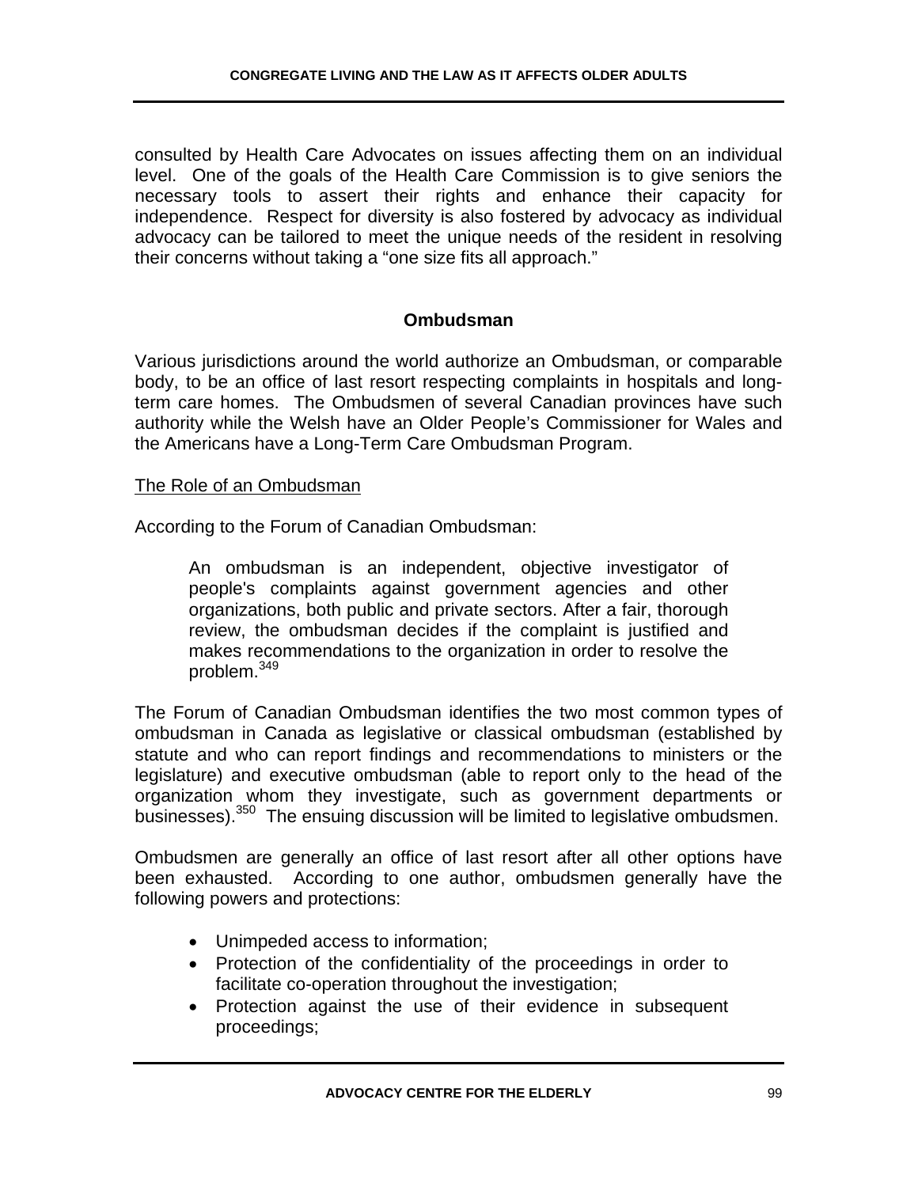consulted by Health Care Advocates on issues affecting them on an individual level. One of the goals of the Health Care Commission is to give seniors the necessary tools to assert their rights and enhance their capacity for independence. Respect for diversity is also fostered by advocacy as individual advocacy can be tailored to meet the unique needs of the resident in resolving their concerns without taking a "one size fits all approach."

## Ombudsman

Various jurisdictions around the world authorize an Ombudsman, or comparable body, to be an office of last resort respecting complaints in hospitals and long-term care homes. The Ombudsmen of several Canadian provinces have such authority while the Welsh have an Older People's Commissioner for Wales and the Americans have a Long-Term Care Ombudsman Program.

### The Role of an Ombudsman

According to the Forum of Canadian Ombudsman:

> An ombudsman is an independent, objective investigator of people's complaints against government agencies and other organizations, both public and private sectors. After a fair, thorough review, the ombudsman decides if the complaint is justified and makes recommendations to the organization in order to resolve the problem.[349]

The Forum of Canadian Ombudsman identifies the two most common types of ombudsman in Canada as legislative or classical ombudsman (established by statute and who can report findings and recommendations to ministers or the legislature) and executive ombudsman (able to report only to the head of the organization whom they investigate, such as government departments or businesses).[350] The ensuing discussion will be limited to legislative ombudsmen.

Ombudsmen are generally an office of last resort after all other options have been exhausted. According to one author, ombudsmen generally have the following powers and protections:

- Unimpeded access to information;
- Protection of the confidentiality of the proceedings in order to facilitate co-operation throughout the investigation;
- Protection against the use of their evidence in subsequent proceedings;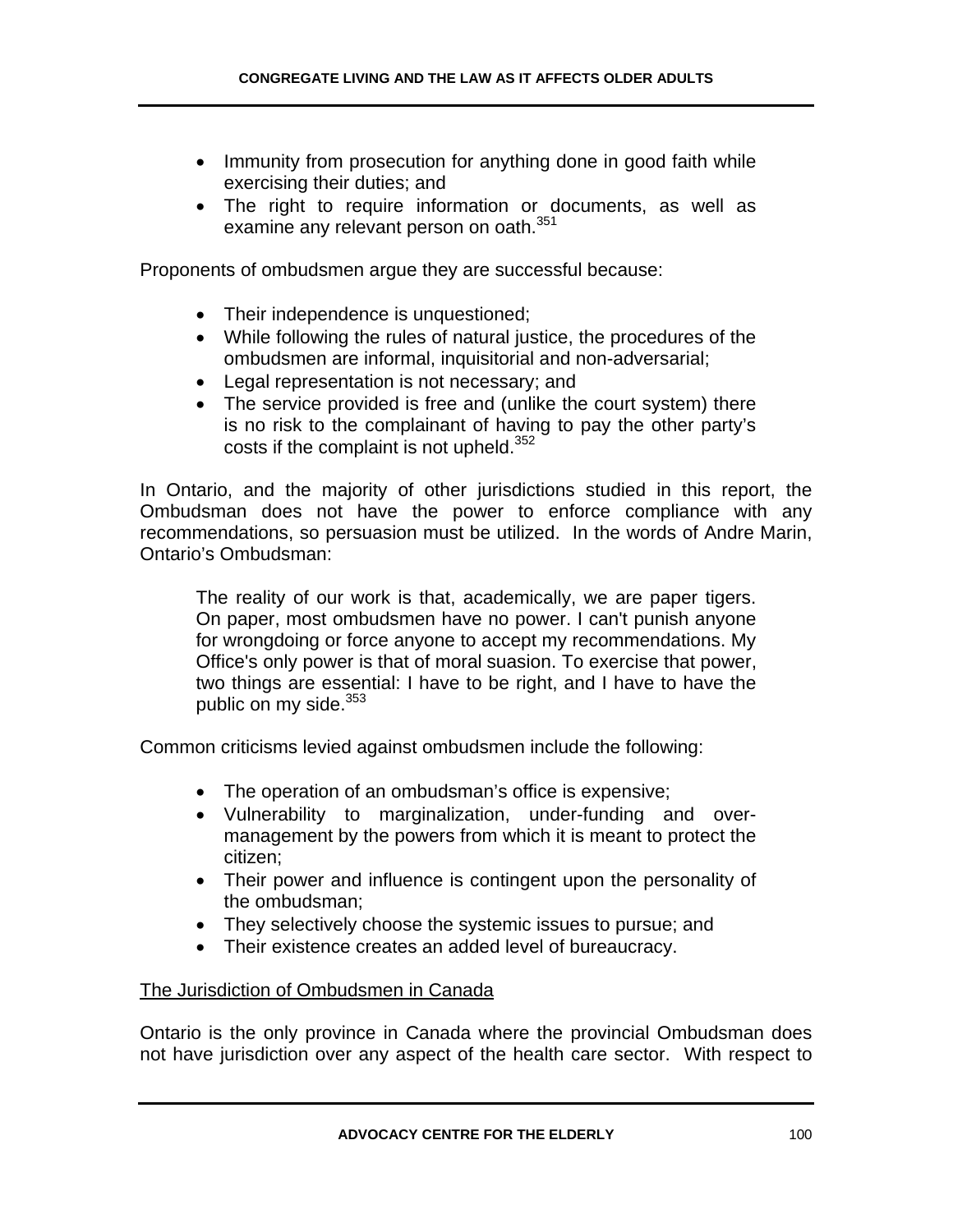- Immunity from prosecution for anything done in good faith while exercising their duties; and
- The right to require information or documents, as well as examine any relevant person on oath.[351]

Proponents of ombudsmen argue they are successful because:

- Their independence is unquestioned;
- While following the rules of natural justice, the procedures of the ombudsmen are informal, inquisitorial and non-adversarial;
- Legal representation is not necessary; and
- The service provided is free and (unlike the court system) there is no risk to the complainant of having to pay the other party's costs if the complaint is not upheld.[352]

In Ontario, and the majority of other jurisdictions studied in this report, the Ombudsman does not have the power to enforce compliance with any recommendations, so persuasion must be utilized. In the words of Andre Marin, Ontario's Ombudsman:

> The reality of our work is that, academically, we are paper tigers. On paper, most ombudsmen have no power. I can't punish anyone for wrongdoing or force anyone to accept my recommendations. My Office's only power is that of moral suasion. To exercise that power, two things are essential: I have to be right, and I have to have the public on my side.[353]

Common criticisms levied against ombudsmen include the following:

- The operation of an ombudsman's office is expensive;
- Vulnerability to marginalization, under-funding and over-management by the powers from which it is meant to protect the citizen;
- Their power and influence is contingent upon the personality of the ombudsman;
- They selectively choose the systemic issues to pursue; and
- Their existence creates an added level of bureaucracy.

<u>The Jurisdiction of Ombudsmen in Canada</u>

Ontario is the only province in Canada where the provincial Ombudsman does not have jurisdiction over any aspect of the health care sector. With respect to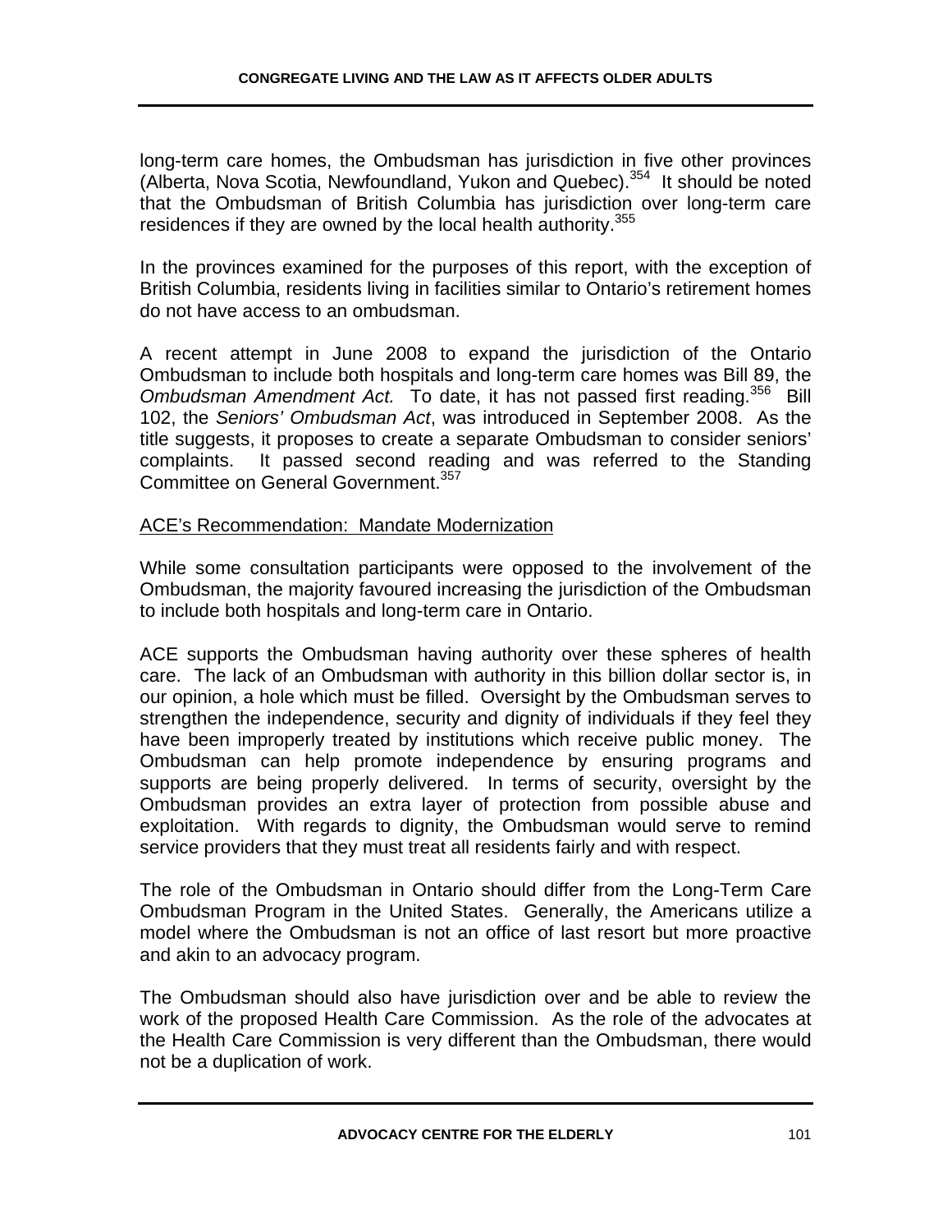long-term care homes, the Ombudsman has jurisdiction in five other provinces (Alberta, Nova Scotia, Newfoundland, Yukon and Quebec).[354] It should be noted that the Ombudsman of British Columbia has jurisdiction over long-term care residences if they are owned by the local health authority.[355]

In the provinces examined for the purposes of this report, with the exception of British Columbia, residents living in facilities similar to Ontario's retirement homes do not have access to an ombudsman.

A recent attempt in June 2008 to expand the jurisdiction of the Ontario Ombudsman to include both hospitals and long-term care homes was Bill 89, the *Ombudsman Amendment Act.* To date, it has not passed first reading.[356] Bill 102, the *Seniors' Ombudsman Act*, was introduced in September 2008. As the title suggests, it proposes to create a separate Ombudsman to consider seniors' complaints. It passed second reading and was referred to the Standing Committee on General Government.[357]

<u>ACE's Recommendation: Mandate Modernization</u>

While some consultation participants were opposed to the involvement of the Ombudsman, the majority favoured increasing the jurisdiction of the Ombudsman to include both hospitals and long-term care in Ontario.

ACE supports the Ombudsman having authority over these spheres of health care. The lack of an Ombudsman with authority in this billion dollar sector is, in our opinion, a hole which must be filled. Oversight by the Ombudsman serves to strengthen the independence, security and dignity of individuals if they feel they have been improperly treated by institutions which receive public money. The Ombudsman can help promote independence by ensuring programs and supports are being properly delivered. In terms of security, oversight by the Ombudsman provides an extra layer of protection from possible abuse and exploitation. With regards to dignity, the Ombudsman would serve to remind service providers that they must treat all residents fairly and with respect.

The role of the Ombudsman in Ontario should differ from the Long-Term Care Ombudsman Program in the United States. Generally, the Americans utilize a model where the Ombudsman is not an office of last resort but more proactive and akin to an advocacy program.

The Ombudsman should also have jurisdiction over and be able to review the work of the proposed Health Care Commission. As the role of the advocates at the Health Care Commission is very different than the Ombudsman, there would not be a duplication of work.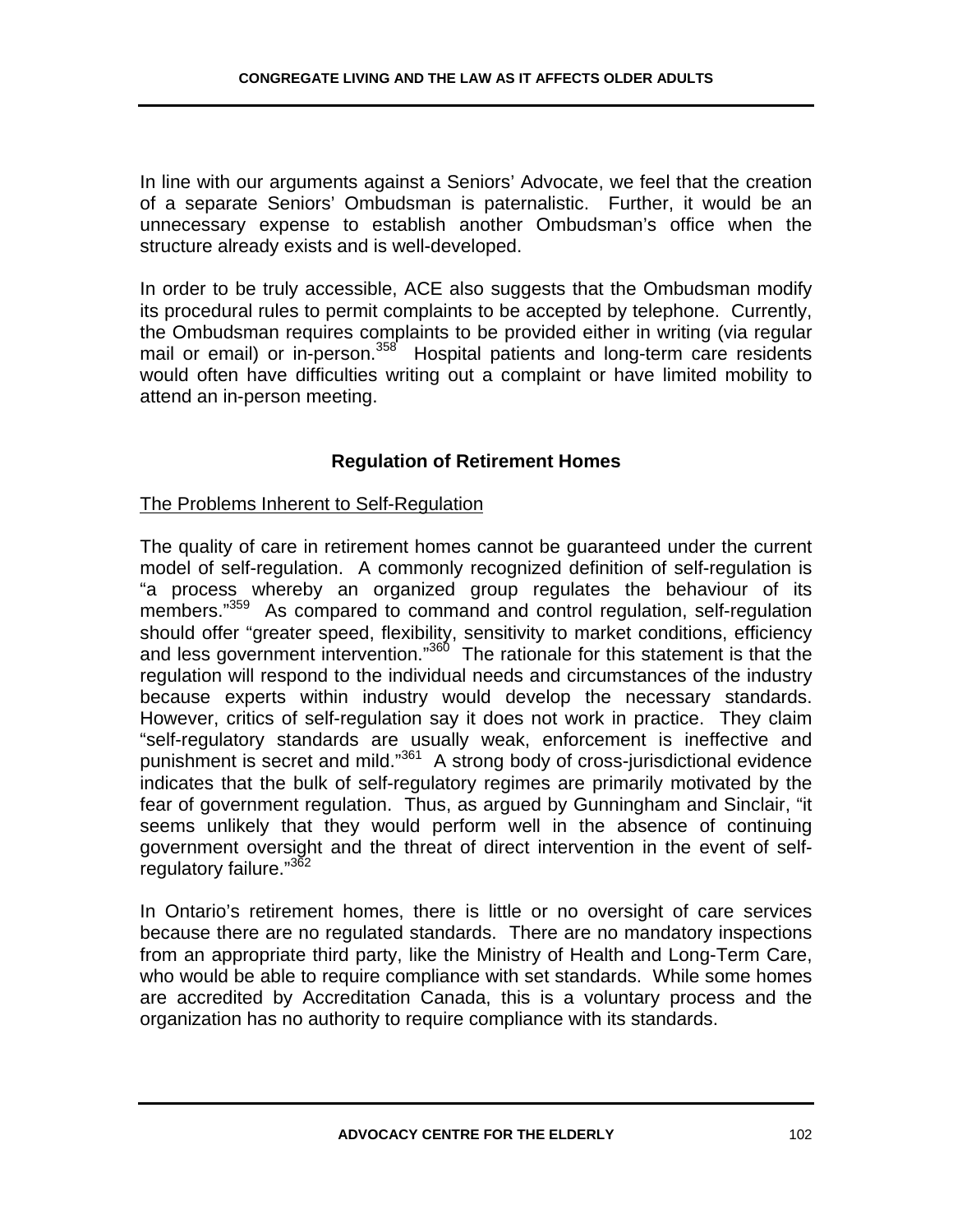In line with our arguments against a Seniors' Advocate, we feel that the creation of a separate Seniors' Ombudsman is paternalistic. Further, it would be an unnecessary expense to establish another Ombudsman's office when the structure already exists and is well-developed.

In order to be truly accessible, ACE also suggests that the Ombudsman modify its procedural rules to permit complaints to be accepted by telephone. Currently, the Ombudsman requires complaints to be provided either in writing (via regular mail or email) or in-person.[358] Hospital patients and long-term care residents would often have difficulties writing out a complaint or have limited mobility to attend an in-person meeting.

## Regulation of Retirement Homes

### The Problems Inherent to Self-Regulation

The quality of care in retirement homes cannot be guaranteed under the current model of self-regulation. A commonly recognized definition of self-regulation is "a process whereby an organized group regulates the behaviour of its members."[359] As compared to command and control regulation, self-regulation should offer "greater speed, flexibility, sensitivity to market conditions, efficiency and less government intervention."[360] The rationale for this statement is that the regulation will respond to the individual needs and circumstances of the industry because experts within industry would develop the necessary standards. However, critics of self-regulation say it does not work in practice. They claim "self-regulatory standards are usually weak, enforcement is ineffective and punishment is secret and mild."[361] A strong body of cross-jurisdictional evidence indicates that the bulk of self-regulatory regimes are primarily motivated by the fear of government regulation. Thus, as argued by Gunningham and Sinclair, "it seems unlikely that they would perform well in the absence of continuing government oversight and the threat of direct intervention in the event of self-regulatory failure."[362]

In Ontario's retirement homes, there is little or no oversight of care services because there are no regulated standards. There are no mandatory inspections from an appropriate third party, like the Ministry of Health and Long-Term Care, who would be able to require compliance with set standards. While some homes are accredited by Accreditation Canada, this is a voluntary process and the organization has no authority to require compliance with its standards.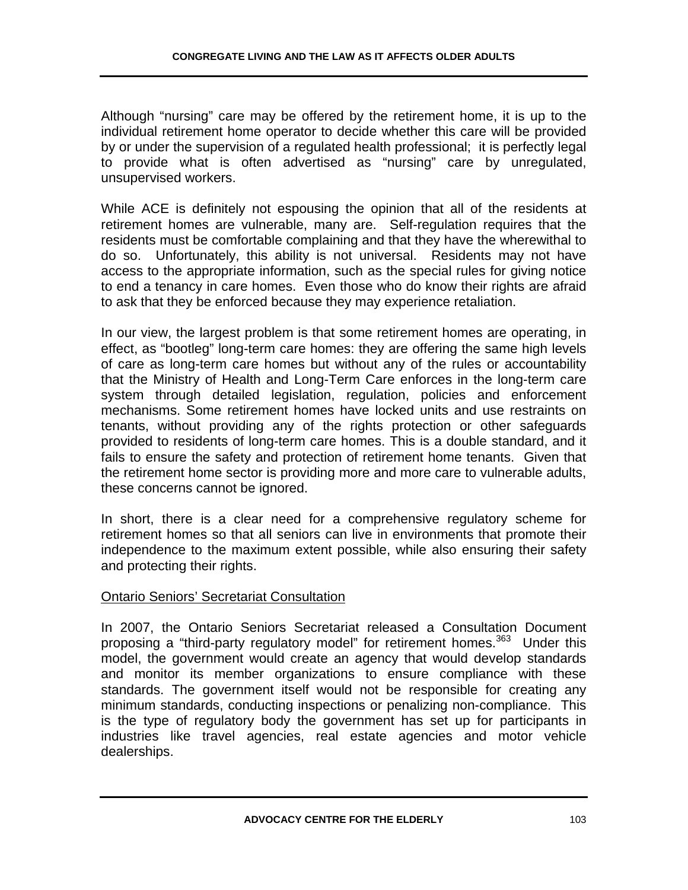Although "nursing" care may be offered by the retirement home, it is up to the individual retirement home operator to decide whether this care will be provided by or under the supervision of a regulated health professional; it is perfectly legal to provide what is often advertised as "nursing" care by unregulated, unsupervised workers.

While ACE is definitely not espousing the opinion that all of the residents at retirement homes are vulnerable, many are. Self-regulation requires that the residents must be comfortable complaining and that they have the wherewithal to do so. Unfortunately, this ability is not universal. Residents may not have access to the appropriate information, such as the special rules for giving notice to end a tenancy in care homes. Even those who do know their rights are afraid to ask that they be enforced because they may experience retaliation.

In our view, the largest problem is that some retirement homes are operating, in effect, as "bootleg" long-term care homes: they are offering the same high levels of care as long-term care homes but without any of the rules or accountability that the Ministry of Health and Long-Term Care enforces in the long-term care system through detailed legislation, regulation, policies and enforcement mechanisms. Some retirement homes have locked units and use restraints on tenants, without providing any of the rights protection or other safeguards provided to residents of long-term care homes. This is a double standard, and it fails to ensure the safety and protection of retirement home tenants. Given that the retirement home sector is providing more and more care to vulnerable adults, these concerns cannot be ignored.

In short, there is a clear need for a comprehensive regulatory scheme for retirement homes so that all seniors can live in environments that promote their independence to the maximum extent possible, while also ensuring their safety and protecting their rights.

<u>Ontario Seniors' Secretariat Consultation</u>

In 2007, the Ontario Seniors Secretariat released a Consultation Document proposing a "third-party regulatory model" for retirement homes.[363] Under this model, the government would create an agency that would develop standards and monitor its member organizations to ensure compliance with these standards. The government itself would not be responsible for creating any minimum standards, conducting inspections or penalizing non-compliance. This is the type of regulatory body the government has set up for participants in industries like travel agencies, real estate agencies and motor vehicle dealerships.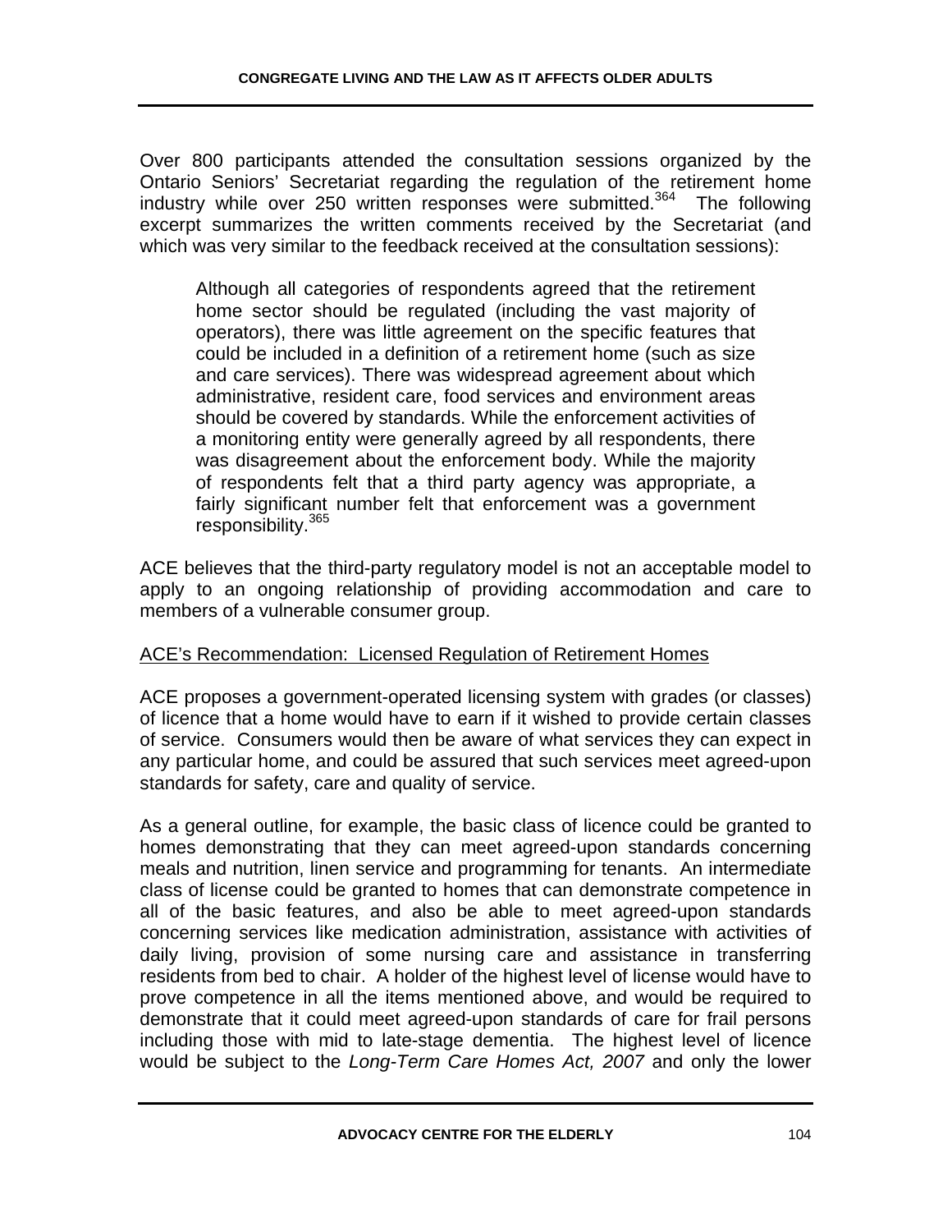Over 800 participants attended the consultation sessions organized by the Ontario Seniors' Secretariat regarding the regulation of the retirement home industry while over 250 written responses were submitted.[364] The following excerpt summarizes the written comments received by the Secretariat (and which was very similar to the feedback received at the consultation sessions):

> Although all categories of respondents agreed that the retirement home sector should be regulated (including the vast majority of operators), there was little agreement on the specific features that could be included in a definition of a retirement home (such as size and care services). There was widespread agreement about which administrative, resident care, food services and environment areas should be covered by standards. While the enforcement activities of a monitoring entity were generally agreed by all respondents, there was disagreement about the enforcement body. While the majority of respondents felt that a third party agency was appropriate, a fairly significant number felt that enforcement was a government responsibility.[365]

ACE believes that the third-party regulatory model is not an acceptable model to apply to an ongoing relationship of providing accommodation and care to members of a vulnerable consumer group.

<u>ACE's Recommendation: Licensed Regulation of Retirement Homes</u>

ACE proposes a government-operated licensing system with grades (or classes) of licence that a home would have to earn if it wished to provide certain classes of service. Consumers would then be aware of what services they can expect in any particular home, and could be assured that such services meet agreed-upon standards for safety, care and quality of service.

As a general outline, for example, the basic class of licence could be granted to homes demonstrating that they can meet agreed-upon standards concerning meals and nutrition, linen service and programming for tenants. An intermediate class of license could be granted to homes that can demonstrate competence in all of the basic features, and also be able to meet agreed-upon standards concerning services like medication administration, assistance with activities of daily living, provision of some nursing care and assistance in transferring residents from bed to chair. A holder of the highest level of license would have to prove competence in all the items mentioned above, and would be required to demonstrate that it could meet agreed-upon standards of care for frail persons including those with mid to late-stage dementia. The highest level of licence would be subject to the *Long-Term Care Homes Act, 2007* and only the lower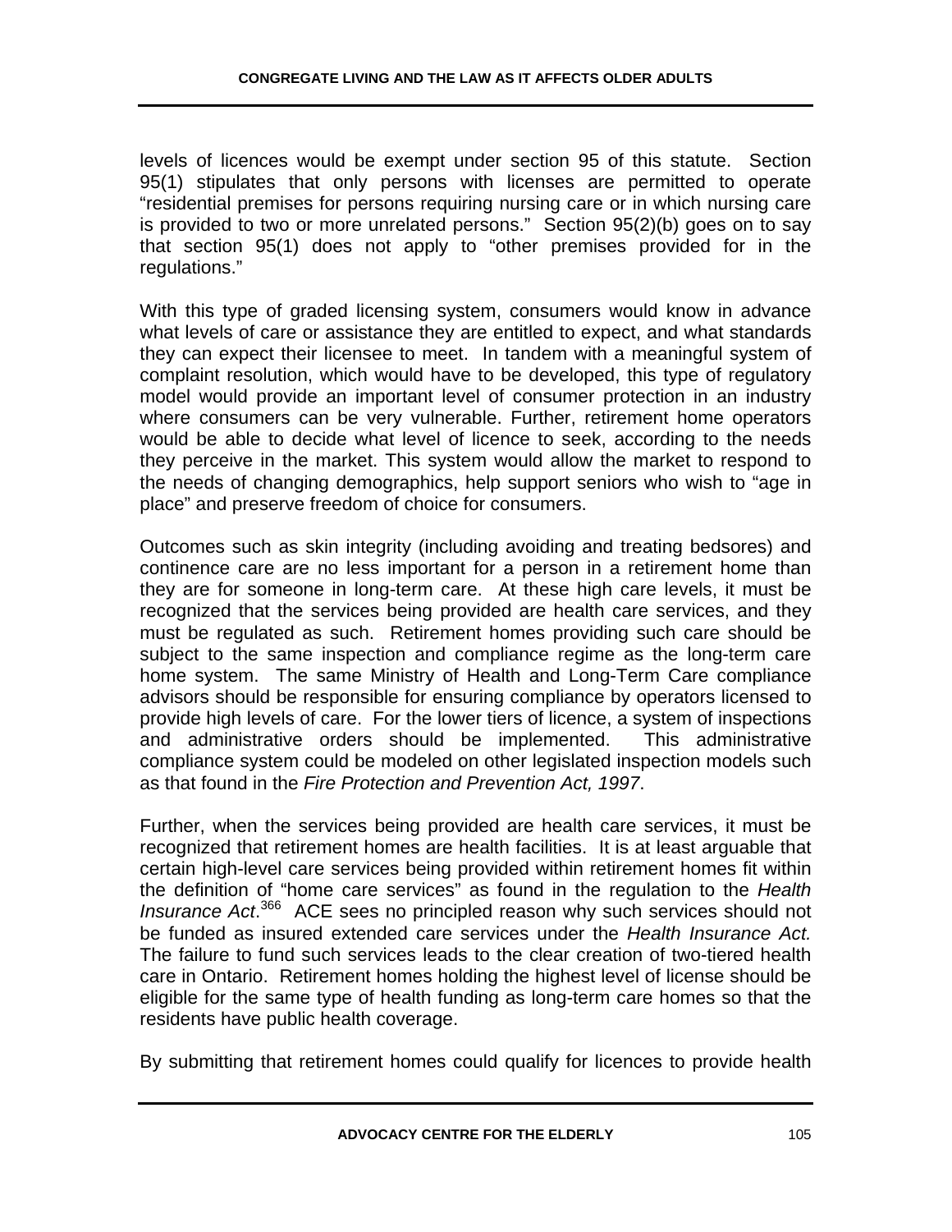levels of licences would be exempt under section 95 of this statute. Section 95(1) stipulates that only persons with licenses are permitted to operate "residential premises for persons requiring nursing care or in which nursing care is provided to two or more unrelated persons." Section 95(2)(b) goes on to say that section 95(1) does not apply to "other premises provided for in the regulations."

With this type of graded licensing system, consumers would know in advance what levels of care or assistance they are entitled to expect, and what standards they can expect their licensee to meet. In tandem with a meaningful system of complaint resolution, which would have to be developed, this type of regulatory model would provide an important level of consumer protection in an industry where consumers can be very vulnerable. Further, retirement home operators would be able to decide what level of licence to seek, according to the needs they perceive in the market. This system would allow the market to respond to the needs of changing demographics, help support seniors who wish to "age in place" and preserve freedom of choice for consumers.

Outcomes such as skin integrity (including avoiding and treating bedsores) and continence care are no less important for a person in a retirement home than they are for someone in long-term care. At these high care levels, it must be recognized that the services being provided are health care services, and they must be regulated as such. Retirement homes providing such care should be subject to the same inspection and compliance regime as the long-term care home system. The same Ministry of Health and Long-Term Care compliance advisors should be responsible for ensuring compliance by operators licensed to provide high levels of care. For the lower tiers of licence, a system of inspections and administrative orders should be implemented. This administrative compliance system could be modeled on other legislated inspection models such as that found in the *Fire Protection and Prevention Act, 1997*.

Further, when the services being provided are health care services, it must be recognized that retirement homes are health facilities. It is at least arguable that certain high-level care services being provided within retirement homes fit within the definition of "home care services" as found in the regulation to the *Health Insurance Act*.[366] ACE sees no principled reason why such services should not be funded as insured extended care services under the *Health Insurance Act.* The failure to fund such services leads to the clear creation of two-tiered health care in Ontario. Retirement homes holding the highest level of license should be eligible for the same type of health funding as long-term care homes so that the residents have public health coverage.

By submitting that retirement homes could qualify for licences to provide health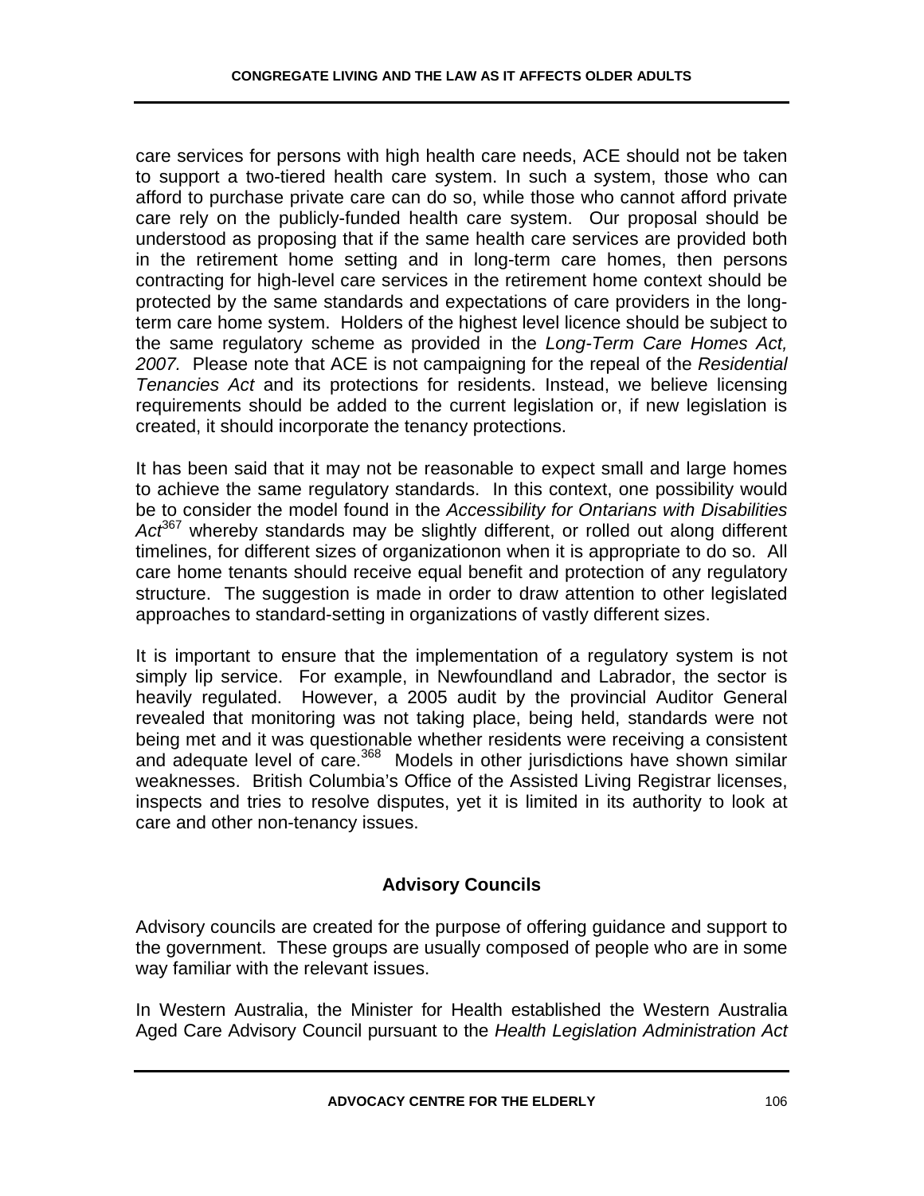care services for persons with high health care needs, ACE should not be taken to support a two-tiered health care system. In such a system, those who can afford to purchase private care can do so, while those who cannot afford private care rely on the publicly-funded health care system. Our proposal should be understood as proposing that if the same health care services are provided both in the retirement home setting and in long-term care homes, then persons contracting for high-level care services in the retirement home context should be protected by the same standards and expectations of care providers in the long-term care home system. Holders of the highest level licence should be subject to the same regulatory scheme as provided in the *Long-Term Care Homes Act, 2007.* Please note that ACE is not campaigning for the repeal of the *Residential Tenancies Act* and its protections for residents. Instead, we believe licensing requirements should be added to the current legislation or, if new legislation is created, it should incorporate the tenancy protections.

It has been said that it may not be reasonable to expect small and large homes to achieve the same regulatory standards. In this context, one possibility would be to consider the model found in the *Accessibility for Ontarians with Disabilities Act*[367] whereby standards may be slightly different, or rolled out along different timelines, for different sizes of organizationon when it is appropriate to do so. All care home tenants should receive equal benefit and protection of any regulatory structure. The suggestion is made in order to draw attention to other legislated approaches to standard-setting in organizations of vastly different sizes.

It is important to ensure that the implementation of a regulatory system is not simply lip service. For example, in Newfoundland and Labrador, the sector is heavily regulated. However, a 2005 audit by the provincial Auditor General revealed that monitoring was not taking place, being held, standards were not being met and it was questionable whether residents were receiving a consistent and adequate level of care.[368] Models in other jurisdictions have shown similar weaknesses. British Columbia's Office of the Assisted Living Registrar licenses, inspects and tries to resolve disputes, yet it is limited in its authority to look at care and other non-tenancy issues.

## Advisory Councils

Advisory councils are created for the purpose of offering guidance and support to the government. These groups are usually composed of people who are in some way familiar with the relevant issues.

In Western Australia, the Minister for Health established the Western Australia Aged Care Advisory Council pursuant to the *Health Legislation Administration Act*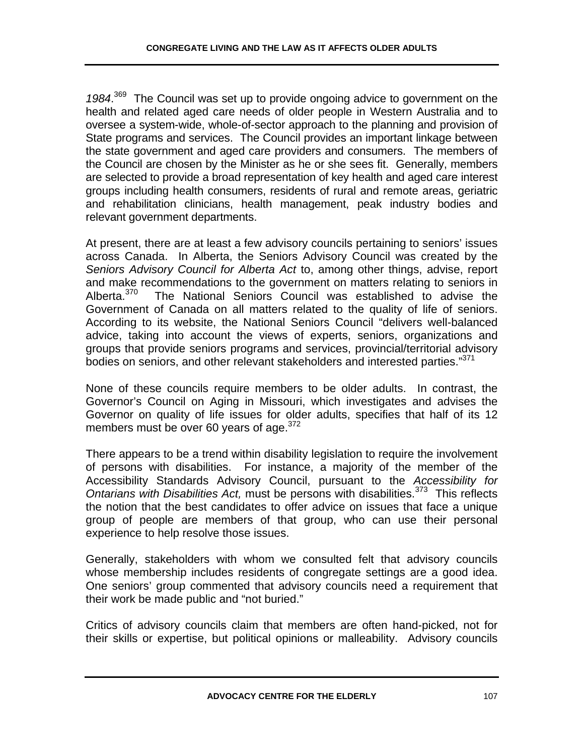*1984*.[369] The Council was set up to provide ongoing advice to government on the health and related aged care needs of older people in Western Australia and to oversee a system-wide, whole-of-sector approach to the planning and provision of State programs and services. The Council provides an important linkage between the state government and aged care providers and consumers. The members of the Council are chosen by the Minister as he or she sees fit. Generally, members are selected to provide a broad representation of key health and aged care interest groups including health consumers, residents of rural and remote areas, geriatric and rehabilitation clinicians, health management, peak industry bodies and relevant government departments.

At present, there are at least a few advisory councils pertaining to seniors' issues across Canada. In Alberta, the Seniors Advisory Council was created by the *Seniors Advisory Council for Alberta Act* to, among other things, advise, report and make recommendations to the government on matters relating to seniors in Alberta.[370] The National Seniors Council was established to advise the Government of Canada on all matters related to the quality of life of seniors. According to its website, the National Seniors Council "delivers well-balanced advice, taking into account the views of experts, seniors, organizations and groups that provide seniors programs and services, provincial/territorial advisory bodies on seniors, and other relevant stakeholders and interested parties."[371]

None of these councils require members to be older adults. In contrast, the Governor's Council on Aging in Missouri, which investigates and advises the Governor on quality of life issues for older adults, specifies that half of its 12 members must be over 60 years of age.[372]

There appears to be a trend within disability legislation to require the involvement of persons with disabilities. For instance, a majority of the member of the Accessibility Standards Advisory Council, pursuant to the *Accessibility for Ontarians with Disabilities Act,* must be persons with disabilities.[373] This reflects the notion that the best candidates to offer advice on issues that face a unique group of people are members of that group, who can use their personal experience to help resolve those issues.

Generally, stakeholders with whom we consulted felt that advisory councils whose membership includes residents of congregate settings are a good idea. One seniors' group commented that advisory councils need a requirement that their work be made public and "not buried."

Critics of advisory councils claim that members are often hand-picked, not for their skills or expertise, but political opinions or malleability. Advisory councils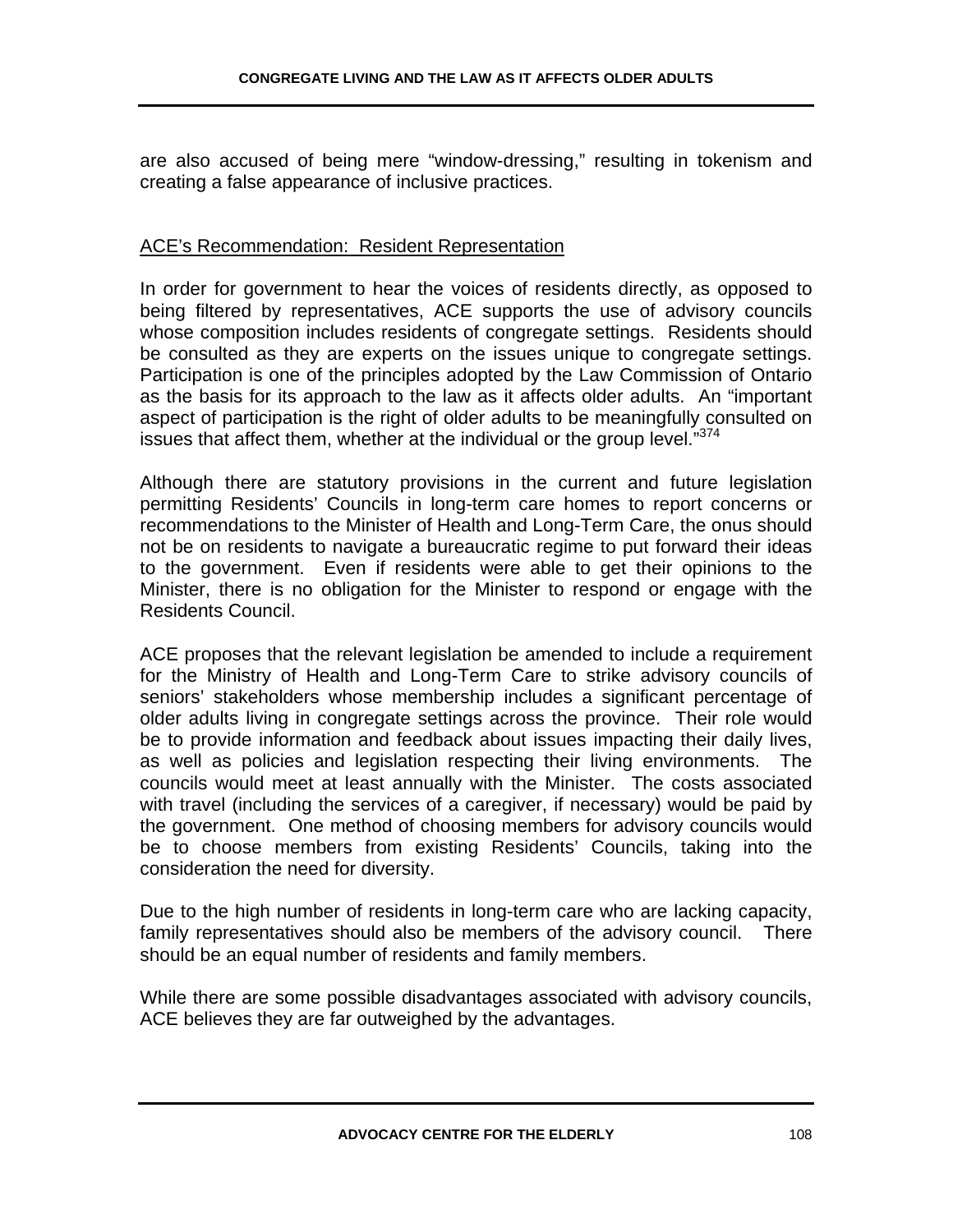are also accused of being mere "window-dressing," resulting in tokenism and creating a false appearance of inclusive practices.

## ACE's Recommendation: Resident Representation

In order for government to hear the voices of residents directly, as opposed to being filtered by representatives, ACE supports the use of advisory councils whose composition includes residents of congregate settings. Residents should be consulted as they are experts on the issues unique to congregate settings. Participation is one of the principles adopted by the Law Commission of Ontario as the basis for its approach to the law as it affects older adults. An "important aspect of participation is the right of older adults to be meaningfully consulted on issues that affect them, whether at the individual or the group level."[374]

Although there are statutory provisions in the current and future legislation permitting Residents' Councils in long-term care homes to report concerns or recommendations to the Minister of Health and Long-Term Care, the onus should not be on residents to navigate a bureaucratic regime to put forward their ideas to the government. Even if residents were able to get their opinions to the Minister, there is no obligation for the Minister to respond or engage with the Residents Council.

ACE proposes that the relevant legislation be amended to include a requirement for the Ministry of Health and Long-Term Care to strike advisory councils of seniors' stakeholders whose membership includes a significant percentage of older adults living in congregate settings across the province. Their role would be to provide information and feedback about issues impacting their daily lives, as well as policies and legislation respecting their living environments. The councils would meet at least annually with the Minister. The costs associated with travel (including the services of a caregiver, if necessary) would be paid by the government. One method of choosing members for advisory councils would be to choose members from existing Residents' Councils, taking into the consideration the need for diversity.

Due to the high number of residents in long-term care who are lacking capacity, family representatives should also be members of the advisory council. There should be an equal number of residents and family members.

While there are some possible disadvantages associated with advisory councils, ACE believes they are far outweighed by the advantages.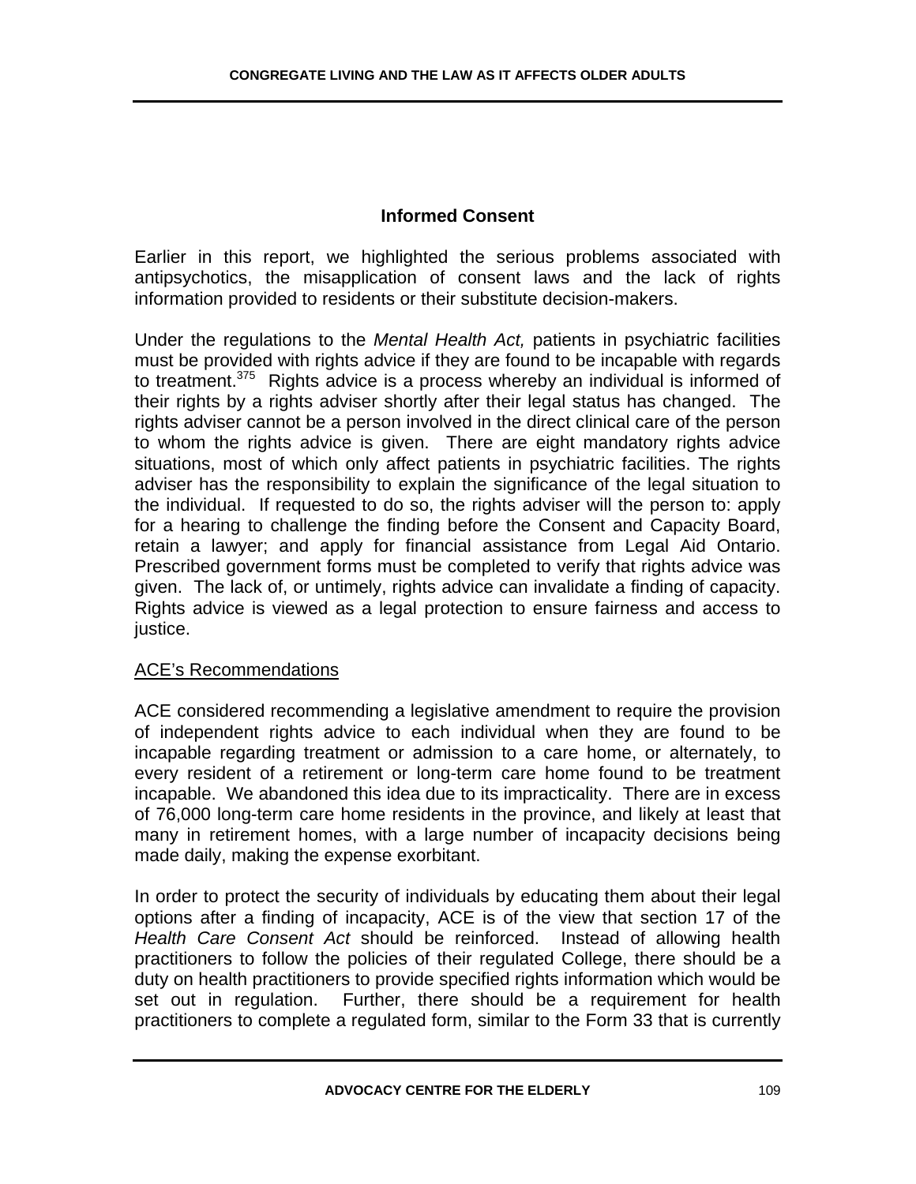## Informed Consent

Earlier in this report, we highlighted the serious problems associated with antipsychotics, the misapplication of consent laws and the lack of rights information provided to residents or their substitute decision-makers.

Under the regulations to the *Mental Health Act,* patients in psychiatric facilities must be provided with rights advice if they are found to be incapable with regards to treatment.[375] Rights advice is a process whereby an individual is informed of their rights by a rights adviser shortly after their legal status has changed. The rights adviser cannot be a person involved in the direct clinical care of the person to whom the rights advice is given. There are eight mandatory rights advice situations, most of which only affect patients in psychiatric facilities. The rights adviser has the responsibility to explain the significance of the legal situation to the individual. If requested to do so, the rights adviser will the person to: apply for a hearing to challenge the finding before the Consent and Capacity Board, retain a lawyer; and apply for financial assistance from Legal Aid Ontario. Prescribed government forms must be completed to verify that rights advice was given. The lack of, or untimely, rights advice can invalidate a finding of capacity. Rights advice is viewed as a legal protection to ensure fairness and access to justice.

<u>ACE's Recommendations</u>

ACE considered recommending a legislative amendment to require the provision of independent rights advice to each individual when they are found to be incapable regarding treatment or admission to a care home, or alternately, to every resident of a retirement or long-term care home found to be treatment incapable. We abandoned this idea due to its impracticality. There are in excess of 76,000 long-term care home residents in the province, and likely at least that many in retirement homes, with a large number of incapacity decisions being made daily, making the expense exorbitant.

In order to protect the security of individuals by educating them about their legal options after a finding of incapacity, ACE is of the view that section 17 of the *Health Care Consent Act* should be reinforced. Instead of allowing health practitioners to follow the policies of their regulated College, there should be a duty on health practitioners to provide specified rights information which would be set out in regulation. Further, there should be a requirement for health practitioners to complete a regulated form, similar to the Form 33 that is currently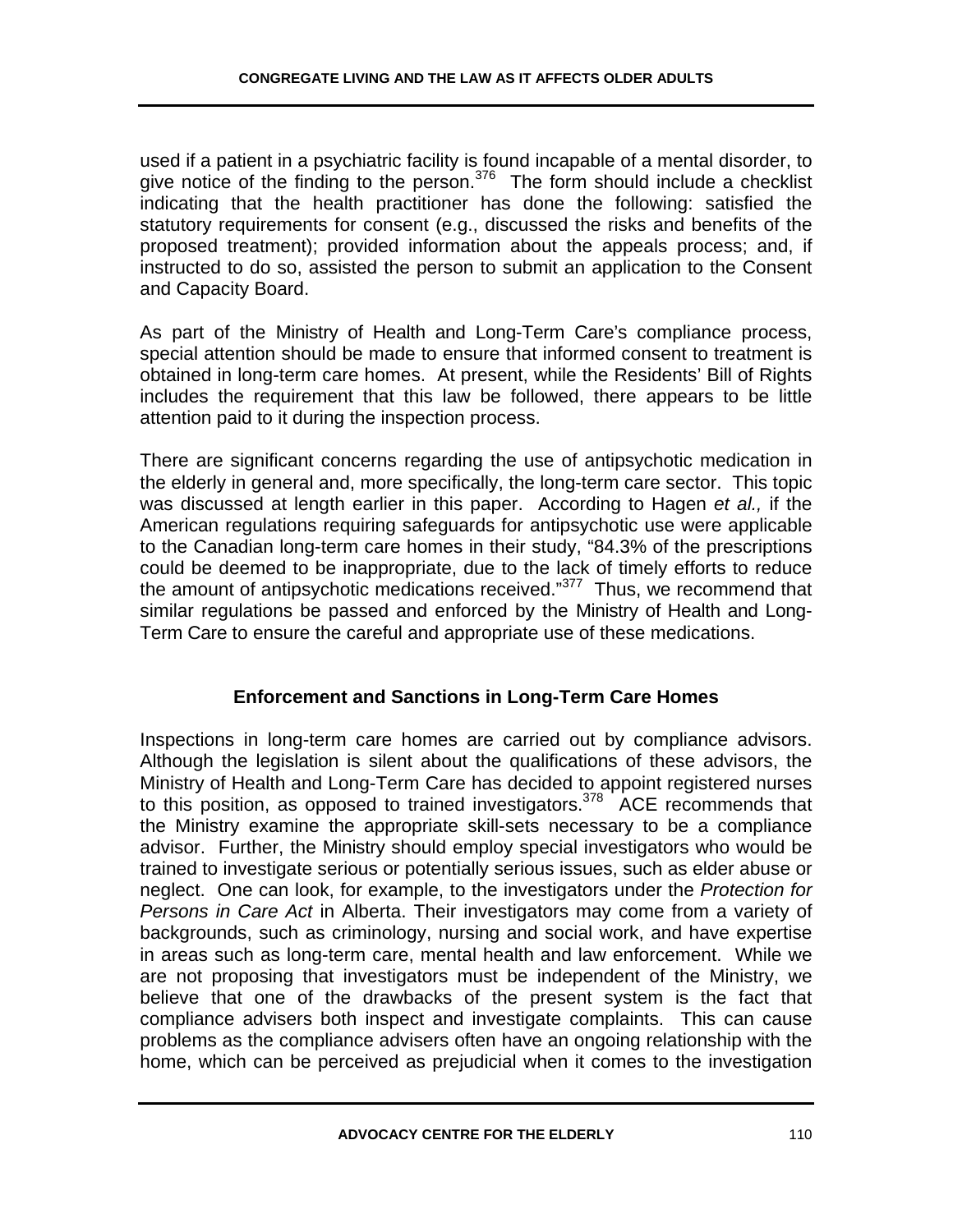used if a patient in a psychiatric facility is found incapable of a mental disorder, to give notice of the finding to the person.[376] The form should include a checklist indicating that the health practitioner has done the following: satisfied the statutory requirements for consent (e.g., discussed the risks and benefits of the proposed treatment); provided information about the appeals process; and, if instructed to do so, assisted the person to submit an application to the Consent and Capacity Board.

As part of the Ministry of Health and Long-Term Care's compliance process, special attention should be made to ensure that informed consent to treatment is obtained in long-term care homes. At present, while the Residents' Bill of Rights includes the requirement that this law be followed, there appears to be little attention paid to it during the inspection process.

There are significant concerns regarding the use of antipsychotic medication in the elderly in general and, more specifically, the long-term care sector. This topic was discussed at length earlier in this paper. According to Hagen *et al.,* if the American regulations requiring safeguards for antipsychotic use were applicable to the Canadian long-term care homes in their study, "84.3% of the prescriptions could be deemed to be inappropriate, due to the lack of timely efforts to reduce the amount of antipsychotic medications received."[377] Thus, we recommend that similar regulations be passed and enforced by the Ministry of Health and Long-Term Care to ensure the careful and appropriate use of these medications.

## Enforcement and Sanctions in Long-Term Care Homes

Inspections in long-term care homes are carried out by compliance advisors. Although the legislation is silent about the qualifications of these advisors, the Ministry of Health and Long-Term Care has decided to appoint registered nurses to this position, as opposed to trained investigators.[378] ACE recommends that the Ministry examine the appropriate skill-sets necessary to be a compliance advisor. Further, the Ministry should employ special investigators who would be trained to investigate serious or potentially serious issues, such as elder abuse or neglect. One can look, for example, to the investigators under the *Protection for Persons in Care Act* in Alberta. Their investigators may come from a variety of backgrounds, such as criminology, nursing and social work, and have expertise in areas such as long-term care, mental health and law enforcement. While we are not proposing that investigators must be independent of the Ministry, we believe that one of the drawbacks of the present system is the fact that compliance advisers both inspect and investigate complaints. This can cause problems as the compliance advisers often have an ongoing relationship with the home, which can be perceived as prejudicial when it comes to the investigation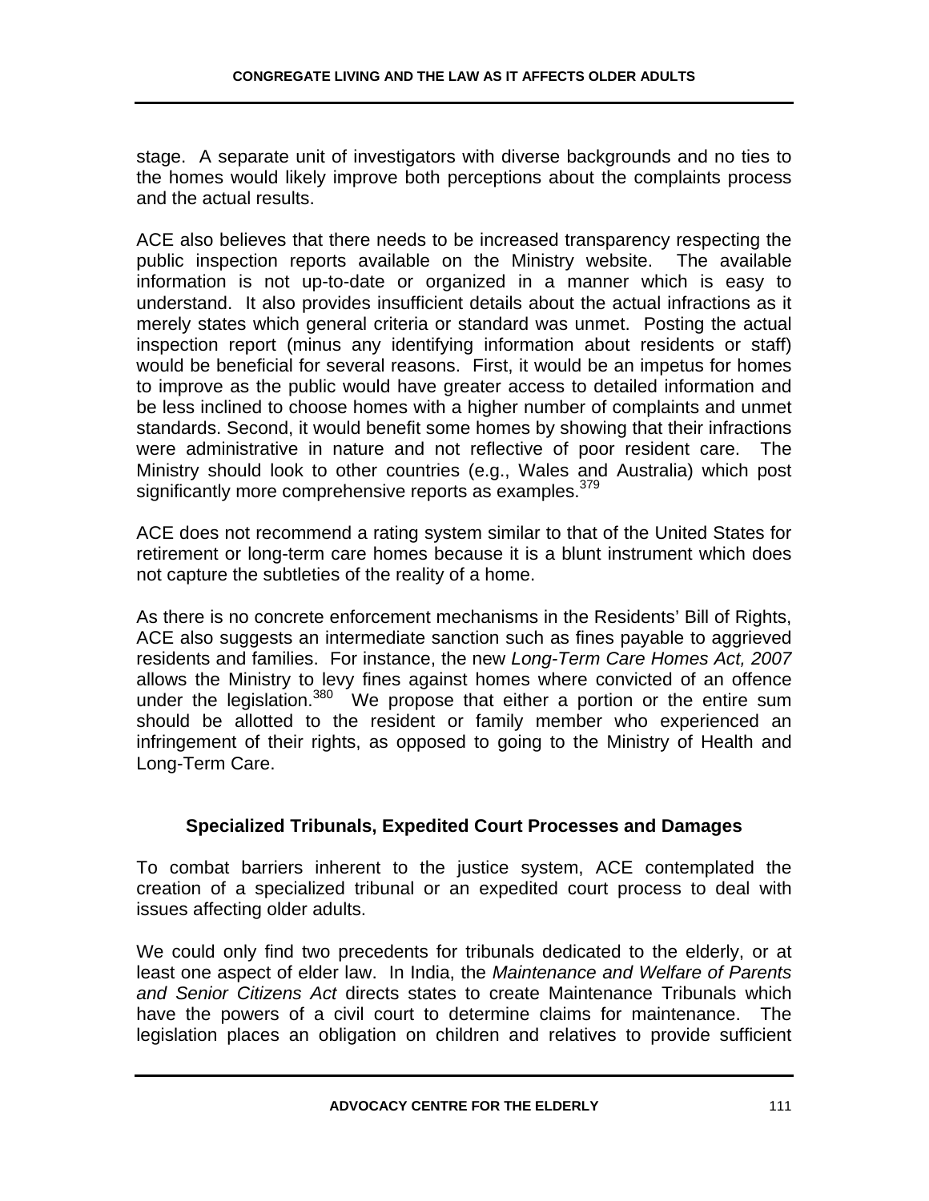stage. A separate unit of investigators with diverse backgrounds and no ties to the homes would likely improve both perceptions about the complaints process and the actual results.

ACE also believes that there needs to be increased transparency respecting the public inspection reports available on the Ministry website. The available information is not up-to-date or organized in a manner which is easy to understand. It also provides insufficient details about the actual infractions as it merely states which general criteria or standard was unmet. Posting the actual inspection report (minus any identifying information about residents or staff) would be beneficial for several reasons. First, it would be an impetus for homes to improve as the public would have greater access to detailed information and be less inclined to choose homes with a higher number of complaints and unmet standards. Second, it would benefit some homes by showing that their infractions were administrative in nature and not reflective of poor resident care. The Ministry should look to other countries (e.g., Wales and Australia) which post significantly more comprehensive reports as examples.[379]

ACE does not recommend a rating system similar to that of the United States for retirement or long-term care homes because it is a blunt instrument which does not capture the subtleties of the reality of a home.

As there is no concrete enforcement mechanisms in the Residents' Bill of Rights, ACE also suggests an intermediate sanction such as fines payable to aggrieved residents and families. For instance, the new *Long-Term Care Homes Act, 2007* allows the Ministry to levy fines against homes where convicted of an offence under the legislation.[380] We propose that either a portion or the entire sum should be allotted to the resident or family member who experienced an infringement of their rights, as opposed to going to the Ministry of Health and Long-Term Care.

## Specialized Tribunals, Expedited Court Processes and Damages

To combat barriers inherent to the justice system, ACE contemplated the creation of a specialized tribunal or an expedited court process to deal with issues affecting older adults.

We could only find two precedents for tribunals dedicated to the elderly, or at least one aspect of elder law. In India, the *Maintenance and Welfare of Parents and Senior Citizens Act* directs states to create Maintenance Tribunals which have the powers of a civil court to determine claims for maintenance. The legislation places an obligation on children and relatives to provide sufficient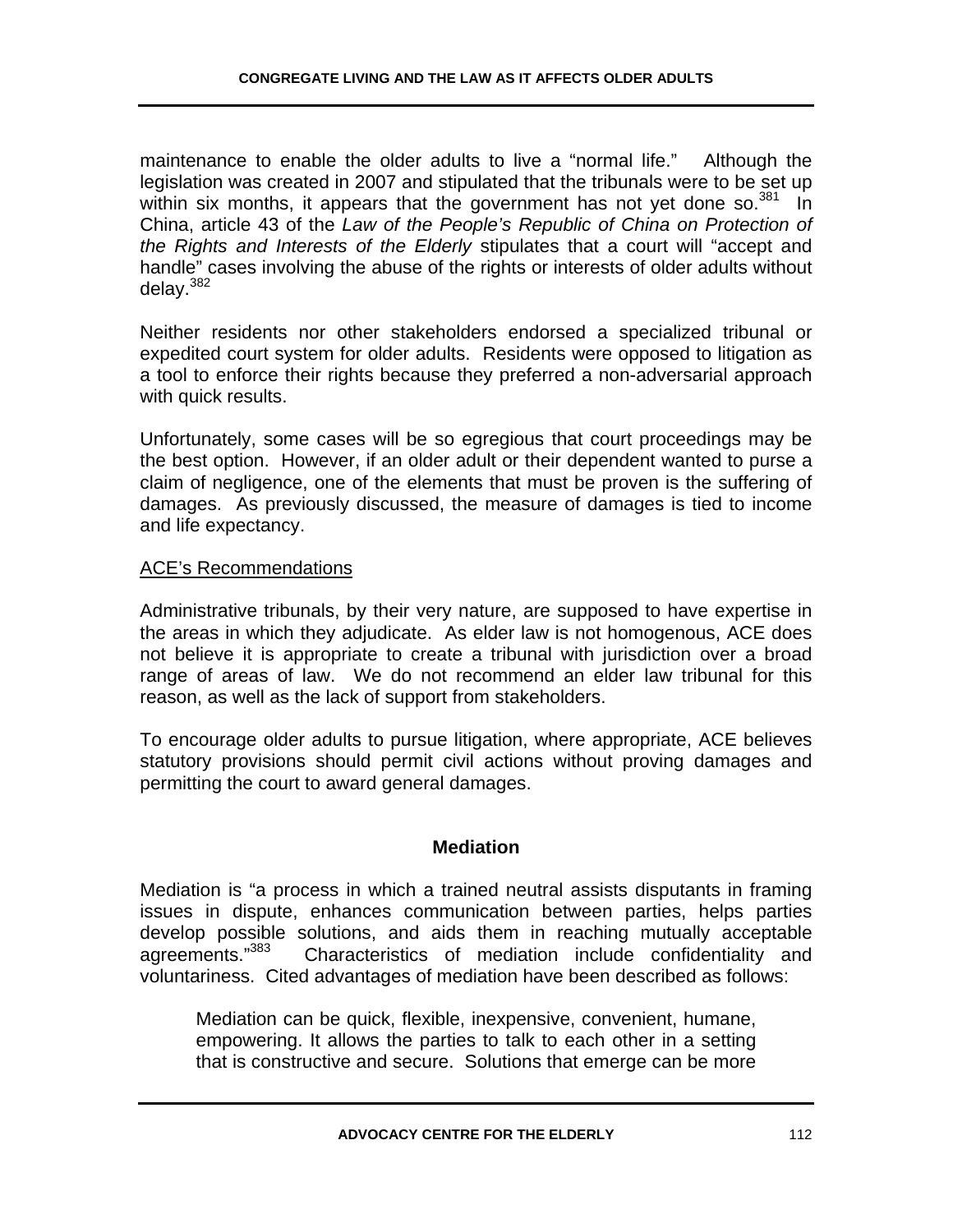maintenance to enable the older adults to live a "normal life." Although the legislation was created in 2007 and stipulated that the tribunals were to be set up within six months, it appears that the government has not yet done so.[381] In China, article 43 of the *Law of the People's Republic of China on Protection of the Rights and Interests of the Elderly* stipulates that a court will "accept and handle" cases involving the abuse of the rights or interests of older adults without delay.[382]

Neither residents nor other stakeholders endorsed a specialized tribunal or expedited court system for older adults. Residents were opposed to litigation as a tool to enforce their rights because they preferred a non-adversarial approach with quick results.

Unfortunately, some cases will be so egregious that court proceedings may be the best option. However, if an older adult or their dependent wanted to purse a claim of negligence, one of the elements that must be proven is the suffering of damages. As previously discussed, the measure of damages is tied to income and life expectancy.

<u>ACE's Recommendations</u>

Administrative tribunals, by their very nature, are supposed to have expertise in the areas in which they adjudicate. As elder law is not homogenous, ACE does not believe it is appropriate to create a tribunal with jurisdiction over a broad range of areas of law. We do not recommend an elder law tribunal for this reason, as well as the lack of support from stakeholders.

To encourage older adults to pursue litigation, where appropriate, ACE believes statutory provisions should permit civil actions without proving damages and permitting the court to award general damages.

### Mediation

Mediation is "a process in which a trained neutral assists disputants in framing issues in dispute, enhances communication between parties, helps parties develop possible solutions, and aids them in reaching mutually acceptable agreements."[383] Characteristics of mediation include confidentiality and voluntariness. Cited advantages of mediation have been described as follows:

> Mediation can be quick, flexible, inexpensive, convenient, humane, empowering. It allows the parties to talk to each other in a setting that is constructive and secure. Solutions that emerge can be more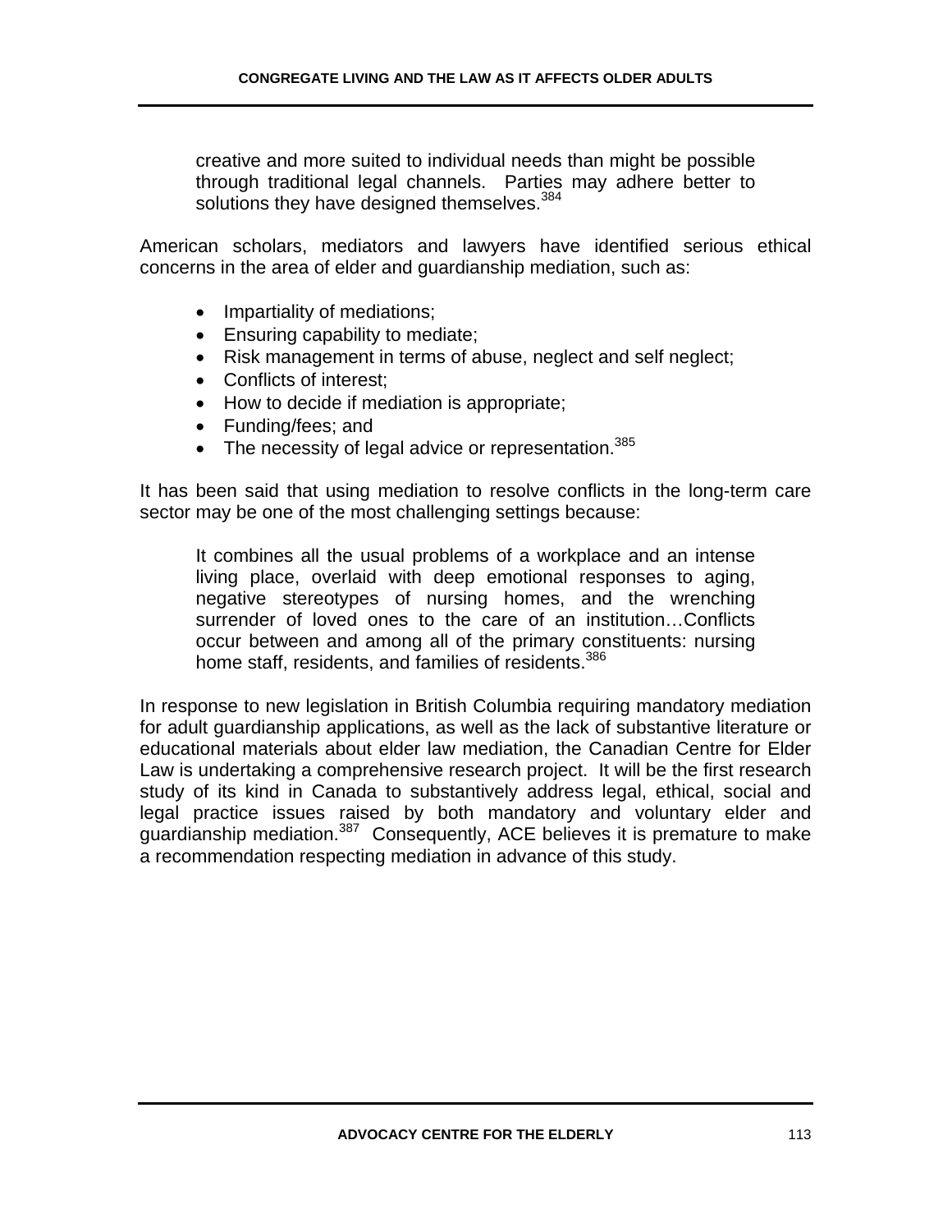> creative and more suited to individual needs than might be possible through traditional legal channels. Parties may adhere better to solutions they have designed themselves.[384]

American scholars, mediators and lawyers have identified serious ethical concerns in the area of elder and guardianship mediation, such as:

- Impartiality of mediations;
- Ensuring capability to mediate;
- Risk management in terms of abuse, neglect and self neglect;
- Conflicts of interest;
- How to decide if mediation is appropriate;
- Funding/fees; and
- The necessity of legal advice or representation.[385]

It has been said that using mediation to resolve conflicts in the long-term care sector may be one of the most challenging settings because:

> It combines all the usual problems of a workplace and an intense living place, overlaid with deep emotional responses to aging, negative stereotypes of nursing homes, and the wrenching surrender of loved ones to the care of an institution…Conflicts occur between and among all of the primary constituents: nursing home staff, residents, and families of residents.[386]

In response to new legislation in British Columbia requiring mandatory mediation for adult guardianship applications, as well as the lack of substantive literature or educational materials about elder law mediation, the Canadian Centre for Elder Law is undertaking a comprehensive research project. It will be the first research study of its kind in Canada to substantively address legal, ethical, social and legal practice issues raised by both mandatory and voluntary elder and guardianship mediation.[387] Consequently, ACE believes it is premature to make a recommendation respecting mediation in advance of this study.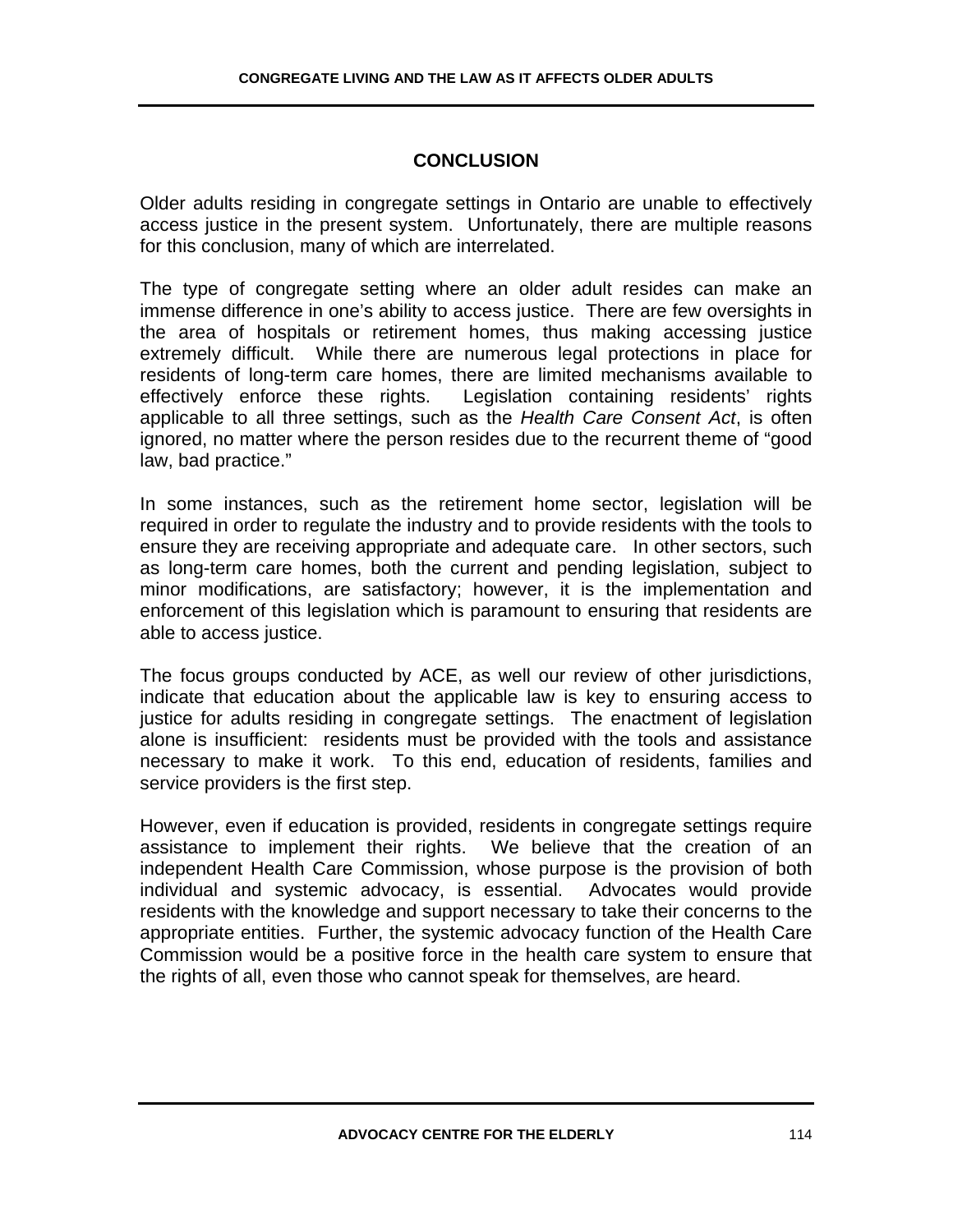## CONCLUSION

Older adults residing in congregate settings in Ontario are unable to effectively access justice in the present system. Unfortunately, there are multiple reasons for this conclusion, many of which are interrelated.

The type of congregate setting where an older adult resides can make an immense difference in one's ability to access justice. There are few oversights in the area of hospitals or retirement homes, thus making accessing justice extremely difficult. While there are numerous legal protections in place for residents of long-term care homes, there are limited mechanisms available to effectively enforce these rights. Legislation containing residents' rights applicable to all three settings, such as the *Health Care Consent Act*, is often ignored, no matter where the person resides due to the recurrent theme of "good law, bad practice."

In some instances, such as the retirement home sector, legislation will be required in order to regulate the industry and to provide residents with the tools to ensure they are receiving appropriate and adequate care. In other sectors, such as long-term care homes, both the current and pending legislation, subject to minor modifications, are satisfactory; however, it is the implementation and enforcement of this legislation which is paramount to ensuring that residents are able to access justice.

The focus groups conducted by ACE, as well our review of other jurisdictions, indicate that education about the applicable law is key to ensuring access to justice for adults residing in congregate settings. The enactment of legislation alone is insufficient: residents must be provided with the tools and assistance necessary to make it work. To this end, education of residents, families and service providers is the first step.

However, even if education is provided, residents in congregate settings require assistance to implement their rights. We believe that the creation of an independent Health Care Commission, whose purpose is the provision of both individual and systemic advocacy, is essential. Advocates would provide residents with the knowledge and support necessary to take their concerns to the appropriate entities. Further, the systemic advocacy function of the Health Care Commission would be a positive force in the health care system to ensure that the rights of all, even those who cannot speak for themselves, are heard.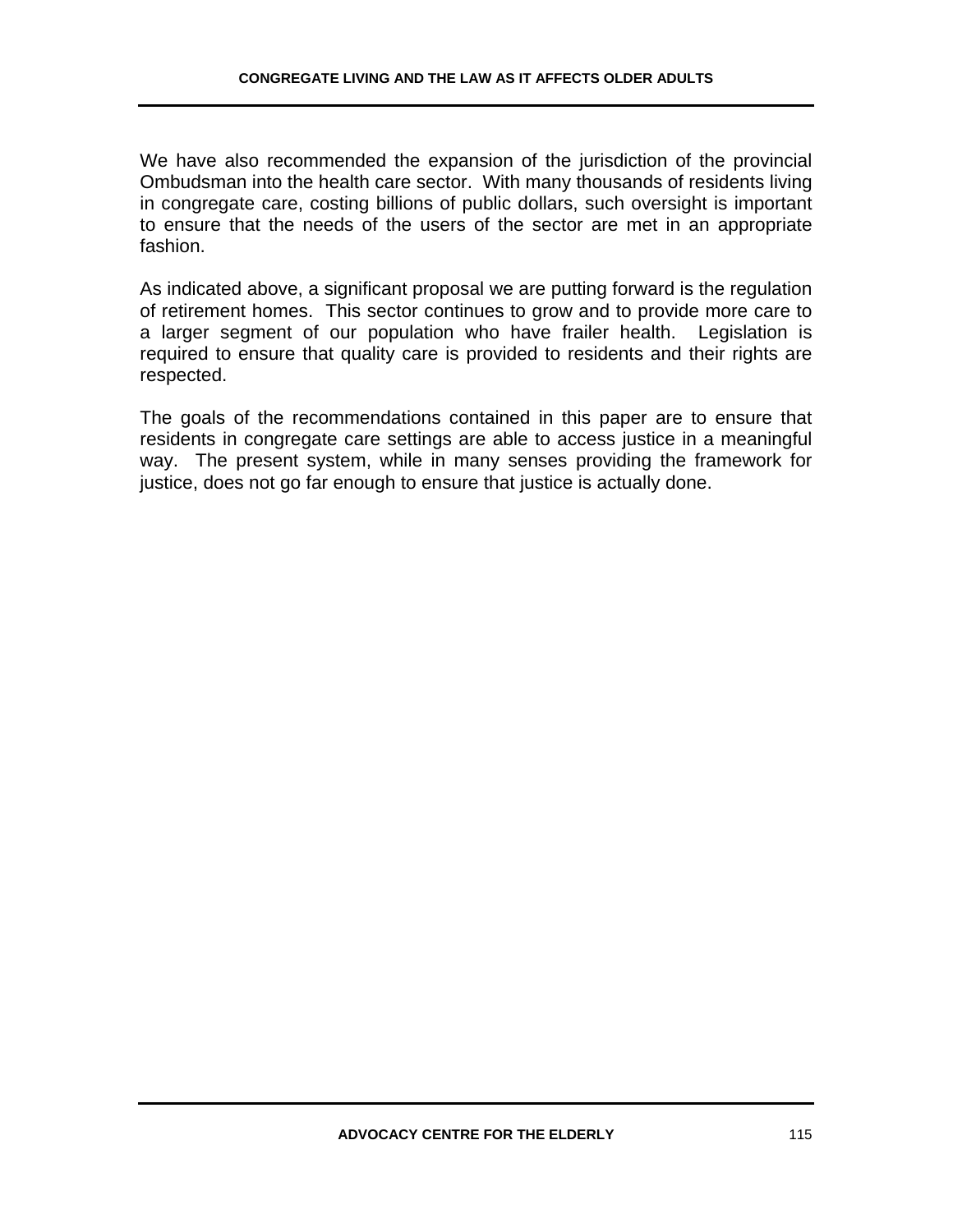We have also recommended the expansion of the jurisdiction of the provincial Ombudsman into the health care sector. With many thousands of residents living in congregate care, costing billions of public dollars, such oversight is important to ensure that the needs of the users of the sector are met in an appropriate fashion.

As indicated above, a significant proposal we are putting forward is the regulation of retirement homes. This sector continues to grow and to provide more care to a larger segment of our population who have frailer health. Legislation is required to ensure that quality care is provided to residents and their rights are respected.

The goals of the recommendations contained in this paper are to ensure that residents in congregate care settings are able to access justice in a meaningful way. The present system, while in many senses providing the framework for justice, does not go far enough to ensure that justice is actually done.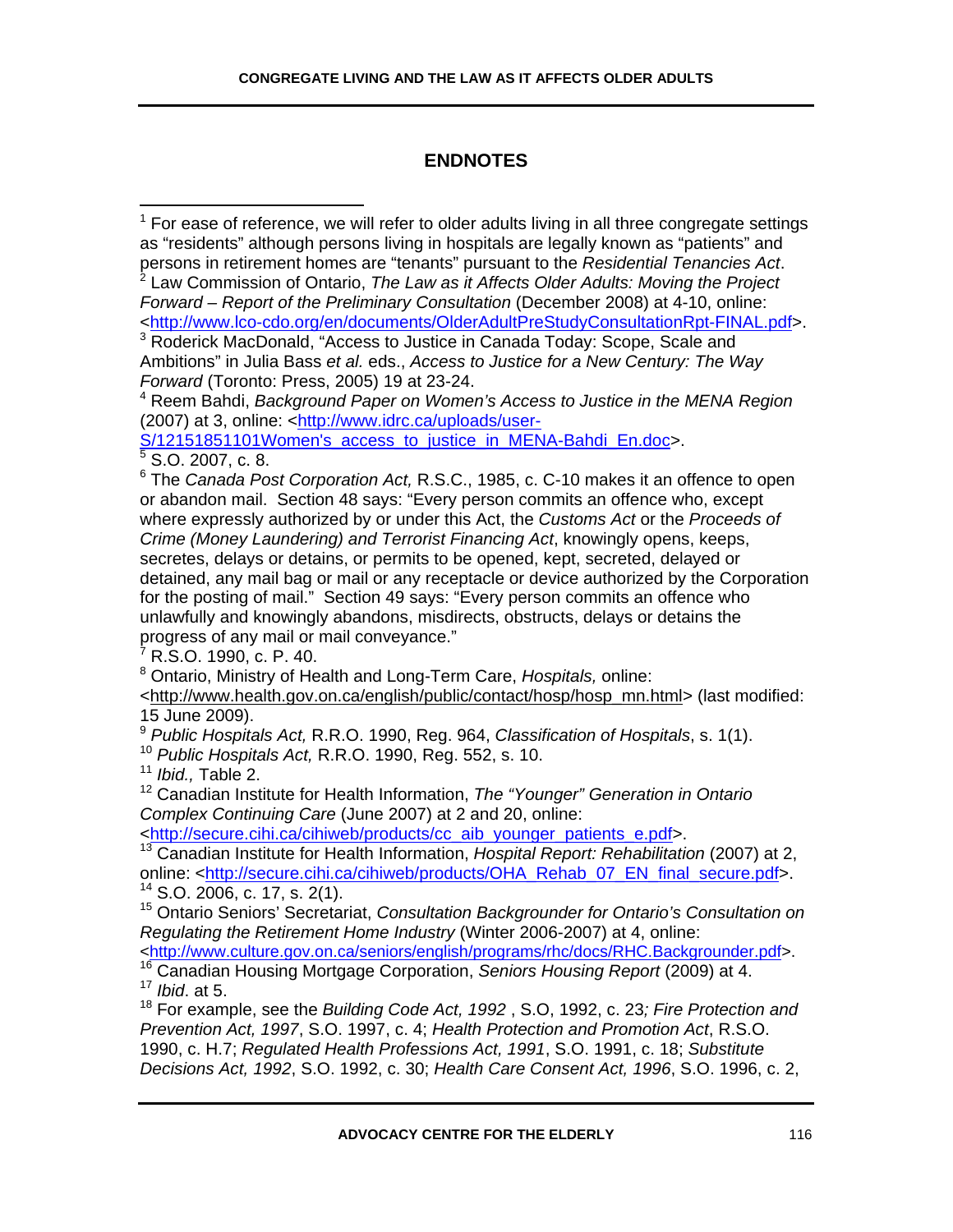## ENDNOTES

[1] For ease of reference, we will refer to older adults living in all three congregate settings as "residents" although persons living in hospitals are legally known as "patients" and persons in retirement homes are "tenants" pursuant to the *Residential Tenancies Act*.

[2] Law Commission of Ontario, *The Law as it Affects Older Adults: Moving the Project Forward – Report of the Preliminary Consultation* (December 2008) at 4-10, online: <http://www.lco-cdo.org/en/documents/OlderAdultPreStudyConsultationRpt-FINAL.pdf>.

[3] Roderick MacDonald, "Access to Justice in Canada Today: Scope, Scale and Ambitions" in Julia Bass *et al.* eds., *Access to Justice for a New Century: The Way Forward* (Toronto: Press, 2005) 19 at 23-24.

[4] Reem Bahdi, *Background Paper on Women's Access to Justice in the MENA Region* (2007) at 3, online: <http://www.idrc.ca/uploads/user-S/12151851101Women's_access_to_justice_in_MENA-Bahdi_En.doc>.

[5] S.O. 2007, c. 8.

[6] The *Canada Post Corporation Act,* R.S.C., 1985, c. C-10 makes it an offence to open or abandon mail. Section 48 says: "Every person commits an offence who, except where expressly authorized by or under this Act, the *Customs Act* or the *Proceeds of Crime (Money Laundering) and Terrorist Financing Act*, knowingly opens, keeps, secretes, delays or detains, or permits to be opened, kept, secreted, delayed or detained, any mail bag or mail or any receptacle or device authorized by the Corporation for the posting of mail." Section 49 says: "Every person commits an offence who unlawfully and knowingly abandons, misdirects, obstructs, delays or detains the progress of any mail or mail conveyance."

[7] R.S.O. 1990, c. P. 40.

[8] Ontario, Ministry of Health and Long-Term Care, *Hospitals,* online: <http://www.health.gov.on.ca/english/public/contact/hosp/hosp_mn.html> (last modified: 15 June 2009).

[9] *Public Hospitals Act,* R.R.O. 1990, Reg. 964, *Classification of Hospitals*, s. 1(1).

[10] *Public Hospitals Act,* R.R.O. 1990, Reg. 552, s. 10.

[11] *Ibid.,* Table 2.

[12] Canadian Institute for Health Information, *The "Younger" Generation in Ontario Complex Continuing Care* (June 2007) at 2 and 20, online: <http://secure.cihi.ca/cihiweb/products/cc_aib_younger_patients_e.pdf>.

[13] Canadian Institute for Health Information, *Hospital Report: Rehabilitation* (2007) at 2, online: <http://secure.cihi.ca/cihiweb/products/OHA_Rehab_07_EN_final_secure.pdf>.

[14] S.O. 2006, c. 17, s. 2(1).

[15] Ontario Seniors' Secretariat, *Consultation Backgrounder for Ontario's Consultation on Regulating the Retirement Home Industry* (Winter 2006-2007) at 4, online: <http://www.culture.gov.on.ca/seniors/english/programs/rhc/docs/RHC.Backgrounder.pdf>.

[16] Canadian Housing Mortgage Corporation, *Seniors Housing Report* (2009) at 4.

[17] *Ibid*. at 5.

[18] For example, see the *Building Code Act, 1992* , S.O, 1992, c. 23*; Fire Protection and Prevention Act, 1997*, S.O. 1997, c. 4; *Health Protection and Promotion Act*, R.S.O. 1990, c. H.7; *Regulated Health Professions Act, 1991*, S.O. 1991, c. 18; *Substitute Decisions Act, 1992*, S.O. 1992, c. 30; *Health Care Consent Act, 1996*, S.O. 1996, c. 2,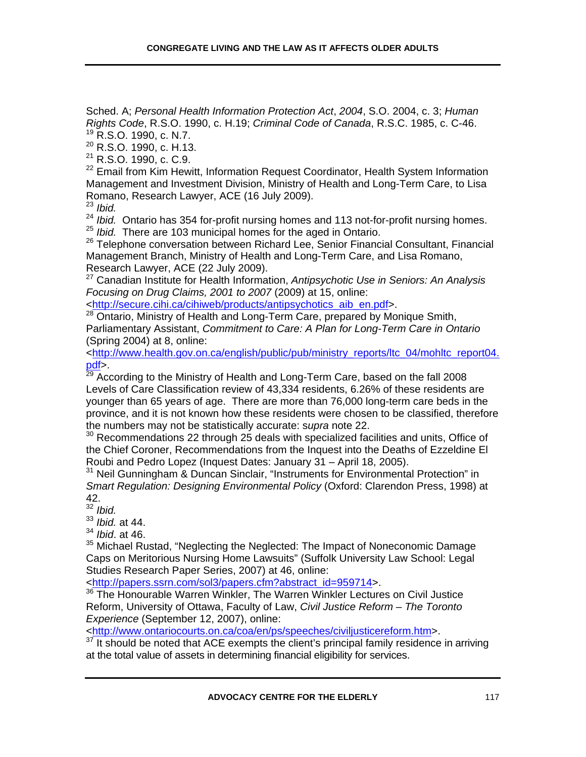Sched. A; *Personal Health Information Protection Act*, *2004*, S.O. 2004, c. 3; *Human Rights Code*, R.S.O. 1990, c. H.19; *Criminal Code of Canada*, R.S.C. 1985, c. C-46.

[19] R.S.O. 1990, c. N.7.

[20] R.S.O. 1990, c. H.13.

[21] R.S.O. 1990, c. C.9.

[22] Email from Kim Hewitt, Information Request Coordinator, Health System Information Management and Investment Division, Ministry of Health and Long-Term Care, to Lisa Romano, Research Lawyer, ACE (16 July 2009).

[23] *Ibid.*

[24] *Ibid.* Ontario has 354 for-profit nursing homes and 113 not-for-profit nursing homes.

[25] *Ibid.* There are 103 municipal homes for the aged in Ontario.

[26] Telephone conversation between Richard Lee, Senior Financial Consultant, Financial Management Branch, Ministry of Health and Long-Term Care, and Lisa Romano, Research Lawyer, ACE (22 July 2009).

[27] Canadian Institute for Health Information, *Antipsychotic Use in Seniors: An Analysis Focusing on Drug Claims, 2001 to 2007* (2009) at 15, online: <http://secure.cihi.ca/cihiweb/products/antipsychotics_aib_en.pdf>.

[28] Ontario, Ministry of Health and Long-Term Care, prepared by Monique Smith, Parliamentary Assistant, *Commitment to Care: A Plan for Long-Term Care in Ontario* (Spring 2004) at 8, online: <http://www.health.gov.on.ca/english/public/pub/ministry_reports/ltc_04/mohltc_report04.pdf>.

[29] According to the Ministry of Health and Long-Term Care, based on the fall 2008 Levels of Care Classification review of 43,334 residents, 6.26% of these residents are younger than 65 years of age. There are more than 76,000 long-term care beds in the province, and it is not known how these residents were chosen to be classified, therefore the numbers may not be statistically accurate: *supra* note 22.

[30] Recommendations 22 through 25 deals with specialized facilities and units, Office of the Chief Coroner, Recommendations from the Inquest into the Deaths of Ezzeldine El Roubi and Pedro Lopez (Inquest Dates: January 31 – April 18, 2005).

[31] Neil Gunningham & Duncan Sinclair, "Instruments for Environmental Protection" in *Smart Regulation: Designing Environmental Policy* (Oxford: Clarendon Press, 1998) at 42.

[32] *Ibid.*

[33] *Ibid.* at 44.

[34] *Ibid*. at 46.

[35] Michael Rustad, "Neglecting the Neglected: The Impact of Noneconomic Damage Caps on Meritorious Nursing Home Lawsuits" (Suffolk University Law School: Legal Studies Research Paper Series, 2007) at 46, online: <http://papers.ssrn.com/sol3/papers.cfm?abstract_id=959714>.

[36] The Honourable Warren Winkler, The Warren Winkler Lectures on Civil Justice Reform, University of Ottawa, Faculty of Law, *Civil Justice Reform – The Toronto Experience* (September 12, 2007), online: <http://www.ontariocourts.on.ca/coa/en/ps/speeches/civiljusticereform.htm>.

[37] It should be noted that ACE exempts the client's principal family residence in arriving at the total value of assets in determining financial eligibility for services.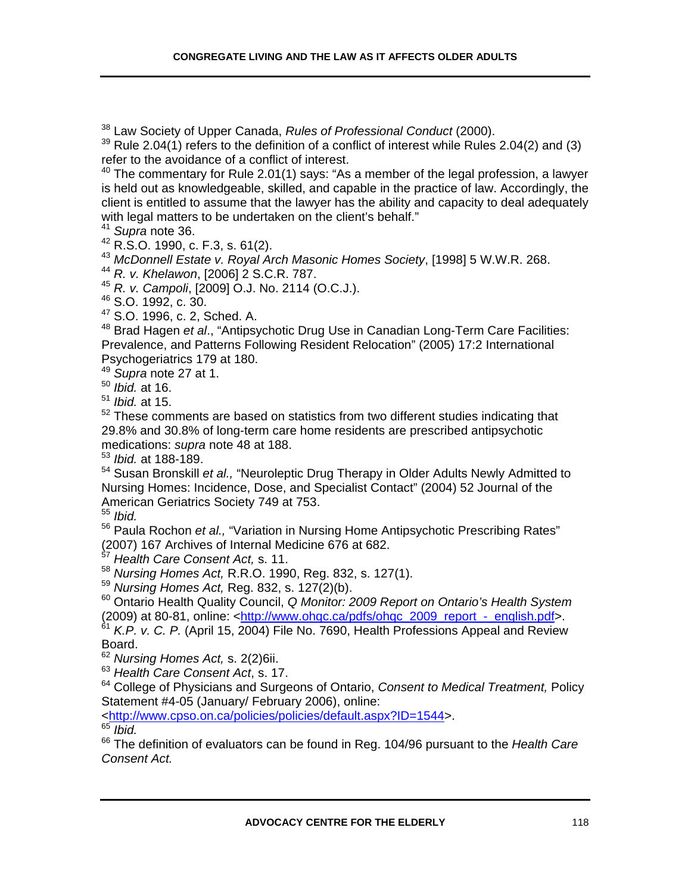[38] Law Society of Upper Canada, *Rules of Professional Conduct* (2000).

[39] Rule 2.04(1) refers to the definition of a conflict of interest while Rules 2.04(2) and (3) refer to the avoidance of a conflict of interest.

[40] The commentary for Rule 2.01(1) says: "As a member of the legal profession, a lawyer is held out as knowledgeable, skilled, and capable in the practice of law. Accordingly, the client is entitled to assume that the lawyer has the ability and capacity to deal adequately with legal matters to be undertaken on the client's behalf."

[41] *Supra* note 36.

[42] R.S.O. 1990, c. F.3, s. 61(2).

[43] *McDonnell Estate v. Royal Arch Masonic Homes Society*, [1998] 5 W.W.R. 268.

[44] *R. v. Khelawon*, [2006] 2 S.C.R. 787.

[45] *R. v. Campoli*, [2009] O.J. No. 2114 (O.C.J.).

[46] S.O. 1992, c. 30.

[47] S.O. 1996, c. 2, Sched. A.

[48] Brad Hagen *et al*., "Antipsychotic Drug Use in Canadian Long-Term Care Facilities: Prevalence, and Patterns Following Resident Relocation" (2005) 17:2 International Psychogeriatrics 179 at 180.

[49] *Supra* note 27 at 1.

[50] *Ibid.* at 16.

[51] *Ibid.* at 15.

[52] These comments are based on statistics from two different studies indicating that 29.8% and 30.8% of long-term care home residents are prescribed antipsychotic medications: *supra* note 48 at 188.

[53] *Ibid.* at 188-189.

[54] Susan Bronskill *et al.,* "Neuroleptic Drug Therapy in Older Adults Newly Admitted to Nursing Homes: Incidence, Dose, and Specialist Contact" (2004) 52 Journal of the American Geriatrics Society 749 at 753.

[55] *Ibid.*

[56] Paula Rochon *et al.,* "Variation in Nursing Home Antipsychotic Prescribing Rates" (2007) 167 Archives of Internal Medicine 676 at 682.

[57] *Health Care Consent Act,* s. 11.

[58] *Nursing Homes Act,* R.R.O. 1990, Reg. 832, s. 127(1).

[59] *Nursing Homes Act,* Reg. 832, s. 127(2)(b).

[60] Ontario Health Quality Council, *Q Monitor: 2009 Report on Ontario's Health System* (2009) at 80-81, online: <http://www.ohqc.ca/pdfs/ohqc_2009_report_-_english.pdf>.

[61] *K.P. v. C. P.* (April 15, 2004) File No. 7690, Health Professions Appeal and Review Board.

[62] *Nursing Homes Act,* s. 2(2)6ii.

[63] *Health Care Consent Act*, s. 17.

[64] College of Physicians and Surgeons of Ontario, *Consent to Medical Treatment,* Policy Statement #4-05 (January/ February 2006), online: <http://www.cpso.on.ca/policies/policies/default.aspx?ID=1544>.

[65] *Ibid.*

[66] The definition of evaluators can be found in Reg. 104/96 pursuant to the *Health Care Consent Act.*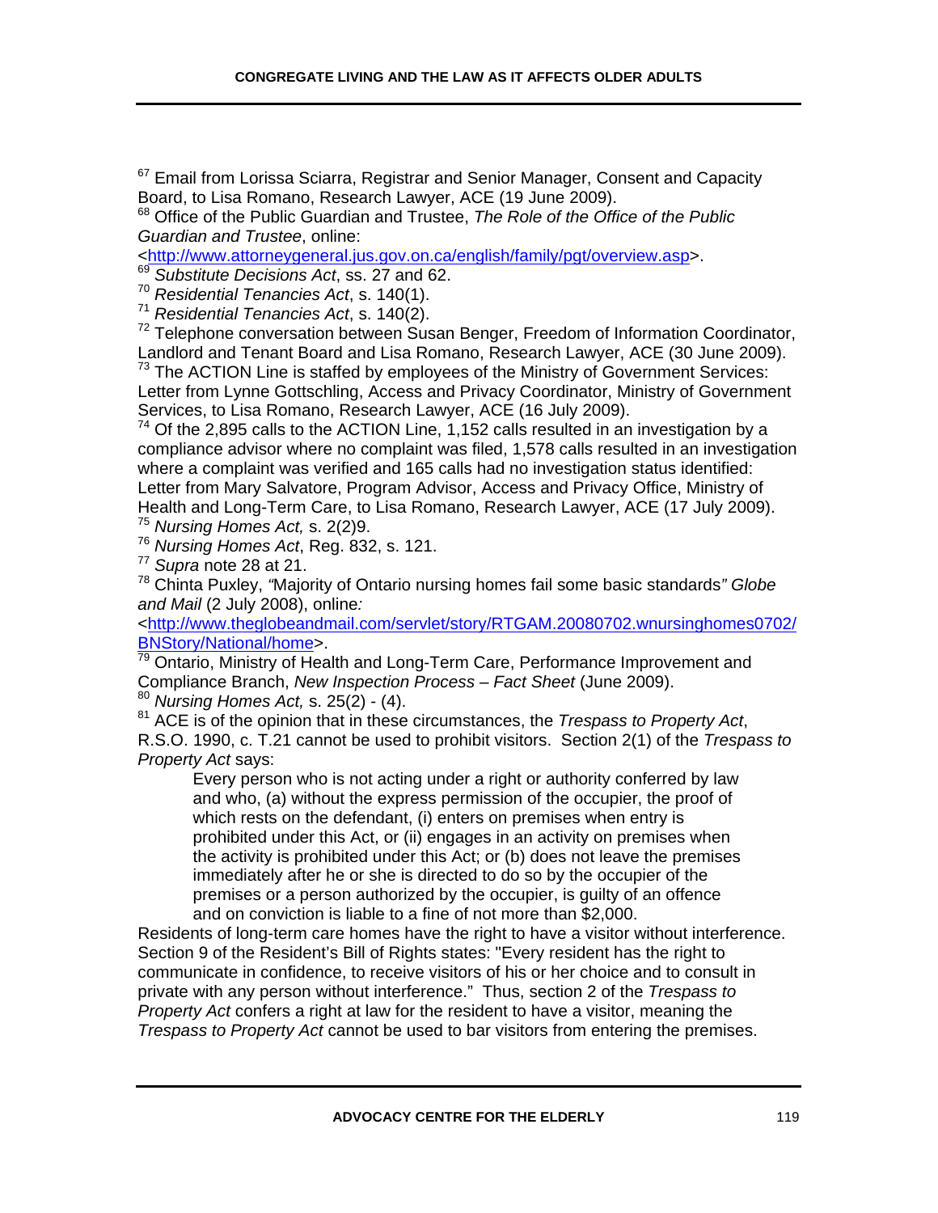[67] Email from Lorissa Sciarra, Registrar and Senior Manager, Consent and Capacity Board, to Lisa Romano, Research Lawyer, ACE (19 June 2009).
[68] Office of the Public Guardian and Trustee, *The Role of the Office of the Public Guardian and Trustee*, online: <http://www.attorneygeneral.jus.gov.on.ca/english/family/pgt/overview.asp>.
[69] *Substitute Decisions Act*, ss. 27 and 62.
[70] *Residential Tenancies Act*, s. 140(1).
[71] *Residential Tenancies Act*, s. 140(2).
[72] Telephone conversation between Susan Benger, Freedom of Information Coordinator, Landlord and Tenant Board and Lisa Romano, Research Lawyer, ACE (30 June 2009).
[73] The ACTION Line is staffed by employees of the Ministry of Government Services: Letter from Lynne Gottschling, Access and Privacy Coordinator, Ministry of Government Services, to Lisa Romano, Research Lawyer, ACE (16 July 2009).
[74] Of the 2,895 calls to the ACTION Line, 1,152 calls resulted in an investigation by a compliance advisor where no complaint was filed, 1,578 calls resulted in an investigation where a complaint was verified and 165 calls had no investigation status identified: Letter from Mary Salvatore, Program Advisor, Access and Privacy Office, Ministry of Health and Long-Term Care, to Lisa Romano, Research Lawyer, ACE (17 July 2009).
[75] *Nursing Homes Act,* s. 2(2)9.
[76] *Nursing Homes Act*, Reg. 832, s. 121.
[77] *Supra* note 28 at 21.
[78] Chinta Puxley, "Majority of Ontario nursing homes fail some basic standards" *Globe and Mail* (2 July 2008), online: <http://www.theglobeandmail.com/servlet/story/RTGAM.20080702.wnursinghomes0702/BNStory/National/home>.
[79] Ontario, Ministry of Health and Long-Term Care, Performance Improvement and Compliance Branch, *New Inspection Process – Fact Sheet* (June 2009).
[80] *Nursing Homes Act,* s. 25(2) - (4).
[81] ACE is of the opinion that in these circumstances, the *Trespass to Property Act*, R.S.O. 1990, c. T.21 cannot be used to prohibit visitors. Section 2(1) of the *Trespass to Property Act* says:

> Every person who is not acting under a right or authority conferred by law and who, (a) without the express permission of the occupier, the proof of which rests on the defendant, (i) enters on premises when entry is prohibited under this Act, or (ii) engages in an activity on premises when the activity is prohibited under this Act; or (b) does not leave the premises immediately after he or she is directed to do so by the occupier of the premises or a person authorized by the occupier, is guilty of an offence and on conviction is liable to a fine of not more than $2,000.

Residents of long-term care homes have the right to have a visitor without interference. Section 9 of the Resident's Bill of Rights states: "Every resident has the right to communicate in confidence, to receive visitors of his or her choice and to consult in private with any person without interference." Thus, section 2 of the *Trespass to Property Act* confers a right at law for the resident to have a visitor, meaning the *Trespass to Property Act* cannot be used to bar visitors from entering the premises.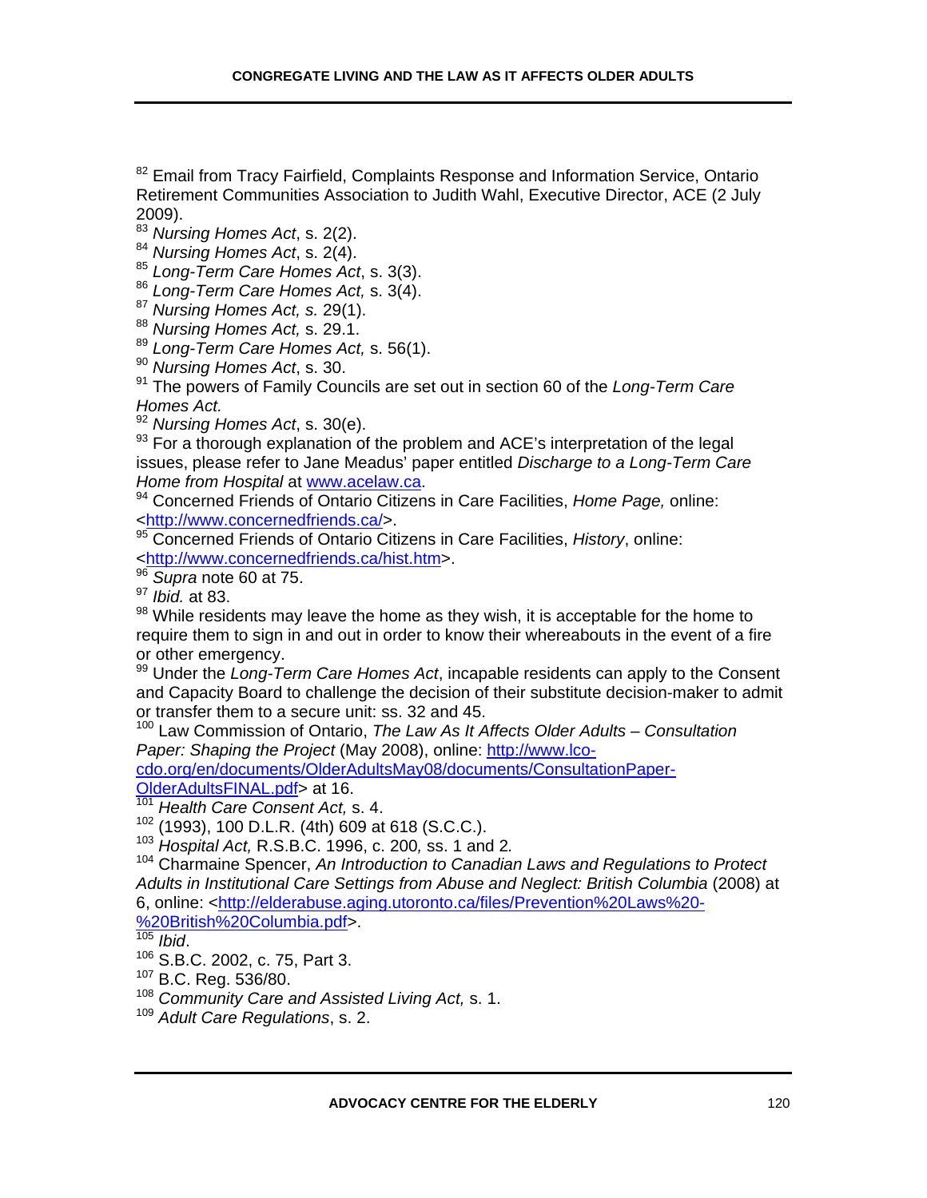[82] Email from Tracy Fairfield, Complaints Response and Information Service, Ontario Retirement Communities Association to Judith Wahl, Executive Director, ACE (2 July 2009).

[83] *Nursing Homes Act*, s. 2(2).

[84] *Nursing Homes Act*, s. 2(4).

[85] *Long-Term Care Homes Act*, s. 3(3).

[86] *Long-Term Care Homes Act,* s. 3(4).

[87] *Nursing Homes Act, s.* 29(1).

[88] *Nursing Homes Act,* s. 29.1.

[89] *Long-Term Care Homes Act,* s. 56(1).

[90] *Nursing Homes Act*, s. 30.

[91] The powers of Family Councils are set out in section 60 of the *Long-Term Care Homes Act.*

[92] *Nursing Homes Act*, s. 30(e).

[93] For a thorough explanation of the problem and ACE's interpretation of the legal issues, please refer to Jane Meadus' paper entitled *Discharge to a Long-Term Care Home from Hospital* at www.acelaw.ca.

[94] Concerned Friends of Ontario Citizens in Care Facilities, *Home Page,* online: <http://www.concernedfriends.ca/>.

[95] Concerned Friends of Ontario Citizens in Care Facilities, *History*, online: <http://www.concernedfriends.ca/hist.htm>.

[96] *Supra* note 60 at 75.

[97] *Ibid.* at 83.

[98] While residents may leave the home as they wish, it is acceptable for the home to require them to sign in and out in order to know their whereabouts in the event of a fire or other emergency.

[99] Under the *Long-Term Care Homes Act*, incapable residents can apply to the Consent and Capacity Board to challenge the decision of their substitute decision-maker to admit or transfer them to a secure unit: ss. 32 and 45.

[100] Law Commission of Ontario, *The Law As It Affects Older Adults – Consultation Paper: Shaping the Project* (May 2008), online: http://www.lco-cdo.org/en/documents/OlderAdultsMay08/documents/ConsultationPaper-OlderAdultsFINAL.pdf> at 16.

[101] *Health Care Consent Act,* s. 4.

[102] (1993), 100 D.L.R. (4th) 609 at 618 (S.C.C.).

[103] *Hospital Act,* R.S.B.C. 1996, c. 200*,* ss. 1 and 2*.*

[104] Charmaine Spencer, *An Introduction to Canadian Laws and Regulations to Protect Adults in Institutional Care Settings from Abuse and Neglect: British Columbia* (2008) at 6, online: <http://elderabuse.aging.utoronto.ca/files/Prevention%20Laws%20-%20British%20Columbia.pdf>.

[105] *Ibid*.

[106] S.B.C. 2002, c. 75, Part 3.

[107] B.C. Reg. 536/80.

[108] *Community Care and Assisted Living Act,* s. 1.

[109] *Adult Care Regulations*, s. 2.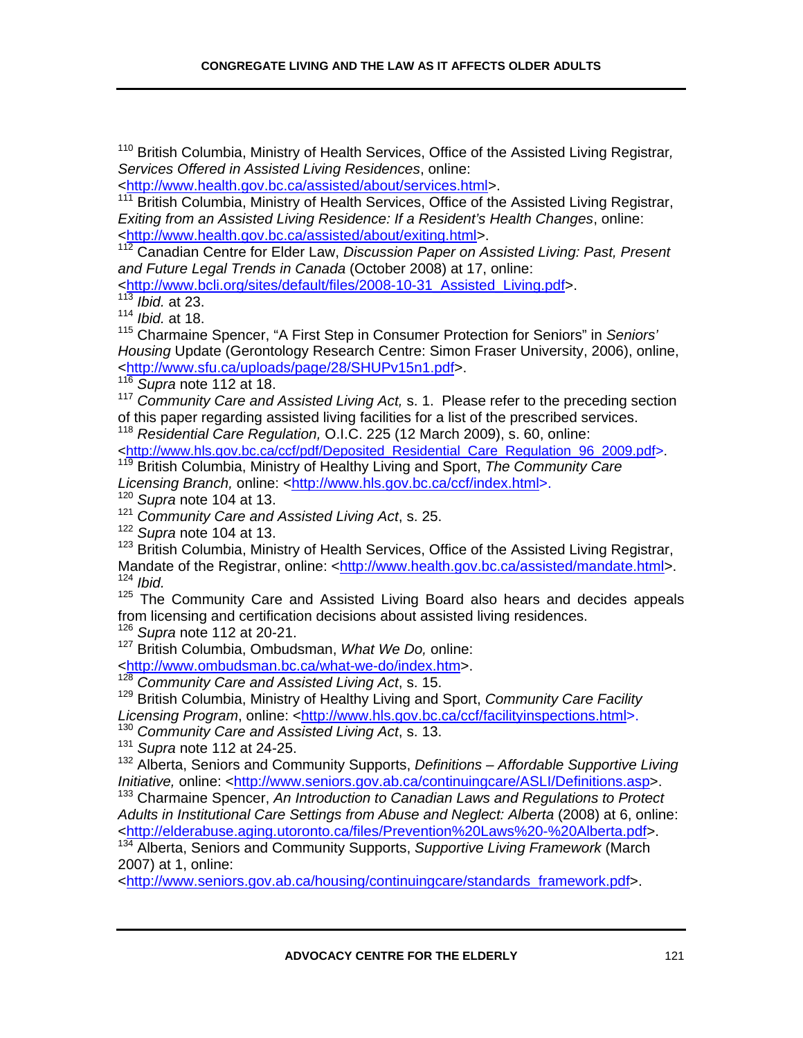[110] British Columbia, Ministry of Health Services, Office of the Assisted Living Registrar, *Services Offered in Assisted Living Residences*, online: <http://www.health.gov.bc.ca/assisted/about/services.html>.

[111] British Columbia, Ministry of Health Services, Office of the Assisted Living Registrar, *Exiting from an Assisted Living Residence: If a Resident's Health Changes*, online: <http://www.health.gov.bc.ca/assisted/about/exiting.html>.

[112] Canadian Centre for Elder Law, *Discussion Paper on Assisted Living: Past, Present and Future Legal Trends in Canada* (October 2008) at 17, online: <http://www.bcli.org/sites/default/files/2008-10-31_Assisted_Living.pdf>.

[113] *Ibid.* at 23.

[114] *Ibid.* at 18.

[115] Charmaine Spencer, "A First Step in Consumer Protection for Seniors" in *Seniors' Housing* Update (Gerontology Research Centre: Simon Fraser University, 2006), online, <http://www.sfu.ca/uploads/page/28/SHUPv15n1.pdf>.

[116] *Supra* note 112 at 18.

[117] *Community Care and Assisted Living Act,* s. 1. Please refer to the preceding section of this paper regarding assisted living facilities for a list of the prescribed services.

[118] *Residential Care Regulation,* O.I.C. 225 (12 March 2009), s. 60, online: <http://www.hls.gov.bc.ca/ccf/pdf/Deposited_Residential_Care_Regulation_96_2009.pdf>.

[119] British Columbia, Ministry of Healthy Living and Sport, *The Community Care Licensing Branch,* online: <http://www.hls.gov.bc.ca/ccf/index.html>.

[120] *Supra* note 104 at 13.

[121] *Community Care and Assisted Living Act*, s. 25.

[122] *Supra* note 104 at 13.

[123] British Columbia, Ministry of Health Services, Office of the Assisted Living Registrar, Mandate of the Registrar, online: <http://www.health.gov.bc.ca/assisted/mandate.html>.

[124] *Ibid.*

[125] The Community Care and Assisted Living Board also hears and decides appeals from licensing and certification decisions about assisted living residences.

[126] *Supra* note 112 at 20-21.

[127] British Columbia, Ombudsman, *What We Do,* online: <http://www.ombudsman.bc.ca/what-we-do/index.htm>.

[128] *Community Care and Assisted Living Act*, s. 15.

[129] British Columbia, Ministry of Healthy Living and Sport, *Community Care Facility Licensing Program*, online: <http://www.hls.gov.bc.ca/ccf/facilityinspections.html>.

[130] *Community Care and Assisted Living Act*, s. 13.

[131] *Supra* note 112 at 24-25.

[132] Alberta, Seniors and Community Supports, *Definitions – Affordable Supportive Living Initiative,* online: <http://www.seniors.gov.ab.ca/continuingcare/ASLI/Definitions.asp>.

[133] Charmaine Spencer, *An Introduction to Canadian Laws and Regulations to Protect Adults in Institutional Care Settings from Abuse and Neglect: Alberta* (2008) at 6, online: <http://elderabuse.aging.utoronto.ca/files/Prevention%20Laws%20-%20Alberta.pdf>.

[134] Alberta, Seniors and Community Supports, *Supportive Living Framework* (March 2007) at 1, online: <http://www.seniors.gov.ab.ca/housing/continuingcare/standards_framework.pdf>.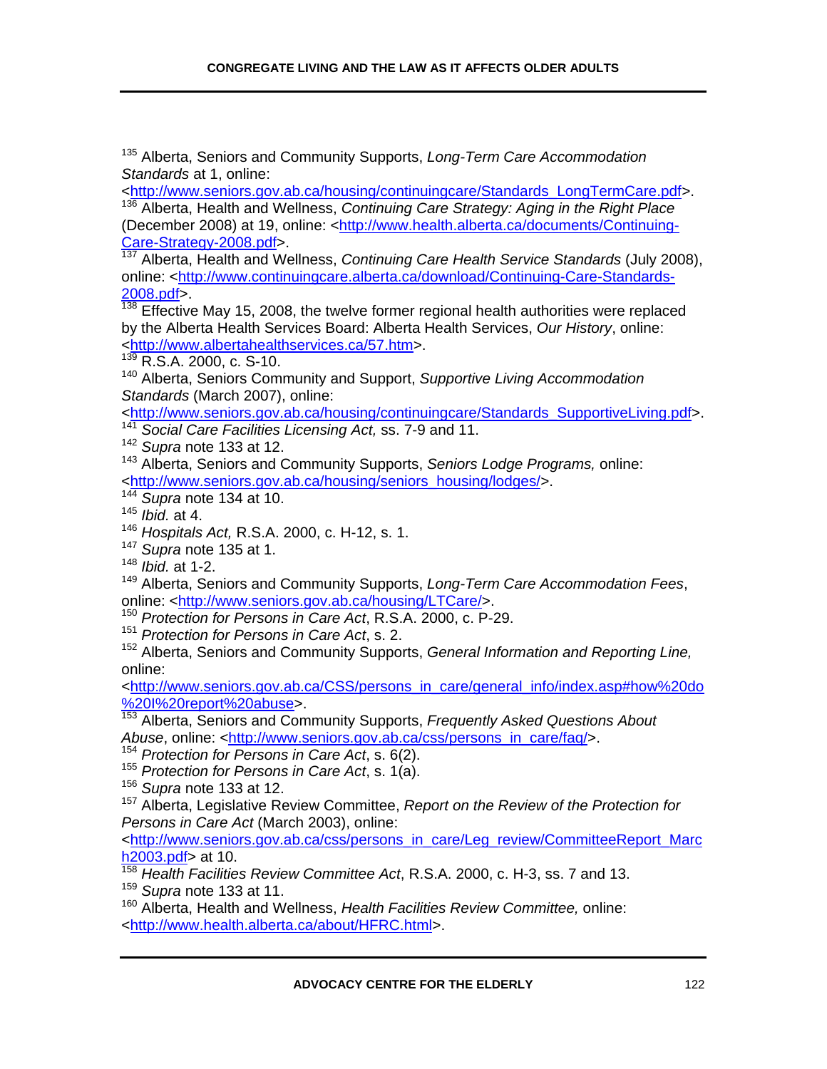[135] Alberta, Seniors and Community Supports, *Long-Term Care Accommodation Standards* at 1, online: <http://www.seniors.gov.ab.ca/housing/continuingcare/Standards_LongTermCare.pdf>.

[136] Alberta, Health and Wellness, *Continuing Care Strategy: Aging in the Right Place* (December 2008) at 19, online: <http://www.health.alberta.ca/documents/Continuing-Care-Strategy-2008.pdf>.

[137] Alberta, Health and Wellness, *Continuing Care Health Service Standards* (July 2008), online: <http://www.continuingcare.alberta.ca/download/Continuing-Care-Standards-2008.pdf>.

[138] Effective May 15, 2008, the twelve former regional health authorities were replaced by the Alberta Health Services Board: Alberta Health Services, *Our History*, online: <http://www.albertahealthservices.ca/57.htm>.

[139] R.S.A. 2000, c. S-10.

[140] Alberta, Seniors Community and Support, *Supportive Living Accommodation Standards* (March 2007), online: <http://www.seniors.gov.ab.ca/housing/continuingcare/Standards_SupportiveLiving.pdf>.

[141] *Social Care Facilities Licensing Act,* ss. 7-9 and 11.

[142] *Supra* note 133 at 12.

[143] Alberta, Seniors and Community Supports, *Seniors Lodge Programs,* online: <http://www.seniors.gov.ab.ca/housing/seniors_housing/lodges/>.

[144] *Supra* note 134 at 10.

[145] *Ibid.* at 4.

[146] *Hospitals Act,* R.S.A. 2000, c. H-12, s. 1.

[147] *Supra* note 135 at 1.

[148] *Ibid.* at 1-2.

[149] Alberta, Seniors and Community Supports, *Long-Term Care Accommodation Fees*, online: <http://www.seniors.gov.ab.ca/housing/LTCare/>.

[150] *Protection for Persons in Care Act*, R.S.A. 2000, c. P-29.

[151] *Protection for Persons in Care Act*, s. 2.

[152] Alberta, Seniors and Community Supports, *General Information and Reporting Line,* online: <http://www.seniors.gov.ab.ca/CSS/persons_in_care/general_info/index.asp#how%20do%20I%20report%20abuse>.

[153] Alberta, Seniors and Community Supports, *Frequently Asked Questions About Abuse*, online: <http://www.seniors.gov.ab.ca/css/persons_in_care/faq/>.

[154] *Protection for Persons in Care Act*, s. 6(2).

[155] *Protection for Persons in Care Act*, s. 1(a).

[156] *Supra* note 133 at 12.

[157] Alberta, Legislative Review Committee, *Report on the Review of the Protection for Persons in Care Act* (March 2003), online: <http://www.seniors.gov.ab.ca/css/persons_in_care/Leg_review/CommitteeReport_March2003.pdf> at 10.

[158] *Health Facilities Review Committee Act*, R.S.A. 2000, c. H-3, ss. 7 and 13.

[159] *Supra* note 133 at 11.

[160] Alberta, Health and Wellness, *Health Facilities Review Committee,* online: <http://www.health.alberta.ca/about/HFRC.html>.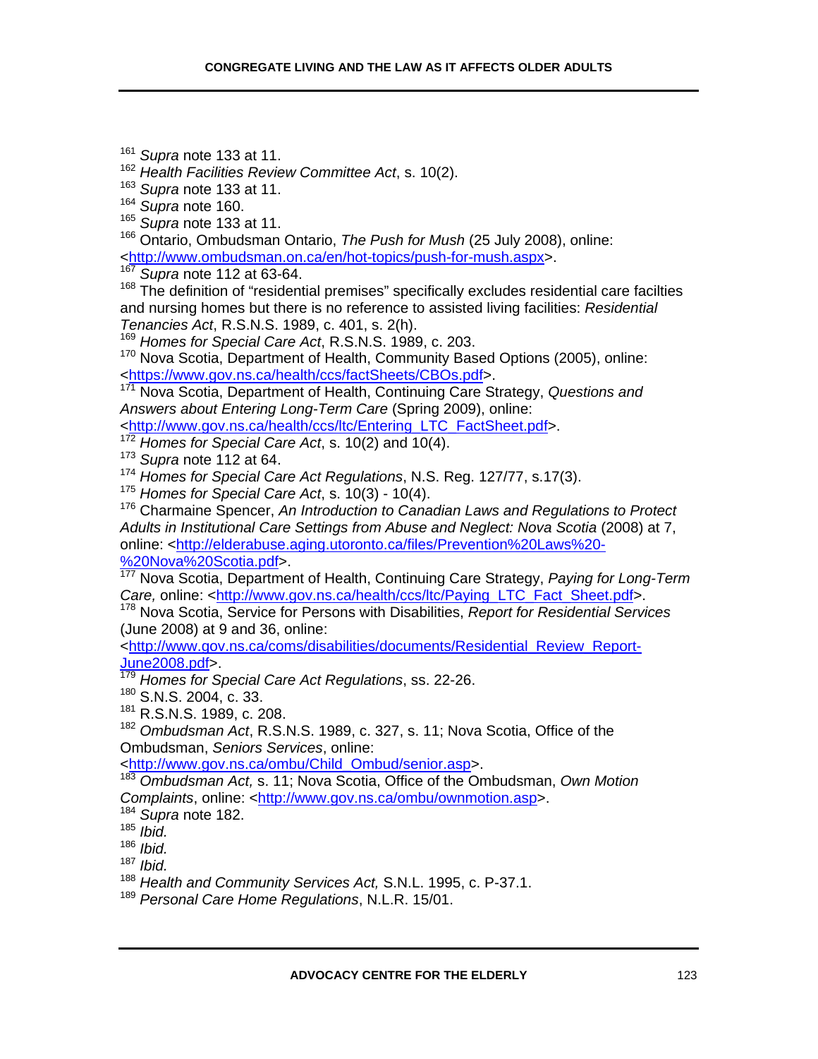[161] *Supra* note 133 at 11.

[162] *Health Facilities Review Committee Act*, s. 10(2).

[163] *Supra* note 133 at 11.

[164] *Supra* note 160.

[165] *Supra* note 133 at 11.

[166] Ontario, Ombudsman Ontario, *The Push for Mush* (25 July 2008), online: <http://www.ombudsman.on.ca/en/hot-topics/push-for-mush.aspx>.

[167] *Supra* note 112 at 63-64.

[168] The definition of "residential premises" specifically excludes residential care facilties and nursing homes but there is no reference to assisted living facilities: *Residential Tenancies Act*, R.S.N.S. 1989, c. 401, s. 2(h).

[169] *Homes for Special Care Act*, R.S.N.S. 1989, c. 203.

[170] Nova Scotia, Department of Health, Community Based Options (2005), online: <https://www.gov.ns.ca/health/ccs/factSheets/CBOs.pdf>.

[171] Nova Scotia, Department of Health, Continuing Care Strategy, *Questions and Answers about Entering Long-Term Care* (Spring 2009), online: <http://www.gov.ns.ca/health/ccs/ltc/Entering_LTC_FactSheet.pdf>.

[172] *Homes for Special Care Act*, s. 10(2) and 10(4).

[173] *Supra* note 112 at 64.

[174] *Homes for Special Care Act Regulations*, N.S. Reg. 127/77, s.17(3).

[175] *Homes for Special Care Act*, s. 10(3) - 10(4).

[176] Charmaine Spencer, *An Introduction to Canadian Laws and Regulations to Protect Adults in Institutional Care Settings from Abuse and Neglect: Nova Scotia* (2008) at 7, online: <http://elderabuse.aging.utoronto.ca/files/Prevention%20Laws%20-%20Nova%20Scotia.pdf>.

[177] Nova Scotia, Department of Health, Continuing Care Strategy, *Paying for Long-Term Care,* online: <http://www.gov.ns.ca/health/ccs/ltc/Paying_LTC_Fact_Sheet.pdf>.

[178] Nova Scotia, Service for Persons with Disabilities, *Report for Residential Services* (June 2008) at 9 and 36, online: <http://www.gov.ns.ca/coms/disabilities/documents/Residential_Review_Report-June2008.pdf>.

[179] *Homes for Special Care Act Regulations*, ss. 22-26.

[180] S.N.S. 2004, c. 33.

[181] R.S.N.S. 1989, c. 208.

[182] *Ombudsman Act*, R.S.N.S. 1989, c. 327, s. 11; Nova Scotia, Office of the Ombudsman, *Seniors Services*, online: <http://www.gov.ns.ca/ombu/Child_Ombud/senior.asp>.

[183] *Ombudsman Act,* s. 11; Nova Scotia, Office of the Ombudsman, *Own Motion Complaints*, online: <http://www.gov.ns.ca/ombu/ownmotion.asp>.

[184] *Supra* note 182.

[185] *Ibid.*

[186] *Ibid.*

[187] *Ibid.*

[188] *Health and Community Services Act,* S.N.L. 1995, c. P-37.1.

[189] *Personal Care Home Regulations*, N.L.R. 15/01.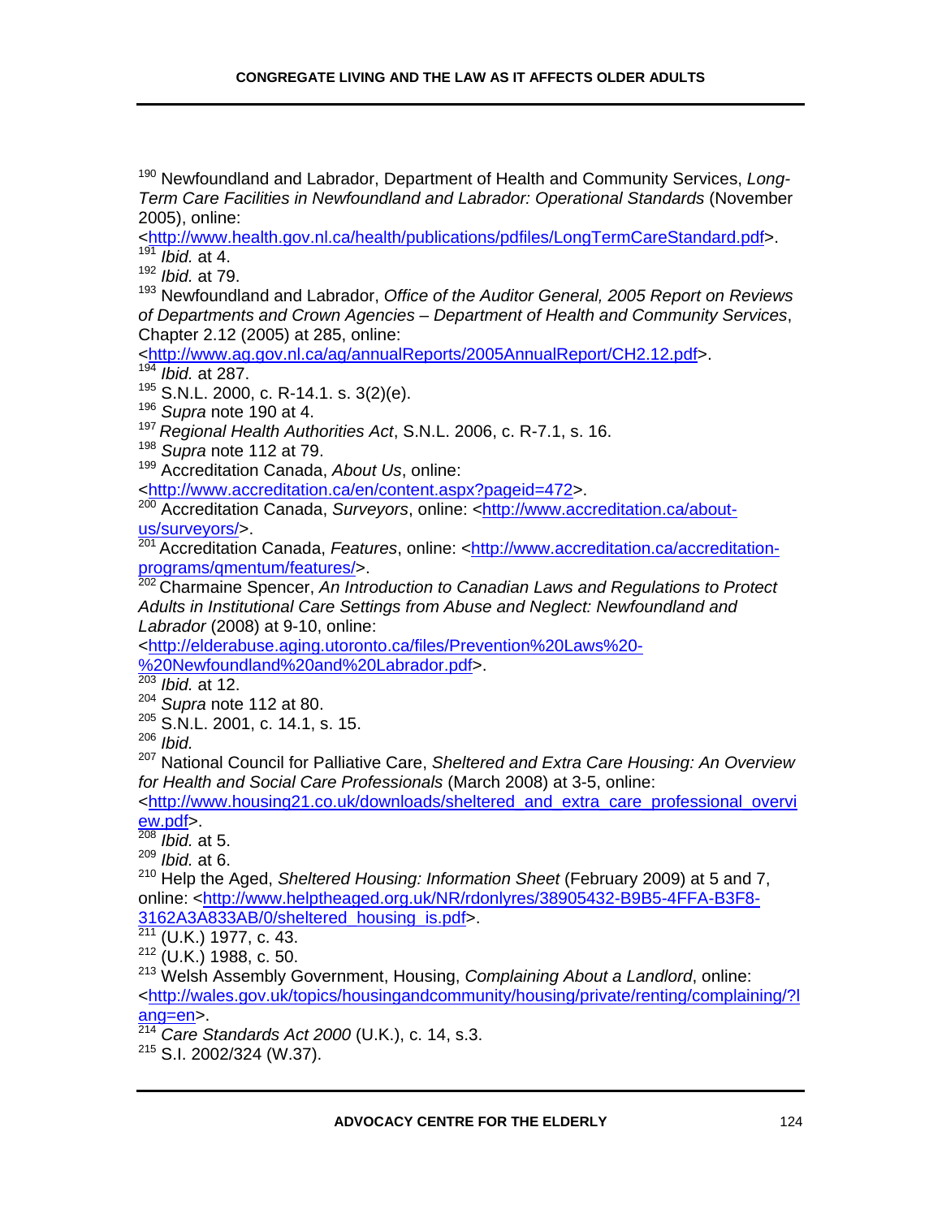[190] Newfoundland and Labrador, Department of Health and Community Services, *Long-Term Care Facilities in Newfoundland and Labrador: Operational Standards* (November 2005), online: <http://www.health.gov.nl.ca/health/publications/pdffiles/LongTermCareStandard.pdf>.

[191] *Ibid.* at 4.

[192] *Ibid.* at 79.

[193] Newfoundland and Labrador, *Office of the Auditor General, 2005 Report on Reviews of Departments and Crown Agencies – Department of Health and Community Services*, Chapter 2.12 (2005) at 285, online: <http://www.ag.gov.nl.ca/ag/annualReports/2005AnnualReport/CH2.12.pdf>.

[194] *Ibid.* at 287.

[195] S.N.L. 2000, c. R-14.1. s. 3(2)(e).

[196] *Supra* note 190 at 4.

[197] *Regional Health Authorities Act*, S.N.L. 2006, c. R-7.1, s. 16.

[198] *Supra* note 112 at 79.

[199] Accreditation Canada, *About Us*, online: <http://www.accreditation.ca/en/content.aspx?pageid=472>.

[200] Accreditation Canada, *Surveyors*, online: <http://www.accreditation.ca/about-us/surveyors/>.

[201] Accreditation Canada, *Features*, online: <http://www.accreditation.ca/accreditation-programs/qmentum/features/>.

[202] Charmaine Spencer, *An Introduction to Canadian Laws and Regulations to Protect Adults in Institutional Care Settings from Abuse and Neglect: Newfoundland and Labrador* (2008) at 9-10, online: <http://elderabuse.aging.utoronto.ca/files/Prevention%20Laws%20-%20Newfoundland%20and%20Labrador.pdf>.

[203] *Ibid.* at 12.

[204] *Supra* note 112 at 80.

[205] S.N.L. 2001, c. 14.1, s. 15.

[206] *Ibid.*

[207] National Council for Palliative Care, *Sheltered and Extra Care Housing: An Overview for Health and Social Care Professionals* (March 2008) at 3-5, online: <http://www.housing21.co.uk/downloads/sheltered_and_extra_care_professional_overview.pdf>.

[208] *Ibid.* at 5.

[209] *Ibid.* at 6.

[210] Help the Aged, *Sheltered Housing: Information Sheet* (February 2009) at 5 and 7, online: <http://www.helptheaged.org.uk/NR/rdonlyres/38905432-B9B5-4FFA-B3F8-3162A3A833AB/0/sheltered_housing_is.pdf>.

[211] (U.K.) 1977, c. 43.

[212] (U.K.) 1988, c. 50.

[213] Welsh Assembly Government, Housing, *Complaining About a Landlord*, online: <http://wales.gov.uk/topics/housingandcommunity/housing/private/renting/complaining/?lang=en>.

[214] *Care Standards Act 2000* (U.K.), c. 14, s.3.

[215] S.I. 2002/324 (W.37).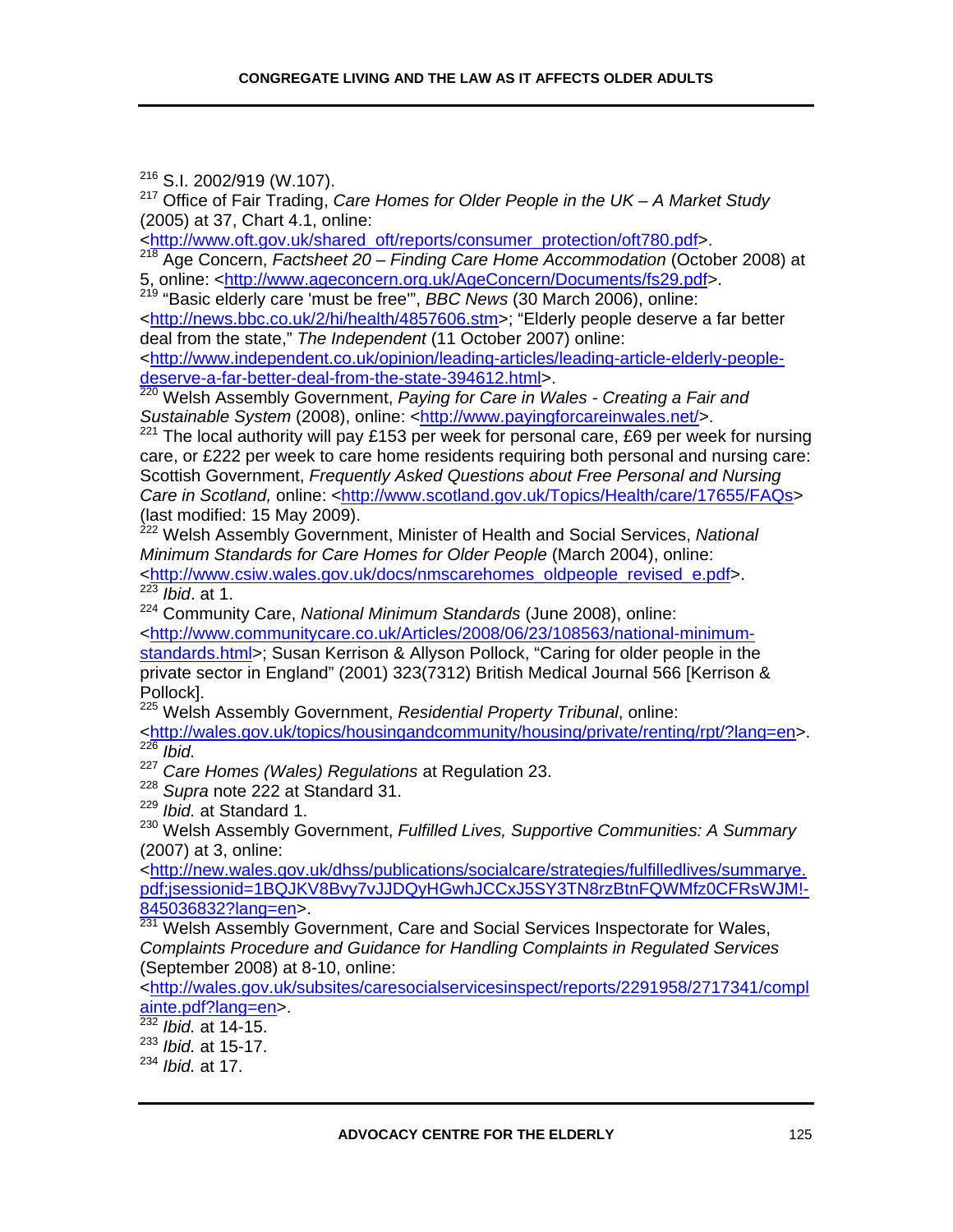[216] S.I. 2002/919 (W.107).

[217] Office of Fair Trading, *Care Homes for Older People in the UK – A Market Study* (2005) at 37, Chart 4.1, online: <http://www.oft.gov.uk/shared_oft/reports/consumer_protection/oft780.pdf>.

[218] Age Concern, *Factsheet 20 – Finding Care Home Accommodation* (October 2008) at 5, online: <http://www.ageconcern.org.uk/AgeConcern/Documents/fs29.pdf>.

[219] "Basic elderly care 'must be free'", *BBC News* (30 March 2006), online: <http://news.bbc.co.uk/2/hi/health/4857606.stm>; "Elderly people deserve a far better deal from the state," *The Independent* (11 October 2007) online: <http://www.independent.co.uk/opinion/leading-articles/leading-article-elderly-people-deserve-a-far-better-deal-from-the-state-394612.html>.

[220] Welsh Assembly Government, *Paying for Care in Wales - Creating a Fair and Sustainable System* (2008), online: <http://www.payingforcareinwales.net/>.

[221] The local authority will pay £153 per week for personal care, £69 per week for nursing care, or £222 per week to care home residents requiring both personal and nursing care: Scottish Government, *Frequently Asked Questions about Free Personal and Nursing Care in Scotland,* online: <http://www.scotland.gov.uk/Topics/Health/care/17655/FAQs> (last modified: 15 May 2009).

[222] Welsh Assembly Government, Minister of Health and Social Services, *National Minimum Standards for Care Homes for Older People* (March 2004), online: <http://www.csiw.wales.gov.uk/docs/nmscarehomes_oldpeople_revised_e.pdf>.

[223] *Ibid*. at 1.

[224] Community Care, *National Minimum Standards* (June 2008), online: <http://www.communitycare.co.uk/Articles/2008/06/23/108563/national-minimum-standards.html>; Susan Kerrison & Allyson Pollock, "Caring for older people in the private sector in England" (2001) 323(7312) British Medical Journal 566 [Kerrison & Pollock].

[225] Welsh Assembly Government, *Residential Property Tribunal*, online: <http://wales.gov.uk/topics/housingandcommunity/housing/private/renting/rpt/?lang=en>.

[226] *Ibid.*

[227] *Care Homes (Wales) Regulations* at Regulation 23.

[228] *Supra* note 222 at Standard 31.

[229] *Ibid.* at Standard 1.

[230] Welsh Assembly Government, *Fulfilled Lives, Supportive Communities: A Summary* (2007) at 3, online: <http://new.wales.gov.uk/dhss/publications/socialcare/strategies/fulfilledlives/summarye.pdf;jsessionid=1BQJKV8Bvy7vJJDQyHGwhJCCxJ5SY3TN8rzBtnFQWMfz0CFRsWJM!-845036832?lang=en>.

[231] Welsh Assembly Government, Care and Social Services Inspectorate for Wales, *Complaints Procedure and Guidance for Handling Complaints in Regulated Services* (September 2008) at 8-10, online: <http://wales.gov.uk/subsites/caresocialservicesinspect/reports/2291958/2717341/complainte.pdf?lang=en>.

[232] *Ibid.* at 14-15.

[233] *Ibid.* at 15-17.

[234] *Ibid.* at 17.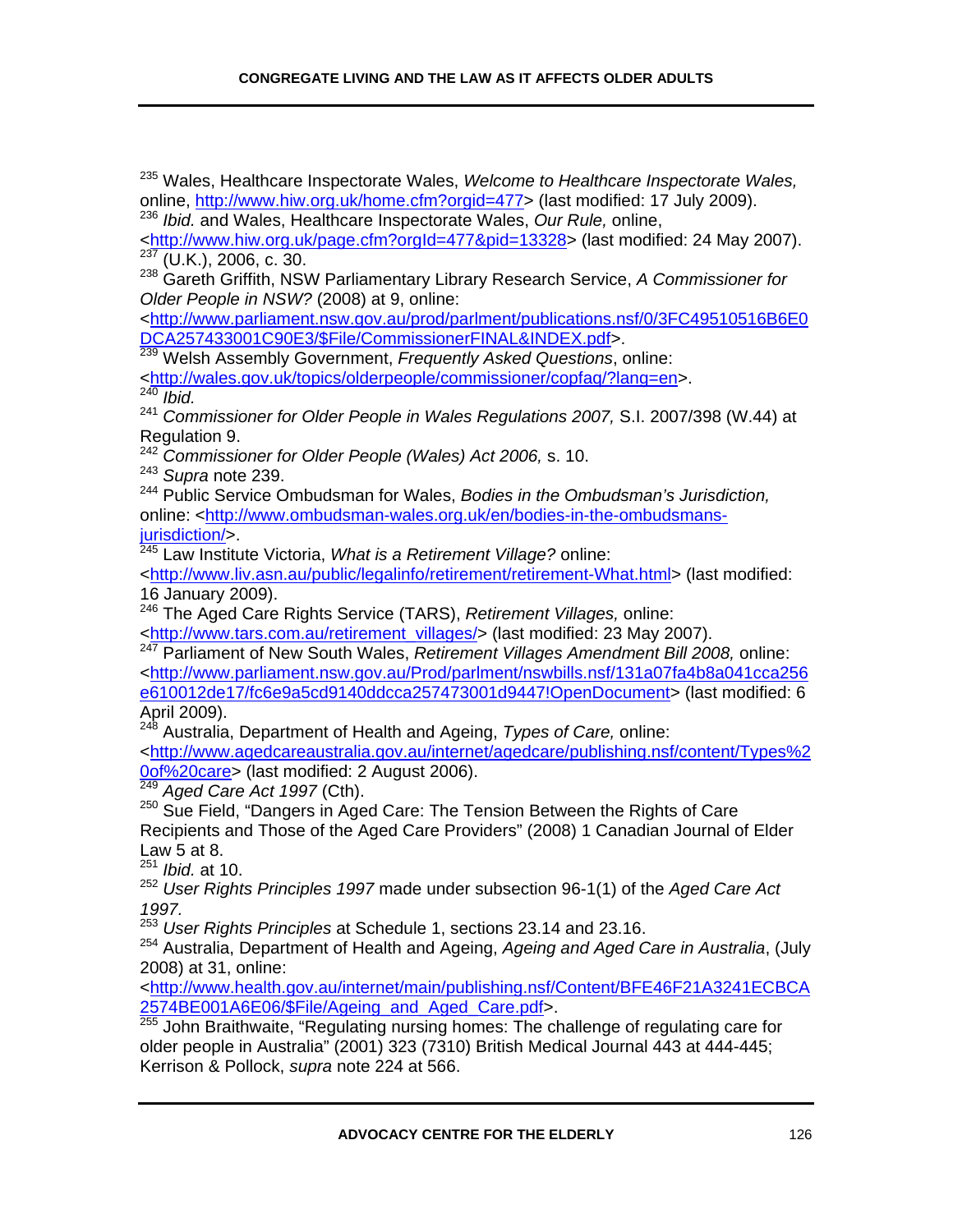[235] Wales, Healthcare Inspectorate Wales, *Welcome to Healthcare Inspectorate Wales,* online, http://www.hiw.org.uk/home.cfm?orgid=477> (last modified: 17 July 2009).
[236] *Ibid.* and Wales, Healthcare Inspectorate Wales, *Our Rule,* online, <http://www.hiw.org.uk/page.cfm?orgId=477&pid=13328> (last modified: 24 May 2007).
[237] (U.K.), 2006, c. 30.
[238] Gareth Griffith, NSW Parliamentary Library Research Service, *A Commissioner for Older People in NSW?* (2008) at 9, online: <http://www.parliament.nsw.gov.au/prod/parlment/publications.nsf/0/3FC49510516B6E0DCA257433001C90E3/$File/CommissionerFINAL&INDEX.pdf>.
[239] Welsh Assembly Government, *Frequently Asked Questions*, online: <http://wales.gov.uk/topics/olderpeople/commissioner/copfaq/?lang=en>.
[240] *Ibid.*
[241] *Commissioner for Older People in Wales Regulations 2007,* S.I. 2007/398 (W.44) at Regulation 9.
[242] *Commissioner for Older People (Wales) Act 2006,* s. 10.
[243] *Supra* note 239.
[244] Public Service Ombudsman for Wales, *Bodies in the Ombudsman's Jurisdiction,* online: <http://www.ombudsman-wales.org.uk/en/bodies-in-the-ombudsmans-jurisdiction/>.
[245] Law Institute Victoria, *What is a Retirement Village?* online: <http://www.liv.asn.au/public/legalinfo/retirement/retirement-What.html> (last modified: 16 January 2009).
[246] The Aged Care Rights Service (TARS), *Retirement Villages,* online: <http://www.tars.com.au/retirement_villages/> (last modified: 23 May 2007).
[247] Parliament of New South Wales, *Retirement Villages Amendment Bill 2008,* online: <http://www.parliament.nsw.gov.au/Prod/parlment/nswbills.nsf/131a07fa4b8a041cca256e610012de17/fc6e9a5cd9140ddcca257473001d9447!OpenDocument> (last modified: 6 April 2009).
[248] Australia, Department of Health and Ageing, *Types of Care,* online: <http://www.agedcareaustralia.gov.au/internet/agedcare/publishing.nsf/content/Types%20of%20care> (last modified: 2 August 2006).
[249] *Aged Care Act 1997* (Cth).
[250] Sue Field, "Dangers in Aged Care: The Tension Between the Rights of Care Recipients and Those of the Aged Care Providers" (2008) 1 Canadian Journal of Elder Law 5 at 8.
[251] *Ibid.* at 10.
[252] *User Rights Principles 1997* made under subsection 96-1(1) of the *Aged Care Act 1997.*
[253] *User Rights Principles* at Schedule 1, sections 23.14 and 23.16.
[254] Australia, Department of Health and Ageing, *Ageing and Aged Care in Australia*, (July 2008) at 31, online: <http://www.health.gov.au/internet/main/publishing.nsf/Content/BFE46F21A3241ECBCA2574BE001A6E06/$File/Ageing_and_Aged_Care.pdf>.
[255] John Braithwaite, "Regulating nursing homes: The challenge of regulating care for older people in Australia" (2001) 323 (7310) British Medical Journal 443 at 444-445; Kerrison & Pollock, *supra* note 224 at 566.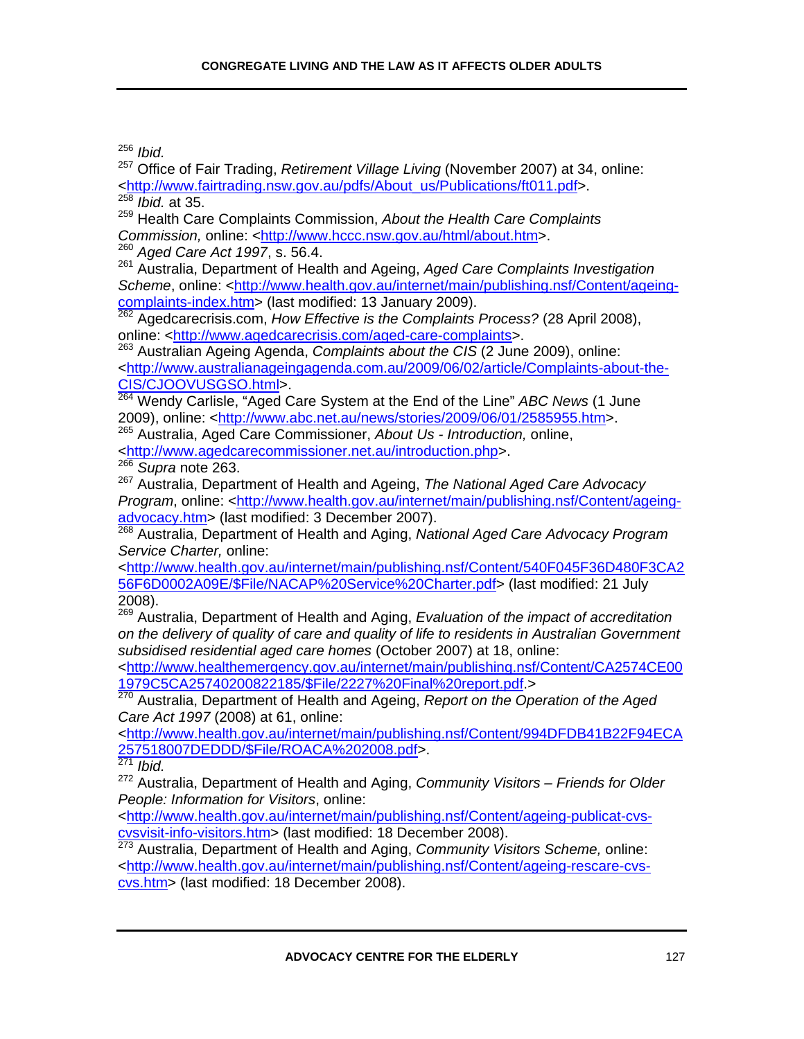[256] *Ibid.*

[257] Office of Fair Trading, *Retirement Village Living* (November 2007) at 34, online: <http://www.fairtrading.nsw.gov.au/pdfs/About_us/Publications/ft011.pdf>.

[258] *Ibid.* at 35.

[259] Health Care Complaints Commission, *About the Health Care Complaints Commission,* online: <http://www.hccc.nsw.gov.au/html/about.htm>.

[260] *Aged Care Act 1997*, s. 56.4.

[261] Australia, Department of Health and Ageing, *Aged Care Complaints Investigation Scheme*, online: <http://www.health.gov.au/internet/main/publishing.nsf/Content/ageing-complaints-index.htm> (last modified: 13 January 2009).

[262] Agedcarecrisis.com, *How Effective is the Complaints Process?* (28 April 2008), online: <http://www.agedcarecrisis.com/aged-care-complaints>.

[263] Australian Ageing Agenda, *Complaints about the CIS* (2 June 2009), online: <http://www.australianageingagenda.com.au/2009/06/02/article/Complaints-about-the-CIS/CJOOVUSGSO.html>.

[264] Wendy Carlisle, "Aged Care System at the End of the Line" *ABC News* (1 June 2009), online: <http://www.abc.net.au/news/stories/2009/06/01/2585955.htm>.

[265] Australia, Aged Care Commissioner, *About Us - Introduction,* online, <http://www.agedcarecommissioner.net.au/introduction.php>.

[266] *Supra* note 263.

[267] Australia, Department of Health and Ageing, *The National Aged Care Advocacy Program*, online: <http://www.health.gov.au/internet/main/publishing.nsf/Content/ageing-advocacy.htm> (last modified: 3 December 2007).

[268] Australia, Department of Health and Aging, *National Aged Care Advocacy Program Service Charter,* online: <http://www.health.gov.au/internet/main/publishing.nsf/Content/540F045F36D480F3CA256F6D0002A09E/$File/NACAP%20Service%20Charter.pdf> (last modified: 21 July 2008).

[269] Australia, Department of Health and Aging, *Evaluation of the impact of accreditation on the delivery of quality of care and quality of life to residents in Australian Government subsidised residential aged care homes* (October 2007) at 18, online: <http://www.healthemergency.gov.au/internet/main/publishing.nsf/Content/CA2574CE001979C5CA25740200822185/$File/2227%20Final%20report.pdf.>

[270] Australia, Department of Health and Ageing, *Report on the Operation of the Aged Care Act 1997* (2008) at 61, online: <http://www.health.gov.au/internet/main/publishing.nsf/Content/994DFDB41B22F94ECA257518007DEDDD/$File/ROACA%202008.pdf>.

[271] *Ibid.*

[272] Australia, Department of Health and Aging, *Community Visitors – Friends for Older People: Information for Visitors*, online: <http://www.health.gov.au/internet/main/publishing.nsf/Content/ageing-publicat-cvs-cvsvisit-info-visitors.htm> (last modified: 18 December 2008).

[273] Australia, Department of Health and Aging, *Community Visitors Scheme,* online: <http://www.health.gov.au/internet/main/publishing.nsf/Content/ageing-rescare-cvs-cvs.htm> (last modified: 18 December 2008).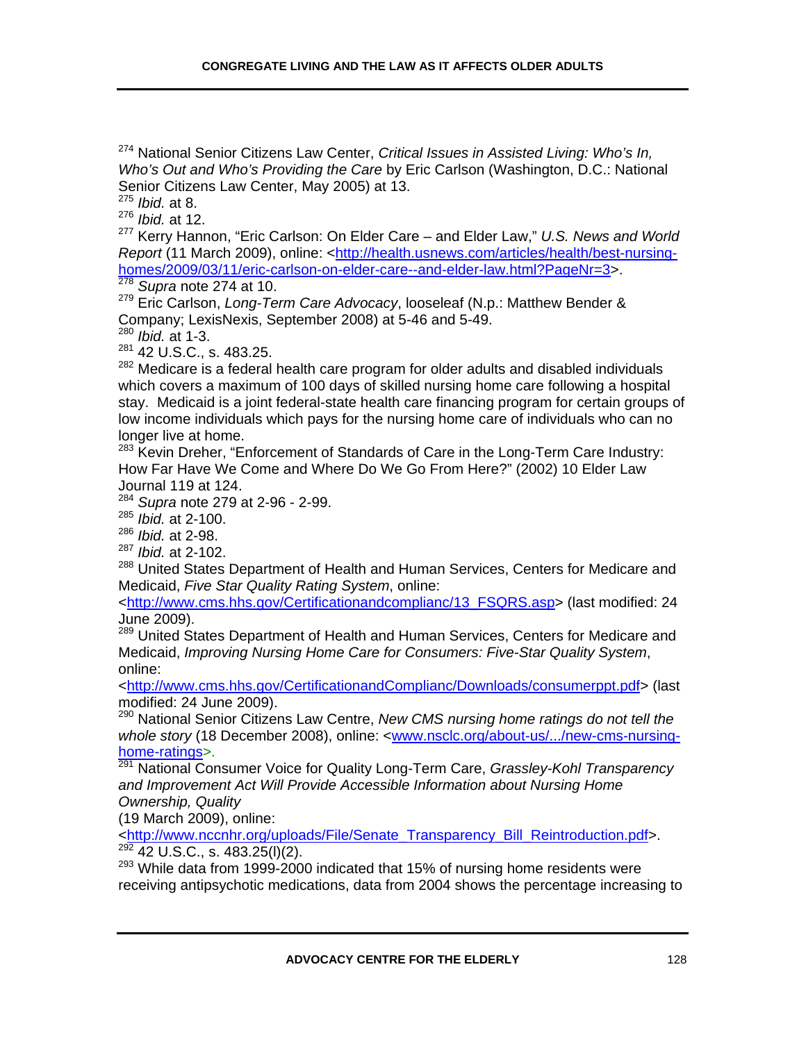[274] National Senior Citizens Law Center, *Critical Issues in Assisted Living: Who's In, Who's Out and Who's Providing the Care* by Eric Carlson (Washington, D.C.: National Senior Citizens Law Center, May 2005) at 13.

[275] *Ibid.* at 8.

[276] *Ibid.* at 12.

[277] Kerry Hannon, "Eric Carlson: On Elder Care – and Elder Law," *U.S. News and World Report* (11 March 2009), online: <http://health.usnews.com/articles/health/best-nursing-homes/2009/03/11/eric-carlson-on-elder-care--and-elder-law.html?PageNr=3>.

[278] *Supra* note 274 at 10.

[279] Eric Carlson, *Long-Term Care Advocacy*, looseleaf (N.p.: Matthew Bender & Company; LexisNexis, September 2008) at 5-46 and 5-49.

[280] *Ibid.* at 1-3.

[281] 42 U.S.C., s. 483.25.

[282] Medicare is a federal health care program for older adults and disabled individuals which covers a maximum of 100 days of skilled nursing home care following a hospital stay. Medicaid is a joint federal-state health care financing program for certain groups of low income individuals which pays for the nursing home care of individuals who can no longer live at home.

[283] Kevin Dreher, "Enforcement of Standards of Care in the Long-Term Care Industry: How Far Have We Come and Where Do We Go From Here?" (2002) 10 Elder Law Journal 119 at 124.

[284] *Supra* note 279 at 2-96 - 2-99.

[285] *Ibid.* at 2-100.

[286] *Ibid.* at 2-98.

[287] *Ibid.* at 2-102.

[288] United States Department of Health and Human Services, Centers for Medicare and Medicaid, *Five Star Quality Rating System*, online: <http://www.cms.hhs.gov/Certificationandcomplianc/13_FSQRS.asp> (last modified: 24 June 2009).

[289] United States Department of Health and Human Services, Centers for Medicare and Medicaid, *Improving Nursing Home Care for Consumers: Five-Star Quality System*, online: <http://www.cms.hhs.gov/CertificationandComplianc/Downloads/consumerppt.pdf> (last modified: 24 June 2009).

[290] National Senior Citizens Law Centre, *New CMS nursing home ratings do not tell the whole story* (18 December 2008), online: <www.nsclc.org/about-us/.../new-cms-nursing-home-ratings>.

[291] National Consumer Voice for Quality Long-Term Care, *Grassley-Kohl Transparency and Improvement Act Will Provide Accessible Information about Nursing Home Ownership, Quality* (19 March 2009), online: <http://www.nccnhr.org/uploads/File/Senate_Transparency_Bill_Reintroduction.pdf>.

[292] 42 U.S.C., s. 483.25(l)(2).

[293] While data from 1999-2000 indicated that 15% of nursing home residents were receiving antipsychotic medications, data from 2004 shows the percentage increasing to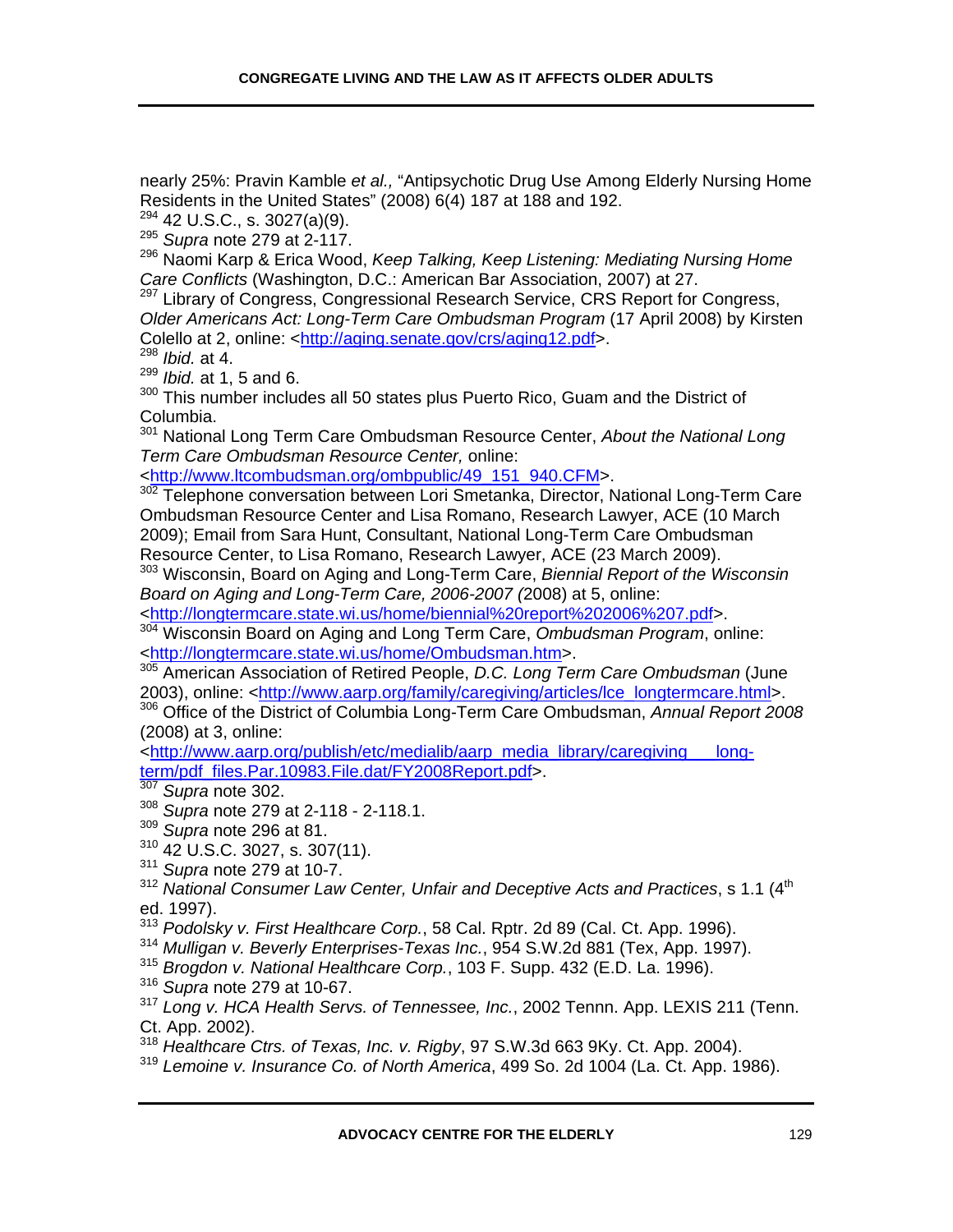nearly 25%: Pravin Kamble *et al.,* "Antipsychotic Drug Use Among Elderly Nursing Home Residents in the United States" (2008) 6(4) 187 at 188 and 192.

[294] 42 U.S.C., s. 3027(a)(9).

[295] *Supra* note 279 at 2-117.

[296] Naomi Karp & Erica Wood, *Keep Talking, Keep Listening: Mediating Nursing Home Care Conflicts* (Washington, D.C.: American Bar Association, 2007) at 27.

[297] Library of Congress, Congressional Research Service, CRS Report for Congress, *Older Americans Act: Long-Term Care Ombudsman Program* (17 April 2008) by Kirsten Colello at 2, online: <http://aging.senate.gov/crs/aging12.pdf>.

[298] *Ibid.* at 4.

[299] *Ibid.* at 1, 5 and 6.

[300] This number includes all 50 states plus Puerto Rico, Guam and the District of Columbia.

[301] National Long Term Care Ombudsman Resource Center, *About the National Long Term Care Ombudsman Resource Center,* online: <http://www.ltcombudsman.org/ombpublic/49_151_940.CFM>.

[302] Telephone conversation between Lori Smetanka, Director, National Long-Term Care Ombudsman Resource Center and Lisa Romano, Research Lawyer, ACE (10 March 2009); Email from Sara Hunt, Consultant, National Long-Term Care Ombudsman Resource Center, to Lisa Romano, Research Lawyer, ACE (23 March 2009).

[303] Wisconsin, Board on Aging and Long-Term Care, *Biennial Report of the Wisconsin Board on Aging and Long-Term Care, 2006-2007 (*2008) at 5, online: <http://longtermcare.state.wi.us/home/biennial%20report%202006%207.pdf>.

[304] Wisconsin Board on Aging and Long Term Care, *Ombudsman Program*, online: <http://longtermcare.state.wi.us/home/Ombudsman.htm>.

[305] American Association of Retired People, *D.C. Long Term Care Ombudsman* (June 2003), online: <http://www.aarp.org/family/caregiving/articles/lce_longtermcare.html>.

[306] Office of the District of Columbia Long-Term Care Ombudsman, *Annual Report 2008* (2008) at 3, online: <http://www.aarp.org/publish/etc/medialib/aarp_media_library/caregiving___long-term/pdf_files.Par.10983.File.dat/FY2008Report.pdf>.

[307] *Supra* note 302.

[308] *Supra* note 279 at 2-118 - 2-118.1.

[309] *Supra* note 296 at 81.

[310] 42 U.S.C. 3027, s. 307(11).

[311] *Supra* note 279 at 10-7.

[312] *National Consumer Law Center, Unfair and Deceptive Acts and Practices*, s 1.1 (4th ed. 1997).

[313] *Podolsky v. First Healthcare Corp.*, 58 Cal. Rptr. 2d 89 (Cal. Ct. App. 1996).

[314] *Mulligan v. Beverly Enterprises-Texas Inc.*, 954 S.W.2d 881 (Tex, App. 1997).

[315] *Brogdon v. National Healthcare Corp.*, 103 F. Supp. 432 (E.D. La. 1996).

[316] *Supra* note 279 at 10-67.

[317] *Long v. HCA Health Servs. of Tennessee, Inc.*, 2002 Tennn. App. LEXIS 211 (Tenn. Ct. App. 2002).

[318] *Healthcare Ctrs. of Texas, Inc. v. Rigby*, 97 S.W.3d 663 9Ky. Ct. App. 2004).

[319] *Lemoine v. Insurance Co. of North America*, 499 So. 2d 1004 (La. Ct. App. 1986).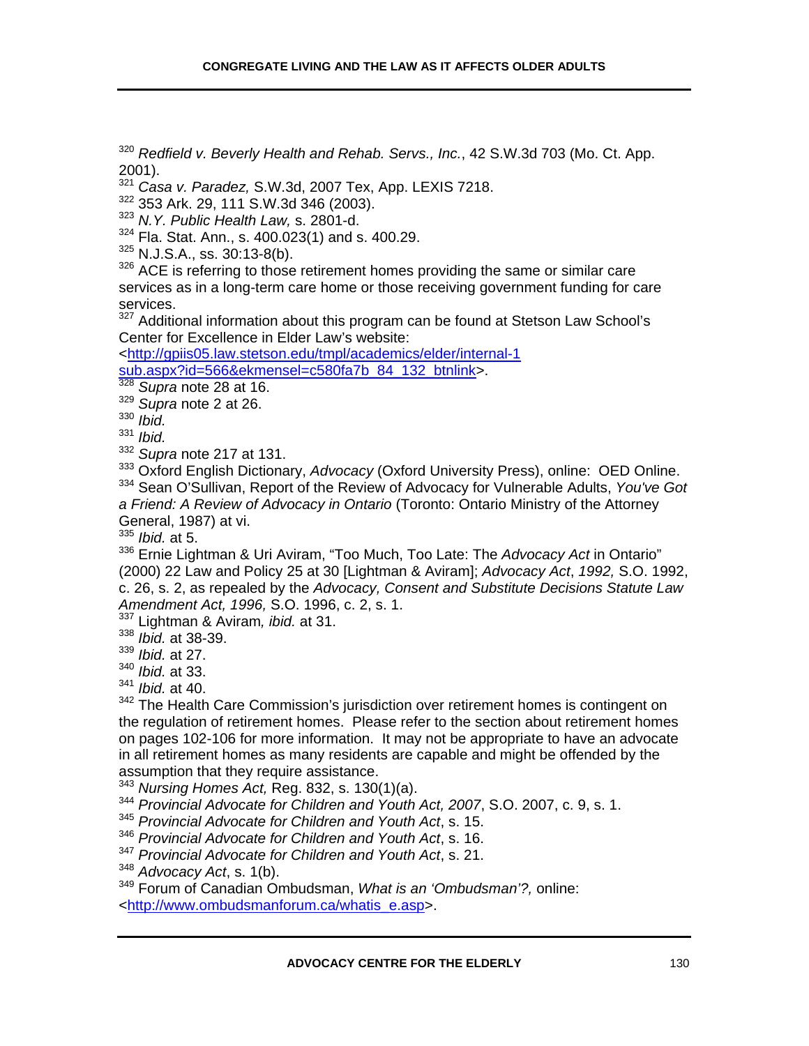[320] *Redfield v. Beverly Health and Rehab. Servs., Inc.*, 42 S.W.3d 703 (Mo. Ct. App. 2001).

[321] *Casa v. Paradez,* S.W.3d, 2007 Tex, App. LEXIS 7218.

[322] 353 Ark. 29, 111 S.W.3d 346 (2003).

[323] *N.Y. Public Health Law,* s. 2801-d.

[324] Fla. Stat. Ann., s. 400.023(1) and s. 400.29.

[325] N.J.S.A., ss. 30:13-8(b).

[326] ACE is referring to those retirement homes providing the same or similar care services as in a long-term care home or those receiving government funding for care services.

[327] Additional information about this program can be found at Stetson Law School's Center for Excellence in Elder Law's website: <http://gpiis05.law.stetson.edu/tmpl/academics/elder/internal-1 sub.aspx?id=566&ekmensel=c580fa7b_84_132_btnlink>.

[328] *Supra* note 28 at 16.

[329] *Supra* note 2 at 26.

[330] *Ibid.*

[331] *Ibid.*

[332] *Supra* note 217 at 131.

[333] Oxford English Dictionary, *Advocacy* (Oxford University Press), online: OED Online.

[334] Sean O'Sullivan, Report of the Review of Advocacy for Vulnerable Adults, *You've Got a Friend: A Review of Advocacy in Ontario* (Toronto: Ontario Ministry of the Attorney General, 1987) at vi.

[335] *Ibid.* at 5.

[336] Ernie Lightman & Uri Aviram, "Too Much, Too Late: The *Advocacy Act* in Ontario" (2000) 22 Law and Policy 25 at 30 [Lightman & Aviram]; *Advocacy Act*, *1992,* S.O. 1992, c. 26, s. 2, as repealed by the *Advocacy, Consent and Substitute Decisions Statute Law Amendment Act, 1996,* S.O. 1996, c. 2, s. 1.

[337] Lightman & Aviram*, ibid.* at 31.

[338] *Ibid.* at 38-39.

[339] *Ibid.* at 27.

[340] *Ibid.* at 33.

[341] *Ibid.* at 40.

[342] The Health Care Commission's jurisdiction over retirement homes is contingent on the regulation of retirement homes. Please refer to the section about retirement homes on pages 102-106 for more information. It may not be appropriate to have an advocate in all retirement homes as many residents are capable and might be offended by the assumption that they require assistance.

[343] *Nursing Homes Act,* Reg. 832, s. 130(1)(a).

[344] *Provincial Advocate for Children and Youth Act, 2007*, S.O. 2007, c. 9, s. 1.

[345] *Provincial Advocate for Children and Youth Act*, s. 15.

[346] *Provincial Advocate for Children and Youth Act*, s. 16.

[347] *Provincial Advocate for Children and Youth Act*, s. 21.

[348] *Advocacy Act*, s. 1(b).

[349] Forum of Canadian Ombudsman, *What is an 'Ombudsman'?,* online: <http://www.ombudsmanforum.ca/whatis_e.asp>.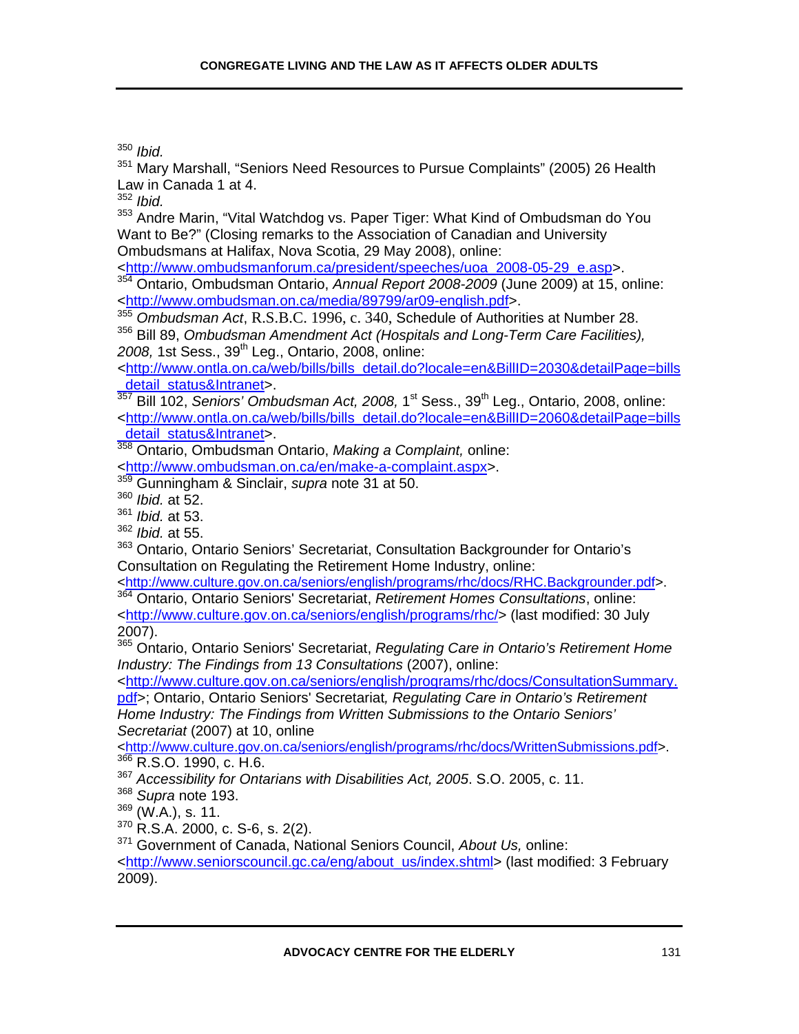[350] *Ibid.*

[351] Mary Marshall, "Seniors Need Resources to Pursue Complaints" (2005) 26 Health Law in Canada 1 at 4.

[352] *Ibid.*

[353] Andre Marin, "Vital Watchdog vs. Paper Tiger: What Kind of Ombudsman do You Want to Be?" (Closing remarks to the Association of Canadian and University Ombudsmans at Halifax, Nova Scotia, 29 May 2008), online: <http://www.ombudsmanforum.ca/president/speeches/uoa_2008-05-29_e.asp>.

[354] Ontario, Ombudsman Ontario, *Annual Report 2008-2009* (June 2009) at 15, online: <http://www.ombudsman.on.ca/media/89799/ar09-english.pdf>.

[355] *Ombudsman Act*, R.S.B.C. 1996, c. 340, Schedule of Authorities at Number 28.

[356] Bill 89, *Ombudsman Amendment Act (Hospitals and Long-Term Care Facilities), 2008,* 1st Sess., 39th Leg., Ontario, 2008, online: <http://www.ontla.on.ca/web/bills/bills_detail.do?locale=en&BillID=2030&detailPage=bills_detail_status&Intranet>.

[357] Bill 102, *Seniors' Ombudsman Act, 2008,* 1st Sess., 39th Leg., Ontario, 2008, online: <http://www.ontla.on.ca/web/bills/bills_detail.do?locale=en&BillID=2060&detailPage=bills_detail_status&Intranet>.

[358] Ontario, Ombudsman Ontario, *Making a Complaint,* online: <http://www.ombudsman.on.ca/en/make-a-complaint.aspx>.

[359] Gunningham & Sinclair, *supra* note 31 at 50.

[360] *Ibid.* at 52.

[361] *Ibid.* at 53.

[362] *Ibid.* at 55.

[363] Ontario, Ontario Seniors' Secretariat, Consultation Backgrounder for Ontario's Consultation on Regulating the Retirement Home Industry, online: <http://www.culture.gov.on.ca/seniors/english/programs/rhc/docs/RHC.Backgrounder.pdf>.

[364] Ontario, Ontario Seniors' Secretariat, *Retirement Homes Consultations*, online: <http://www.culture.gov.on.ca/seniors/english/programs/rhc/> (last modified: 30 July 2007).

[365] Ontario, Ontario Seniors' Secretariat, *Regulating Care in Ontario's Retirement Home Industry: The Findings from 13 Consultations* (2007), online: <http://www.culture.gov.on.ca/seniors/english/programs/rhc/docs/ConsultationSummary.pdf>; Ontario, Ontario Seniors' Secretariat*, Regulating Care in Ontario's Retirement Home Industry: The Findings from Written Submissions to the Ontario Seniors' Secretariat* (2007) at 10, online <http://www.culture.gov.on.ca/seniors/english/programs/rhc/docs/WrittenSubmissions.pdf>.

[366] R.S.O. 1990, c. H.6.

[367] *Accessibility for Ontarians with Disabilities Act, 2005*. S.O. 2005, c. 11.

[368] *Supra* note 193.

[369] (W.A.), s. 11.

[370] R.S.A. 2000, c. S-6, s. 2(2).

[371] Government of Canada, National Seniors Council, *About Us,* online: <http://www.seniorscouncil.gc.ca/eng/about_us/index.shtml> (last modified: 3 February 2009).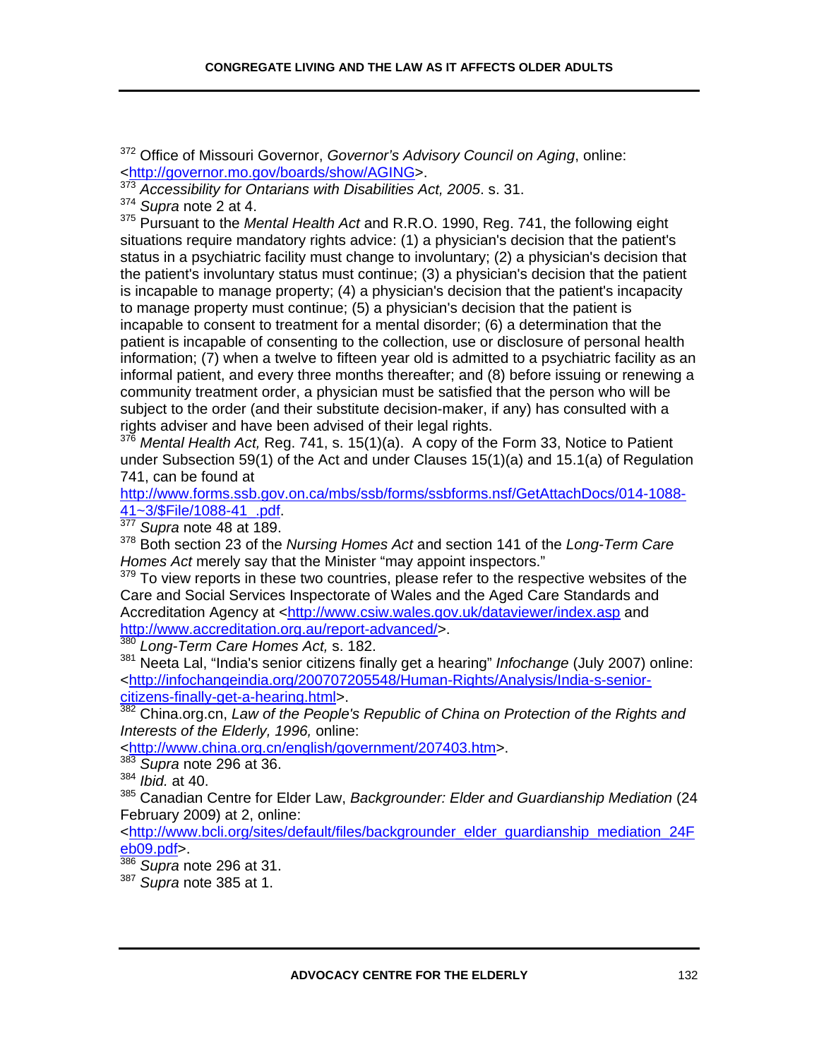[372] Office of Missouri Governor, *Governor's Advisory Council on Aging*, online: <http://governor.mo.gov/boards/show/AGING>.

[373] *Accessibility for Ontarians with Disabilities Act, 2005*. s. 31.

[374] *Supra* note 2 at 4.

[375] Pursuant to the *Mental Health Act* and R.R.O. 1990, Reg. 741, the following eight situations require mandatory rights advice: (1) a physician's decision that the patient's status in a psychiatric facility must change to involuntary; (2) a physician's decision that the patient's involuntary status must continue; (3) a physician's decision that the patient is incapable to manage property; (4) a physician's decision that the patient's incapacity to manage property must continue; (5) a physician's decision that the patient is incapable to consent to treatment for a mental disorder; (6) a determination that the patient is incapable of consenting to the collection, use or disclosure of personal health information; (7) when a twelve to fifteen year old is admitted to a psychiatric facility as an informal patient, and every three months thereafter; and (8) before issuing or renewing a community treatment order, a physician must be satisfied that the person who will be subject to the order (and their substitute decision-maker, if any) has consulted with a rights adviser and have been advised of their legal rights.

[376] *Mental Health Act,* Reg. 741, s. 15(1)(a). A copy of the Form 33, Notice to Patient under Subsection 59(1) of the Act and under Clauses 15(1)(a) and 15.1(a) of Regulation 741, can be found at http://www.forms.ssb.gov.on.ca/mbs/ssb/forms/ssbforms.nsf/GetAttachDocs/014-1088-41~3/$File/1088-41_.pdf.

[377] *Supra* note 48 at 189.

[378] Both section 23 of the *Nursing Homes Act* and section 141 of the *Long-Term Care Homes Act* merely say that the Minister "may appoint inspectors."

[379] To view reports in these two countries, please refer to the respective websites of the Care and Social Services Inspectorate of Wales and the Aged Care Standards and Accreditation Agency at <http://www.csiw.wales.gov.uk/dataviewer/index.asp and http://www.accreditation.org.au/report-advanced/>.

[380] *Long-Term Care Homes Act,* s. 182.

[381] Neeta Lal, "India's senior citizens finally get a hearing" *Infochange* (July 2007) online: <http://infochangeindia.org/200707205548/Human-Rights/Analysis/India-s-senior-citizens-finally-get-a-hearing.html>.

[382] China.org.cn, *Law of the People's Republic of China on Protection of the Rights and Interests of the Elderly, 1996,* online: <http://www.china.org.cn/english/government/207403.htm>.

[383] *Supra* note 296 at 36.

[384] *Ibid.* at 40.

[385] Canadian Centre for Elder Law, *Backgrounder: Elder and Guardianship Mediation* (24 February 2009) at 2, online: <http://www.bcli.org/sites/default/files/backgrounder_elder_guardianship_mediation_24Feb09.pdf>.

[386] *Supra* note 296 at 31.

[387] *Supra* note 385 at 1.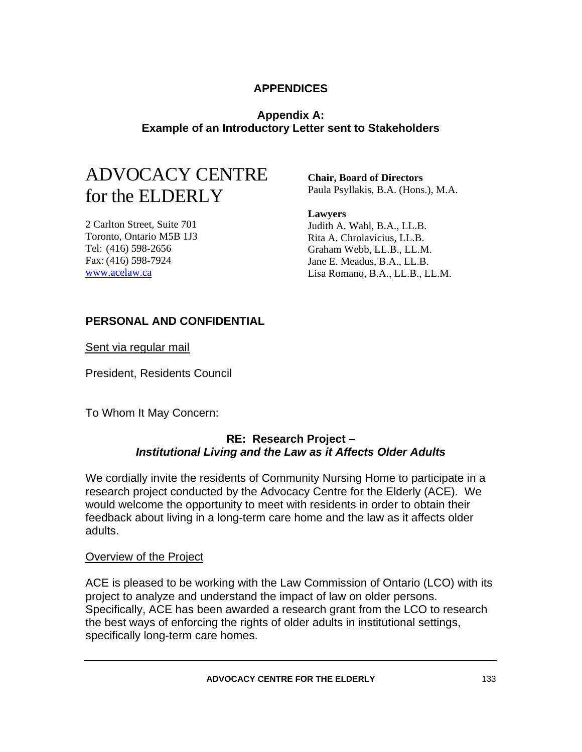# APPENDICES

## Appendix A: Example of an Introductory Letter sent to Stakeholders

ADVOCACY CENTRE for the ELDERLY

2 Carlton Street, Suite 701
Toronto, Ontario M5B 1J3
Tel: (416) 598-2656
Fax: (416) 598-7924
www.acelaw.ca

**Chair, Board of Directors**
Paula Psyllakis, B.A. (Hons.), M.A.

**Lawyers**
Judith A. Wahl, B.A., LL.B.
Rita A. Chrolavicius, LL.B.
Graham Webb, LL.B., LL.M.
Jane E. Meadus, B.A., LL.B.
Lisa Romano, B.A., LL.B., LL.M.

**PERSONAL AND CONFIDENTIAL**

Sent via regular mail

President, Residents Council

To Whom It May Concern:

**RE: Research Project –**
***Institutional Living and the Law as it Affects Older Adults***

We cordially invite the residents of Community Nursing Home to participate in a research project conducted by the Advocacy Centre for the Elderly (ACE). We would welcome the opportunity to meet with residents in order to obtain their feedback about living in a long-term care home and the law as it affects older adults.

Overview of the Project

ACE is pleased to be working with the Law Commission of Ontario (LCO) with its project to analyze and understand the impact of law on older persons. Specifically, ACE has been awarded a research grant from the LCO to research the best ways of enforcing the rights of older adults in institutional settings, specifically long-term care homes.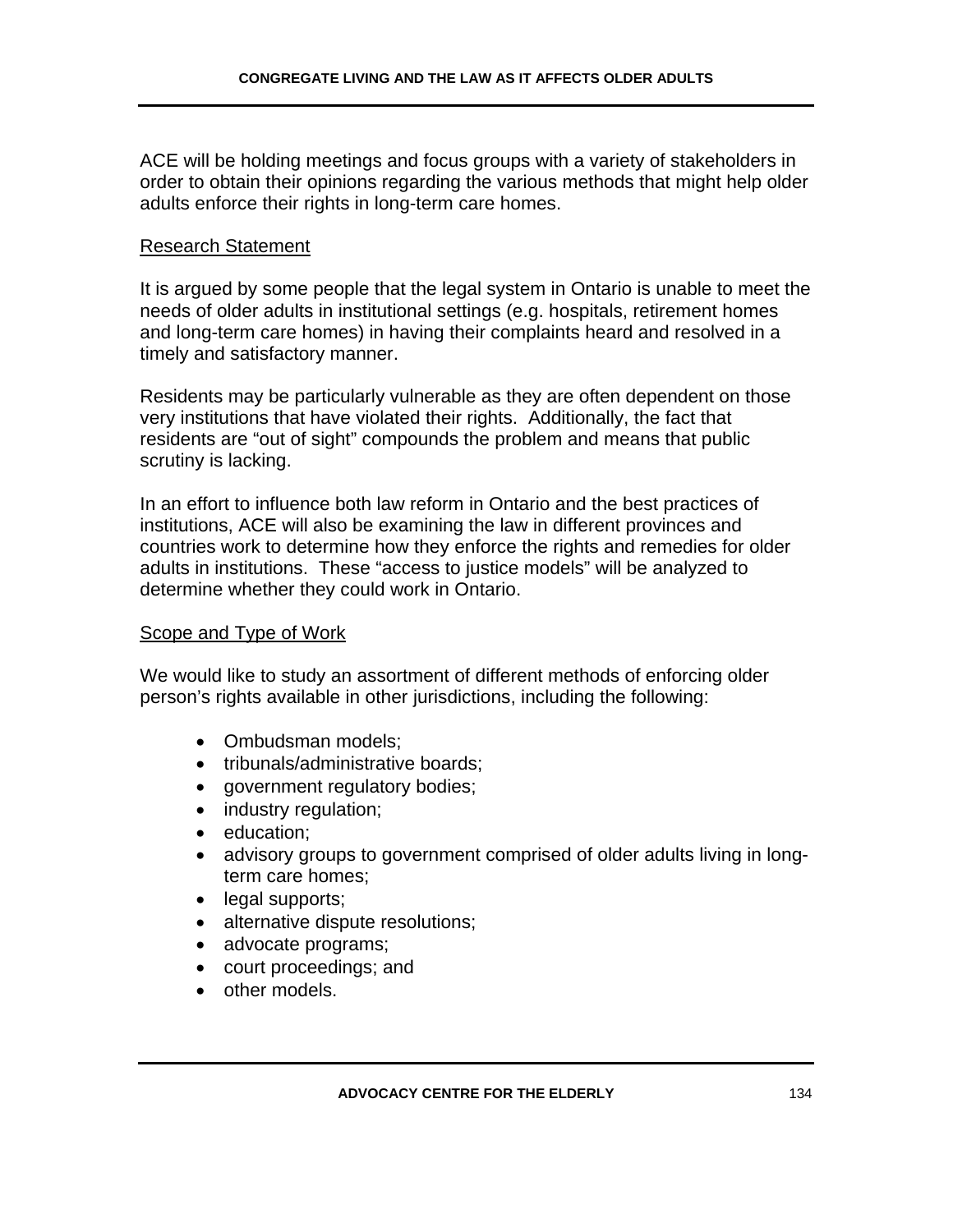ACE will be holding meetings and focus groups with a variety of stakeholders in order to obtain their opinions regarding the various methods that might help older adults enforce their rights in long-term care homes.

### Research Statement

It is argued by some people that the legal system in Ontario is unable to meet the needs of older adults in institutional settings (e.g. hospitals, retirement homes and long-term care homes) in having their complaints heard and resolved in a timely and satisfactory manner.

Residents may be particularly vulnerable as they are often dependent on those very institutions that have violated their rights. Additionally, the fact that residents are "out of sight" compounds the problem and means that public scrutiny is lacking.

In an effort to influence both law reform in Ontario and the best practices of institutions, ACE will also be examining the law in different provinces and countries work to determine how they enforce the rights and remedies for older adults in institutions. These "access to justice models" will be analyzed to determine whether they could work in Ontario.

### Scope and Type of Work

We would like to study an assortment of different methods of enforcing older person's rights available in other jurisdictions, including the following:

- Ombudsman models;
- tribunals/administrative boards;
- government regulatory bodies;
- industry regulation;
- education;
- advisory groups to government comprised of older adults living in long-term care homes;
- legal supports;
- alternative dispute resolutions;
- advocate programs;
- court proceedings; and
- other models.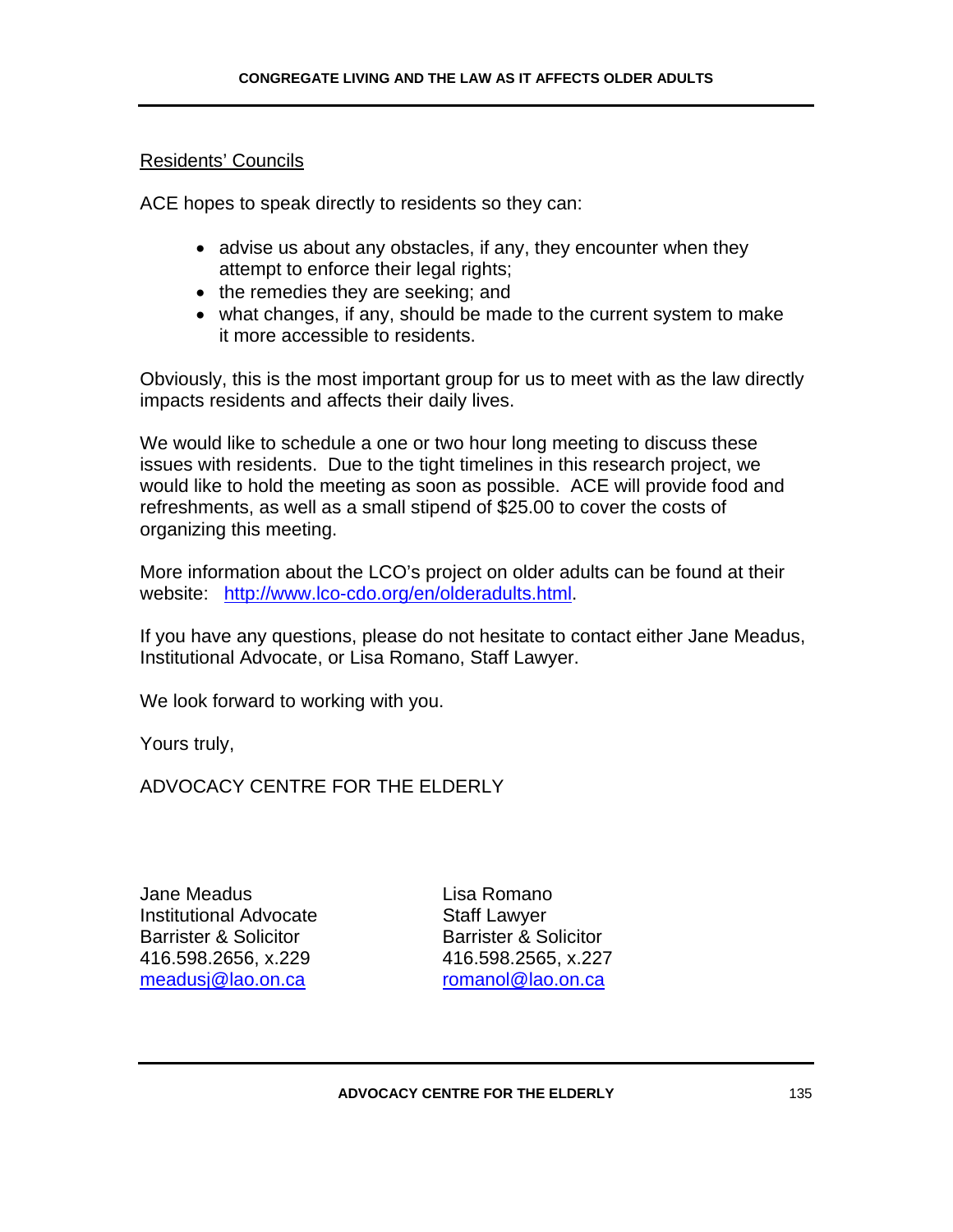Residents' Councils

ACE hopes to speak directly to residents so they can:

- advise us about any obstacles, if any, they encounter when they attempt to enforce their legal rights;
- the remedies they are seeking; and
- what changes, if any, should be made to the current system to make it more accessible to residents.

Obviously, this is the most important group for us to meet with as the law directly impacts residents and affects their daily lives.

We would like to schedule a one or two hour long meeting to discuss these issues with residents. Due to the tight timelines in this research project, we would like to hold the meeting as soon as possible. ACE will provide food and refreshments, as well as a small stipend of $25.00 to cover the costs of organizing this meeting.

More information about the LCO's project on older adults can be found at their website: http://www.lco-cdo.org/en/olderadults.html.

If you have any questions, please do not hesitate to contact either Jane Meadus, Institutional Advocate, or Lisa Romano, Staff Lawyer.

We look forward to working with you.

Yours truly,

ADVOCACY CENTRE FOR THE ELDERLY

Jane Meadus
Institutional Advocate
Barrister & Solicitor
416.598.2656, x.229
meadusj@lao.on.ca

Lisa Romano
Staff Lawyer
Barrister & Solicitor
416.598.2565, x.227
romanol@lao.on.ca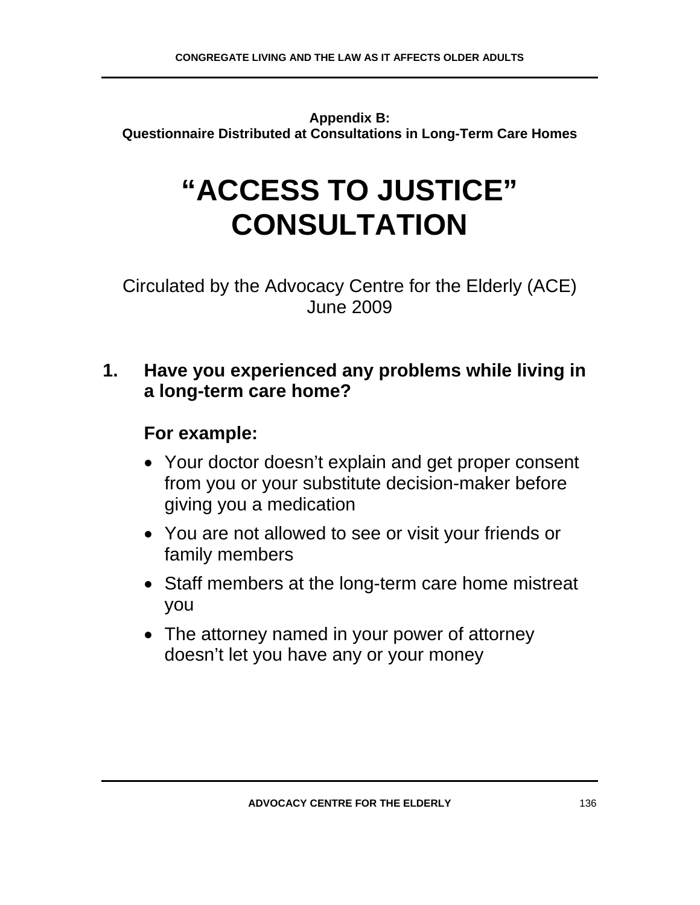**Appendix B:**
**Questionnaire Distributed at Consultations in Long-Term Care Homes**

# "ACCESS TO JUSTICE" CONSULTATION

Circulated by the Advocacy Centre for the Elderly (ACE)
June 2009

## 1. Have you experienced any problems while living in a long-term care home?

### For example:

- Your doctor doesn't explain and get proper consent from you or your substitute decision-maker before giving you a medication
- You are not allowed to see or visit your friends or family members
- Staff members at the long-term care home mistreat you
- The attorney named in your power of attorney doesn't let you have any or your money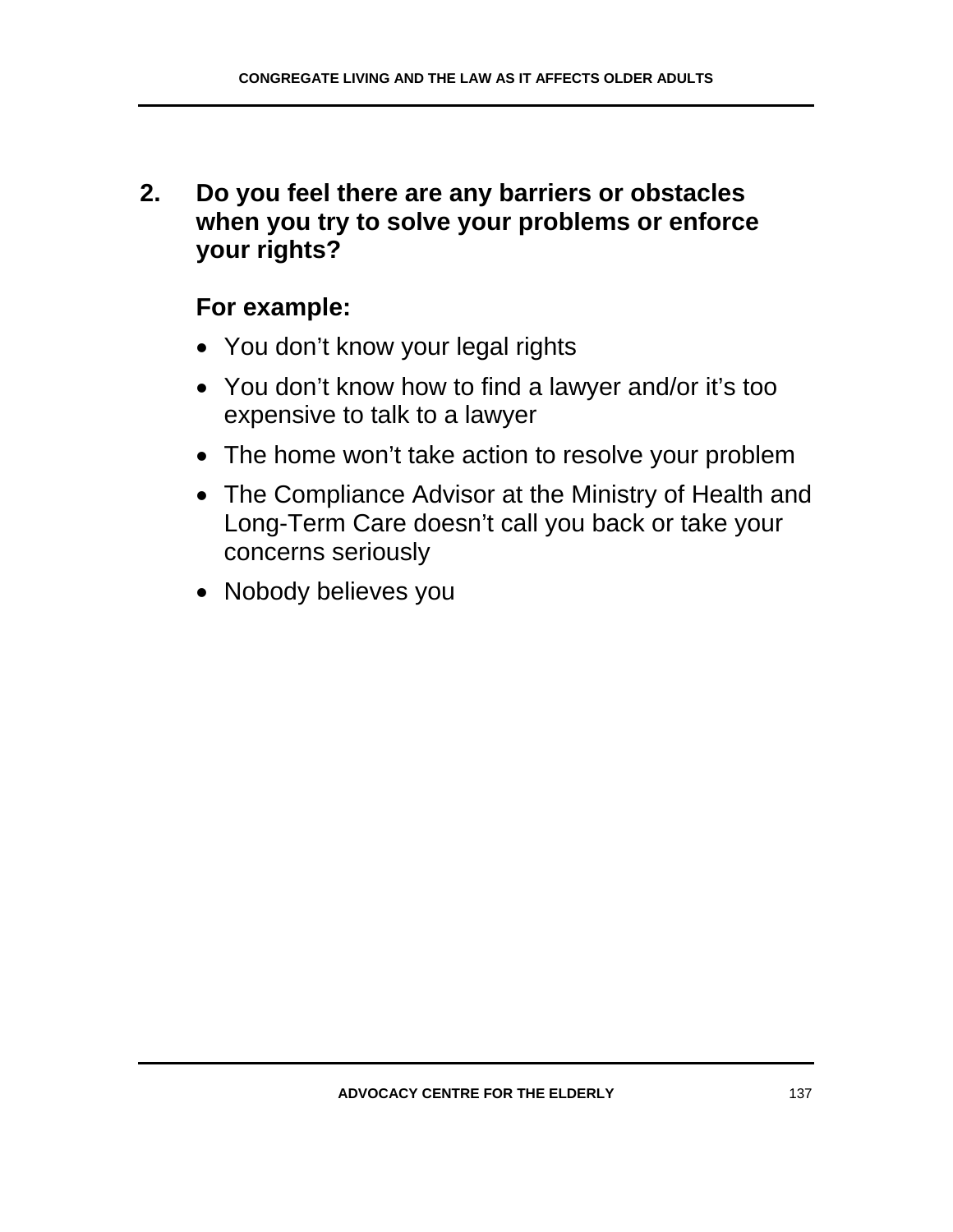**2. Do you feel there are any barriers or obstacles when you try to solve your problems or enforce your rights?**

**For example:**

- You don’t know your legal rights
- You don’t know how to find a lawyer and/or it’s too expensive to talk to a lawyer
- The home won’t take action to resolve your problem
- The Compliance Advisor at the Ministry of Health and Long-Term Care doesn’t call you back or take your concerns seriously
- Nobody believes you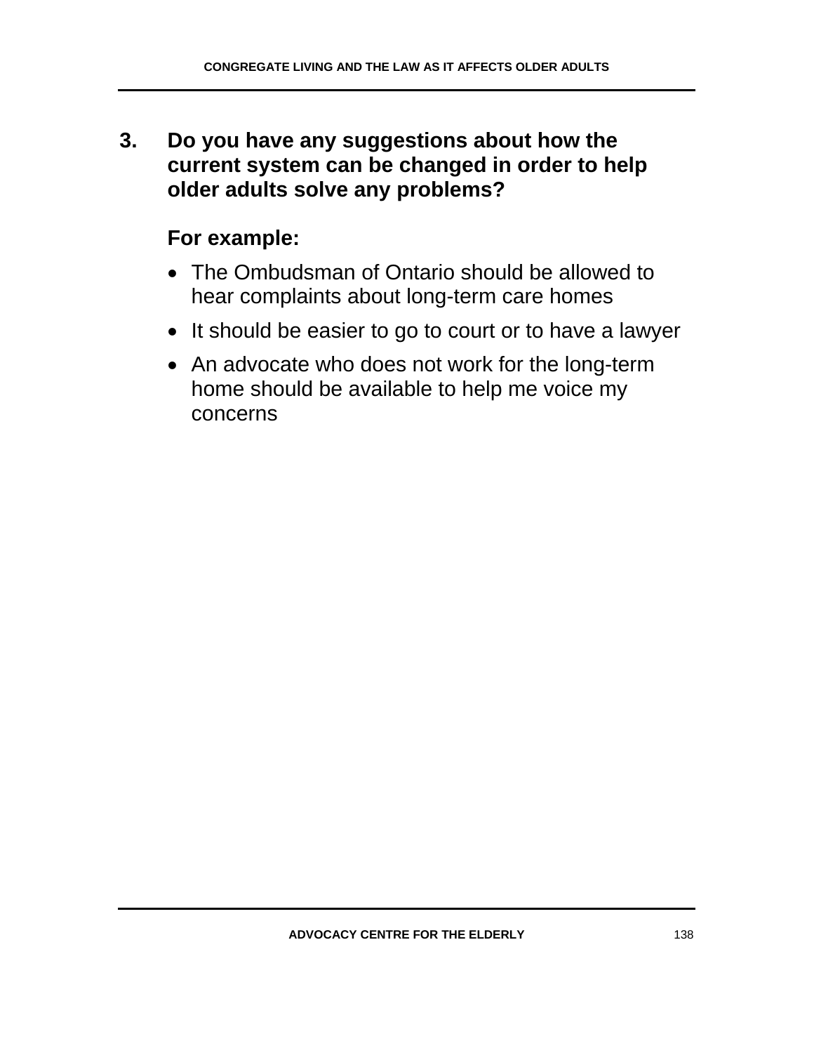**3. Do you have any suggestions about how the current system can be changed in order to help older adults solve any problems?**

**For example:**

- The Ombudsman of Ontario should be allowed to hear complaints about long-term care homes
- It should be easier to go to court or to have a lawyer
- An advocate who does not work for the long-term home should be available to help me voice my concerns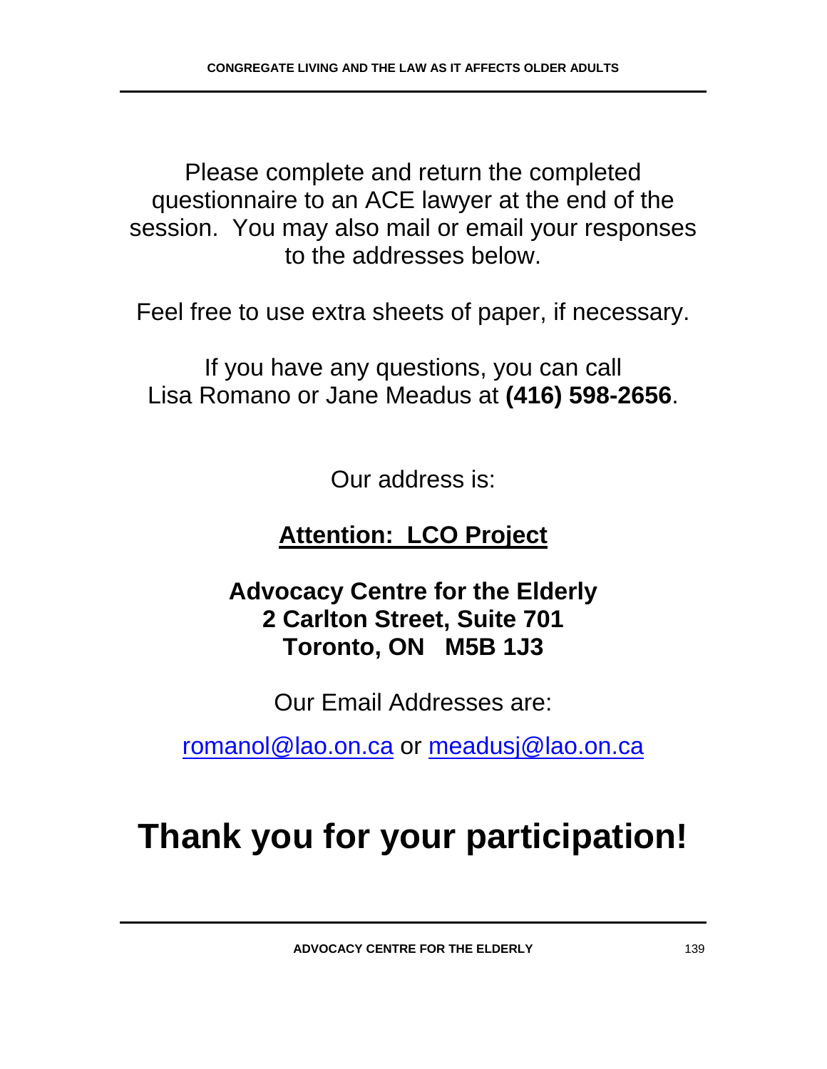Please complete and return the completed questionnaire to an ACE lawyer at the end of the session. You may also mail or email your responses to the addresses below.

Feel free to use extra sheets of paper, if necessary.

If you have any questions, you can call Lisa Romano or Jane Meadus at **(416) 598-2656**.

Our address is:

**Attention: LCO Project**

**Advocacy Centre for the Elderly**
**2 Carlton Street, Suite 701**
**Toronto, ON M5B 1J3**

Our Email Addresses are:

romanol@lao.on.ca or meadusj@lao.on.ca

# Thank you for your participation!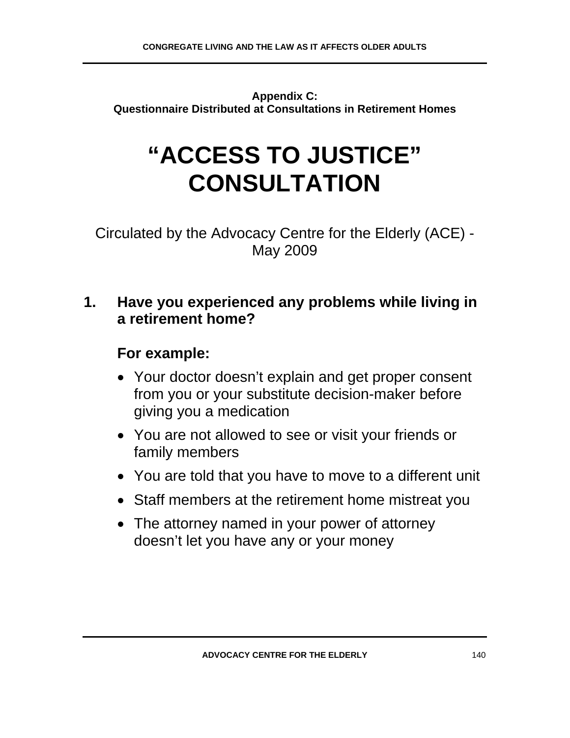**Appendix C:**
**Questionnaire Distributed at Consultations in Retirement Homes**

# "ACCESS TO JUSTICE" CONSULTATION

Circulated by the Advocacy Centre for the Elderly (ACE) - May 2009

## 1. Have you experienced any problems while living in a retirement home?

### For example:

- Your doctor doesn't explain and get proper consent from you or your substitute decision-maker before giving you a medication
- You are not allowed to see or visit your friends or family members
- You are told that you have to move to a different unit
- Staff members at the retirement home mistreat you
- The attorney named in your power of attorney doesn't let you have any or your money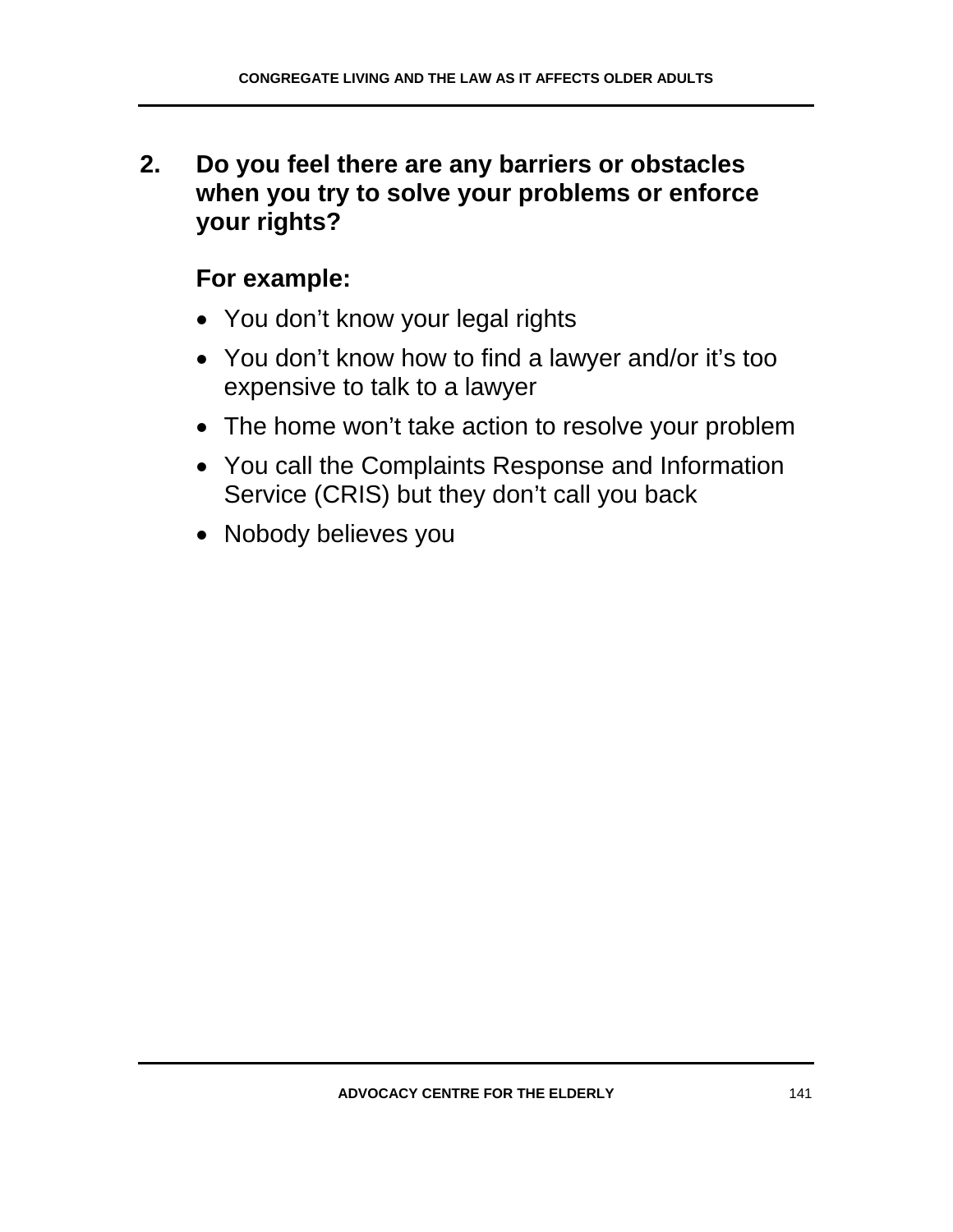**2. Do you feel there are any barriers or obstacles when you try to solve your problems or enforce your rights?**

**For example:**

- You don't know your legal rights
- You don't know how to find a lawyer and/or it's too expensive to talk to a lawyer
- The home won't take action to resolve your problem
- You call the Complaints Response and Information Service (CRIS) but they don't call you back
- Nobody believes you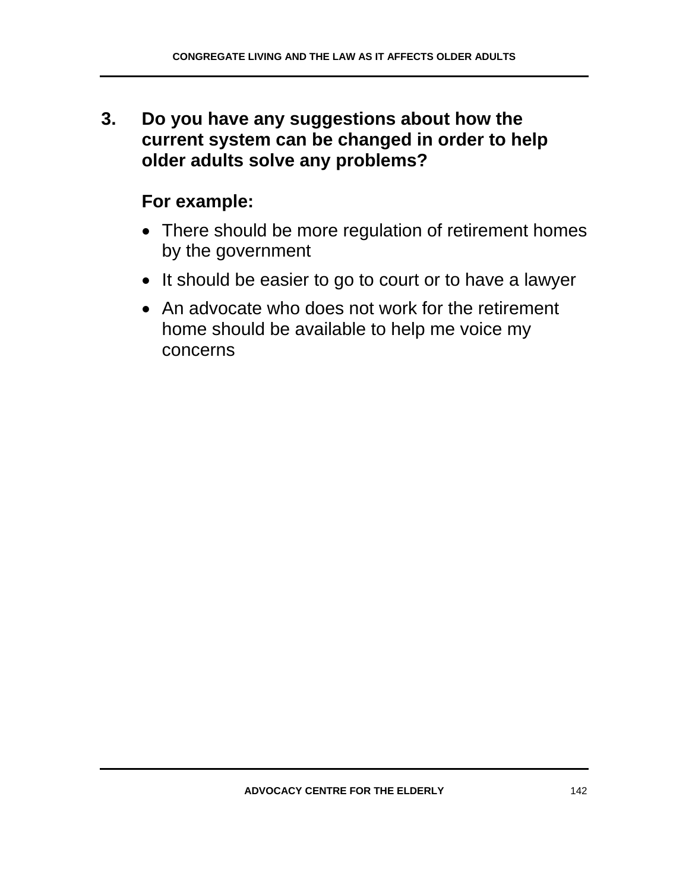**3. Do you have any suggestions about how the current system can be changed in order to help older adults solve any problems?**

**For example:**

- There should be more regulation of retirement homes by the government
- It should be easier to go to court or to have a lawyer
- An advocate who does not work for the retirement home should be available to help me voice my concerns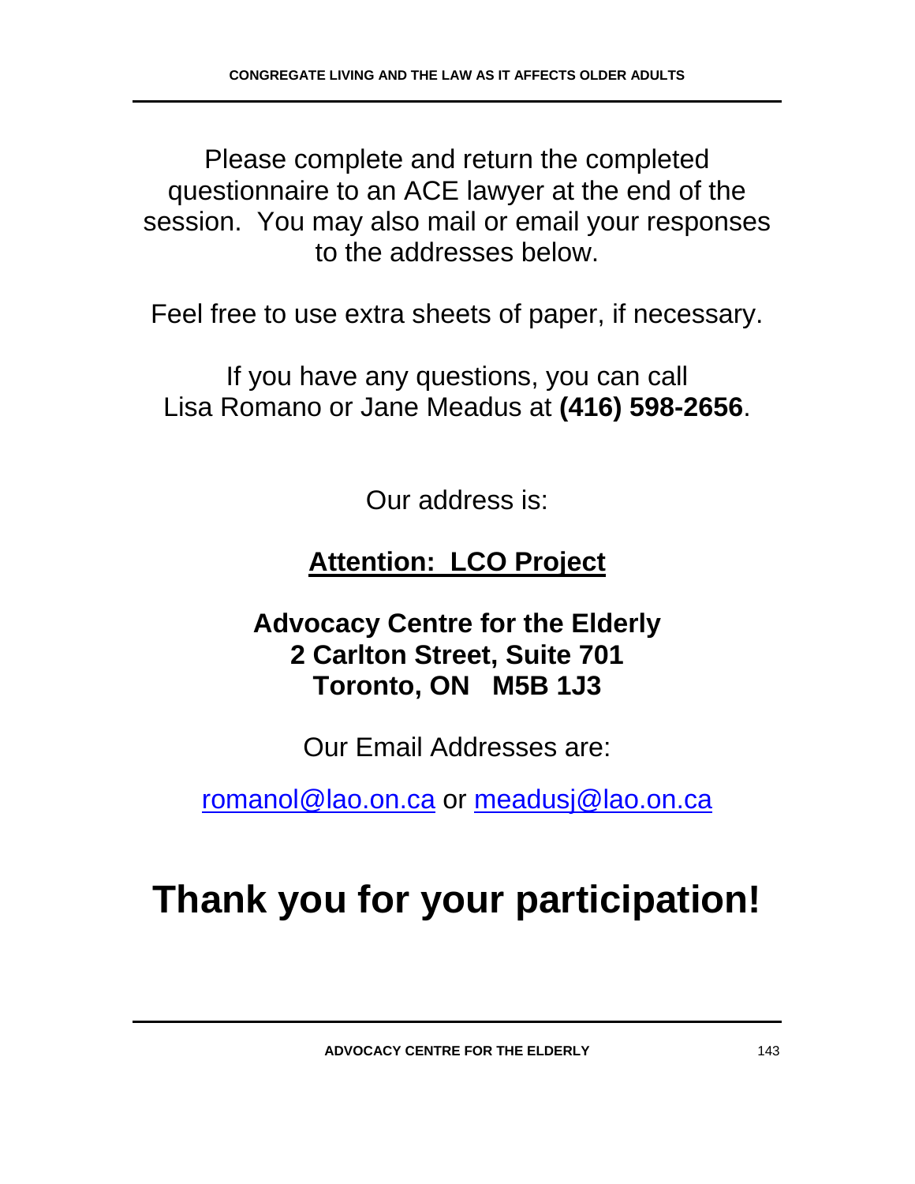Please complete and return the completed questionnaire to an ACE lawyer at the end of the session. You may also mail or email your responses to the addresses below.

Feel free to use extra sheets of paper, if necessary.

If you have any questions, you can call Lisa Romano or Jane Meadus at **(416) 598-2656**.

Our address is:

**Attention: LCO Project**

**Advocacy Centre for the Elderly**
**2 Carlton Street, Suite 701**
**Toronto, ON M5B 1J3**

Our Email Addresses are:

romanol@lao.on.ca or meadusj@lao.on.ca

# Thank you for your participation!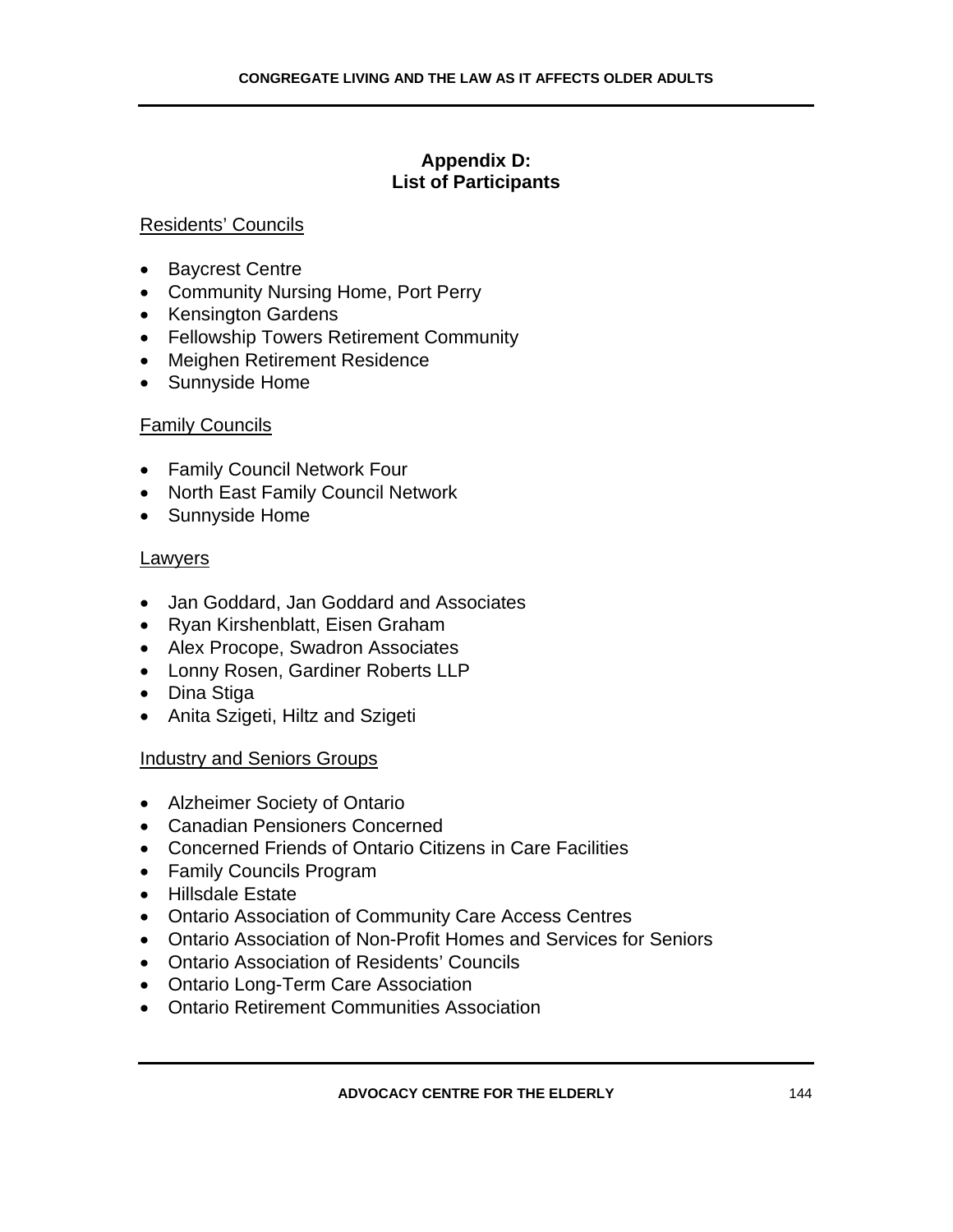## Appendix D: List of Participants

<u>Residents' Councils</u>

- Baycrest Centre
- Community Nursing Home, Port Perry
- Kensington Gardens
- Fellowship Towers Retirement Community
- Meighen Retirement Residence
- Sunnyside Home

<u>Family Councils</u>

- Family Council Network Four
- North East Family Council Network
- Sunnyside Home

<u>Lawyers</u>

- Jan Goddard, Jan Goddard and Associates
- Ryan Kirshenblatt, Eisen Graham
- Alex Procope, Swadron Associates
- Lonny Rosen, Gardiner Roberts LLP
- Dina Stiga
- Anita Szigeti, Hiltz and Szigeti

<u>Industry and Seniors Groups</u>

- Alzheimer Society of Ontario
- Canadian Pensioners Concerned
- Concerned Friends of Ontario Citizens in Care Facilities
- Family Councils Program
- Hillsdale Estate
- Ontario Association of Community Care Access Centres
- Ontario Association of Non-Profit Homes and Services for Seniors
- Ontario Association of Residents' Councils
- Ontario Long-Term Care Association
- Ontario Retirement Communities Association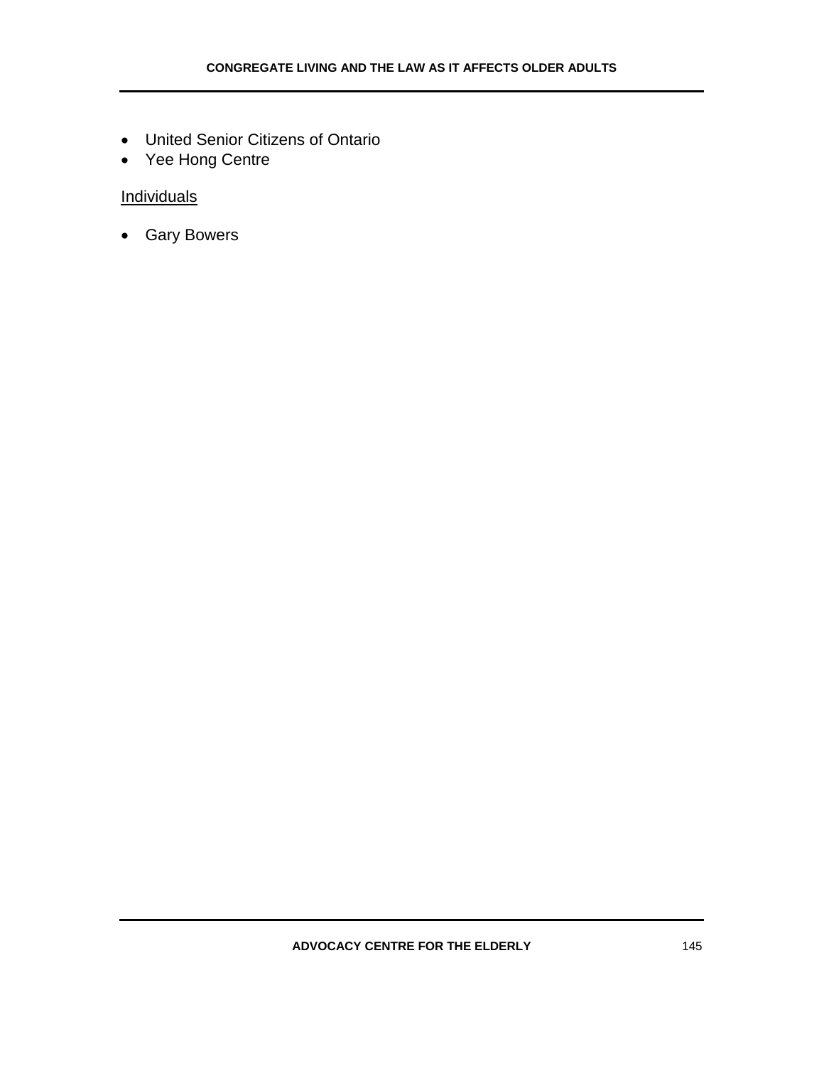- United Senior Citizens of Ontario
- Yee Hong Centre

Individuals

- Gary Bowers